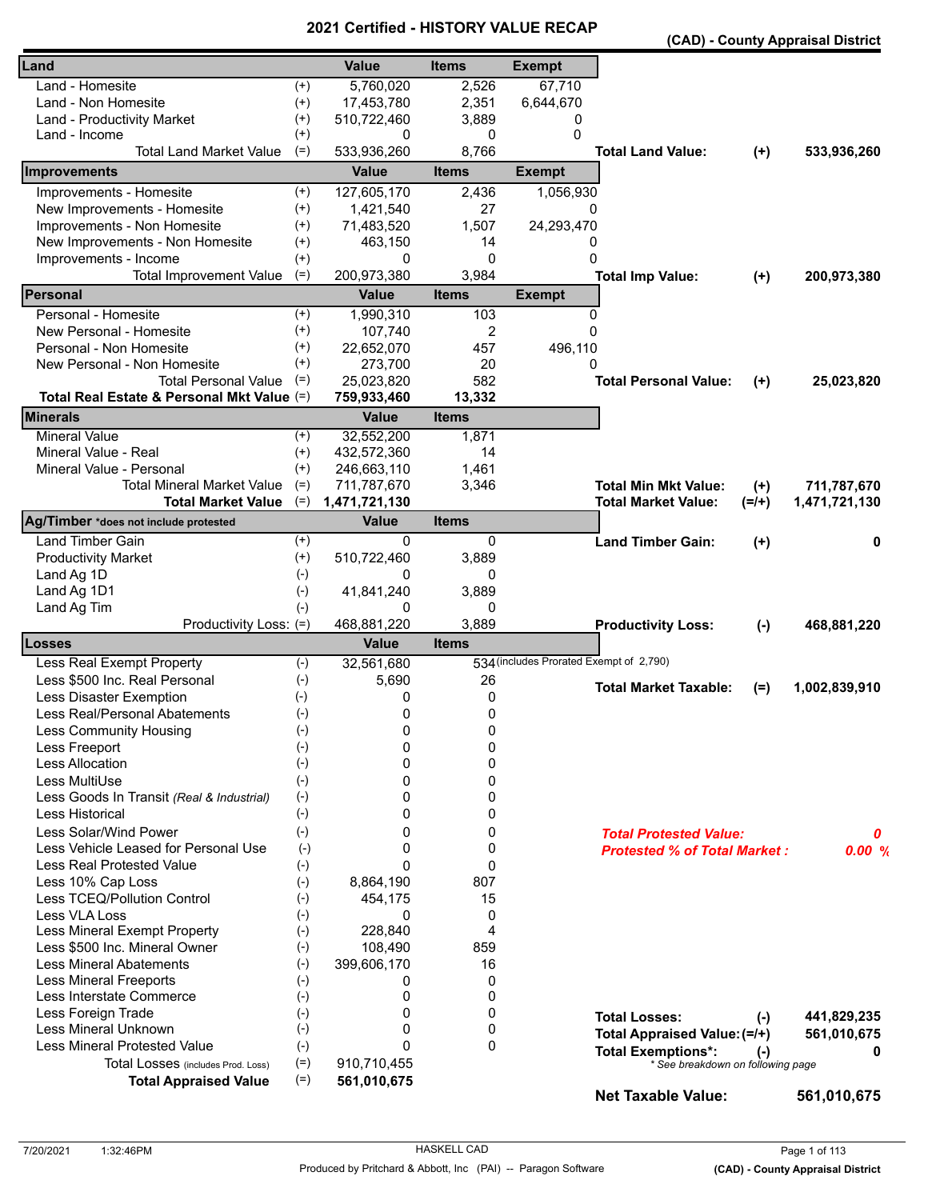# 2021 Certified - HISTORY VALUE RECAP

**(CAD) - County Appraisal District**

| Land | | Value | Items | Exempt | | | |
|---|---|---|---|---|---|---|---|
| Land - Homesite | (+) | 5,760,020 | 2,526 | 67,710 | | | |
| Land - Non Homesite | (+) | 17,453,780 | 2,351 | 6,644,670 | | | |
| Land - Productivity Market | (+) | 510,722,460 | 3,889 | 0 | | | |
| Land - Income | (+) | 0 | 0 | 0 | | | |
| Total Land Market Value | (=) | 533,936,260 | 8,766 | | **Total Land Value:** | **(+)** | **533,936,260** |
| **Improvements** | | **Value** | **Items** | **Exempt** | | | |
| Improvements - Homesite | (+) | 127,605,170 | 2,436 | 1,056,930 | | | |
| New Improvements - Homesite | (+) | 1,421,540 | 27 | 0 | | | |
| Improvements - Non Homesite | (+) | 71,483,520 | 1,507 | 24,293,470 | | | |
| New Improvements - Non Homesite | (+) | 463,150 | 14 | 0 | | | |
| Improvements - Income | (+) | 0 | 0 | 0 | | | |
| Total Improvement Value | (=) | 200,973,380 | 3,984 | | **Total Imp Value:** | **(+)** | **200,973,380** |
| **Personal** | | **Value** | **Items** | **Exempt** | | | |
| Personal - Homesite | (+) | 1,990,310 | 103 | 0 | | | |
| New Personal - Homesite | (+) | 107,740 | 2 | 0 | | | |
| Personal - Non Homesite | (+) | 22,652,070 | 457 | 496,110 | | | |
| New Personal - Non Homesite | (+) | 273,700 | 20 | 0 | | | |
| Total Personal Value | (=) | 25,023,820 | 582 | | **Total Personal Value:** | **(+)** | **25,023,820** |
| **Total Real Estate & Personal Mkt Value** | (=) | **759,933,460** | **13,332** | | | | |
| **Minerals** | | **Value** | **Items** | | | | |
| Mineral Value | (+) | 32,552,200 | 1,871 | | | | |
| Mineral Value - Real | (+) | 432,572,360 | 14 | | | | |
| Mineral Value - Personal | (+) | 246,663,110 | 1,461 | | | | |
| Total Mineral Market Value | (=) | 711,787,670 | 3,346 | | **Total Min Mkt Value:** | **(+)** | **711,787,670** |
| **Total Market Value** | (=) | **1,471,721,130** | | | **Total Market Value:** | **(=/+)** | **1,471,721,130** |
| **Ag/Timber** *does not include protested | | **Value** | **Items** | | | | |
| Land Timber Gain | (+) | 0 | 0 | | **Land Timber Gain:** | **(+)** | **0** |
| Productivity Market | (+) | 510,722,460 | 3,889 | | | | |
| Land Ag 1D | (-) | 0 | 0 | | | | |
| Land Ag 1D1 | (-) | 41,841,240 | 3,889 | | | | |
| Land Ag Tim | (-) | 0 | 0 | | | | |
| Productivity Loss: | (=) | 468,881,220 | 3,889 | | **Productivity Loss:** | **(-)** | **468,881,220** |
| **Losses** | | **Value** | **Items** | | | | |
| Less Real Exempt Property | (-) | 32,561,680 | 534 | (includes Prorated Exempt of 2,790) | | | |
| Less $500 Inc. Real Personal | (-) | 5,690 | 26 | | **Total Market Taxable:** | **(=)** | **1,002,839,910** |
| Less Disaster Exemption | (-) | 0 | 0 | | | | |
| Less Real/Personal Abatements | (-) | 0 | 0 | | | | |
| Less Community Housing | (-) | 0 | 0 | | | | |
| Less Freeport | (-) | 0 | 0 | | | | |
| Less Allocation | (-) | 0 | 0 | | | | |
| Less MultiUse | (-) | 0 | 0 | | | | |
| Less Goods In Transit *(Real & Industrial)* | (-) | 0 | 0 | | | | |
| Less Historical | (-) | 0 | 0 | | | | |
| Less Solar/Wind Power | (-) | 0 | 0 | | ***Total Protested Value:*** | | ***0*** |
| Less Vehicle Leased for Personal Use | (-) | 0 | 0 | | ***Protested % of Total Market :*** | | ***0.00 %*** |
| Less Real Protested Value | (-) | 0 | 0 | | | | |
| Less 10% Cap Loss | (-) | 8,864,190 | 807 | | | | |
| Less TCEQ/Pollution Control | (-) | 454,175 | 15 | | | | |
| Less VLA Loss | (-) | 0 | 0 | | | | |
| Less Mineral Exempt Property | (-) | 228,840 | 4 | | | | |
| Less $500 Inc. Mineral Owner | (-) | 108,490 | 859 | | | | |
| Less Mineral Abatements | (-) | 399,606,170 | 16 | | | | |
| Less Mineral Freeports | (-) | 0 | 0 | | | | |
| Less Interstate Commerce | (-) | 0 | 0 | | | | |
| Less Foreign Trade | (-) | 0 | 0 | | **Total Losses:** | **(-)** | **441,829,235** |
| Less Mineral Unknown | (-) | 0 | 0 | | **Total Appraised Value:** | **(=/+)** | **561,010,675** |
| Less Mineral Protested Value | (-) | 0 | 0 | | **Total Exemptions*:** | **(-)** | **0** |
| Total Losses (includes Prod. Loss) | (=) | 910,710,455 | | | *\* See breakdown on following page* | | |
| **Total Appraised Value** | (=) | **561,010,675** | | | **Net Taxable Value:** | | **561,010,675** |

7/20/2021 1:32:46PM — HASKELL CAD

Produced by Pritchard & Abbott, Inc (PAI) -- Paragon Software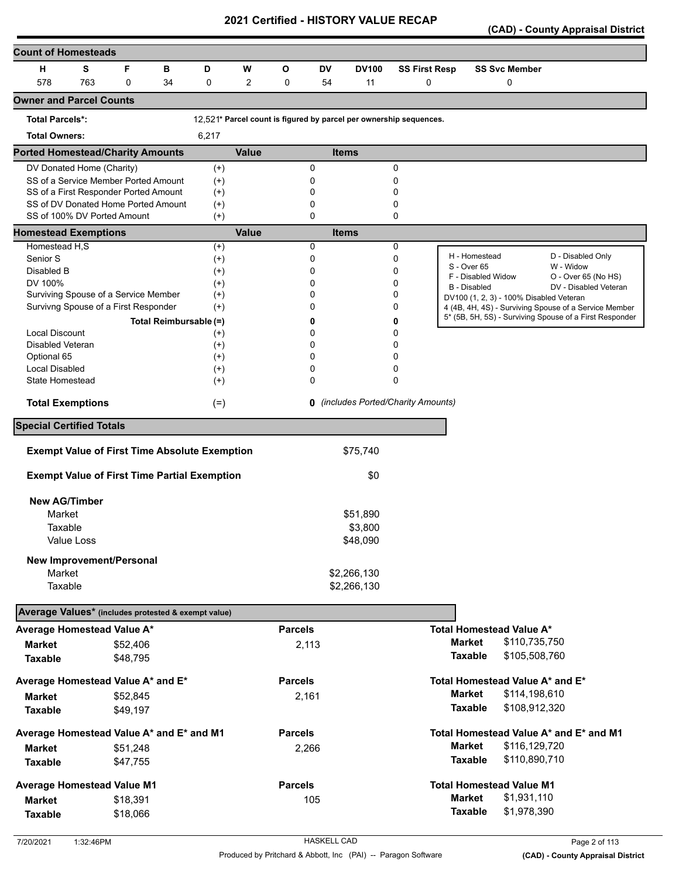# 2021 Certified - HISTORY VALUE RECAP

**(CAD) - County Appraisal District**

## Count of Homesteads

| H | S | F | B | D | W | O | DV | DV100 | SS First Resp | SS Svc Member |
|---|---|---|---|---|---|---|---|---|---|---|
| 578 | 763 | 0 | 34 | 0 | 2 | 0 | 54 | 11 | 0 | 0 |

## Owner and Parcel Counts

**Total Parcels*:** 12,521* **Parcel count is figured by parcel per ownership sequences.**

**Total Owners:** 6,217

## Ported Homestead/Charity Amounts

| | | Value | Items |
|---|---|---|---|
| DV Donated Home (Charity) | (+) | 0 | 0 |
| SS of a Service Member Ported Amount | (+) | 0 | 0 |
| SS of a First Responder Ported Amount | (+) | 0 | 0 |
| SS of DV Donated Home Ported Amount | (+) | 0 | 0 |
| SS of 100% DV Ported Amount | (+) | 0 | 0 |

## Homestead Exemptions

| | | Value | Items |
|---|---|---|---|
| Homestead H,S | (+) | 0 | 0 |
| Senior S | (+) | 0 | 0 |
| Disabled B | (+) | 0 | 0 |
| DV 100% | (+) | 0 | 0 |
| Surviving Spouse of a Service Member | (+) | 0 | 0 |
| Survivng Spouse of a First Responder | (+) | 0 | 0 |
| **Total Reimbursable** | (=) | **0** | **0** |
| Local Discount | (+) | 0 | 0 |
| Disabled Veteran | (+) | 0 | 0 |
| Optional 65 | (+) | 0 | 0 |
| Local Disabled | (+) | 0 | 0 |
| State Homestead | (+) | 0 | 0 |
| **Total Exemptions** | (=) | **0** | *(includes Ported/Charity Amounts)* |

| | |
|---|---|
| H - Homestead | D - Disabled Only |
| S - Over 65 | W - Widow |
| F - Disabled Widow | O - Over 65 (No HS) |
| B - Disabled | DV - Disabled Veteran |

DV100 (1, 2, 3) - 100% Disabled Veteran
4 (4B, 4H, 4S) - Surviving Spouse of a Service Member
5* (5B, 5H, 5S) - Surviving Spouse of a First Responder

## Special Certified Totals

| | |
|---|---|
| **Exempt Value of First Time Absolute Exemption** | $75,740 |
| **Exempt Value of First Time Partial Exemption** | $0 |
| **New AG/Timber** | |
| Market | $51,890 |
| Taxable | $3,800 |
| Value Loss | $48,090 |
| **New Improvement/Personal** | |
| Market | $2,266,130 |
| Taxable | $2,266,130 |

## Average Values* (includes protested & exempt value)

| | | Parcels | | |
|---|---|---|---|---|
| **Average Homestead Value A*** | | | **Total Homestead Value A*** | |
| **Market** | $52,406 | 2,113 | **Market** | $110,735,750 |
| **Taxable** | $48,795 | | **Taxable** | $105,508,760 |
| **Average Homestead Value A* and E*** | | | **Total Homestead Value A* and E*** | |
| **Market** | $52,845 | 2,161 | **Market** | $114,198,610 |
| **Taxable** | $49,197 | | **Taxable** | $108,912,320 |
| **Average Homestead Value A* and E* and M1** | | | **Total Homestead Value A* and E* and M1** | |
| **Market** | $51,248 | 2,266 | **Market** | $116,129,720 |
| **Taxable** | $47,755 | | **Taxable** | $110,890,710 |
| **Average Homestead Value M1** | | | **Total Homestead Value M1** | |
| **Market** | $18,391 | 105 | **Market** | $1,931,110 |
| **Taxable** | $18,066 | | **Taxable** | $1,978,390 |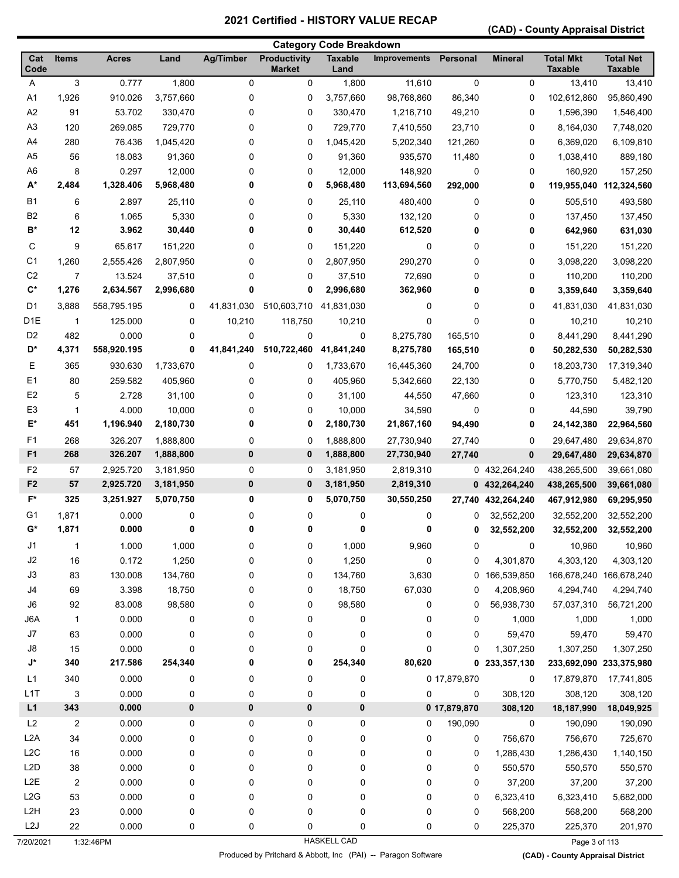# 2021 Certified - HISTORY VALUE RECAP

**(CAD) - County Appraisal District**

## Category Code Breakdown

| Cat Code | Items | Acres | Land | Ag/Timber | Productivity Market | Taxable Land | Improvements | Personal | Mineral | Total Mkt Taxable | Total Net Taxable |
|---|---|---|---|---|---|---|---|---|---|---|---|
| A | 3 | 0.777 | 1,800 | 0 | 0 | 1,800 | 11,610 | 0 | 0 | 13,410 | 13,410 |
| A1 | 1,926 | 910.026 | 3,757,660 | 0 | 0 | 3,757,660 | 98,768,860 | 86,340 | 0 | 102,612,860 | 95,860,490 |
| A2 | 91 | 53.702 | 330,470 | 0 | 0 | 330,470 | 1,216,710 | 49,210 | 0 | 1,596,390 | 1,546,400 |
| A3 | 120 | 269.085 | 729,770 | 0 | 0 | 729,770 | 7,410,550 | 23,710 | 0 | 8,164,030 | 7,748,020 |
| A4 | 280 | 76.436 | 1,045,420 | 0 | 0 | 1,045,420 | 5,202,340 | 121,260 | 0 | 6,369,020 | 6,109,810 |
| A5 | 56 | 18.083 | 91,360 | 0 | 0 | 91,360 | 935,570 | 11,480 | 0 | 1,038,410 | 889,180 |
| A6 | 8 | 0.297 | 12,000 | 0 | 0 | 12,000 | 148,920 | 0 | 0 | 160,920 | 157,250 |
| **A*** | **2,484** | **1,328.406** | **5,968,480** | **0** | **0** | **5,968,480** | **113,694,560** | **292,000** | **0** | **119,955,040** | **112,324,560** |
| B1 | 6 | 2.897 | 25,110 | 0 | 0 | 25,110 | 480,400 | 0 | 0 | 505,510 | 493,580 |
| B2 | 6 | 1.065 | 5,330 | 0 | 0 | 5,330 | 132,120 | 0 | 0 | 137,450 | 137,450 |
| **B*** | **12** | **3.962** | **30,440** | **0** | **0** | **30,440** | **612,520** | **0** | **0** | **642,960** | **631,030** |
| C | 9 | 65.617 | 151,220 | 0 | 0 | 151,220 | 0 | 0 | 0 | 151,220 | 151,220 |
| C1 | 1,260 | 2,555.426 | 2,807,950 | 0 | 0 | 2,807,950 | 290,270 | 0 | 0 | 3,098,220 | 3,098,220 |
| C2 | 7 | 13.524 | 37,510 | 0 | 0 | 37,510 | 72,690 | 0 | 0 | 110,200 | 110,200 |
| **C*** | **1,276** | **2,634.567** | **2,996,680** | **0** | **0** | **2,996,680** | **362,960** | **0** | **0** | **3,359,640** | **3,359,640** |
| D1 | 3,888 | 558,795.195 | 0 | 41,831,030 | 510,603,710 | 41,831,030 | 0 | 0 | 0 | 41,831,030 | 41,831,030 |
| D1E | 1 | 125.000 | 0 | 10,210 | 118,750 | 10,210 | 0 | 0 | 0 | 10,210 | 10,210 |
| D2 | 482 | 0.000 | 0 | 0 | 0 | 0 | 8,275,780 | 165,510 | 0 | 8,441,290 | 8,441,290 |
| **D*** | **4,371** | **558,920.195** | **0** | **41,841,240** | **510,722,460** | **41,841,240** | **8,275,780** | **165,510** | **0** | **50,282,530** | **50,282,530** |
| E | 365 | 930.630 | 1,733,670 | 0 | 0 | 1,733,670 | 16,445,360 | 24,700 | 0 | 18,203,730 | 17,319,340 |
| E1 | 80 | 259.582 | 405,960 | 0 | 0 | 405,960 | 5,342,660 | 22,130 | 0 | 5,770,750 | 5,482,120 |
| E2 | 5 | 2.728 | 31,100 | 0 | 0 | 31,100 | 44,550 | 47,660 | 0 | 123,310 | 123,310 |
| E3 | 1 | 4.000 | 10,000 | 0 | 0 | 10,000 | 34,590 | 0 | 0 | 44,590 | 39,790 |
| **E*** | **451** | **1,196.940** | **2,180,730** | **0** | **0** | **2,180,730** | **21,867,160** | **94,490** | **0** | **24,142,380** | **22,964,560** |
| F1 | 268 | 326.207 | 1,888,800 | 0 | 0 | 1,888,800 | 27,730,940 | 27,740 | 0 | 29,647,480 | 29,634,870 |
| **F1** | **268** | **326.207** | **1,888,800** | **0** | **0** | **1,888,800** | **27,730,940** | **27,740** | **0** | **29,647,480** | **29,634,870** |
| F2 | 57 | 2,925.720 | 3,181,950 | 0 | 0 | 3,181,950 | 2,819,310 | 0 | 432,264,240 | 438,265,500 | 39,661,080 |
| **F2** | **57** | **2,925.720** | **3,181,950** | **0** | **0** | **3,181,950** | **2,819,310** | **0** | **432,264,240** | **438,265,500** | **39,661,080** |
| **F*** | **325** | **3,251.927** | **5,070,750** | **0** | **0** | **5,070,750** | **30,550,250** | **27,740** | **432,264,240** | **467,912,980** | **69,295,950** |
| G1 | 1,871 | 0.000 | 0 | 0 | 0 | 0 | 0 | 0 | 32,552,200 | 32,552,200 | 32,552,200 |
| **G*** | **1,871** | **0.000** | **0** | **0** | **0** | **0** | **0** | **0** | **32,552,200** | **32,552,200** | **32,552,200** |
| J1 | 1 | 1.000 | 1,000 | 0 | 0 | 1,000 | 9,960 | 0 | 0 | 10,960 | 10,960 |
| J2 | 16 | 0.172 | 1,250 | 0 | 0 | 1,250 | 0 | 0 | 4,301,870 | 4,303,120 | 4,303,120 |
| J3 | 83 | 130.008 | 134,760 | 0 | 0 | 134,760 | 3,630 | 0 | 166,539,850 | 166,678,240 | 166,678,240 |
| J4 | 69 | 3.398 | 18,750 | 0 | 0 | 18,750 | 67,030 | 0 | 4,208,960 | 4,294,740 | 4,294,740 |
| J6 | 92 | 83.008 | 98,580 | 0 | 0 | 98,580 | 0 | 0 | 56,938,730 | 57,037,310 | 56,721,200 |
| J6A | 1 | 0.000 | 0 | 0 | 0 | 0 | 0 | 0 | 1,000 | 1,000 | 1,000 |
| J7 | 63 | 0.000 | 0 | 0 | 0 | 0 | 0 | 0 | 59,470 | 59,470 | 59,470 |
| J8 | 15 | 0.000 | 0 | 0 | 0 | 0 | 0 | 0 | 1,307,250 | 1,307,250 | 1,307,250 |
| **J*** | **340** | **217.586** | **254,340** | **0** | **0** | **254,340** | **80,620** | **0** | **233,357,130** | **233,692,090** | **233,375,980** |
| L1 | 340 | 0.000 | 0 | 0 | 0 | 0 | 0 | 17,879,870 | 0 | 17,879,870 | 17,741,805 |
| L1T | 3 | 0.000 | 0 | 0 | 0 | 0 | 0 | 0 | 308,120 | 308,120 | 308,120 |
| **L1** | **343** | **0.000** | **0** | **0** | **0** | **0** | **0** | **17,879,870** | **308,120** | **18,187,990** | **18,049,925** |
| L2 | 2 | 0.000 | 0 | 0 | 0 | 0 | 0 | 190,090 | 0 | 190,090 | 190,090 |
| L2A | 34 | 0.000 | 0 | 0 | 0 | 0 | 0 | 0 | 756,670 | 756,670 | 725,670 |
| L2C | 16 | 0.000 | 0 | 0 | 0 | 0 | 0 | 0 | 1,286,430 | 1,286,430 | 1,140,150 |
| L2D | 38 | 0.000 | 0 | 0 | 0 | 0 | 0 | 0 | 550,570 | 550,570 | 550,570 |
| L2E | 2 | 0.000 | 0 | 0 | 0 | 0 | 0 | 0 | 37,200 | 37,200 | 37,200 |
| L2G | 53 | 0.000 | 0 | 0 | 0 | 0 | 0 | 0 | 6,323,410 | 6,323,410 | 5,682,000 |
| L2H | 23 | 0.000 | 0 | 0 | 0 | 0 | 0 | 0 | 568,200 | 568,200 | 568,200 |
| L2J | 22 | 0.000 | 0 | 0 | 0 | 0 | 0 | 0 | 225,370 | 225,370 | 201,970 |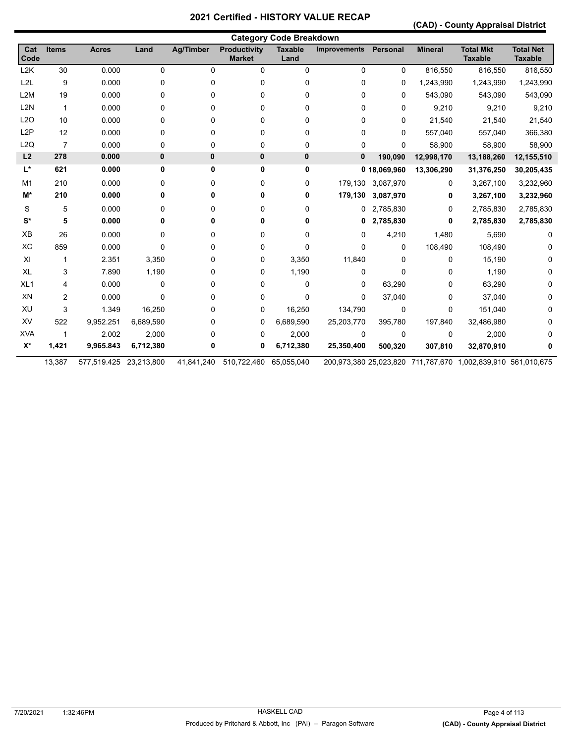# 2021 Certified - HISTORY VALUE RECAP

**(CAD) - County Appraisal District**

## Category Code Breakdown

| Cat Code | Items | Acres | Land | Ag/Timber | Productivity Market | Taxable Land | Improvements | Personal | Mineral | Total Mkt Taxable | Total Net Taxable |
|---|---|---|---|---|---|---|---|---|---|---|---|
| L2K | 30 | 0.000 | 0 | 0 | 0 | 0 | 0 | 0 | 816,550 | 816,550 | 816,550 |
| L2L | 9 | 0.000 | 0 | 0 | 0 | 0 | 0 | 0 | 1,243,990 | 1,243,990 | 1,243,990 |
| L2M | 19 | 0.000 | 0 | 0 | 0 | 0 | 0 | 0 | 543,090 | 543,090 | 543,090 |
| L2N | 1 | 0.000 | 0 | 0 | 0 | 0 | 0 | 0 | 9,210 | 9,210 | 9,210 |
| L2O | 10 | 0.000 | 0 | 0 | 0 | 0 | 0 | 0 | 21,540 | 21,540 | 21,540 |
| L2P | 12 | 0.000 | 0 | 0 | 0 | 0 | 0 | 0 | 557,040 | 557,040 | 366,380 |
| L2Q | 7 | 0.000 | 0 | 0 | 0 | 0 | 0 | 0 | 58,900 | 58,900 | 58,900 |
| **L2** | **278** | **0.000** | **0** | **0** | **0** | **0** | **0** | **190,090** | **12,998,170** | **13,188,260** | **12,155,510** |
| **L*** | **621** | **0.000** | **0** | **0** | **0** | **0** | **0** | **18,069,960** | **13,306,290** | **31,376,250** | **30,205,435** |
| M1 | 210 | 0.000 | 0 | 0 | 0 | 0 | 179,130 | 3,087,970 | 0 | 3,267,100 | 3,232,960 |
| **M*** | **210** | **0.000** | **0** | **0** | **0** | **0** | **179,130** | **3,087,970** | **0** | **3,267,100** | **3,232,960** |
| S | 5 | 0.000 | 0 | 0 | 0 | 0 | 0 | 2,785,830 | 0 | 2,785,830 | 2,785,830 |
| **S*** | **5** | **0.000** | **0** | **0** | **0** | **0** | **0** | **2,785,830** | **0** | **2,785,830** | **2,785,830** |
| XB | 26 | 0.000 | 0 | 0 | 0 | 0 | 0 | 4,210 | 1,480 | 5,690 | 0 |
| XC | 859 | 0.000 | 0 | 0 | 0 | 0 | 0 | 0 | 108,490 | 108,490 | 0 |
| XI | 1 | 2.351 | 3,350 | 0 | 0 | 3,350 | 11,840 | 0 | 0 | 15,190 | 0 |
| XL | 3 | 7.890 | 1,190 | 0 | 0 | 1,190 | 0 | 0 | 0 | 1,190 | 0 |
| XL1 | 4 | 0.000 | 0 | 0 | 0 | 0 | 0 | 63,290 | 0 | 63,290 | 0 |
| XN | 2 | 0.000 | 0 | 0 | 0 | 0 | 0 | 37,040 | 0 | 37,040 | 0 |
| XU | 3 | 1.349 | 16,250 | 0 | 0 | 16,250 | 134,790 | 0 | 0 | 151,040 | 0 |
| XV | 522 | 9,952.251 | 6,689,590 | 0 | 0 | 6,689,590 | 25,203,770 | 395,780 | 197,840 | 32,486,980 | 0 |
| XVA | 1 | 2.002 | 2,000 | 0 | 0 | 2,000 | 0 | 0 | 0 | 2,000 | 0 |
| **X*** | **1,421** | **9,965.843** | **6,712,380** | **0** | **0** | **6,712,380** | **25,350,400** | **500,320** | **307,810** | **32,870,910** | **0** |
| | 13,387 | 577,519.425 | 23,213,800 | 41,841,240 | 510,722,460 | 65,055,040 | 200,973,380 | 25,023,820 | 711,787,670 | 1,002,839,910 | 561,010,675 |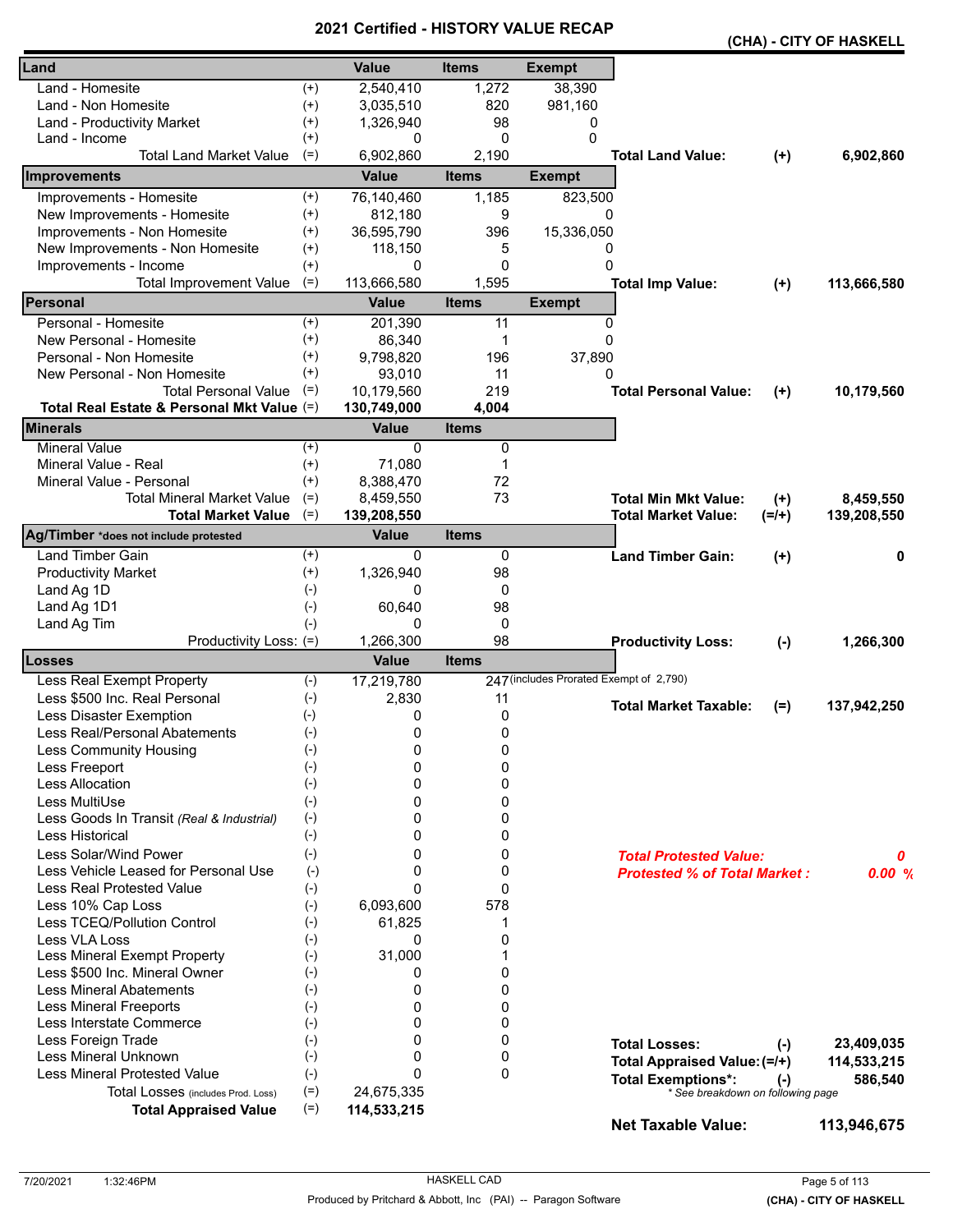# 2021 Certified - HISTORY VALUE RECAP

**(CHA) - CITY OF HASKELL**

| Land | | Value | Items | Exempt | | | |
|---|---|---|---|---|---|---|---|
| Land - Homesite | (+) | 2,540,410 | 1,272 | 38,390 | | | |
| Land - Non Homesite | (+) | 3,035,510 | 820 | 981,160 | | | |
| Land - Productivity Market | (+) | 1,326,940 | 98 | 0 | | | |
| Land - Income | (+) | 0 | 0 | 0 | | | |
| Total Land Market Value | (=) | 6,902,860 | 2,190 | | **Total Land Value:** | **(+)** | **6,902,860** |
| **Improvements** | | **Value** | **Items** | **Exempt** | | | |
| Improvements - Homesite | (+) | 76,140,460 | 1,185 | 823,500 | | | |
| New Improvements - Homesite | (+) | 812,180 | 9 | 0 | | | |
| Improvements - Non Homesite | (+) | 36,595,790 | 396 | 15,336,050 | | | |
| New Improvements - Non Homesite | (+) | 118,150 | 5 | 0 | | | |
| Improvements - Income | (+) | 0 | 0 | 0 | | | |
| Total Improvement Value | (=) | 113,666,580 | 1,595 | | **Total Imp Value:** | **(+)** | **113,666,580** |
| **Personal** | | **Value** | **Items** | **Exempt** | | | |
| Personal - Homesite | (+) | 201,390 | 11 | 0 | | | |
| New Personal - Homesite | (+) | 86,340 | 1 | 0 | | | |
| Personal - Non Homesite | (+) | 9,798,820 | 196 | 37,890 | | | |
| New Personal - Non Homesite | (+) | 93,010 | 11 | 0 | | | |
| Total Personal Value | (=) | 10,179,560 | 219 | | **Total Personal Value:** | **(+)** | **10,179,560** |
| **Total Real Estate & Personal Mkt Value** | (=) | **130,749,000** | **4,004** | | | | |
| **Minerals** | | **Value** | **Items** | | | | |
| Mineral Value | (+) | 0 | 0 | | | | |
| Mineral Value - Real | (+) | 71,080 | 1 | | | | |
| Mineral Value - Personal | (+) | 8,388,470 | 72 | | | | |
| Total Mineral Market Value | (=) | 8,459,550 | 73 | | **Total Min Mkt Value:** | **(+)** | **8,459,550** |
| **Total Market Value** | (=) | **139,208,550** | | | **Total Market Value:** | **(=/+)** | **139,208,550** |
| **Ag/Timber** *does not include protested | | **Value** | **Items** | | | | |
| Land Timber Gain | (+) | 0 | 0 | | **Land Timber Gain:** | **(+)** | **0** |
| Productivity Market | (+) | 1,326,940 | 98 | | | | |
| Land Ag 1D | (-) | 0 | 0 | | | | |
| Land Ag 1D1 | (-) | 60,640 | 98 | | | | |
| Land Ag Tim | (-) | 0 | 0 | | | | |
| Productivity Loss: | (=) | 1,266,300 | 98 | | **Productivity Loss:** | **(-)** | **1,266,300** |
| **Losses** | | **Value** | **Items** | | | | |
| Less Real Exempt Property | (-) | 17,219,780 | 247 | (includes Prorated Exempt of 2,790) | | | |
| Less $500 Inc. Real Personal | (-) | 2,830 | 11 | | **Total Market Taxable:** | **(=)** | **137,942,250** |
| Less Disaster Exemption | (-) | 0 | 0 | | | | |
| Less Real/Personal Abatements | (-) | 0 | 0 | | | | |
| Less Community Housing | (-) | 0 | 0 | | | | |
| Less Freeport | (-) | 0 | 0 | | | | |
| Less Allocation | (-) | 0 | 0 | | | | |
| Less MultiUse | (-) | 0 | 0 | | | | |
| Less Goods In Transit *(Real & Industrial)* | (-) | 0 | 0 | | | | |
| Less Historical | (-) | 0 | 0 | | | | |
| Less Solar/Wind Power | (-) | 0 | 0 | | ***Total Protested Value:*** | | ***0*** |
| Less Vehicle Leased for Personal Use | (-) | 0 | 0 | | ***Protested % of Total Market :*** | | ***0.00 %*** |
| Less Real Protested Value | (-) | 0 | 0 | | | | |
| Less 10% Cap Loss | (-) | 6,093,600 | 578 | | | | |
| Less TCEQ/Pollution Control | (-) | 61,825 | 1 | | | | |
| Less VLA Loss | (-) | 0 | 0 | | | | |
| Less Mineral Exempt Property | (-) | 31,000 | 1 | | | | |
| Less $500 Inc. Mineral Owner | (-) | 0 | 0 | | | | |
| Less Mineral Abatements | (-) | 0 | 0 | | | | |
| Less Mineral Freeports | (-) | 0 | 0 | | | | |
| Less Interstate Commerce | (-) | 0 | 0 | | | | |
| Less Foreign Trade | (-) | 0 | 0 | | **Total Losses:** | **(-)** | **23,409,035** |
| Less Mineral Unknown | (-) | 0 | 0 | | **Total Appraised Value:** | **(=/+)** | **114,533,215** |
| Less Mineral Protested Value | (-) | 0 | 0 | | **Total Exemptions*:** | **(-)** | **586,540** |
| Total Losses *(includes Prod. Loss)* | (=) | 24,675,335 | | | * See breakdown on following page | | |
| **Total Appraised Value** | (=) | **114,533,215** | | | | | |
| | | | | | **Net Taxable Value:** | | **113,946,675** |

7/20/2021 1:32:46PM HASKELL CAD

Produced by Pritchard & Abbott, Inc (PAI) -- Paragon Software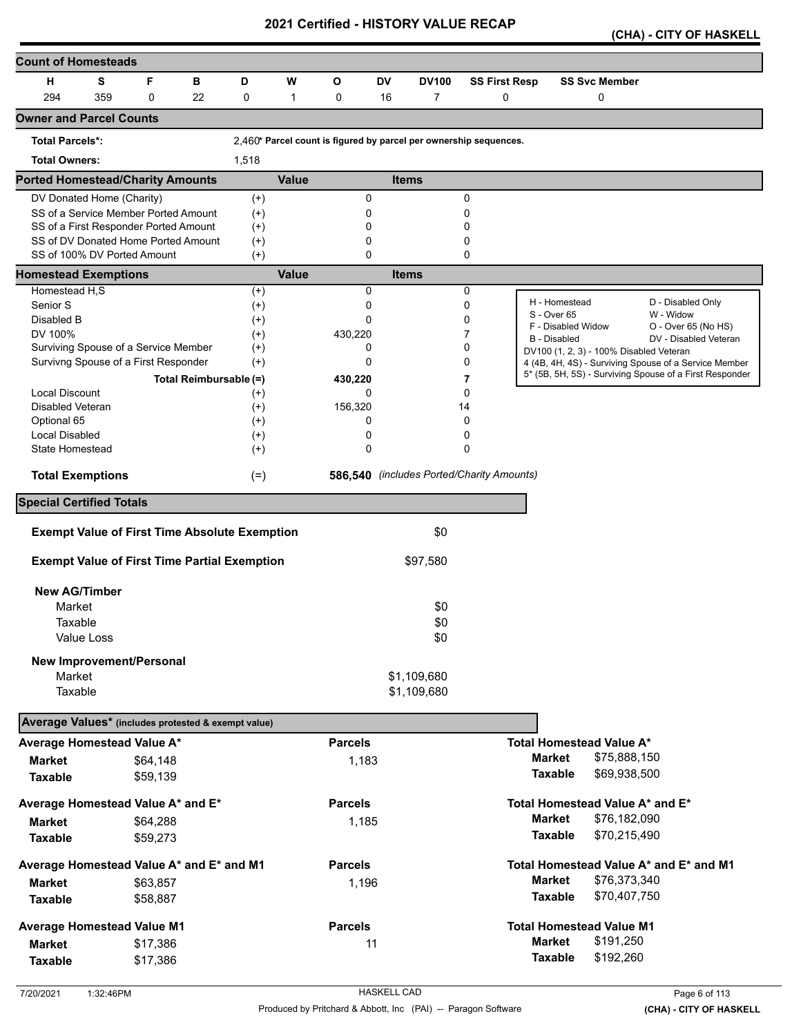# 2021 Certified - HISTORY VALUE RECAP

**(CHA) - CITY OF HASKELL**

## Count of Homesteads

| H | S | F | B | D | W | O | DV | DV100 | SS First Resp | SS Svc Member |
|---|---|---|---|---|---|---|---|---|---|---|
| 294 | 359 | 0 | 22 | 0 | 1 | 0 | 16 | 7 | 0 | 0 |

## Owner and Parcel Counts

**Total Parcels*:** 2,460 * Parcel count is figured by parcel per ownership sequences.

**Total Owners:** 1,518

## Ported Homestead/Charity Amounts

| | | Value | Items |
|---|---|---|---|
| DV Donated Home (Charity) | (+) | 0 | 0 |
| SS of a Service Member Ported Amount | (+) | 0 | 0 |
| SS of a First Responder Ported Amount | (+) | 0 | 0 |
| SS of DV Donated Home Ported Amount | (+) | 0 | 0 |
| SS of 100% DV Ported Amount | (+) | 0 | 0 |

## Homestead Exemptions

| | | Value | Items |
|---|---|---|---|
| Homestead H,S | (+) | 0 | 0 |
| Senior S | (+) | 0 | 0 |
| Disabled B | (+) | 0 | 0 |
| DV 100% | (+) | 430,220 | 7 |
| Surviving Spouse of a Service Member | (+) | 0 | 0 |
| Survivng Spouse of a First Responder | (+) | 0 | 0 |
| Total Reimbursable | (=) | 430,220 | 7 |
| Local Discount | (+) | 0 | 0 |
| Disabled Veteran | (+) | 156,320 | 14 |
| Optional 65 | (+) | 0 | 0 |
| Local Disabled | (+) | 0 | 0 |
| State Homestead | (+) | 0 | 0 |
| **Total Exemptions** | (=) | **586,540** | *(includes Ported/Charity Amounts)* |

| | |
|---|---|
| H - Homestead | D - Disabled Only |
| S - Over 65 | W - Widow |
| F - Disabled Widow | O - Over 65 (No HS) |
| B - Disabled | DV - Disabled Veteran |

DV100 (1, 2, 3) - 100% Disabled Veteran
4 (4B, 4H, 4S) - Surviving Spouse of a Service Member
5* (5B, 5H, 5S) - Surviving Spouse of a First Responder

## Special Certified Totals

**Exempt Value of First Time Absolute Exemption** $0

**Exempt Value of First Time Partial Exemption** $97,580

**New AG/Timber**

| | |
|---|---|
| Market | $0 |
| Taxable | $0 |
| Value Loss | $0 |

**New Improvement/Personal**

| | |
|---|---|
| Market | $1,109,680 |
| Taxable | $1,109,680 |

## Average Values* (includes protested & exempt value)

| Average | | Parcels | Total | |
|---|---|---|---|---|
| **Average Homestead Value A*** | | | **Total Homestead Value A*** | |
| Market | $64,148 | 1,183 | Market | $75,888,150 |
| Taxable | $59,139 | | Taxable | $69,938,500 |
| **Average Homestead Value A* and E*** | | | **Total Homestead Value A* and E*** | |
| Market | $64,288 | 1,185 | Market | $76,182,090 |
| Taxable | $59,273 | | Taxable | $70,215,490 |
| **Average Homestead Value A* and E* and M1** | | | **Total Homestead Value A* and E* and M1** | |
| Market | $63,857 | 1,196 | Market | $76,373,340 |
| Taxable | $58,887 | | Taxable | $70,407,750 |
| **Average Homestead Value M1** | | | **Total Homestead Value M1** | |
| Market | $17,386 | 11 | Market | $191,250 |
| Taxable | $17,386 | | Taxable | $192,260 |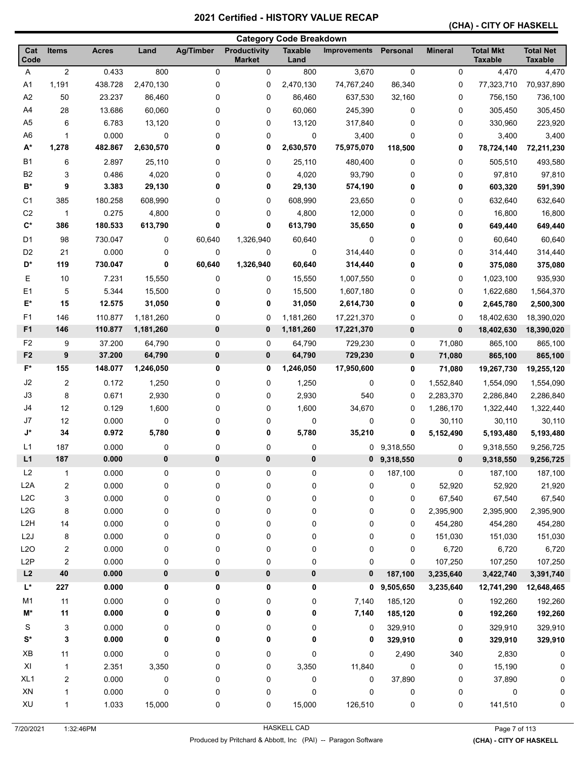# 2021 Certified - HISTORY VALUE RECAP

**(CHA) - CITY OF HASKELL**

## Category Code Breakdown

| Cat Code | Items | Acres | Land | Ag/Timber | Productivity Market | Taxable Land | Improvements | Personal | Mineral | Total Mkt Taxable | Total Net Taxable |
|---|---|---|---|---|---|---|---|---|---|---|---|
| A | 2 | 0.433 | 800 | 0 | 0 | 800 | 3,670 | 0 | 0 | 4,470 | 4,470 |
| A1 | 1,191 | 438.728 | 2,470,130 | 0 | 0 | 2,470,130 | 74,767,240 | 86,340 | 0 | 77,323,710 | 70,937,890 |
| A2 | 50 | 23.237 | 86,460 | 0 | 0 | 86,460 | 637,530 | 32,160 | 0 | 756,150 | 736,100 |
| A4 | 28 | 13.686 | 60,060 | 0 | 0 | 60,060 | 245,390 | 0 | 0 | 305,450 | 305,450 |
| A5 | 6 | 6.783 | 13,120 | 0 | 0 | 13,120 | 317,840 | 0 | 0 | 330,960 | 223,920 |
| A6 | 1 | 0.000 | 0 | 0 | 0 | 0 | 3,400 | 0 | 0 | 3,400 | 3,400 |
| **A*** | **1,278** | **482.867** | **2,630,570** | **0** | **0** | **2,630,570** | **75,975,070** | **118,500** | **0** | **78,724,140** | **72,211,230** |
| B1 | 6 | 2.897 | 25,110 | 0 | 0 | 25,110 | 480,400 | 0 | 0 | 505,510 | 493,580 |
| B2 | 3 | 0.486 | 4,020 | 0 | 0 | 4,020 | 93,790 | 0 | 0 | 97,810 | 97,810 |
| **B*** | **9** | **3.383** | **29,130** | **0** | **0** | **29,130** | **574,190** | **0** | **0** | **603,320** | **591,390** |
| C1 | 385 | 180.258 | 608,990 | 0 | 0 | 608,990 | 23,650 | 0 | 0 | 632,640 | 632,640 |
| C2 | 1 | 0.275 | 4,800 | 0 | 0 | 4,800 | 12,000 | 0 | 0 | 16,800 | 16,800 |
| **C*** | **386** | **180.533** | **613,790** | **0** | **0** | **613,790** | **35,650** | **0** | **0** | **649,440** | **649,440** |
| D1 | 98 | 730.047 | 0 | 60,640 | 1,326,940 | 60,640 | 0 | 0 | 0 | 60,640 | 60,640 |
| D2 | 21 | 0.000 | 0 | 0 | 0 | 0 | 314,440 | 0 | 0 | 314,440 | 314,440 |
| **D*** | **119** | **730.047** | **0** | **60,640** | **1,326,940** | **60,640** | **314,440** | **0** | **0** | **375,080** | **375,080** |
| E | 10 | 7.231 | 15,550 | 0 | 0 | 15,550 | 1,007,550 | 0 | 0 | 1,023,100 | 935,930 |
| E1 | 5 | 5.344 | 15,500 | 0 | 0 | 15,500 | 1,607,180 | 0 | 0 | 1,622,680 | 1,564,370 |
| **E*** | **15** | **12.575** | **31,050** | **0** | **0** | **31,050** | **2,614,730** | **0** | **0** | **2,645,780** | **2,500,300** |
| F1 | 146 | 110.877 | 1,181,260 | 0 | 0 | 1,181,260 | 17,221,370 | 0 | 0 | 18,402,630 | 18,390,020 |
| **F1** | **146** | **110.877** | **1,181,260** | **0** | **0** | **1,181,260** | **17,221,370** | **0** | **0** | **18,402,630** | **18,390,020** |
| F2 | 9 | 37.200 | 64,790 | 0 | 0 | 64,790 | 729,230 | 0 | 71,080 | 865,100 | 865,100 |
| **F2** | **9** | **37.200** | **64,790** | **0** | **0** | **64,790** | **729,230** | **0** | **71,080** | **865,100** | **865,100** |
| **F*** | **155** | **148.077** | **1,246,050** | **0** | **0** | **1,246,050** | **17,950,600** | **0** | **71,080** | **19,267,730** | **19,255,120** |
| J2 | 2 | 0.172 | 1,250 | 0 | 0 | 1,250 | 0 | 0 | 1,552,840 | 1,554,090 | 1,554,090 |
| J3 | 8 | 0.671 | 2,930 | 0 | 0 | 2,930 | 540 | 0 | 2,283,370 | 2,286,840 | 2,286,840 |
| J4 | 12 | 0.129 | 1,600 | 0 | 0 | 1,600 | 34,670 | 0 | 1,286,170 | 1,322,440 | 1,322,440 |
| J7 | 12 | 0.000 | 0 | 0 | 0 | 0 | 0 | 0 | 30,110 | 30,110 | 30,110 |
| **J*** | **34** | **0.972** | **5,780** | **0** | **0** | **5,780** | **35,210** | **0** | **5,152,490** | **5,193,480** | **5,193,480** |
| L1 | 187 | 0.000 | 0 | 0 | 0 | 0 | 0 | 9,318,550 | 0 | 9,318,550 | 9,256,725 |
| **L1** | **187** | **0.000** | **0** | **0** | **0** | **0** | **0** | **9,318,550** | **0** | **9,318,550** | **9,256,725** |
| L2 | 1 | 0.000 | 0 | 0 | 0 | 0 | 0 | 187,100 | 0 | 187,100 | 187,100 |
| L2A | 2 | 0.000 | 0 | 0 | 0 | 0 | 0 | 0 | 52,920 | 52,920 | 21,920 |
| L2C | 3 | 0.000 | 0 | 0 | 0 | 0 | 0 | 0 | 67,540 | 67,540 | 67,540 |
| L2G | 8 | 0.000 | 0 | 0 | 0 | 0 | 0 | 0 | 2,395,900 | 2,395,900 | 2,395,900 |
| L2H | 14 | 0.000 | 0 | 0 | 0 | 0 | 0 | 0 | 454,280 | 454,280 | 454,280 |
| L2J | 8 | 0.000 | 0 | 0 | 0 | 0 | 0 | 0 | 151,030 | 151,030 | 151,030 |
| L2O | 2 | 0.000 | 0 | 0 | 0 | 0 | 0 | 0 | 6,720 | 6,720 | 6,720 |
| L2P | 2 | 0.000 | 0 | 0 | 0 | 0 | 0 | 0 | 107,250 | 107,250 | 107,250 |
| **L2** | **40** | **0.000** | **0** | **0** | **0** | **0** | **0** | **187,100** | **3,235,640** | **3,422,740** | **3,391,740** |
| **L*** | **227** | **0.000** | **0** | **0** | **0** | **0** | **0** | **9,505,650** | **3,235,640** | **12,741,290** | **12,648,465** |
| M1 | 11 | 0.000 | 0 | 0 | 0 | 0 | 7,140 | 185,120 | 0 | 192,260 | 192,260 |
| **M*** | **11** | **0.000** | **0** | **0** | **0** | **0** | **7,140** | **185,120** | **0** | **192,260** | **192,260** |
| S | 3 | 0.000 | 0 | 0 | 0 | 0 | 0 | 329,910 | 0 | 329,910 | 329,910 |
| **S*** | **3** | **0.000** | **0** | **0** | **0** | **0** | **0** | **329,910** | **0** | **329,910** | **329,910** |
| XB | 11 | 0.000 | 0 | 0 | 0 | 0 | 0 | 2,490 | 340 | 2,830 | 0 |
| XI | 1 | 2.351 | 3,350 | 0 | 0 | 3,350 | 11,840 | 0 | 0 | 15,190 | 0 |
| XL1 | 2 | 0.000 | 0 | 0 | 0 | 0 | 0 | 37,890 | 0 | 37,890 | 0 |
| XN | 1 | 0.000 | 0 | 0 | 0 | 0 | 0 | 0 | 0 | 0 | 0 |
| XU | 1 | 1.033 | 15,000 | 0 | 0 | 15,000 | 126,510 | 0 | 0 | 141,510 | 0 |

7/20/2021 1:32:46PM HASKELL CAD

Produced by Pritchard & Abbott, Inc (PAI) -- Paragon Software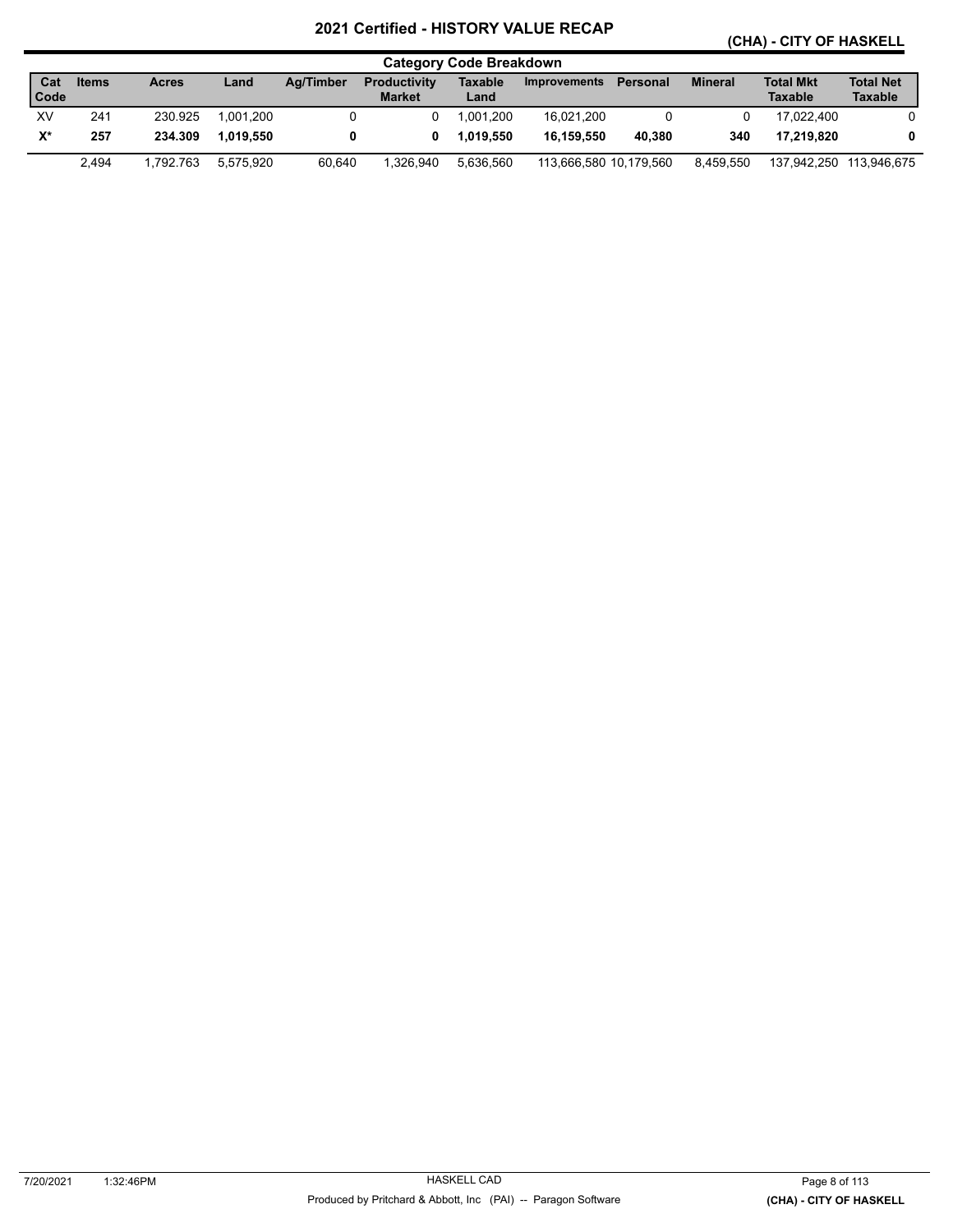## Category Code Breakdown

| Cat Code | Items | Acres | Land | Ag/Timber | Productivity Market | Taxable Land | Improvements | Personal | Mineral | Total Mkt Taxable | Total Net Taxable |
|---|---|---|---|---|---|---|---|---|---|---|---|
| XV | 241 | 230.925 | 1,001,200 | 0 | 0 | 1,001,200 | 16,021,200 | 0 | 0 | 17,022,400 | 0 |
| **X*** | **257** | **234.309** | **1,019,550** | **0** | **0** | **1,019,550** | **16,159,550** | **40,380** | **340** | **17,219,820** | **0** |
| | 2,494 | 1,792.763 | 5,575,920 | 60,640 | 1,326,940 | 5,636,560 | 113,666,580 | 10,179,560 | 8,459,550 | 137,942,250 | 113,946,675 |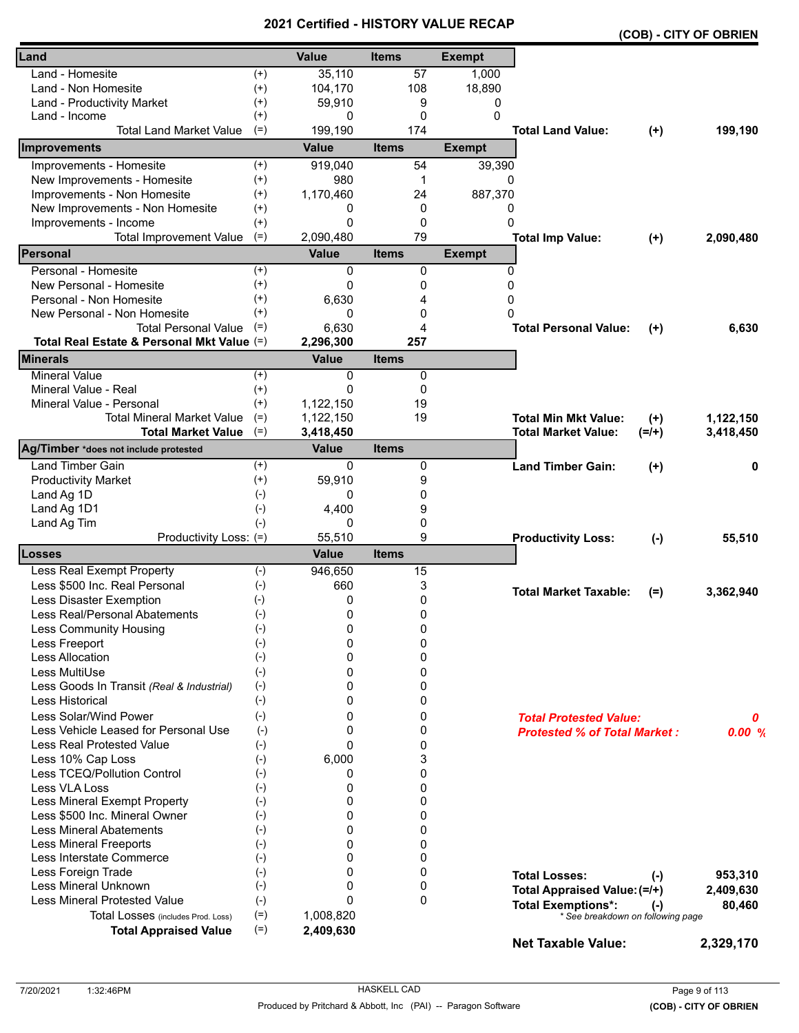# 2021 Certified - HISTORY VALUE RECAP

**(COB) - CITY OF OBRIEN**

| Land | | Value | Items | Exempt | | | |
|---|---|---|---|---|---|---|---|
| Land - Homesite | (+) | 35,110 | 57 | 1,000 | | | |
| Land - Non Homesite | (+) | 104,170 | 108 | 18,890 | | | |
| Land - Productivity Market | (+) | 59,910 | 9 | 0 | | | |
| Land - Income | (+) | 0 | 0 | 0 | | | |
| Total Land Market Value | (=) | 199,190 | 174 | | **Total Land Value:** | **(+)** | **199,190** |
| **Improvements** | | **Value** | **Items** | **Exempt** | | | |
| Improvements - Homesite | (+) | 919,040 | 54 | 39,390 | | | |
| New Improvements - Homesite | (+) | 980 | 1 | 0 | | | |
| Improvements - Non Homesite | (+) | 1,170,460 | 24 | 887,370 | | | |
| New Improvements - Non Homesite | (+) | 0 | 0 | 0 | | | |
| Improvements - Income | (+) | 0 | 0 | 0 | | | |
| Total Improvement Value | (=) | 2,090,480 | 79 | | **Total Imp Value:** | **(+)** | **2,090,480** |
| **Personal** | | **Value** | **Items** | **Exempt** | | | |
| Personal - Homesite | (+) | 0 | 0 | 0 | | | |
| New Personal - Homesite | (+) | 0 | 0 | 0 | | | |
| Personal - Non Homesite | (+) | 6,630 | 4 | 0 | | | |
| New Personal - Non Homesite | (+) | 0 | 0 | 0 | | | |
| Total Personal Value | (=) | 6,630 | 4 | | **Total Personal Value:** | **(+)** | **6,630** |
| **Total Real Estate & Personal Mkt Value** | (=) | **2,296,300** | **257** | | | | |
| **Minerals** | | **Value** | **Items** | | | | |
| Mineral Value | (+) | 0 | 0 | | | | |
| Mineral Value - Real | (+) | 0 | 0 | | | | |
| Mineral Value - Personal | (+) | 1,122,150 | 19 | | | | |
| Total Mineral Market Value | (=) | 1,122,150 | 19 | | **Total Min Mkt Value:** | **(+)** | **1,122,150** |
| **Total Market Value** | (=) | **3,418,450** | | | **Total Market Value:** | **(=/+)** | **3,418,450** |
| **Ag/Timber** *does not include protested | | **Value** | **Items** | | | | |
| Land Timber Gain | (+) | 0 | 0 | | **Land Timber Gain:** | **(+)** | **0** |
| Productivity Market | (+) | 59,910 | 9 | | | | |
| Land Ag 1D | (-) | 0 | 0 | | | | |
| Land Ag 1D1 | (-) | 4,400 | 9 | | | | |
| Land Ag Tim | (-) | 0 | 0 | | | | |
| Productivity Loss: | (=) | 55,510 | 9 | | **Productivity Loss:** | **(-)** | **55,510** |
| **Losses** | | **Value** | **Items** | | | | |
| Less Real Exempt Property | (-) | 946,650 | 15 | | | | |
| Less $500 Inc. Real Personal | (-) | 660 | 3 | | **Total Market Taxable:** | **(=)** | **3,362,940** |
| Less Disaster Exemption | (-) | 0 | 0 | | | | |
| Less Real/Personal Abatements | (-) | 0 | 0 | | | | |
| Less Community Housing | (-) | 0 | 0 | | | | |
| Less Freeport | (-) | 0 | 0 | | | | |
| Less Allocation | (-) | 0 | 0 | | | | |
| Less MultiUse | (-) | 0 | 0 | | | | |
| Less Goods In Transit *(Real & Industrial)* | (-) | 0 | 0 | | | | |
| Less Historical | (-) | 0 | 0 | | | | |
| Less Solar/Wind Power | (-) | 0 | 0 | | ***Total Protested Value:*** | | ***0*** |
| Less Vehicle Leased for Personal Use | (-) | 0 | 0 | | ***Protested % of Total Market :*** | | ***0.00 %*** |
| Less Real Protested Value | (-) | 0 | 0 | | | | |
| Less 10% Cap Loss | (-) | 6,000 | 3 | | | | |
| Less TCEQ/Pollution Control | (-) | 0 | 0 | | | | |
| Less VLA Loss | (-) | 0 | 0 | | | | |
| Less Mineral Exempt Property | (-) | 0 | 0 | | | | |
| Less $500 Inc. Mineral Owner | (-) | 0 | 0 | | | | |
| Less Mineral Abatements | (-) | 0 | 0 | | | | |
| Less Mineral Freeports | (-) | 0 | 0 | | | | |
| Less Interstate Commerce | (-) | 0 | 0 | | | | |
| Less Foreign Trade | (-) | 0 | 0 | | **Total Losses:** | **(-)** | **953,310** |
| Less Mineral Unknown | (-) | 0 | 0 | | **Total Appraised Value:** | **(=/+)** | **2,409,630** |
| Less Mineral Protested Value | (-) | 0 | 0 | | **Total Exemptions*:** | **(-)** | **80,460** |
| Total Losses *(includes Prod. Loss)* | (=) | 1,008,820 | | | *\* See breakdown on following page* | | |
| **Total Appraised Value** | (=) | **2,409,630** | | | | | |
| | | | | | **Net Taxable Value:** | | **2,329,170** |

7/20/2021 1:32:46PM — HASKELL CAD — Produced by Pritchard & Abbott, Inc (PAI) -- Paragon Software — (COB) - CITY OF OBRIEN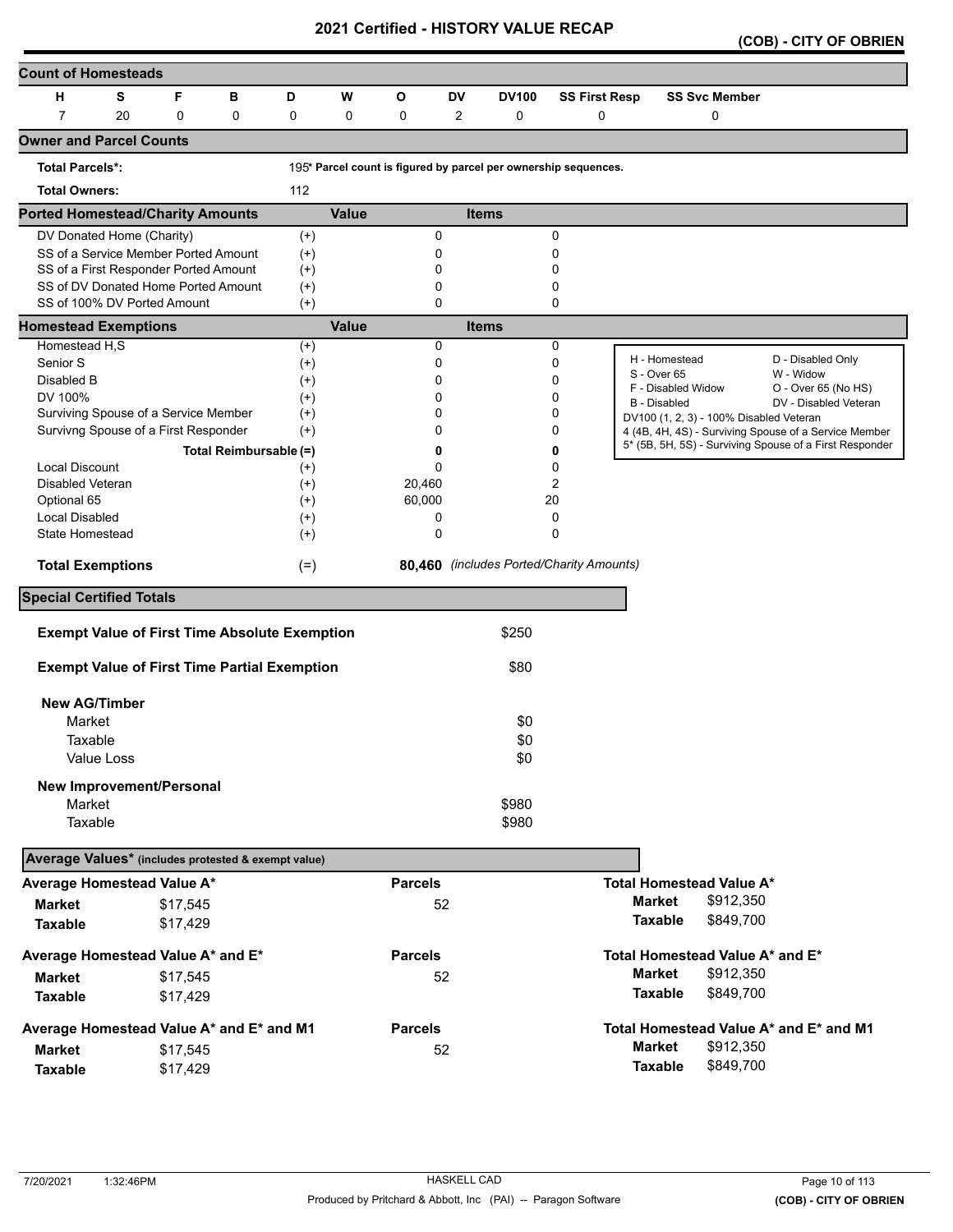# 2021 Certified - HISTORY VALUE RECAP

**(COB) - CITY OF OBRIEN**

## Count of Homesteads

| H | S | F | B | D | W | O | DV | DV100 | SS First Resp | SS Svc Member |
|---|---|---|---|---|---|---|---|---|---|---|
| 7 | 20 | 0 | 0 | 0 | 0 | 0 | 2 | 0 | 0 | 0 |

## Owner and Parcel Counts

| | | |
|---|---|---|
| **Total Parcels*:** | 195 | * Parcel count is figured by parcel per ownership sequences. |
| **Total Owners:** | 112 | |

## Ported Homestead/Charity Amounts

| | | Value | Items |
|---|---|---|---|
| DV Donated Home (Charity) | (+) | 0 | 0 |
| SS of a Service Member Ported Amount | (+) | 0 | 0 |
| SS of a First Responder Ported Amount | (+) | 0 | 0 |
| SS of DV Donated Home Ported Amount | (+) | 0 | 0 |
| SS of 100% DV Ported Amount | (+) | 0 | 0 |

## Homestead Exemptions

| | | Value | Items |
|---|---|---|---|
| Homestead H,S | (+) | 0 | 0 |
| Senior S | (+) | 0 | 0 |
| Disabled B | (+) | 0 | 0 |
| DV 100% | (+) | 0 | 0 |
| Surviving Spouse of a Service Member | (+) | 0 | 0 |
| Survivng Spouse of a First Responder | (+) | 0 | 0 |
| Total Reimbursable | (=) | **0** | **0** |
| Local Discount | (+) | 0 | 0 |
| Disabled Veteran | (+) | 20,460 | 2 |
| Optional 65 | (+) | 60,000 | 20 |
| Local Disabled | (+) | 0 | 0 |
| State Homestead | (+) | 0 | 0 |
| **Total Exemptions** | (=) | **80,460** | *(includes Ported/Charity Amounts)* |

| | |
|---|---|
| H - Homestead | D - Disabled Only |
| S - Over 65 | W - Widow |
| F - Disabled Widow | O - Over 65 (No HS) |
| B - Disabled | DV - Disabled Veteran |

DV100 (1, 2, 3) - 100% Disabled Veteran
4 (4B, 4H, 4S) - Surviving Spouse of a Service Member
5* (5B, 5H, 5S) - Surviving Spouse of a First Responder

## Special Certified Totals

| | |
|---|---|
| **Exempt Value of First Time Absolute Exemption** | $250 |
| **Exempt Value of First Time Partial Exemption** | $80 |
| **New AG/Timber** | |
| Market | $0 |
| Taxable | $0 |
| Value Loss | $0 |
| **New Improvement/Personal** | |
| Market | $980 |
| Taxable | $980 |

## Average Values* (includes protested & exempt value)

| Average Homestead Value A* | | Parcels | Total Homestead Value A* | |
|---|---|---|---|---|
| **Market** | $17,545 | 52 | **Market** | $912,350 |
| **Taxable** | $17,429 | | **Taxable** | $849,700 |

| Average Homestead Value A* and E* | | Parcels | Total Homestead Value A* and E* | |
|---|---|---|---|---|
| **Market** | $17,545 | 52 | **Market** | $912,350 |
| **Taxable** | $17,429 | | **Taxable** | $849,700 |

| Average Homestead Value A* and E* and M1 | | Parcels | Total Homestead Value A* and E* and M1 | |
|---|---|---|---|---|
| **Market** | $17,545 | 52 | **Market** | $912,350 |
| **Taxable** | $17,429 | | **Taxable** | $849,700 |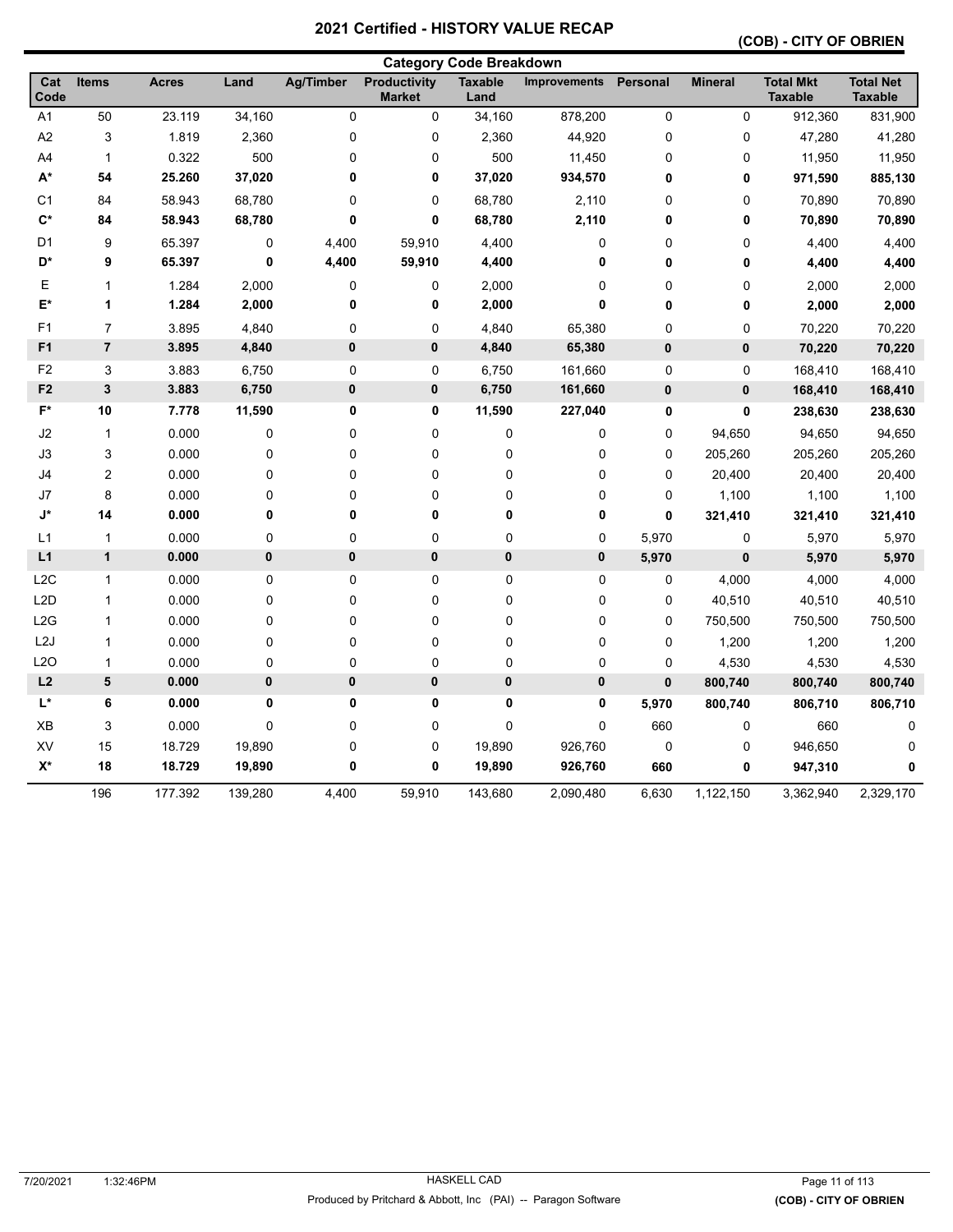# 2021 Certified - HISTORY VALUE RECAP

**(COB) - CITY OF OBRIEN**

## Category Code Breakdown

| Cat Code | Items | Acres | Land | Ag/Timber | Productivity Market | Taxable Land | Improvements | Personal | Mineral | Total Mkt Taxable | Total Net Taxable |
|---|---|---|---|---|---|---|---|---|---|---|---|
| A1 | 50 | 23.119 | 34,160 | 0 | 0 | 34,160 | 878,200 | 0 | 0 | 912,360 | 831,900 |
| A2 | 3 | 1.819 | 2,360 | 0 | 0 | 2,360 | 44,920 | 0 | 0 | 47,280 | 41,280 |
| A4 | 1 | 0.322 | 500 | 0 | 0 | 500 | 11,450 | 0 | 0 | 11,950 | 11,950 |
| **A*** | **54** | **25.260** | **37,020** | **0** | **0** | **37,020** | **934,570** | **0** | **0** | **971,590** | **885,130** |
| C1 | 84 | 58.943 | 68,780 | 0 | 0 | 68,780 | 2,110 | 0 | 0 | 70,890 | 70,890 |
| **C*** | **84** | **58.943** | **68,780** | **0** | **0** | **68,780** | **2,110** | **0** | **0** | **70,890** | **70,890** |
| D1 | 9 | 65.397 | 0 | 4,400 | 59,910 | 4,400 | 0 | 0 | 0 | 4,400 | 4,400 |
| **D*** | **9** | **65.397** | **0** | **4,400** | **59,910** | **4,400** | **0** | **0** | **0** | **4,400** | **4,400** |
| E | 1 | 1.284 | 2,000 | 0 | 0 | 2,000 | 0 | 0 | 0 | 2,000 | 2,000 |
| **E*** | **1** | **1.284** | **2,000** | **0** | **0** | **2,000** | **0** | **0** | **0** | **2,000** | **2,000** |
| F1 | 7 | 3.895 | 4,840 | 0 | 0 | 4,840 | 65,380 | 0 | 0 | 70,220 | 70,220 |
| **F1** | **7** | **3.895** | **4,840** | **0** | **0** | **4,840** | **65,380** | **0** | **0** | **70,220** | **70,220** |
| F2 | 3 | 3.883 | 6,750 | 0 | 0 | 6,750 | 161,660 | 0 | 0 | 168,410 | 168,410 |
| **F2** | **3** | **3.883** | **6,750** | **0** | **0** | **6,750** | **161,660** | **0** | **0** | **168,410** | **168,410** |
| **F*** | **10** | **7.778** | **11,590** | **0** | **0** | **11,590** | **227,040** | **0** | **0** | **238,630** | **238,630** |
| J2 | 1 | 0.000 | 0 | 0 | 0 | 0 | 0 | 0 | 94,650 | 94,650 | 94,650 |
| J3 | 3 | 0.000 | 0 | 0 | 0 | 0 | 0 | 0 | 205,260 | 205,260 | 205,260 |
| J4 | 2 | 0.000 | 0 | 0 | 0 | 0 | 0 | 0 | 20,400 | 20,400 | 20,400 |
| J7 | 8 | 0.000 | 0 | 0 | 0 | 0 | 0 | 0 | 1,100 | 1,100 | 1,100 |
| **J*** | **14** | **0.000** | **0** | **0** | **0** | **0** | **0** | **0** | **321,410** | **321,410** | **321,410** |
| L1 | 1 | 0.000 | 0 | 0 | 0 | 0 | 0 | 5,970 | 0 | 5,970 | 5,970 |
| **L1** | **1** | **0.000** | **0** | **0** | **0** | **0** | **0** | **5,970** | **0** | **5,970** | **5,970** |
| L2C | 1 | 0.000 | 0 | 0 | 0 | 0 | 0 | 0 | 4,000 | 4,000 | 4,000 |
| L2D | 1 | 0.000 | 0 | 0 | 0 | 0 | 0 | 0 | 40,510 | 40,510 | 40,510 |
| L2G | 1 | 0.000 | 0 | 0 | 0 | 0 | 0 | 0 | 750,500 | 750,500 | 750,500 |
| L2J | 1 | 0.000 | 0 | 0 | 0 | 0 | 0 | 0 | 1,200 | 1,200 | 1,200 |
| L2O | 1 | 0.000 | 0 | 0 | 0 | 0 | 0 | 0 | 4,530 | 4,530 | 4,530 |
| **L2** | **5** | **0.000** | **0** | **0** | **0** | **0** | **0** | **0** | **800,740** | **800,740** | **800,740** |
| **L*** | **6** | **0.000** | **0** | **0** | **0** | **0** | **0** | **5,970** | **800,740** | **806,710** | **806,710** |
| XB | 3 | 0.000 | 0 | 0 | 0 | 0 | 0 | 660 | 0 | 660 | 0 |
| XV | 15 | 18.729 | 19,890 | 0 | 0 | 19,890 | 926,760 | 0 | 0 | 946,650 | 0 |
| **X*** | **18** | **18.729** | **19,890** | **0** | **0** | **19,890** | **926,760** | **660** | **0** | **947,310** | **0** |
| | 196 | 177.392 | 139,280 | 4,400 | 59,910 | 143,680 | 2,090,480 | 6,630 | 1,122,150 | 3,362,940 | 2,329,170 |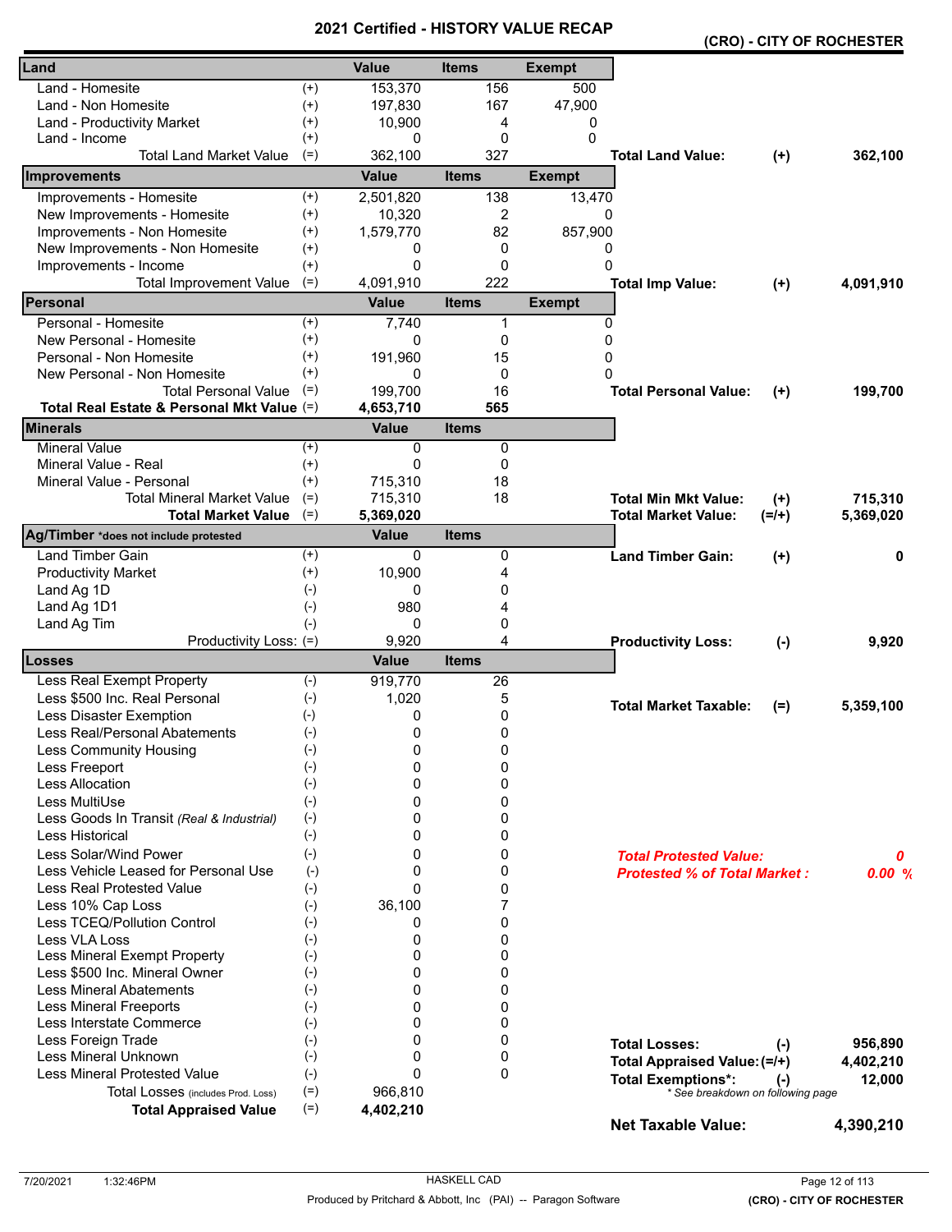# 2021 Certified - HISTORY VALUE RECAP

**(CRO) - CITY OF ROCHESTER**

| Land | | Value | Items | Exempt | | | |
|---|---|---|---|---|---|---|---|
| Land - Homesite | (+) | 153,370 | 156 | 500 | | | |
| Land - Non Homesite | (+) | 197,830 | 167 | 47,900 | | | |
| Land - Productivity Market | (+) | 10,900 | 4 | 0 | | | |
| Land - Income | (+) | 0 | 0 | 0 | | | |
| Total Land Market Value | (=) | 362,100 | 327 | | **Total Land Value:** | **(+)** | **362,100** |

| Improvements | | Value | Items | Exempt | | | |
|---|---|---|---|---|---|---|---|
| Improvements - Homesite | (+) | 2,501,820 | 138 | 13,470 | | | |
| New Improvements - Homesite | (+) | 10,320 | 2 | 0 | | | |
| Improvements - Non Homesite | (+) | 1,579,770 | 82 | 857,900 | | | |
| New Improvements - Non Homesite | (+) | 0 | 0 | 0 | | | |
| Improvements - Income | (+) | 0 | 0 | 0 | | | |
| Total Improvement Value | (=) | 4,091,910 | 222 | | **Total Imp Value:** | **(+)** | **4,091,910** |

| Personal | | Value | Items | Exempt | | | |
|---|---|---|---|---|---|---|---|
| Personal - Homesite | (+) | 7,740 | 1 | 0 | | | |
| New Personal - Homesite | (+) | 0 | 0 | 0 | | | |
| Personal - Non Homesite | (+) | 191,960 | 15 | 0 | | | |
| New Personal - Non Homesite | (+) | 0 | 0 | 0 | | | |
| Total Personal Value | (=) | 199,700 | 16 | | **Total Personal Value:** | **(+)** | **199,700** |
| **Total Real Estate & Personal Mkt Value** | (=) | **4,653,710** | **565** | | | | |

| Minerals | | Value | Items | | | |
|---|---|---|---|---|---|---|
| Mineral Value | (+) | 0 | 0 | | | |
| Mineral Value - Real | (+) | 0 | 0 | | | |
| Mineral Value - Personal | (+) | 715,310 | 18 | | | |
| Total Mineral Market Value | (=) | 715,310 | 18 | **Total Min Mkt Value:** | **(+)** | **715,310** |
| **Total Market Value** | (=) | **5,369,020** | | **Total Market Value:** | **(=/+)** | **5,369,020** |

| Ag/Timber *does not include protested | | Value | Items | | | |
|---|---|---|---|---|---|---|
| Land Timber Gain | (+) | 0 | 0 | **Land Timber Gain:** | **(+)** | **0** |
| Productivity Market | (+) | 10,900 | 4 | | | |
| Land Ag 1D | (-) | 0 | 0 | | | |
| Land Ag 1D1 | (-) | 980 | 4 | | | |
| Land Ag Tim | (-) | 0 | 0 | | | |
| Productivity Loss: | (=) | 9,920 | 4 | **Productivity Loss:** | **(-)** | **9,920** |

| Losses | | Value | Items | | | |
|---|---|---|---|---|---|---|
| Less Real Exempt Property | (-) | 919,770 | 26 | | | |
| Less $500 Inc. Real Personal | (-) | 1,020 | 5 | **Total Market Taxable:** | **(=)** | **5,359,100** |
| Less Disaster Exemption | (-) | 0 | 0 | | | |
| Less Real/Personal Abatements | (-) | 0 | 0 | | | |
| Less Community Housing | (-) | 0 | 0 | | | |
| Less Freeport | (-) | 0 | 0 | | | |
| Less Allocation | (-) | 0 | 0 | | | |
| Less MultiUse | (-) | 0 | 0 | | | |
| Less Goods In Transit *(Real & Industrial)* | (-) | 0 | 0 | | | |
| Less Historical | (-) | 0 | 0 | | | |
| Less Solar/Wind Power | (-) | 0 | 0 | ***Total Protested Value:*** | | ***0*** |
| Less Vehicle Leased for Personal Use | (-) | 0 | 0 | ***Protested % of Total Market :*** | | ***0.00 %*** |
| Less Real Protested Value | (-) | 0 | 0 | | | |
| Less 10% Cap Loss | (-) | 36,100 | 7 | | | |
| Less TCEQ/Pollution Control | (-) | 0 | 0 | | | |
| Less VLA Loss | (-) | 0 | 0 | | | |
| Less Mineral Exempt Property | (-) | 0 | 0 | | | |
| Less $500 Inc. Mineral Owner | (-) | 0 | 0 | | | |
| Less Mineral Abatements | (-) | 0 | 0 | | | |
| Less Mineral Freeports | (-) | 0 | 0 | | | |
| Less Interstate Commerce | (-) | 0 | 0 | | | |
| Less Foreign Trade | (-) | 0 | 0 | **Total Losses:** | **(-)** | **956,890** |
| Less Mineral Unknown | (-) | 0 | 0 | **Total Appraised Value:** | **(=/+)** | **4,402,210** |
| Less Mineral Protested Value | (-) | 0 | 0 | **Total Exemptions*:** | **(-)** | **12,000** |
| Total Losses *(includes Prod. Loss)* | (=) | 966,810 | | * See breakdown on following page | | |
| **Total Appraised Value** | (=) | **4,402,210** | | | | |

**Net Taxable Value:** **4,390,210**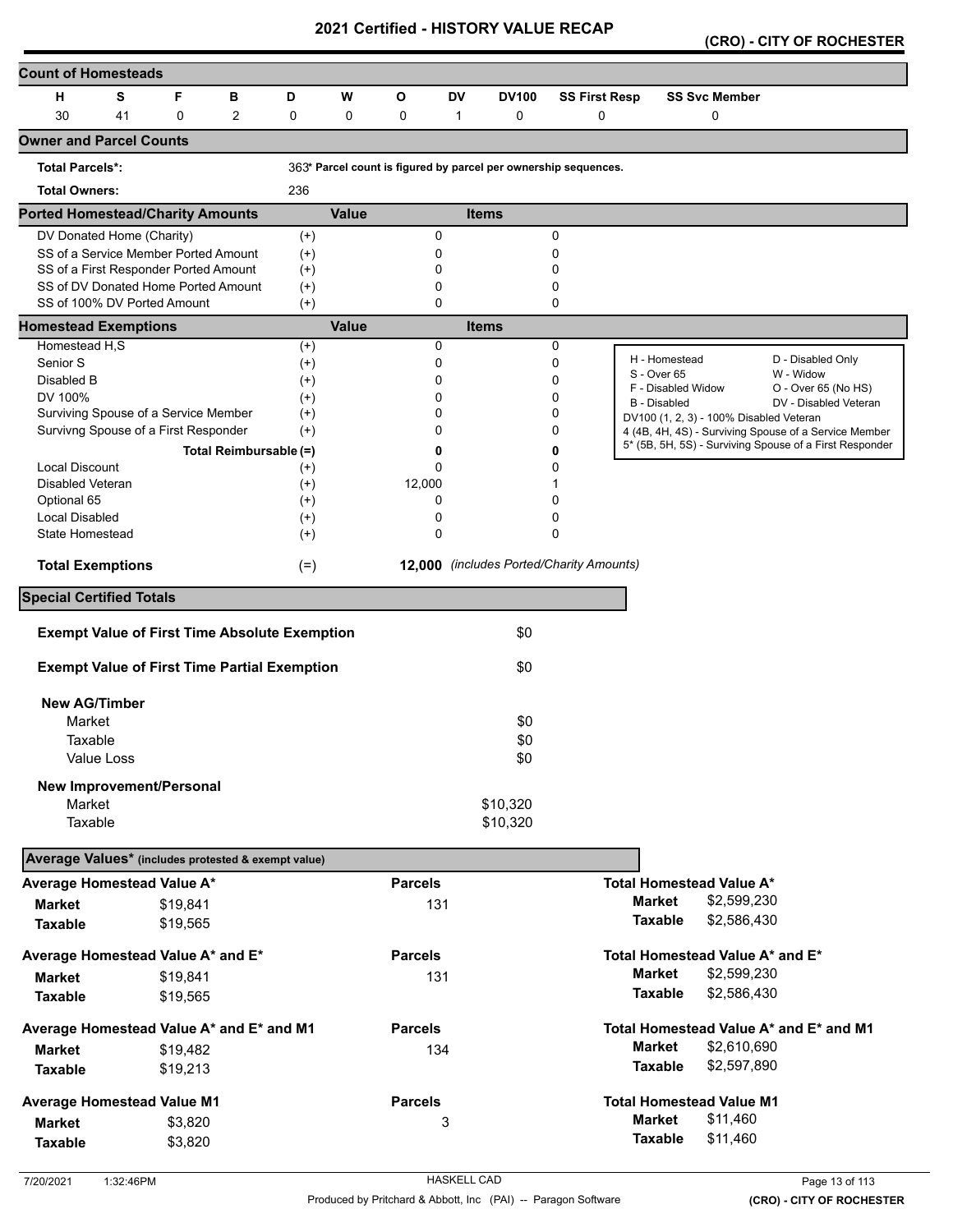# 2021 Certified - HISTORY VALUE RECAP

## (CRO) - CITY OF ROCHESTER

### Count of Homesteads

| H | S | F | B | D | W | O | DV | DV100 | SS First Resp | SS Svc Member |
|---|---|---|---|---|---|---|---|---|---|---|
| 30 | 41 | 0 | 2 | 0 | 0 | 0 | 1 | 0 | 0 | 0 |

### Owner and Parcel Counts

**Total Parcels*:** 363* Parcel count is figured by parcel per ownership sequences.

**Total Owners:** 236

### Ported Homestead/Charity Amounts

| | | Value | Items |
|---|---|---|---|
| DV Donated Home (Charity) | (+) | 0 | 0 |
| SS of a Service Member Ported Amount | (+) | 0 | 0 |
| SS of a First Responder Ported Amount | (+) | 0 | 0 |
| SS of DV Donated Home Ported Amount | (+) | 0 | 0 |
| SS of 100% DV Ported Amount | (+) | 0 | 0 |

### Homestead Exemptions

| | | Value | Items |
|---|---|---|---|
| Homestead H,S | (+) | 0 | 0 |
| Senior S | (+) | 0 | 0 |
| Disabled B | (+) | 0 | 0 |
| DV 100% | (+) | 0 | 0 |
| Surviving Spouse of a Service Member | (+) | 0 | 0 |
| Survivng Spouse of a First Responder | (+) | 0 | 0 |
| Total Reimbursable | (=) | **0** | **0** |
| Local Discount | (+) | 0 | 0 |
| Disabled Veteran | (+) | 12,000 | 1 |
| Optional 65 | (+) | 0 | 0 |
| Local Disabled | (+) | 0 | 0 |
| State Homestead | (+) | 0 | 0 |
| **Total Exemptions** | (=) | **12,000** | *(includes Ported/Charity Amounts)* |

| | |
|---|---|
| H - Homestead | D - Disabled Only |
| S - Over 65 | W - Widow |
| F - Disabled Widow | O - Over 65 (No HS) |
| B - Disabled | DV - Disabled Veteran |
| DV100 (1, 2, 3) - 100% Disabled Veteran | |
| 4 (4B, 4H, 4S) - Surviving Spouse of a Service Member | |
| 5* (5B, 5H, 5S) - Surviving Spouse of a First Responder | |

### Special Certified Totals

| | |
|---|---|
| **Exempt Value of First Time Absolute Exemption** | $0 |
| **Exempt Value of First Time Partial Exemption** | $0 |
| **New AG/Timber** | |
| Market | $0 |
| Taxable | $0 |
| Value Loss | $0 |
| **New Improvement/Personal** | |
| Market | $10,320 |
| Taxable | $10,320 |

### Average Values* (includes protested & exempt value)

| Average | | Parcels | Total | |
|---|---|---|---|---|
| **Average Homestead Value A*** | | | **Total Homestead Value A*** | |
| Market | $19,841 | 131 | Market | $2,599,230 |
| Taxable | $19,565 | | Taxable | $2,586,430 |
| **Average Homestead Value A* and E*** | | | **Total Homestead Value A* and E*** | |
| Market | $19,841 | 131 | Market | $2,599,230 |
| Taxable | $19,565 | | Taxable | $2,586,430 |
| **Average Homestead Value A* and E* and M1** | | | **Total Homestead Value A* and E* and M1** | |
| Market | $19,482 | 134 | Market | $2,610,690 |
| Taxable | $19,213 | | Taxable | $2,597,890 |
| **Average Homestead Value M1** | | | **Total Homestead Value M1** | |
| Market | $3,820 | 3 | Market | $11,460 |
| Taxable | $3,820 | | Taxable | $11,460 |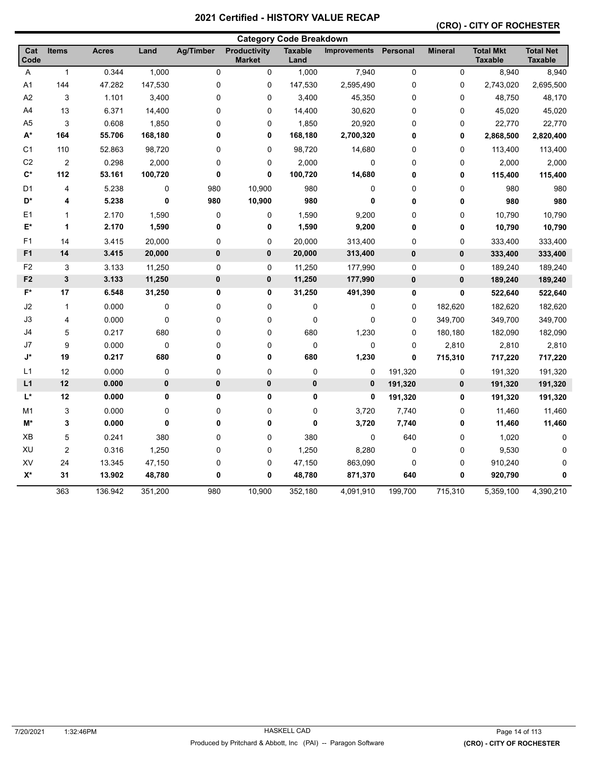# 2021 Certified - HISTORY VALUE RECAP

## (CRO) - CITY OF ROCHESTER

### Category Code Breakdown

| Cat Code | Items | Acres | Land | Ag/Timber | Productivity Market | Taxable Land | Improvements | Personal | Mineral | Total Mkt Taxable | Total Net Taxable |
|---|---|---|---|---|---|---|---|---|---|---|---|
| A | 1 | 0.344 | 1,000 | 0 | 0 | 1,000 | 7,940 | 0 | 0 | 8,940 | 8,940 |
| A1 | 144 | 47.282 | 147,530 | 0 | 0 | 147,530 | 2,595,490 | 0 | 0 | 2,743,020 | 2,695,500 |
| A2 | 3 | 1.101 | 3,400 | 0 | 0 | 3,400 | 45,350 | 0 | 0 | 48,750 | 48,170 |
| A4 | 13 | 6.371 | 14,400 | 0 | 0 | 14,400 | 30,620 | 0 | 0 | 45,020 | 45,020 |
| A5 | 3 | 0.608 | 1,850 | 0 | 0 | 1,850 | 20,920 | 0 | 0 | 22,770 | 22,770 |
| **A*** | **164** | **55.706** | **168,180** | **0** | **0** | **168,180** | **2,700,320** | **0** | **0** | **2,868,500** | **2,820,400** |
| C1 | 110 | 52.863 | 98,720 | 0 | 0 | 98,720 | 14,680 | 0 | 0 | 113,400 | 113,400 |
| C2 | 2 | 0.298 | 2,000 | 0 | 0 | 2,000 | 0 | 0 | 0 | 2,000 | 2,000 |
| **C*** | **112** | **53.161** | **100,720** | **0** | **0** | **100,720** | **14,680** | **0** | **0** | **115,400** | **115,400** |
| D1 | 4 | 5.238 | 0 | 980 | 10,900 | 980 | 0 | 0 | 0 | 980 | 980 |
| **D*** | **4** | **5.238** | **0** | **980** | **10,900** | **980** | **0** | **0** | **0** | **980** | **980** |
| E1 | 1 | 2.170 | 1,590 | 0 | 0 | 1,590 | 9,200 | 0 | 0 | 10,790 | 10,790 |
| **E*** | **1** | **2.170** | **1,590** | **0** | **0** | **1,590** | **9,200** | **0** | **0** | **10,790** | **10,790** |
| F1 | 14 | 3.415 | 20,000 | 0 | 0 | 20,000 | 313,400 | 0 | 0 | 333,400 | 333,400 |
| **F1** | **14** | **3.415** | **20,000** | **0** | **0** | **20,000** | **313,400** | **0** | **0** | **333,400** | **333,400** |
| F2 | 3 | 3.133 | 11,250 | 0 | 0 | 11,250 | 177,990 | 0 | 0 | 189,240 | 189,240 |
| **F2** | **3** | **3.133** | **11,250** | **0** | **0** | **11,250** | **177,990** | **0** | **0** | **189,240** | **189,240** |
| **F*** | **17** | **6.548** | **31,250** | **0** | **0** | **31,250** | **491,390** | **0** | **0** | **522,640** | **522,640** |
| J2 | 1 | 0.000 | 0 | 0 | 0 | 0 | 0 | 0 | 182,620 | 182,620 | 182,620 |
| J3 | 4 | 0.000 | 0 | 0 | 0 | 0 | 0 | 0 | 349,700 | 349,700 | 349,700 |
| J4 | 5 | 0.217 | 680 | 0 | 0 | 680 | 1,230 | 0 | 180,180 | 182,090 | 182,090 |
| J7 | 9 | 0.000 | 0 | 0 | 0 | 0 | 0 | 0 | 2,810 | 2,810 | 2,810 |
| **J*** | **19** | **0.217** | **680** | **0** | **0** | **680** | **1,230** | **0** | **715,310** | **717,220** | **717,220** |
| L1 | 12 | 0.000 | 0 | 0 | 0 | 0 | 0 | 191,320 | 0 | 191,320 | 191,320 |
| **L1** | **12** | **0.000** | **0** | **0** | **0** | **0** | **0** | **191,320** | **0** | **191,320** | **191,320** |
| **L*** | **12** | **0.000** | **0** | **0** | **0** | **0** | **0** | **191,320** | **0** | **191,320** | **191,320** |
| M1 | 3 | 0.000 | 0 | 0 | 0 | 0 | 3,720 | 7,740 | 0 | 11,460 | 11,460 |
| **M*** | **3** | **0.000** | **0** | **0** | **0** | **0** | **3,720** | **7,740** | **0** | **11,460** | **11,460** |
| XB | 5 | 0.241 | 380 | 0 | 0 | 380 | 0 | 640 | 0 | 1,020 | 0 |
| XU | 2 | 0.316 | 1,250 | 0 | 0 | 1,250 | 8,280 | 0 | 0 | 9,530 | 0 |
| XV | 24 | 13.345 | 47,150 | 0 | 0 | 47,150 | 863,090 | 0 | 0 | 910,240 | 0 |
| **X*** | **31** | **13.902** | **48,780** | **0** | **0** | **48,780** | **871,370** | **640** | **0** | **920,790** | **0** |
| | 363 | 136.942 | 351,200 | 980 | 10,900 | 352,180 | 4,091,910 | 199,700 | 715,310 | 5,359,100 | 4,390,210 |

7/20/2021 1:32:46PM — HASKELL CAD — Produced by Pritchard & Abbott, Inc (PAI) -- Paragon Software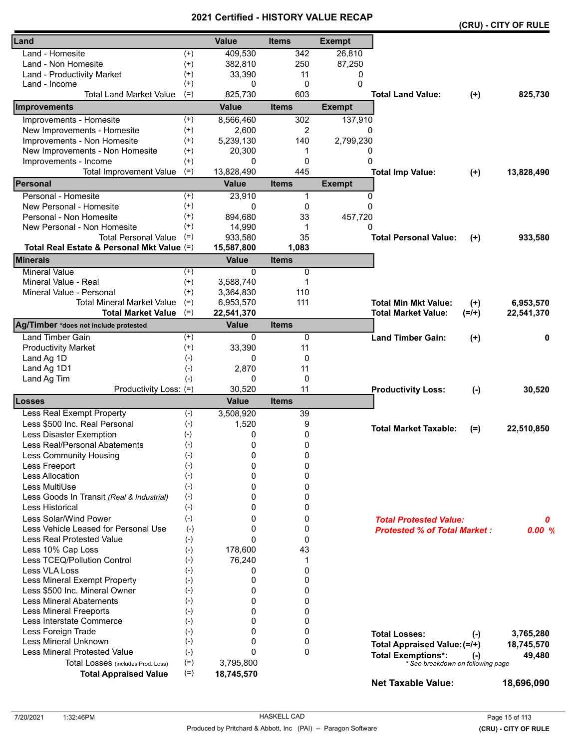# 2021 Certified - HISTORY VALUE RECAP

**(CRU) - CITY OF RULE**

| Land | | Value | Items | Exempt |
|---|---|---|---|---|
| Land - Homesite | (+) | 409,530 | 342 | 26,810 |
| Land - Non Homesite | (+) | 382,810 | 250 | 87,250 |
| Land - Productivity Market | (+) | 33,390 | 11 | 0 |
| Land - Income | (+) | 0 | 0 | 0 |
| Total Land Market Value | (=) | 825,730 | 603 | |

**Total Land Value:** (+) **825,730**

| Improvements | | Value | Items | Exempt |
|---|---|---|---|---|
| Improvements - Homesite | (+) | 8,566,460 | 302 | 137,910 |
| New Improvements - Homesite | (+) | 2,600 | 2 | 0 |
| Improvements - Non Homesite | (+) | 5,239,130 | 140 | 2,799,230 |
| New Improvements - Non Homesite | (+) | 20,300 | 1 | 0 |
| Improvements - Income | (+) | 0 | 0 | 0 |
| Total Improvement Value | (=) | 13,828,490 | 445 | |

**Total Imp Value:** (+) **13,828,490**

| Personal | | Value | Items | Exempt |
|---|---|---|---|---|
| Personal - Homesite | (+) | 23,910 | 1 | 0 |
| New Personal - Homesite | (+) | 0 | 0 | 0 |
| Personal - Non Homesite | (+) | 894,680 | 33 | 457,720 |
| New Personal - Non Homesite | (+) | 14,990 | 1 | 0 |
| Total Personal Value | (=) | 933,580 | 35 | |
| **Total Real Estate & Personal Mkt Value** | (=) | **15,587,800** | **1,083** | |

**Total Personal Value:** (+) **933,580**

| Minerals | | Value | Items |
|---|---|---|---|
| Mineral Value | (+) | 0 | 0 |
| Mineral Value - Real | (+) | 3,588,740 | 1 |
| Mineral Value - Personal | (+) | 3,364,830 | 110 |
| Total Mineral Market Value | (=) | 6,953,570 | 111 |
| **Total Market Value** | (=) | **22,541,370** | |

**Total Min Mkt Value:** (+) **6,953,570**
**Total Market Value:** (=/+) **22,541,370**

| Ag/Timber *does not include protested | | Value | Items |
|---|---|---|---|
| Land Timber Gain | (+) | 0 | 0 |
| Productivity Market | (+) | 33,390 | 11 |
| Land Ag 1D | (-) | 0 | 0 |
| Land Ag 1D1 | (-) | 2,870 | 11 |
| Land Ag Tim | (-) | 0 | 0 |
| Productivity Loss: | (=) | 30,520 | 11 |

**Land Timber Gain:** (+) **0**
**Productivity Loss:** (-) **30,520**

| Losses | | Value | Items |
|---|---|---|---|
| Less Real Exempt Property | (-) | 3,508,920 | 39 |
| Less $500 Inc. Real Personal | (-) | 1,520 | 9 |
| Less Disaster Exemption | (-) | 0 | 0 |
| Less Real/Personal Abatements | (-) | 0 | 0 |
| Less Community Housing | (-) | 0 | 0 |
| Less Freeport | (-) | 0 | 0 |
| Less Allocation | (-) | 0 | 0 |
| Less MultiUse | (-) | 0 | 0 |
| Less Goods In Transit *(Real & Industrial)* | (-) | 0 | 0 |
| Less Historical | (-) | 0 | 0 |
| Less Solar/Wind Power | (-) | 0 | 0 |
| Less Vehicle Leased for Personal Use | (-) | 0 | 0 |
| Less Real Protested Value | (-) | 0 | 0 |
| Less 10% Cap Loss | (-) | 178,600 | 43 |
| Less TCEQ/Pollution Control | (-) | 76,240 | 1 |
| Less VLA Loss | (-) | 0 | 0 |
| Less Mineral Exempt Property | (-) | 0 | 0 |
| Less $500 Inc. Mineral Owner | (-) | 0 | 0 |
| Less Mineral Abatements | (-) | 0 | 0 |
| Less Mineral Freeports | (-) | 0 | 0 |
| Less Interstate Commerce | (-) | 0 | 0 |
| Less Foreign Trade | (-) | 0 | 0 |
| Less Mineral Unknown | (-) | 0 | 0 |
| Less Mineral Protested Value | (-) | 0 | 0 |
| Total Losses (includes Prod. Loss) | (=) | 3,795,800 | |
| **Total Appraised Value** | (=) | **18,745,570** | |

**Total Market Taxable:** (=) **22,510,850**

***Total Protested Value:*** ***0***
***Protested % of Total Market :*** ***0.00 %***

**Total Losses:** (-) **3,765,280**
**Total Appraised Value:** (=/+) **18,745,570**
**Total Exemptions*:** (-) **49,480**
*\* See breakdown on following page*

**Net Taxable Value:** **18,696,090**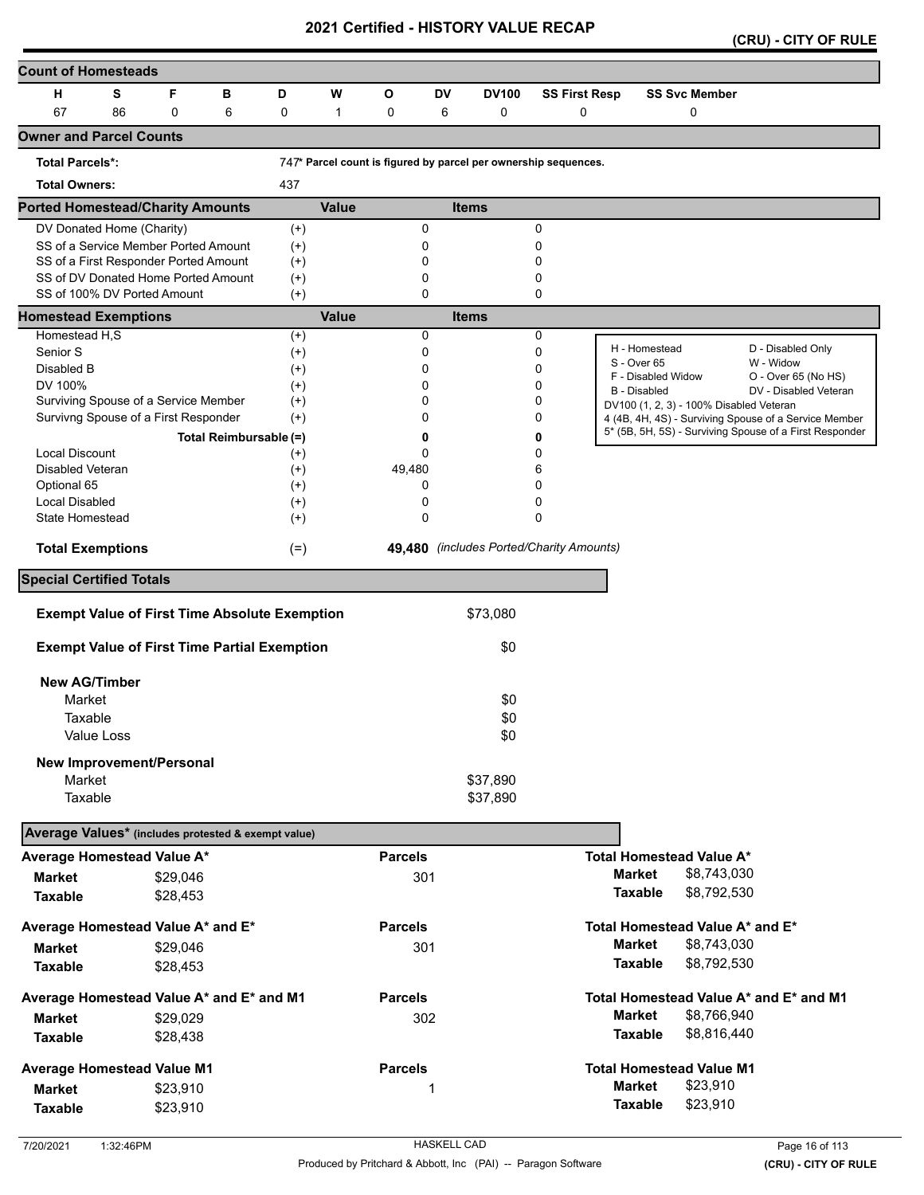# 2021 Certified - HISTORY VALUE RECAP

**(CRU) - CITY OF RULE**

## Count of Homesteads

| H | S | F | B | D | W | O | DV | DV100 | SS First Resp | SS Svc Member |
|---|---|---|---|---|---|---|---|---|---|---|
| 67 | 86 | 0 | 6 | 0 | 1 | 0 | 6 | 0 | 0 | 0 |

## Owner and Parcel Counts

**Total Parcels*:** 747* Parcel count is figured by parcel per ownership sequences.

**Total Owners:** 437

## Ported Homestead/Charity Amounts

| | | Value | Items |
|---|---|---|---|
| DV Donated Home (Charity) | (+) | 0 | 0 |
| SS of a Service Member Ported Amount | (+) | 0 | 0 |
| SS of a First Responder Ported Amount | (+) | 0 | 0 |
| SS of DV Donated Home Ported Amount | (+) | 0 | 0 |
| SS of 100% DV Ported Amount | (+) | 0 | 0 |

## Homestead Exemptions

| | | Value | Items |
|---|---|---|---|
| Homestead H,S | (+) | 0 | 0 |
| Senior S | (+) | 0 | 0 |
| Disabled B | (+) | 0 | 0 |
| DV 100% | (+) | 0 | 0 |
| Surviving Spouse of a Service Member | (+) | 0 | 0 |
| Survivng Spouse of a First Responder | (+) | 0 | 0 |
| **Total Reimbursable** | **(=)** | **0** | **0** |
| Local Discount | (+) | 0 | 0 |
| Disabled Veteran | (+) | 49,480 | 6 |
| Optional 65 | (+) | 0 | 0 |
| Local Disabled | (+) | 0 | 0 |
| State Homestead | (+) | 0 | 0 |
| **Total Exemptions** | (=) | **49,480** | *(includes Ported/Charity Amounts)* |

H - Homestead; S - Over 65; F - Disabled Widow; B - Disabled; D - Disabled Only; W - Widow; O - Over 65 (No HS); DV - Disabled Veteran; DV100 (1, 2, 3) - 100% Disabled Veteran; 4 (4B, 4H, 4S) - Surviving Spouse of a Service Member; 5* (5B, 5H, 5S) - Surviving Spouse of a First Responder

## Special Certified Totals

| | |
|---|---|
| **Exempt Value of First Time Absolute Exemption** | $73,080 |
| **Exempt Value of First Time Partial Exemption** | $0 |
| **New AG/Timber** | |
| Market | $0 |
| Taxable | $0 |
| Value Loss | $0 |
| **New Improvement/Personal** | |
| Market | $37,890 |
| Taxable | $37,890 |

## Average Values* (includes protested & exempt value)

| Average | | Parcels | Total | |
|---|---|---|---|---|
| **Average Homestead Value A*** | | | **Total Homestead Value A*** | |
| **Market** | $29,046 | 301 | **Market** | $8,743,030 |
| **Taxable** | $28,453 | | **Taxable** | $8,792,530 |
| **Average Homestead Value A* and E*** | | | **Total Homestead Value A* and E*** | |
| **Market** | $29,046 | 301 | **Market** | $8,743,030 |
| **Taxable** | $28,453 | | **Taxable** | $8,792,530 |
| **Average Homestead Value A* and E* and M1** | | | **Total Homestead Value A* and E* and M1** | |
| **Market** | $29,029 | 302 | **Market** | $8,766,940 |
| **Taxable** | $28,438 | | **Taxable** | $8,816,440 |
| **Average Homestead Value M1** | | | **Total Homestead Value M1** | |
| **Market** | $23,910 | 1 | **Market** | $23,910 |
| **Taxable** | $23,910 | | **Taxable** | $23,910 |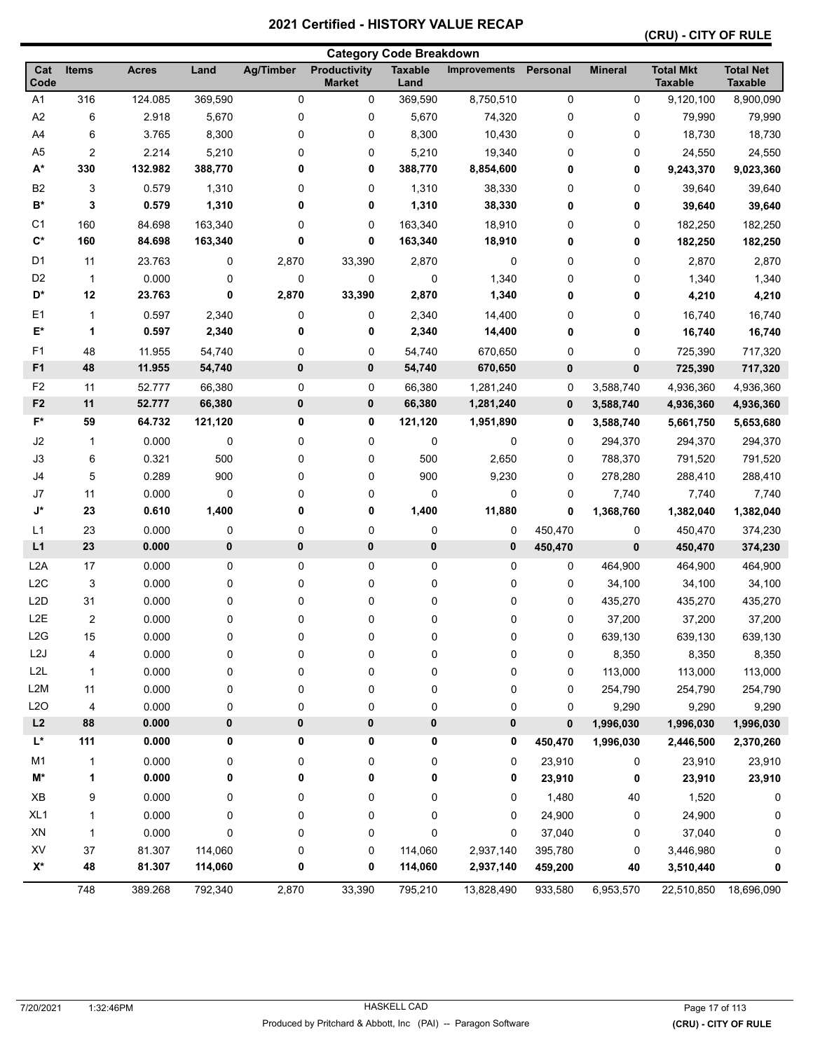# 2021 Certified - HISTORY VALUE RECAP

**(CRU) - CITY OF RULE**

## Category Code Breakdown

| Cat Code | Items | Acres | Land | Ag/Timber | Productivity Market | Taxable Land | Improvements | Personal | Mineral | Total Mkt Taxable | Total Net Taxable |
|---|---|---|---|---|---|---|---|---|---|---|---|
| A1 | 316 | 124.085 | 369,590 | 0 | 0 | 369,590 | 8,750,510 | 0 | 0 | 9,120,100 | 8,900,090 |
| A2 | 6 | 2.918 | 5,670 | 0 | 0 | 5,670 | 74,320 | 0 | 0 | 79,990 | 79,990 |
| A4 | 6 | 3.765 | 8,300 | 0 | 0 | 8,300 | 10,430 | 0 | 0 | 18,730 | 18,730 |
| A5 | 2 | 2.214 | 5,210 | 0 | 0 | 5,210 | 19,340 | 0 | 0 | 24,550 | 24,550 |
| **A*** | **330** | **132.982** | **388,770** | **0** | **0** | **388,770** | **8,854,600** | **0** | **0** | **9,243,370** | **9,023,360** |
| B2 | 3 | 0.579 | 1,310 | 0 | 0 | 1,310 | 38,330 | 0 | 0 | 39,640 | 39,640 |
| **B*** | **3** | **0.579** | **1,310** | **0** | **0** | **1,310** | **38,330** | **0** | **0** | **39,640** | **39,640** |
| C1 | 160 | 84.698 | 163,340 | 0 | 0 | 163,340 | 18,910 | 0 | 0 | 182,250 | 182,250 |
| **C*** | **160** | **84.698** | **163,340** | **0** | **0** | **163,340** | **18,910** | **0** | **0** | **182,250** | **182,250** |
| D1 | 11 | 23.763 | 0 | 2,870 | 33,390 | 2,870 | 0 | 0 | 0 | 2,870 | 2,870 |
| D2 | 1 | 0.000 | 0 | 0 | 0 | 0 | 1,340 | 0 | 0 | 1,340 | 1,340 |
| **D*** | **12** | **23.763** | **0** | **2,870** | **33,390** | **2,870** | **1,340** | **0** | **0** | **4,210** | **4,210** |
| E1 | 1 | 0.597 | 2,340 | 0 | 0 | 2,340 | 14,400 | 0 | 0 | 16,740 | 16,740 |
| **E*** | **1** | **0.597** | **2,340** | **0** | **0** | **2,340** | **14,400** | **0** | **0** | **16,740** | **16,740** |
| F1 | 48 | 11.955 | 54,740 | 0 | 0 | 54,740 | 670,650 | 0 | 0 | 725,390 | 717,320 |
| **F1** | **48** | **11.955** | **54,740** | **0** | **0** | **54,740** | **670,650** | **0** | **0** | **725,390** | **717,320** |
| F2 | 11 | 52.777 | 66,380 | 0 | 0 | 66,380 | 1,281,240 | 0 | 3,588,740 | 4,936,360 | 4,936,360 |
| **F2** | **11** | **52.777** | **66,380** | **0** | **0** | **66,380** | **1,281,240** | **0** | **3,588,740** | **4,936,360** | **4,936,360** |
| **F*** | **59** | **64.732** | **121,120** | **0** | **0** | **121,120** | **1,951,890** | **0** | **3,588,740** | **5,661,750** | **5,653,680** |
| J2 | 1 | 0.000 | 0 | 0 | 0 | 0 | 0 | 0 | 294,370 | 294,370 | 294,370 |
| J3 | 6 | 0.321 | 500 | 0 | 0 | 500 | 2,650 | 0 | 788,370 | 791,520 | 791,520 |
| J4 | 5 | 0.289 | 900 | 0 | 0 | 900 | 9,230 | 0 | 278,280 | 288,410 | 288,410 |
| J7 | 11 | 0.000 | 0 | 0 | 0 | 0 | 0 | 0 | 7,740 | 7,740 | 7,740 |
| **J*** | **23** | **0.610** | **1,400** | **0** | **0** | **1,400** | **11,880** | **0** | **1,368,760** | **1,382,040** | **1,382,040** |
| L1 | 23 | 0.000 | 0 | 0 | 0 | 0 | 0 | 450,470 | 0 | 450,470 | 374,230 |
| **L1** | **23** | **0.000** | **0** | **0** | **0** | **0** | **0** | **450,470** | **0** | **450,470** | **374,230** |
| L2A | 17 | 0.000 | 0 | 0 | 0 | 0 | 0 | 0 | 464,900 | 464,900 | 464,900 |
| L2C | 3 | 0.000 | 0 | 0 | 0 | 0 | 0 | 0 | 34,100 | 34,100 | 34,100 |
| L2D | 31 | 0.000 | 0 | 0 | 0 | 0 | 0 | 0 | 435,270 | 435,270 | 435,270 |
| L2E | 2 | 0.000 | 0 | 0 | 0 | 0 | 0 | 0 | 37,200 | 37,200 | 37,200 |
| L2G | 15 | 0.000 | 0 | 0 | 0 | 0 | 0 | 0 | 639,130 | 639,130 | 639,130 |
| L2J | 4 | 0.000 | 0 | 0 | 0 | 0 | 0 | 0 | 8,350 | 8,350 | 8,350 |
| L2L | 1 | 0.000 | 0 | 0 | 0 | 0 | 0 | 0 | 113,000 | 113,000 | 113,000 |
| L2M | 11 | 0.000 | 0 | 0 | 0 | 0 | 0 | 0 | 254,790 | 254,790 | 254,790 |
| L2O | 4 | 0.000 | 0 | 0 | 0 | 0 | 0 | 0 | 9,290 | 9,290 | 9,290 |
| **L2** | **88** | **0.000** | **0** | **0** | **0** | **0** | **0** | **0** | **1,996,030** | **1,996,030** | **1,996,030** |
| **L*** | **111** | **0.000** | **0** | **0** | **0** | **0** | **0** | **450,470** | **1,996,030** | **2,446,500** | **2,370,260** |
| M1 | 1 | 0.000 | 0 | 0 | 0 | 0 | 0 | 23,910 | 0 | 23,910 | 23,910 |
| **M*** | **1** | **0.000** | **0** | **0** | **0** | **0** | **0** | **23,910** | **0** | **23,910** | **23,910** |
| XB | 9 | 0.000 | 0 | 0 | 0 | 0 | 0 | 1,480 | 40 | 1,520 | 0 |
| XL1 | 1 | 0.000 | 0 | 0 | 0 | 0 | 0 | 24,900 | 0 | 24,900 | 0 |
| XN | 1 | 0.000 | 0 | 0 | 0 | 0 | 0 | 37,040 | 0 | 37,040 | 0 |
| XV | 37 | 81.307 | 114,060 | 0 | 0 | 114,060 | 2,937,140 | 395,780 | 0 | 3,446,980 | 0 |
| **X*** | **48** | **81.307** | **114,060** | **0** | **0** | **114,060** | **2,937,140** | **459,200** | **40** | **3,510,440** | **0** |
| | 748 | 389.268 | 792,340 | 2,870 | 33,390 | 795,210 | 13,828,490 | 933,580 | 6,953,570 | 22,510,850 | 18,696,090 |

7/20/2021 1:32:46PM HASKELL CAD

Produced by Pritchard & Abbott, Inc (PAI) -- Paragon Software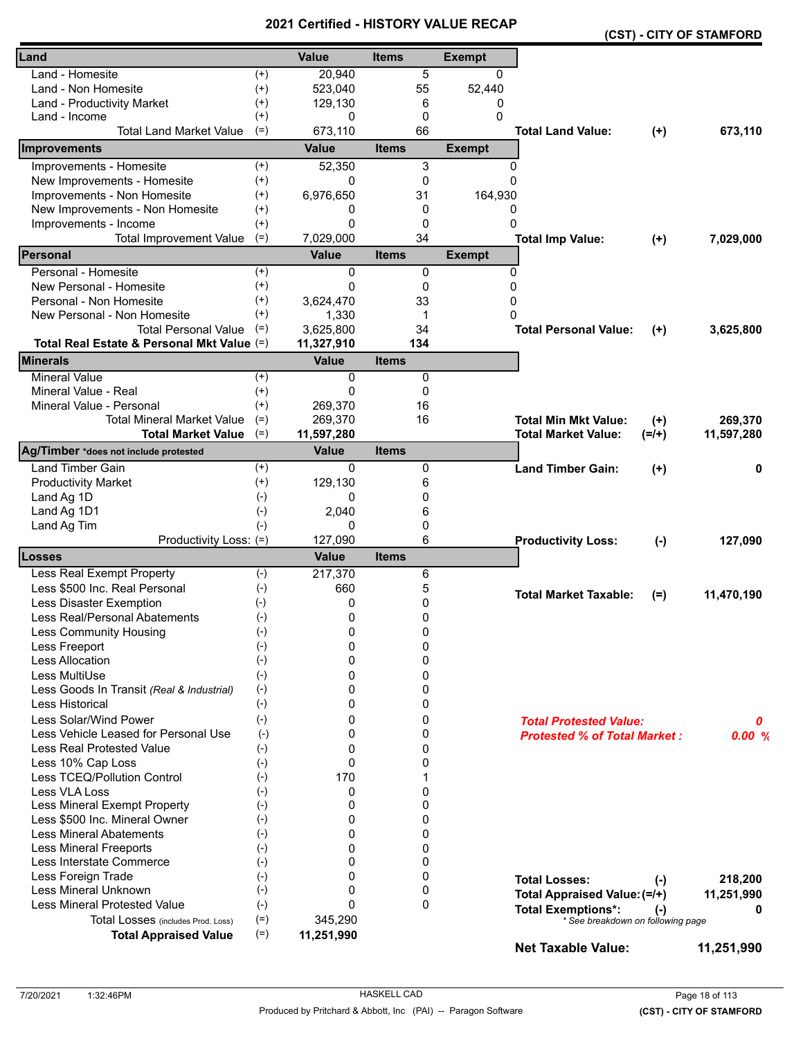# 2021 Certified - HISTORY VALUE RECAP

**(CST) - CITY OF STAMFORD**

| Land | | Value | Items | Exempt | | | |
|---|---|---|---|---|---|---|---|
| Land - Homesite | (+) | 20,940 | 5 | 0 | | | |
| Land - Non Homesite | (+) | 523,040 | 55 | 52,440 | | | |
| Land - Productivity Market | (+) | 129,130 | 6 | 0 | | | |
| Land - Income | (+) | 0 | 0 | 0 | | | |
| Total Land Market Value | (=) | 673,110 | 66 | | **Total Land Value:** | (+) | **673,110** |
| **Improvements** | | **Value** | **Items** | **Exempt** | | | |
| Improvements - Homesite | (+) | 52,350 | 3 | 0 | | | |
| New Improvements - Homesite | (+) | 0 | 0 | 0 | | | |
| Improvements - Non Homesite | (+) | 6,976,650 | 31 | 164,930 | | | |
| New Improvements - Non Homesite | (+) | 0 | 0 | 0 | | | |
| Improvements - Income | (+) | 0 | 0 | 0 | | | |
| Total Improvement Value | (=) | 7,029,000 | 34 | | **Total Imp Value:** | (+) | **7,029,000** |
| **Personal** | | **Value** | **Items** | **Exempt** | | | |
| Personal - Homesite | (+) | 0 | 0 | 0 | | | |
| New Personal - Homesite | (+) | 0 | 0 | 0 | | | |
| Personal - Non Homesite | (+) | 3,624,470 | 33 | 0 | | | |
| New Personal - Non Homesite | (+) | 1,330 | 1 | 0 | | | |
| Total Personal Value | (=) | 3,625,800 | 34 | | **Total Personal Value:** | (+) | **3,625,800** |
| **Total Real Estate & Personal Mkt Value** | (=) | **11,327,910** | **134** | | | | |
| **Minerals** | | **Value** | **Items** | | | | |
| Mineral Value | (+) | 0 | 0 | | | | |
| Mineral Value - Real | (+) | 0 | 0 | | | | |
| Mineral Value - Personal | (+) | 269,370 | 16 | | | | |
| Total Mineral Market Value | (=) | 269,370 | 16 | | **Total Min Mkt Value:** | (+) | **269,370** |
| **Total Market Value** | (=) | **11,597,280** | | | **Total Market Value:** | (=/+) | **11,597,280** |
| **Ag/Timber** *does not include protested | | **Value** | **Items** | | | | |
| Land Timber Gain | (+) | 0 | 0 | | **Land Timber Gain:** | (+) | **0** |
| Productivity Market | (+) | 129,130 | 6 | | | | |
| Land Ag 1D | (-) | 0 | 0 | | | | |
| Land Ag 1D1 | (-) | 2,040 | 6 | | | | |
| Land Ag Tim | (-) | 0 | 0 | | | | |
| Productivity Loss: | (=) | 127,090 | 6 | | **Productivity Loss:** | (-) | **127,090** |
| **Losses** | | **Value** | **Items** | | | | |
| Less Real Exempt Property | (-) | 217,370 | 6 | | | | |
| Less $500 Inc. Real Personal | (-) | 660 | 5 | | **Total Market Taxable:** | (=) | **11,470,190** |
| Less Disaster Exemption | (-) | 0 | 0 | | | | |
| Less Real/Personal Abatements | (-) | 0 | 0 | | | | |
| Less Community Housing | (-) | 0 | 0 | | | | |
| Less Freeport | (-) | 0 | 0 | | | | |
| Less Allocation | (-) | 0 | 0 | | | | |
| Less MultiUse | (-) | 0 | 0 | | | | |
| Less Goods In Transit *(Real & Industrial)* | (-) | 0 | 0 | | | | |
| Less Historical | (-) | 0 | 0 | | | | |
| Less Solar/Wind Power | (-) | 0 | 0 | | ***Total Protested Value:*** | | ***0*** |
| Less Vehicle Leased for Personal Use | (-) | 0 | 0 | | ***Protested % of Total Market :*** | | ***0.00 %*** |
| Less Real Protested Value | (-) | 0 | 0 | | | | |
| Less 10% Cap Loss | (-) | 0 | 0 | | | | |
| Less TCEQ/Pollution Control | (-) | 170 | 1 | | | | |
| Less VLA Loss | (-) | 0 | 0 | | | | |
| Less Mineral Exempt Property | (-) | 0 | 0 | | | | |
| Less $500 Inc. Mineral Owner | (-) | 0 | 0 | | | | |
| Less Mineral Abatements | (-) | 0 | 0 | | | | |
| Less Mineral Freeports | (-) | 0 | 0 | | | | |
| Less Interstate Commerce | (-) | 0 | 0 | | | | |
| Less Foreign Trade | (-) | 0 | 0 | | **Total Losses:** | (-) | **218,200** |
| Less Mineral Unknown | (-) | 0 | 0 | | **Total Appraised Value:** | (=/+) | **11,251,990** |
| Less Mineral Protested Value | (-) | 0 | 0 | | **Total Exemptions*:** | (-) | **0** |
| Total Losses (includes Prod. Loss) | (=) | 345,290 | | | *\* See breakdown on following page* | | |
| **Total Appraised Value** | (=) | **11,251,990** | | | | | |
| | | | | | **Net Taxable Value:** | | **11,251,990** |

7/20/2021 1:32:46PM — HASKELL CAD — Produced by Pritchard & Abbott, Inc (PAI) -- Paragon Software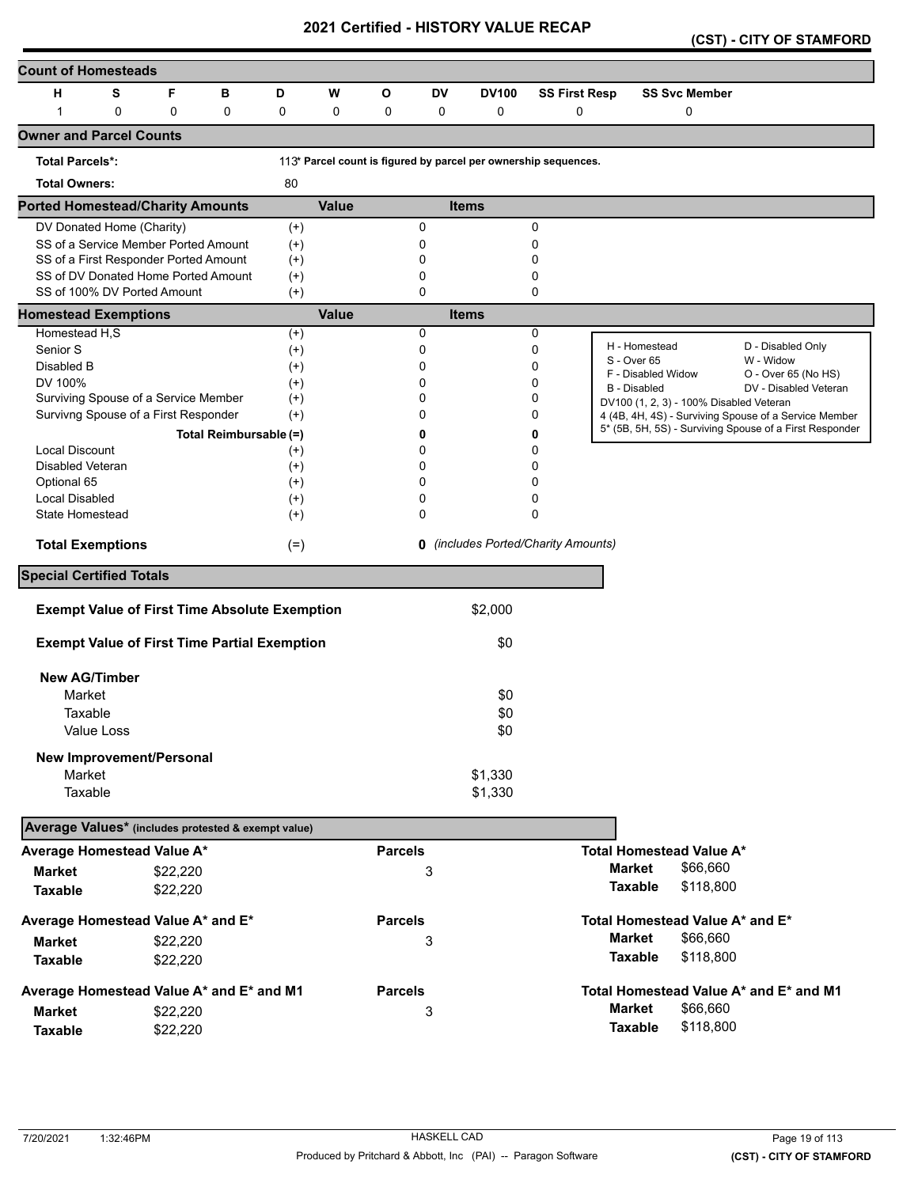# 2021 Certified - HISTORY VALUE RECAP

**(CST) - CITY OF STAMFORD**

## Count of Homesteads

| H | S | F | B | D | W | O | DV | DV100 | SS First Resp | SS Svc Member |
|---|---|---|---|---|---|---|---|---|---|---|
| 1 | 0 | 0 | 0 | 0 | 0 | 0 | 0 | 0 | 0 | 0 |

## Owner and Parcel Counts

**Total Parcels*:** 113* Parcel count is figured by parcel per ownership sequences.

**Total Owners:** 80

## Ported Homestead/Charity Amounts

| | | Value | Items |
|---|---|---|---|
| DV Donated Home (Charity) | (+) | 0 | 0 |
| SS of a Service Member Ported Amount | (+) | 0 | 0 |
| SS of a First Responder Ported Amount | (+) | 0 | 0 |
| SS of DV Donated Home Ported Amount | (+) | 0 | 0 |
| SS of 100% DV Ported Amount | (+) | 0 | 0 |

## Homestead Exemptions

| | | Value | Items |
|---|---|---|---|
| Homestead H,S | (+) | 0 | 0 |
| Senior S | (+) | 0 | 0 |
| Disabled B | (+) | 0 | 0 |
| DV 100% | (+) | 0 | 0 |
| Surviving Spouse of a Service Member | (+) | 0 | 0 |
| Survivng Spouse of a First Responder | (+) | 0 | 0 |
| Total Reimbursable | (=) | **0** | **0** |
| Local Discount | (+) | 0 | 0 |
| Disabled Veteran | (+) | 0 | 0 |
| Optional 65 | (+) | 0 | 0 |
| Local Disabled | (+) | 0 | 0 |
| State Homestead | (+) | 0 | 0 |
| **Total Exemptions** | (=) | **0** | *(includes Ported/Charity Amounts)* |

H - Homestead
S - Over 65
F - Disabled Widow
B - Disabled
D - Disabled Only
W - Widow
O - Over 65 (No HS)
DV - Disabled Veteran
DV100 (1, 2, 3) - 100% Disabled Veteran
4 (4B, 4H, 4S) - Surviving Spouse of a Service Member
5* (5B, 5H, 5S) - Surviving Spouse of a First Responder

## Special Certified Totals

| | |
|---|---|
| **Exempt Value of First Time Absolute Exemption** | $2,000 |
| **Exempt Value of First Time Partial Exemption** | $0 |
| **New AG/Timber** | |
| Market | $0 |
| Taxable | $0 |
| Value Loss | $0 |
| **New Improvement/Personal** | |
| Market | $1,330 |
| Taxable | $1,330 |

## Average Values* (includes protested & exempt value)

| Average Homestead Value A* | | Parcels | Total Homestead Value A* | |
|---|---|---|---|---|
| **Market** | $22,220 | 3 | **Market** | $66,660 |
| **Taxable** | $22,220 | | **Taxable** | $118,800 |

| Average Homestead Value A* and E* | | Parcels | Total Homestead Value A* and E* | |
|---|---|---|---|---|
| **Market** | $22,220 | 3 | **Market** | $66,660 |
| **Taxable** | $22,220 | | **Taxable** | $118,800 |

| Average Homestead Value A* and E* and M1 | | Parcels | Total Homestead Value A* and E* and M1 | |
|---|---|---|---|---|
| **Market** | $22,220 | 3 | **Market** | $66,660 |
| **Taxable** | $22,220 | | **Taxable** | $118,800 |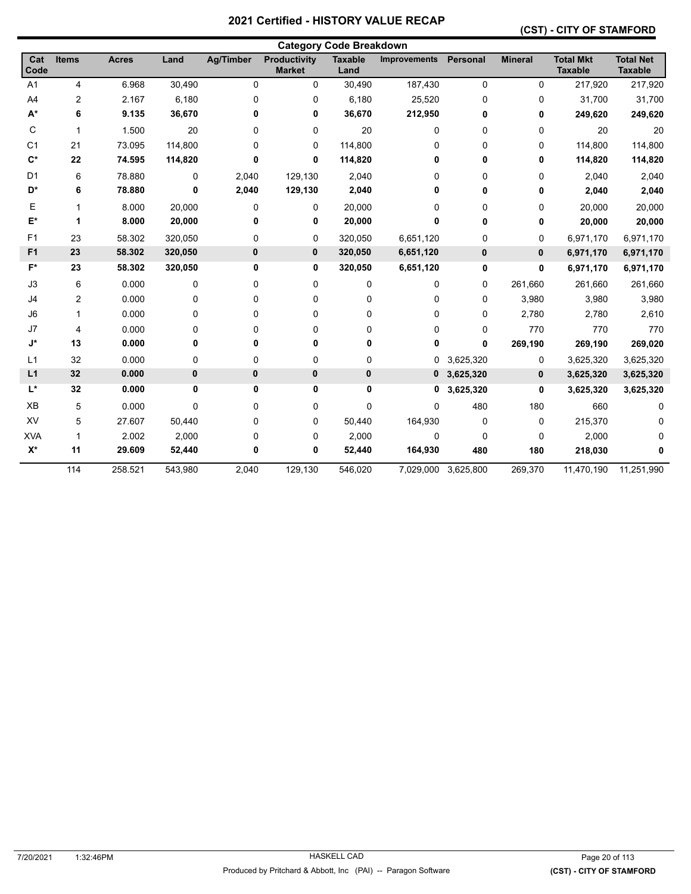# 2021 Certified - HISTORY VALUE RECAP

## (CST) - CITY OF STAMFORD

### Category Code Breakdown

| Cat Code | Items | Acres | Land | Ag/Timber | Productivity Market | Taxable Land | Improvements | Personal | Mineral | Total Mkt Taxable | Total Net Taxable |
|---|---|---|---|---|---|---|---|---|---|---|---|
| A1 | 4 | 6.968 | 30,490 | 0 | 0 | 30,490 | 187,430 | 0 | 0 | 217,920 | 217,920 |
| A4 | 2 | 2.167 | 6,180 | 0 | 0 | 6,180 | 25,520 | 0 | 0 | 31,700 | 31,700 |
| **A*** | **6** | **9.135** | **36,670** | **0** | **0** | **36,670** | **212,950** | **0** | **0** | **249,620** | **249,620** |
| C | 1 | 1.500 | 20 | 0 | 0 | 20 | 0 | 0 | 0 | 20 | 20 |
| C1 | 21 | 73.095 | 114,800 | 0 | 0 | 114,800 | 0 | 0 | 0 | 114,800 | 114,800 |
| **C*** | **22** | **74.595** | **114,820** | **0** | **0** | **114,820** | **0** | **0** | **0** | **114,820** | **114,820** |
| D1 | 6 | 78.880 | 0 | 2,040 | 129,130 | 2,040 | 0 | 0 | 0 | 2,040 | 2,040 |
| **D*** | **6** | **78.880** | **0** | **2,040** | **129,130** | **2,040** | **0** | **0** | **0** | **2,040** | **2,040** |
| E | 1 | 8.000 | 20,000 | 0 | 0 | 20,000 | 0 | 0 | 0 | 20,000 | 20,000 |
| **E*** | **1** | **8.000** | **20,000** | **0** | **0** | **20,000** | **0** | **0** | **0** | **20,000** | **20,000** |
| F1 | 23 | 58.302 | 320,050 | 0 | 0 | 320,050 | 6,651,120 | 0 | 0 | 6,971,170 | 6,971,170 |
| **F1** | **23** | **58.302** | **320,050** | **0** | **0** | **320,050** | **6,651,120** | **0** | **0** | **6,971,170** | **6,971,170** |
| **F*** | **23** | **58.302** | **320,050** | **0** | **0** | **320,050** | **6,651,120** | **0** | **0** | **6,971,170** | **6,971,170** |
| J3 | 6 | 0.000 | 0 | 0 | 0 | 0 | 0 | 0 | 261,660 | 261,660 | 261,660 |
| J4 | 2 | 0.000 | 0 | 0 | 0 | 0 | 0 | 0 | 3,980 | 3,980 | 3,980 |
| J6 | 1 | 0.000 | 0 | 0 | 0 | 0 | 0 | 0 | 2,780 | 2,780 | 2,610 |
| J7 | 4 | 0.000 | 0 | 0 | 0 | 0 | 0 | 0 | 770 | 770 | 770 |
| **J*** | **13** | **0.000** | **0** | **0** | **0** | **0** | **0** | **0** | **269,190** | **269,190** | **269,020** |
| L1 | 32 | 0.000 | 0 | 0 | 0 | 0 | 0 | 3,625,320 | 0 | 3,625,320 | 3,625,320 |
| **L1** | **32** | **0.000** | **0** | **0** | **0** | **0** | **0** | **3,625,320** | **0** | **3,625,320** | **3,625,320** |
| **L*** | **32** | **0.000** | **0** | **0** | **0** | **0** | **0** | **3,625,320** | **0** | **3,625,320** | **3,625,320** |
| XB | 5 | 0.000 | 0 | 0 | 0 | 0 | 0 | 480 | 180 | 660 | 0 |
| XV | 5 | 27.607 | 50,440 | 0 | 0 | 50,440 | 164,930 | 0 | 0 | 215,370 | 0 |
| XVA | 1 | 2.002 | 2,000 | 0 | 0 | 2,000 | 0 | 0 | 0 | 2,000 | 0 |
| **X*** | **11** | **29.609** | **52,440** | **0** | **0** | **52,440** | **164,930** | **480** | **180** | **218,030** | **0** |
| | 114 | 258.521 | 543,980 | 2,040 | 129,130 | 546,020 | 7,029,000 | 3,625,800 | 269,370 | 11,470,190 | 11,251,990 |

7/20/2021 1:32:46PM HASKELL CAD

Produced by Pritchard & Abbott, Inc (PAI) -- Paragon Software

(CST) - CITY OF STAMFORD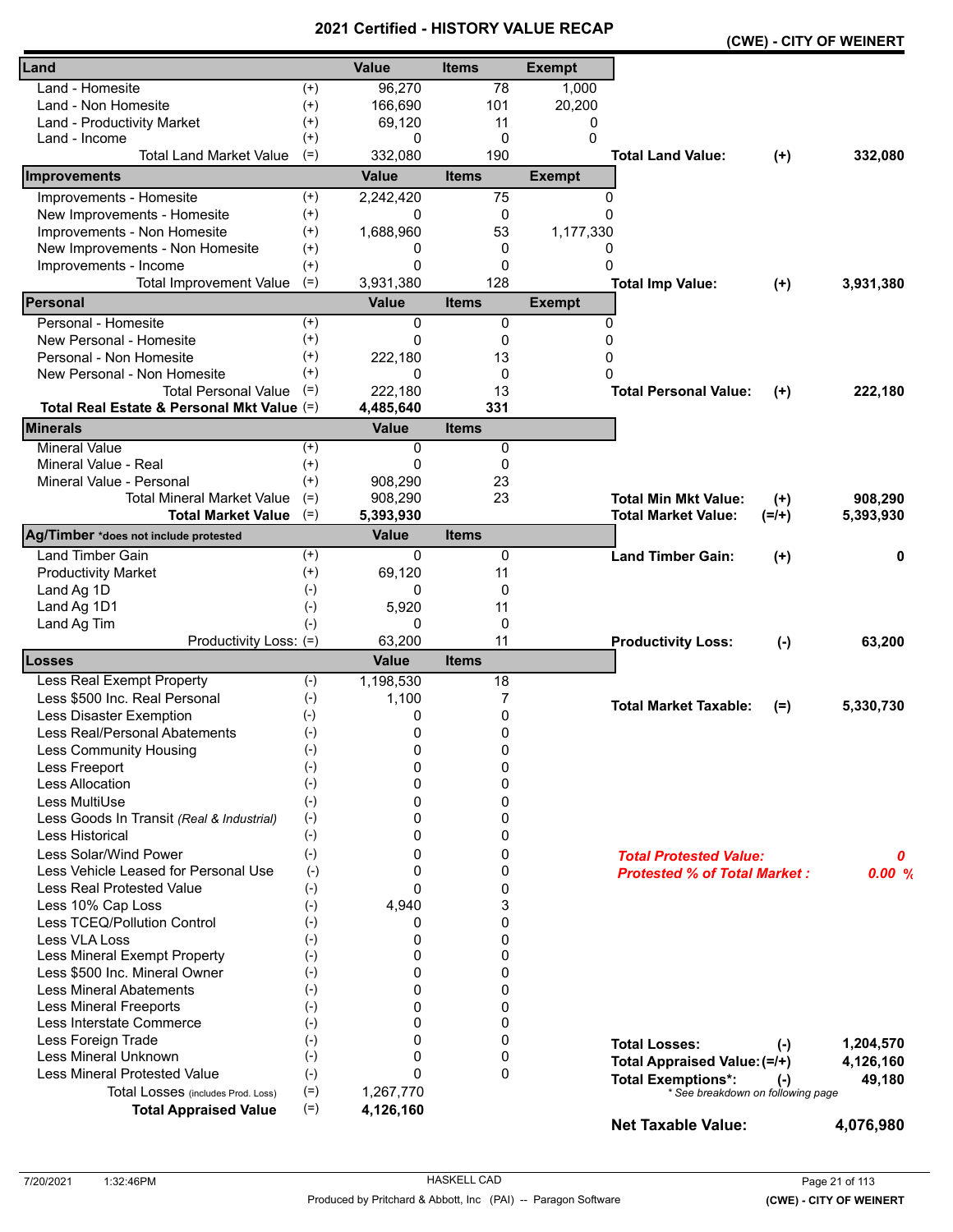# 2021 Certified - HISTORY VALUE RECAP

**(CWE) - CITY OF WEINERT**

| Land | | Value | Items | Exempt | | | |
|---|---|---|---|---|---|---|---|
| Land - Homesite | (+) | 96,270 | 78 | 1,000 | | | |
| Land - Non Homesite | (+) | 166,690 | 101 | 20,200 | | | |
| Land - Productivity Market | (+) | 69,120 | 11 | 0 | | | |
| Land - Income | (+) | 0 | 0 | 0 | | | |
| Total Land Market Value | (=) | 332,080 | 190 | | **Total Land Value:** | **(+)** | **332,080** |
| **Improvements** | | **Value** | **Items** | **Exempt** | | | |
| Improvements - Homesite | (+) | 2,242,420 | 75 | 0 | | | |
| New Improvements - Homesite | (+) | 0 | 0 | 0 | | | |
| Improvements - Non Homesite | (+) | 1,688,960 | 53 | 1,177,330 | | | |
| New Improvements - Non Homesite | (+) | 0 | 0 | 0 | | | |
| Improvements - Income | (+) | 0 | 0 | 0 | | | |
| Total Improvement Value | (=) | 3,931,380 | 128 | | **Total Imp Value:** | **(+)** | **3,931,380** |
| **Personal** | | **Value** | **Items** | **Exempt** | | | |
| Personal - Homesite | (+) | 0 | 0 | 0 | | | |
| New Personal - Homesite | (+) | 0 | 0 | 0 | | | |
| Personal - Non Homesite | (+) | 222,180 | 13 | 0 | | | |
| New Personal - Non Homesite | (+) | 0 | 0 | 0 | | | |
| Total Personal Value | (=) | 222,180 | 13 | | **Total Personal Value:** | **(+)** | **222,180** |
| **Total Real Estate & Personal Mkt Value** | (=) | **4,485,640** | **331** | | | | |
| **Minerals** | | **Value** | **Items** | | | | |
| Mineral Value | (+) | 0 | 0 | | | | |
| Mineral Value - Real | (+) | 0 | 0 | | | | |
| Mineral Value - Personal | (+) | 908,290 | 23 | | | | |
| Total Mineral Market Value | (=) | 908,290 | 23 | | **Total Min Mkt Value:** | **(+)** | **908,290** |
| **Total Market Value** | (=) | **5,393,930** | | | **Total Market Value:** | **(=/+)** | **5,393,930** |
| **Ag/Timber** *does not include protested | | **Value** | **Items** | | | | |
| Land Timber Gain | (+) | 0 | 0 | | **Land Timber Gain:** | **(+)** | **0** |
| Productivity Market | (+) | 69,120 | 11 | | | | |
| Land Ag 1D | (-) | 0 | 0 | | | | |
| Land Ag 1D1 | (-) | 5,920 | 11 | | | | |
| Land Ag Tim | (-) | 0 | 0 | | | | |
| Productivity Loss: | (=) | 63,200 | 11 | | **Productivity Loss:** | **(-)** | **63,200** |
| **Losses** | | **Value** | **Items** | | | | |
| Less Real Exempt Property | (-) | 1,198,530 | 18 | | | | |
| Less $500 Inc. Real Personal | (-) | 1,100 | 7 | | **Total Market Taxable:** | **(=)** | **5,330,730** |
| Less Disaster Exemption | (-) | 0 | 0 | | | | |
| Less Real/Personal Abatements | (-) | 0 | 0 | | | | |
| Less Community Housing | (-) | 0 | 0 | | | | |
| Less Freeport | (-) | 0 | 0 | | | | |
| Less Allocation | (-) | 0 | 0 | | | | |
| Less MultiUse | (-) | 0 | 0 | | | | |
| Less Goods In Transit *(Real & Industrial)* | (-) | 0 | 0 | | | | |
| Less Historical | (-) | 0 | 0 | | | | |
| Less Solar/Wind Power | (-) | 0 | 0 | | ***Total Protested Value:*** | | ***0*** |
| Less Vehicle Leased for Personal Use | (-) | 0 | 0 | | ***Protested % of Total Market :*** | | ***0.00 %*** |
| Less Real Protested Value | (-) | 0 | 0 | | | | |
| Less 10% Cap Loss | (-) | 4,940 | 3 | | | | |
| Less TCEQ/Pollution Control | (-) | 0 | 0 | | | | |
| Less VLA Loss | (-) | 0 | 0 | | | | |
| Less Mineral Exempt Property | (-) | 0 | 0 | | | | |
| Less $500 Inc. Mineral Owner | (-) | 0 | 0 | | | | |
| Less Mineral Abatements | (-) | 0 | 0 | | | | |
| Less Mineral Freeports | (-) | 0 | 0 | | | | |
| Less Interstate Commerce | (-) | 0 | 0 | | | | |
| Less Foreign Trade | (-) | 0 | 0 | | **Total Losses:** | **(-)** | **1,204,570** |
| Less Mineral Unknown | (-) | 0 | 0 | | **Total Appraised Value:** | **(=/+)** | **4,126,160** |
| Less Mineral Protested Value | (-) | 0 | 0 | | **Total Exemptions*:** | **(-)** | **49,180** |
| Total Losses (includes Prod. Loss) | (=) | 1,267,770 | | | *\* See breakdown on following page* | | |
| **Total Appraised Value** | (=) | **4,126,160** | | | | | |
| | | | | | **Net Taxable Value:** | | **4,076,980** |

7/20/2021 1:32:46PM HASKELL CAD

Produced by Pritchard & Abbott, Inc (PAI) -- Paragon Software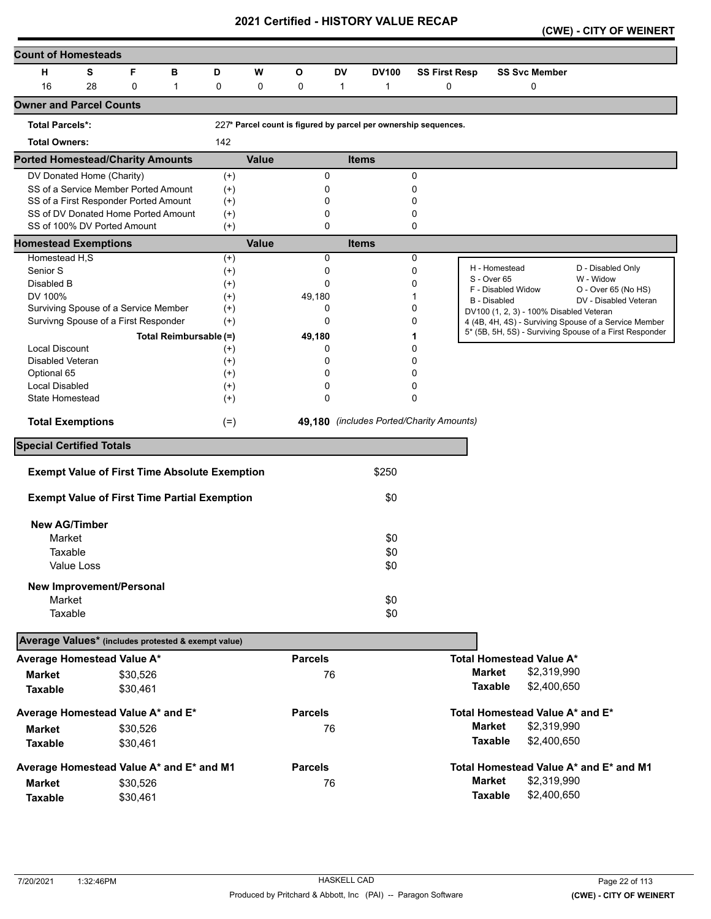# 2021 Certified - HISTORY VALUE RECAP

**(CWE) - CITY OF WEINERT**

## Count of Homesteads

| H | S | F | B | D | W | O | DV | DV100 | SS First Resp | SS Svc Member |
|---|---|---|---|---|---|---|---|---|---|---|
| 16 | 28 | 0 | 1 | 0 | 0 | 0 | 1 | 1 | 0 | 0 |

## Owner and Parcel Counts

| | |
|---|---|
| **Total Parcels*:** | 227* Parcel count is figured by parcel per ownership sequences. |
| **Total Owners:** | 142 |

## Ported Homestead/Charity Amounts

| | | Value | Items |
|---|---|---|---|
| DV Donated Home (Charity) | (+) | 0 | 0 |
| SS of a Service Member Ported Amount | (+) | 0 | 0 |
| SS of a First Responder Ported Amount | (+) | 0 | 0 |
| SS of DV Donated Home Ported Amount | (+) | 0 | 0 |
| SS of 100% DV Ported Amount | (+) | 0 | 0 |

## Homestead Exemptions

| | | Value | Items |
|---|---|---|---|
| Homestead H,S | (+) | 0 | 0 |
| Senior S | (+) | 0 | 0 |
| Disabled B | (+) | 0 | 0 |
| DV 100% | (+) | 49,180 | 1 |
| Surviving Spouse of a Service Member | (+) | 0 | 0 |
| Survivng Spouse of a First Responder | (+) | 0 | 0 |
| Total Reimbursable | (=) | **49,180** | **1** |
| Local Discount | (+) | 0 | 0 |
| Disabled Veteran | (+) | 0 | 0 |
| Optional 65 | (+) | 0 | 0 |
| Local Disabled | (+) | 0 | 0 |
| State Homestead | (+) | 0 | 0 |
| **Total Exemptions** | (=) | **49,180** | *(includes Ported/Charity Amounts)* |

| | |
|---|---|
| H - Homestead | D - Disabled Only |
| S - Over 65 | W - Widow |
| F - Disabled Widow | O - Over 65 (No HS) |
| B - Disabled | DV - Disabled Veteran |
| DV100 (1, 2, 3) - 100% Disabled Veteran | |
| 4 (4B, 4H, 4S) - Surviving Spouse of a Service Member | |
| 5* (5B, 5H, 5S) - Surviving Spouse of a First Responder | |

## Special Certified Totals

| | |
|---|---|
| **Exempt Value of First Time Absolute Exemption** | $250 |
| **Exempt Value of First Time Partial Exemption** | $0 |
| **New AG/Timber** | |
| Market | $0 |
| Taxable | $0 |
| Value Loss | $0 |
| **New Improvement/Personal** | |
| Market | $0 |
| Taxable | $0 |

## Average Values* (includes protested & exempt value)

| Average Homestead Value A* | | Parcels | Total Homestead Value A* | |
|---|---|---|---|---|
| **Market** | $30,526 | 76 | **Market** | $2,319,990 |
| **Taxable** | $30,461 | | **Taxable** | $2,400,650 |

| Average Homestead Value A* and E* | | Parcels | Total Homestead Value A* and E* | |
|---|---|---|---|---|
| **Market** | $30,526 | 76 | **Market** | $2,319,990 |
| **Taxable** | $30,461 | | **Taxable** | $2,400,650 |

| Average Homestead Value A* and E* and M1 | | Parcels | Total Homestead Value A* and E* and M1 | |
|---|---|---|---|---|
| **Market** | $30,526 | 76 | **Market** | $2,319,990 |
| **Taxable** | $30,461 | | **Taxable** | $2,400,650 |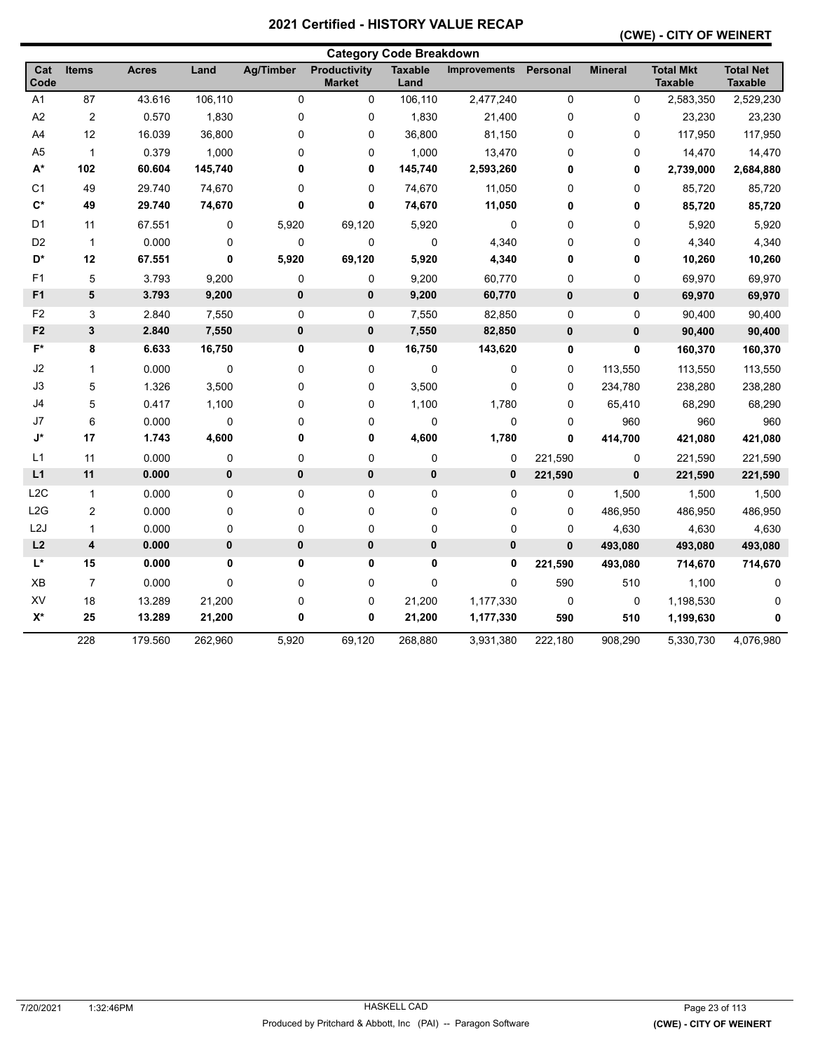# 2021 Certified - HISTORY VALUE RECAP

## (CWE) - CITY OF WEINERT

### Category Code Breakdown

| Cat Code | Items | Acres | Land | Ag/Timber | Productivity Market | Taxable Land | Improvements | Personal | Mineral | Total Mkt Taxable | Total Net Taxable |
|---|---|---|---|---|---|---|---|---|---|---|---|
| A1 | 87 | 43.616 | 106,110 | 0 | 0 | 106,110 | 2,477,240 | 0 | 0 | 2,583,350 | 2,529,230 |
| A2 | 2 | 0.570 | 1,830 | 0 | 0 | 1,830 | 21,400 | 0 | 0 | 23,230 | 23,230 |
| A4 | 12 | 16.039 | 36,800 | 0 | 0 | 36,800 | 81,150 | 0 | 0 | 117,950 | 117,950 |
| A5 | 1 | 0.379 | 1,000 | 0 | 0 | 1,000 | 13,470 | 0 | 0 | 14,470 | 14,470 |
| **A*** | **102** | **60.604** | **145,740** | **0** | **0** | **145,740** | **2,593,260** | **0** | **0** | **2,739,000** | **2,684,880** |
| C1 | 49 | 29.740 | 74,670 | 0 | 0 | 74,670 | 11,050 | 0 | 0 | 85,720 | 85,720 |
| **C*** | **49** | **29.740** | **74,670** | **0** | **0** | **74,670** | **11,050** | **0** | **0** | **85,720** | **85,720** |
| D1 | 11 | 67.551 | 0 | 5,920 | 69,120 | 5,920 | 0 | 0 | 0 | 5,920 | 5,920 |
| D2 | 1 | 0.000 | 0 | 0 | 0 | 0 | 4,340 | 0 | 0 | 4,340 | 4,340 |
| **D*** | **12** | **67.551** | **0** | **5,920** | **69,120** | **5,920** | **4,340** | **0** | **0** | **10,260** | **10,260** |
| F1 | 5 | 3.793 | 9,200 | 0 | 0 | 9,200 | 60,770 | 0 | 0 | 69,970 | 69,970 |
| **F1** | **5** | **3.793** | **9,200** | **0** | **0** | **9,200** | **60,770** | **0** | **0** | **69,970** | **69,970** |
| F2 | 3 | 2.840 | 7,550 | 0 | 0 | 7,550 | 82,850 | 0 | 0 | 90,400 | 90,400 |
| **F2** | **3** | **2.840** | **7,550** | **0** | **0** | **7,550** | **82,850** | **0** | **0** | **90,400** | **90,400** |
| **F*** | **8** | **6.633** | **16,750** | **0** | **0** | **16,750** | **143,620** | **0** | **0** | **160,370** | **160,370** |
| J2 | 1 | 0.000 | 0 | 0 | 0 | 0 | 0 | 0 | 113,550 | 113,550 | 113,550 |
| J3 | 5 | 1.326 | 3,500 | 0 | 0 | 3,500 | 0 | 0 | 234,780 | 238,280 | 238,280 |
| J4 | 5 | 0.417 | 1,100 | 0 | 0 | 1,100 | 1,780 | 0 | 65,410 | 68,290 | 68,290 |
| J7 | 6 | 0.000 | 0 | 0 | 0 | 0 | 0 | 0 | 960 | 960 | 960 |
| **J*** | **17** | **1.743** | **4,600** | **0** | **0** | **4,600** | **1,780** | **0** | **414,700** | **421,080** | **421,080** |
| L1 | 11 | 0.000 | 0 | 0 | 0 | 0 | 0 | 221,590 | 0 | 221,590 | 221,590 |
| **L1** | **11** | **0.000** | **0** | **0** | **0** | **0** | **0** | **221,590** | **0** | **221,590** | **221,590** |
| L2C | 1 | 0.000 | 0 | 0 | 0 | 0 | 0 | 0 | 1,500 | 1,500 | 1,500 |
| L2G | 2 | 0.000 | 0 | 0 | 0 | 0 | 0 | 0 | 486,950 | 486,950 | 486,950 |
| L2J | 1 | 0.000 | 0 | 0 | 0 | 0 | 0 | 0 | 4,630 | 4,630 | 4,630 |
| **L2** | **4** | **0.000** | **0** | **0** | **0** | **0** | **0** | **0** | **493,080** | **493,080** | **493,080** |
| **L*** | **15** | **0.000** | **0** | **0** | **0** | **0** | **0** | **221,590** | **493,080** | **714,670** | **714,670** |
| XB | 7 | 0.000 | 0 | 0 | 0 | 0 | 0 | 590 | 510 | 1,100 | 0 |
| XV | 18 | 13.289 | 21,200 | 0 | 0 | 21,200 | 1,177,330 | 0 | 0 | 1,198,530 | 0 |
| **X*** | **25** | **13.289** | **21,200** | **0** | **0** | **21,200** | **1,177,330** | **590** | **510** | **1,199,630** | **0** |
| | 228 | 179.560 | 262,960 | 5,920 | 69,120 | 268,880 | 3,931,380 | 222,180 | 908,290 | 5,330,730 | 4,076,980 |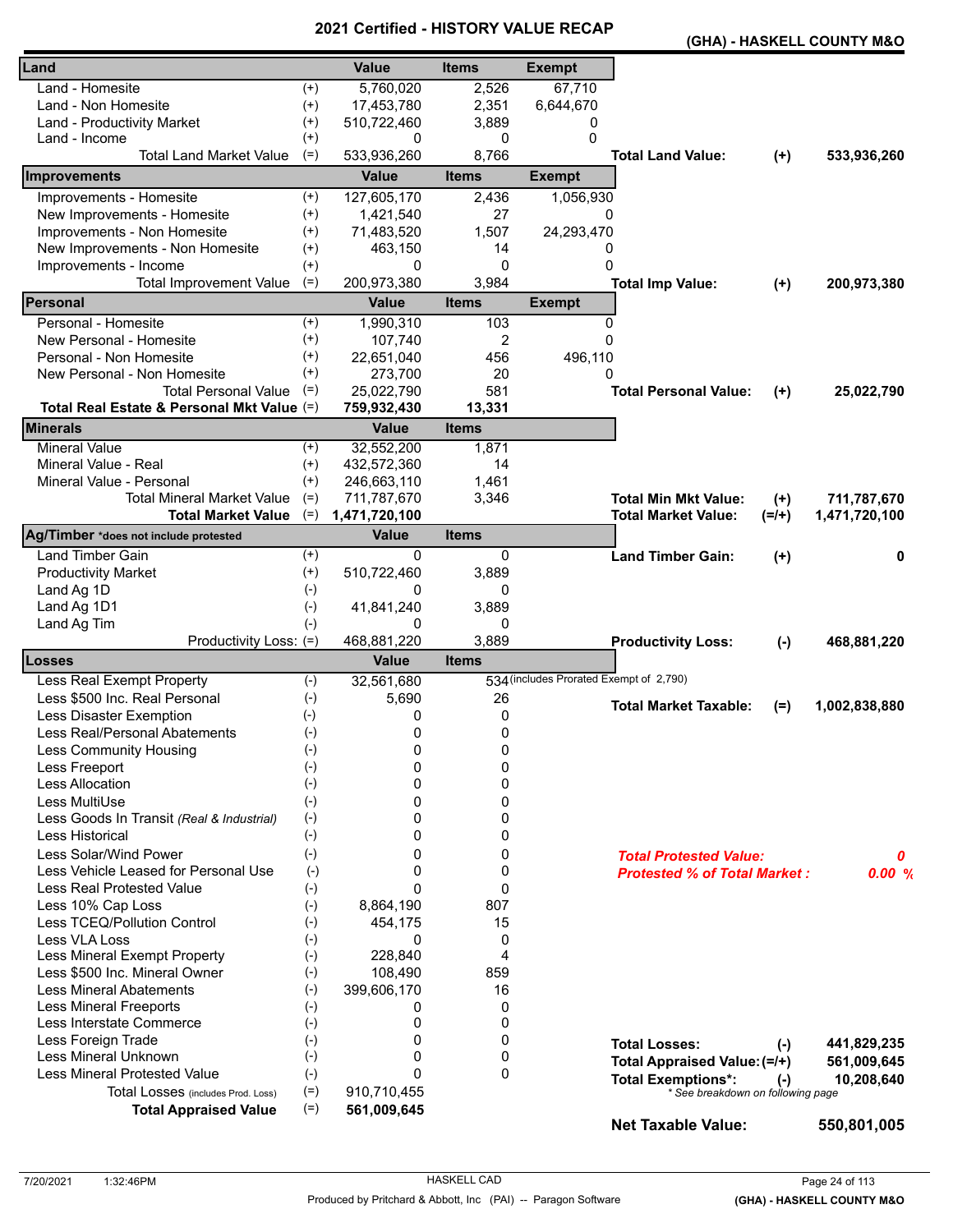# 2021 Certified - HISTORY VALUE RECAP

**(GHA) - HASKELL COUNTY M&O**

| Land | | Value | Items | Exempt | | | |
|---|---|---|---|---|---|---|---|
| Land - Homesite | (+) | 5,760,020 | 2,526 | 67,710 | | | |
| Land - Non Homesite | (+) | 17,453,780 | 2,351 | 6,644,670 | | | |
| Land - Productivity Market | (+) | 510,722,460 | 3,889 | 0 | | | |
| Land - Income | (+) | 0 | 0 | 0 | | | |
| Total Land Market Value | (=) | 533,936,260 | 8,766 | | **Total Land Value:** | **(+)** | **533,936,260** |
| **Improvements** | | **Value** | **Items** | **Exempt** | | | |
| Improvements - Homesite | (+) | 127,605,170 | 2,436 | 1,056,930 | | | |
| New Improvements - Homesite | (+) | 1,421,540 | 27 | 0 | | | |
| Improvements - Non Homesite | (+) | 71,483,520 | 1,507 | 24,293,470 | | | |
| New Improvements - Non Homesite | (+) | 463,150 | 14 | 0 | | | |
| Improvements - Income | (+) | 0 | 0 | 0 | | | |
| Total Improvement Value | (=) | 200,973,380 | 3,984 | | **Total Imp Value:** | **(+)** | **200,973,380** |
| **Personal** | | **Value** | **Items** | **Exempt** | | | |
| Personal - Homesite | (+) | 1,990,310 | 103 | 0 | | | |
| New Personal - Homesite | (+) | 107,740 | 2 | 0 | | | |
| Personal - Non Homesite | (+) | 22,651,040 | 456 | 496,110 | | | |
| New Personal - Non Homesite | (+) | 273,700 | 20 | 0 | | | |
| Total Personal Value | (=) | 25,022,790 | 581 | | **Total Personal Value:** | **(+)** | **25,022,790** |
| **Total Real Estate & Personal Mkt Value** | (=) | **759,932,430** | **13,331** | | | | |
| **Minerals** | | **Value** | **Items** | | | | |
| Mineral Value | (+) | 32,552,200 | 1,871 | | | | |
| Mineral Value - Real | (+) | 432,572,360 | 14 | | | | |
| Mineral Value - Personal | (+) | 246,663,110 | 1,461 | | | | |
| Total Mineral Market Value | (=) | 711,787,670 | 3,346 | | **Total Min Mkt Value:** | **(+)** | **711,787,670** |
| **Total Market Value** | (=) | **1,471,720,100** | | | **Total Market Value:** | **(=/+)** | **1,471,720,100** |
| **Ag/Timber** *does not include protested | | **Value** | **Items** | | | | |
| Land Timber Gain | (+) | 0 | 0 | | **Land Timber Gain:** | **(+)** | **0** |
| Productivity Market | (+) | 510,722,460 | 3,889 | | | | |
| Land Ag 1D | (-) | 0 | 0 | | | | |
| Land Ag 1D1 | (-) | 41,841,240 | 3,889 | | | | |
| Land Ag Tim | (-) | 0 | 0 | | | | |
| Productivity Loss: | (=) | 468,881,220 | 3,889 | | **Productivity Loss:** | **(-)** | **468,881,220** |
| **Losses** | | **Value** | **Items** | | | | |
| Less Real Exempt Property | (-) | 32,561,680 | 534 | (includes Prorated Exempt of 2,790) | | | |
| Less $500 Inc. Real Personal | (-) | 5,690 | 26 | | **Total Market Taxable:** | **(=)** | **1,002,838,880** |
| Less Disaster Exemption | (-) | 0 | 0 | | | | |
| Less Real/Personal Abatements | (-) | 0 | 0 | | | | |
| Less Community Housing | (-) | 0 | 0 | | | | |
| Less Freeport | (-) | 0 | 0 | | | | |
| Less Allocation | (-) | 0 | 0 | | | | |
| Less MultiUse | (-) | 0 | 0 | | | | |
| Less Goods In Transit *(Real & Industrial)* | (-) | 0 | 0 | | | | |
| Less Historical | (-) | 0 | 0 | | | | |
| Less Solar/Wind Power | (-) | 0 | 0 | | ***Total Protested Value:*** | | ***0*** |
| Less Vehicle Leased for Personal Use | (-) | 0 | 0 | | ***Protested % of Total Market :*** | | ***0.00 %*** |
| Less Real Protested Value | (-) | 0 | 0 | | | | |
| Less 10% Cap Loss | (-) | 8,864,190 | 807 | | | | |
| Less TCEQ/Pollution Control | (-) | 454,175 | 15 | | | | |
| Less VLA Loss | (-) | 0 | 0 | | | | |
| Less Mineral Exempt Property | (-) | 228,840 | 4 | | | | |
| Less $500 Inc. Mineral Owner | (-) | 108,490 | 859 | | | | |
| Less Mineral Abatements | (-) | 399,606,170 | 16 | | | | |
| Less Mineral Freeports | (-) | 0 | 0 | | | | |
| Less Interstate Commerce | (-) | 0 | 0 | | | | |
| Less Foreign Trade | (-) | 0 | 0 | | **Total Losses:** | **(-)** | **441,829,235** |
| Less Mineral Unknown | (-) | 0 | 0 | | **Total Appraised Value:** | **(=/+)** | **561,009,645** |
| Less Mineral Protested Value | (-) | 0 | 0 | | **Total Exemptions*:** | **(-)** | **10,208,640** |
| Total Losses (includes Prod. Loss) | (=) | 910,710,455 | | | * See breakdown on following page | | |
| **Total Appraised Value** | (=) | **561,009,645** | | | | | |
| | | | | | **Net Taxable Value:** | | **550,801,005** |

7/20/2021 1:32:46PM HASKELL CAD

Produced by Pritchard & Abbott, Inc (PAI) -- Paragon Software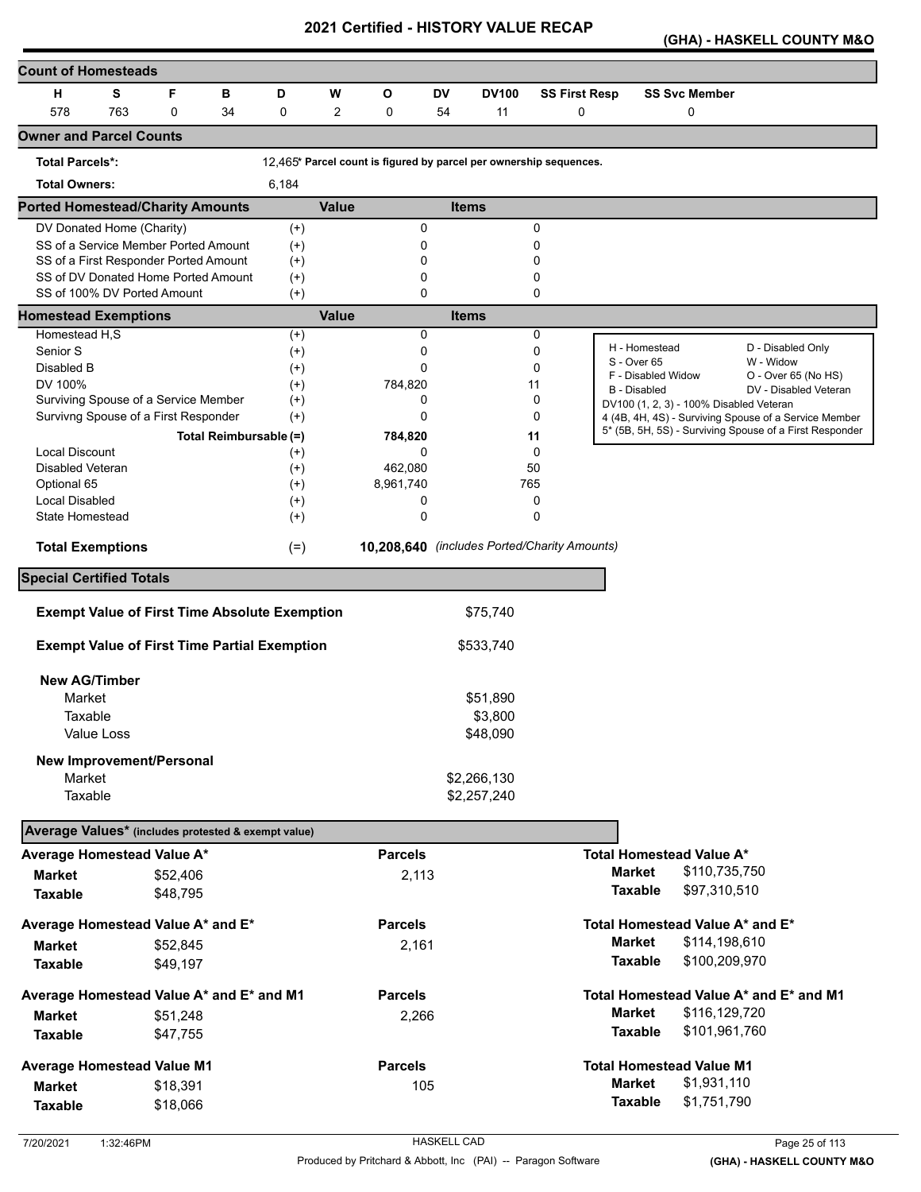# 2021 Certified - HISTORY VALUE RECAP

**(GHA) - HASKELL COUNTY M&O**

## Count of Homesteads

| H | S | F | B | D | W | O | DV | DV100 | SS First Resp | SS Svc Member |
|---|---|---|---|---|---|---|---|---|---|---|
| 578 | 763 | 0 | 34 | 0 | 2 | 0 | 54 | 11 | 0 | 0 |

## Owner and Parcel Counts

**Total Parcels*:** 12,465* **Parcel count is figured by parcel per ownership sequences.**

**Total Owners:** 6,184

## Ported Homestead/Charity Amounts

| | | Value | Items |
|---|---|---|---|
| DV Donated Home (Charity) | (+) | 0 | 0 |
| SS of a Service Member Ported Amount | (+) | 0 | 0 |
| SS of a First Responder Ported Amount | (+) | 0 | 0 |
| SS of DV Donated Home Ported Amount | (+) | 0 | 0 |
| SS of 100% DV Ported Amount | (+) | 0 | 0 |

## Homestead Exemptions

| | | Value | Items |
|---|---|---|---|
| Homestead H,S | (+) | 0 | 0 |
| Senior S | (+) | 0 | 0 |
| Disabled B | (+) | 0 | 0 |
| DV 100% | (+) | 784,820 | 11 |
| Surviving Spouse of a Service Member | (+) | 0 | 0 |
| Survivng Spouse of a First Responder | (+) | 0 | 0 |
| Total Reimbursable | (=) | 784,820 | 11 |
| Local Discount | (+) | 0 | 0 |
| Disabled Veteran | (+) | 462,080 | 50 |
| Optional 65 | (+) | 8,961,740 | 765 |
| Local Disabled | (+) | 0 | 0 |
| State Homestead | (+) | 0 | 0 |
| **Total Exemptions** | (=) | **10,208,640** | *(includes Ported/Charity Amounts)* |

| | |
|---|---|
| H - Homestead | D - Disabled Only |
| S - Over 65 | W - Widow |
| F - Disabled Widow | O - Over 65 (No HS) |
| B - Disabled | DV - Disabled Veteran |

DV100 (1, 2, 3) - 100% Disabled Veteran
4 (4B, 4H, 4S) - Surviving Spouse of a Service Member
5* (5B, 5H, 5S) - Surviving Spouse of a First Responder

## Special Certified Totals

| | |
|---|---|
| **Exempt Value of First Time Absolute Exemption** | $75,740 |
| **Exempt Value of First Time Partial Exemption** | $533,740 |
| **New AG/Timber** | |
| Market | $51,890 |
| Taxable | $3,800 |
| Value Loss | $48,090 |
| **New Improvement/Personal** | |
| Market | $2,266,130 |
| Taxable | $2,257,240 |

## Average Values* (includes protested & exempt value)

| | Average | Parcels | Total |
|---|---|---|---|
| **Average Homestead Value A*** | | | **Total Homestead Value A*** |
| Market | $52,406 | 2,113 | $110,735,750 |
| Taxable | $48,795 | | $97,310,510 |
| **Average Homestead Value A* and E*** | | | **Total Homestead Value A* and E*** |
| Market | $52,845 | 2,161 | $114,198,610 |
| Taxable | $49,197 | | $100,209,970 |
| **Average Homestead Value A* and E* and M1** | | | **Total Homestead Value A* and E* and M1** |
| Market | $51,248 | 2,266 | $116,129,720 |
| Taxable | $47,755 | | $101,961,760 |
| **Average Homestead Value M1** | | | **Total Homestead Value M1** |
| Market | $18,391 | 105 | $1,931,110 |
| Taxable | $18,066 | | $1,751,790 |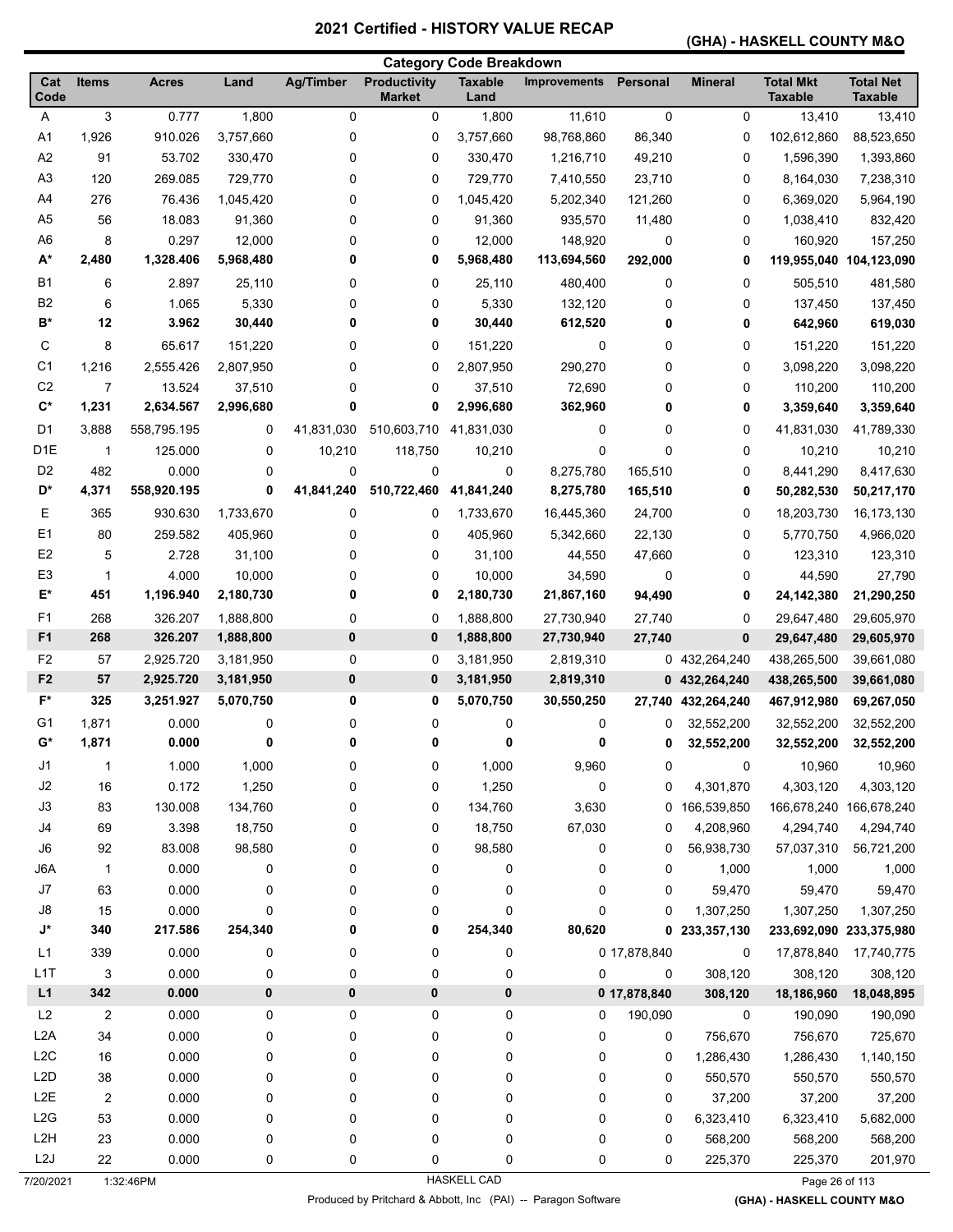# 2021 Certified - HISTORY VALUE RECAP

**(GHA) - HASKELL COUNTY M&O**

## Category Code Breakdown

| Cat Code | Items | Acres | Land | Ag/Timber | Productivity Market | Taxable Land | Improvements | Personal | Mineral | Total Mkt Taxable | Total Net Taxable |
|---|---|---|---|---|---|---|---|---|---|---|---|
| A | 3 | 0.777 | 1,800 | 0 | 0 | 1,800 | 11,610 | 0 | 0 | 13,410 | 13,410 |
| A1 | 1,926 | 910.026 | 3,757,660 | 0 | 0 | 3,757,660 | 98,768,860 | 86,340 | 0 | 102,612,860 | 88,523,650 |
| A2 | 91 | 53.702 | 330,470 | 0 | 0 | 330,470 | 1,216,710 | 49,210 | 0 | 1,596,390 | 1,393,860 |
| A3 | 120 | 269.085 | 729,770 | 0 | 0 | 729,770 | 7,410,550 | 23,710 | 0 | 8,164,030 | 7,238,310 |
| A4 | 276 | 76.436 | 1,045,420 | 0 | 0 | 1,045,420 | 5,202,340 | 121,260 | 0 | 6,369,020 | 5,964,190 |
| A5 | 56 | 18.083 | 91,360 | 0 | 0 | 91,360 | 935,570 | 11,480 | 0 | 1,038,410 | 832,420 |
| A6 | 8 | 0.297 | 12,000 | 0 | 0 | 12,000 | 148,920 | 0 | 0 | 160,920 | 157,250 |
| **A*** | **2,480** | **1,328.406** | **5,968,480** | **0** | **0** | **5,968,480** | **113,694,560** | **292,000** | **0** | **119,955,040** | **104,123,090** |
| B1 | 6 | 2.897 | 25,110 | 0 | 0 | 25,110 | 480,400 | 0 | 0 | 505,510 | 481,580 |
| B2 | 6 | 1.065 | 5,330 | 0 | 0 | 5,330 | 132,120 | 0 | 0 | 137,450 | 137,450 |
| **B*** | **12** | **3.962** | **30,440** | **0** | **0** | **30,440** | **612,520** | **0** | **0** | **642,960** | **619,030** |
| C | 8 | 65.617 | 151,220 | 0 | 0 | 151,220 | 0 | 0 | 0 | 151,220 | 151,220 |
| C1 | 1,216 | 2,555.426 | 2,807,950 | 0 | 0 | 2,807,950 | 290,270 | 0 | 0 | 3,098,220 | 3,098,220 |
| C2 | 7 | 13.524 | 37,510 | 0 | 0 | 37,510 | 72,690 | 0 | 0 | 110,200 | 110,200 |
| **C*** | **1,231** | **2,634.567** | **2,996,680** | **0** | **0** | **2,996,680** | **362,960** | **0** | **0** | **3,359,640** | **3,359,640** |
| D1 | 3,888 | 558,795.195 | 0 | 41,831,030 | 510,603,710 | 41,831,030 | 0 | 0 | 0 | 41,831,030 | 41,789,330 |
| D1E | 1 | 125.000 | 0 | 10,210 | 118,750 | 10,210 | 0 | 0 | 0 | 10,210 | 10,210 |
| D2 | 482 | 0.000 | 0 | 0 | 0 | 0 | 8,275,780 | 165,510 | 0 | 8,441,290 | 8,417,630 |
| **D*** | **4,371** | **558,920.195** | **0** | **41,841,240** | **510,722,460** | **41,841,240** | **8,275,780** | **165,510** | **0** | **50,282,530** | **50,217,170** |
| E | 365 | 930.630 | 1,733,670 | 0 | 0 | 1,733,670 | 16,445,360 | 24,700 | 0 | 18,203,730 | 16,173,130 |
| E1 | 80 | 259.582 | 405,960 | 0 | 0 | 405,960 | 5,342,660 | 22,130 | 0 | 5,770,750 | 4,966,020 |
| E2 | 5 | 2.728 | 31,100 | 0 | 0 | 31,100 | 44,550 | 47,660 | 0 | 123,310 | 123,310 |
| E3 | 1 | 4.000 | 10,000 | 0 | 0 | 10,000 | 34,590 | 0 | 0 | 44,590 | 27,790 |
| **E*** | **451** | **1,196.940** | **2,180,730** | **0** | **0** | **2,180,730** | **21,867,160** | **94,490** | **0** | **24,142,380** | **21,290,250** |
| F1 | 268 | 326.207 | 1,888,800 | 0 | 0 | 1,888,800 | 27,730,940 | 27,740 | 0 | 29,647,480 | 29,605,970 |
| **F1** | **268** | **326.207** | **1,888,800** | **0** | **0** | **1,888,800** | **27,730,940** | **27,740** | **0** | **29,647,480** | **29,605,970** |
| F2 | 57 | 2,925.720 | 3,181,950 | 0 | 0 | 3,181,950 | 2,819,310 | 0 | 432,264,240 | 438,265,500 | 39,661,080 |
| **F2** | **57** | **2,925.720** | **3,181,950** | **0** | **0** | **3,181,950** | **2,819,310** | **0** | **432,264,240** | **438,265,500** | **39,661,080** |
| **F*** | **325** | **3,251.927** | **5,070,750** | **0** | **0** | **5,070,750** | **30,550,250** | **27,740** | **432,264,240** | **467,912,980** | **69,267,050** |
| G1 | 1,871 | 0.000 | 0 | 0 | 0 | 0 | 0 | 0 | 32,552,200 | 32,552,200 | 32,552,200 |
| **G*** | **1,871** | **0.000** | **0** | **0** | **0** | **0** | **0** | **0** | **32,552,200** | **32,552,200** | **32,552,200** |
| J1 | 1 | 1.000 | 1,000 | 0 | 0 | 1,000 | 9,960 | 0 | 0 | 10,960 | 10,960 |
| J2 | 16 | 0.172 | 1,250 | 0 | 0 | 1,250 | 0 | 0 | 4,301,870 | 4,303,120 | 4,303,120 |
| J3 | 83 | 130.008 | 134,760 | 0 | 0 | 134,760 | 3,630 | 0 | 166,539,850 | 166,678,240 | 166,678,240 |
| J4 | 69 | 3.398 | 18,750 | 0 | 0 | 18,750 | 67,030 | 0 | 4,208,960 | 4,294,740 | 4,294,740 |
| J6 | 92 | 83.008 | 98,580 | 0 | 0 | 98,580 | 0 | 0 | 56,938,730 | 57,037,310 | 56,721,200 |
| J6A | 1 | 0.000 | 0 | 0 | 0 | 0 | 0 | 0 | 1,000 | 1,000 | 1,000 |
| J7 | 63 | 0.000 | 0 | 0 | 0 | 0 | 0 | 0 | 59,470 | 59,470 | 59,470 |
| J8 | 15 | 0.000 | 0 | 0 | 0 | 0 | 0 | 0 | 1,307,250 | 1,307,250 | 1,307,250 |
| **J*** | **340** | **217.586** | **254,340** | **0** | **0** | **254,340** | **80,620** | **0** | **233,357,130** | **233,692,090** | **233,375,980** |
| L1 | 339 | 0.000 | 0 | 0 | 0 | 0 | 0 | 17,878,840 | 0 | 17,878,840 | 17,740,775 |
| L1T | 3 | 0.000 | 0 | 0 | 0 | 0 | 0 | 0 | 308,120 | 308,120 | 308,120 |
| **L1** | **342** | **0.000** | **0** | **0** | **0** | **0** | **0** | **17,878,840** | **308,120** | **18,186,960** | **18,048,895** |
| L2 | 2 | 0.000 | 0 | 0 | 0 | 0 | 0 | 190,090 | 0 | 190,090 | 190,090 |
| L2A | 34 | 0.000 | 0 | 0 | 0 | 0 | 0 | 0 | 756,670 | 756,670 | 725,670 |
| L2C | 16 | 0.000 | 0 | 0 | 0 | 0 | 0 | 0 | 1,286,430 | 1,286,430 | 1,140,150 |
| L2D | 38 | 0.000 | 0 | 0 | 0 | 0 | 0 | 0 | 550,570 | 550,570 | 550,570 |
| L2E | 2 | 0.000 | 0 | 0 | 0 | 0 | 0 | 0 | 37,200 | 37,200 | 37,200 |
| L2G | 53 | 0.000 | 0 | 0 | 0 | 0 | 0 | 0 | 6,323,410 | 6,323,410 | 5,682,000 |
| L2H | 23 | 0.000 | 0 | 0 | 0 | 0 | 0 | 0 | 568,200 | 568,200 | 568,200 |
| L2J | 22 | 0.000 | 0 | 0 | 0 | 0 | 0 | 0 | 225,370 | 225,370 | 201,970 |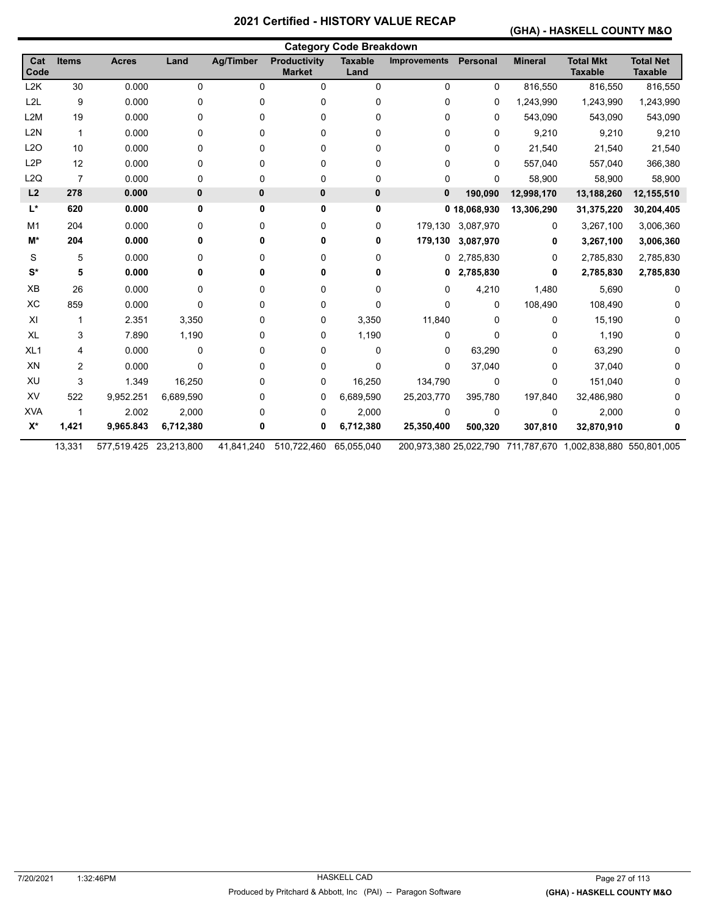# 2021 Certified - HISTORY VALUE RECAP

## (GHA) - HASKELL COUNTY M&O

### Category Code Breakdown

| Cat Code | Items | Acres | Land | Ag/Timber | Productivity Market | Taxable Land | Improvements | Personal | Mineral | Total Mkt Taxable | Total Net Taxable |
|---|---|---|---|---|---|---|---|---|---|---|---|
| L2K | 30 | 0.000 | 0 | 0 | 0 | 0 | 0 | 0 | 816,550 | 816,550 | 816,550 |
| L2L | 9 | 0.000 | 0 | 0 | 0 | 0 | 0 | 0 | 1,243,990 | 1,243,990 | 1,243,990 |
| L2M | 19 | 0.000 | 0 | 0 | 0 | 0 | 0 | 0 | 543,090 | 543,090 | 543,090 |
| L2N | 1 | 0.000 | 0 | 0 | 0 | 0 | 0 | 0 | 9,210 | 9,210 | 9,210 |
| L2O | 10 | 0.000 | 0 | 0 | 0 | 0 | 0 | 0 | 21,540 | 21,540 | 21,540 |
| L2P | 12 | 0.000 | 0 | 0 | 0 | 0 | 0 | 0 | 557,040 | 557,040 | 366,380 |
| L2Q | 7 | 0.000 | 0 | 0 | 0 | 0 | 0 | 0 | 58,900 | 58,900 | 58,900 |
| **L2** | **278** | **0.000** | **0** | **0** | **0** | **0** | **0** | **190,090** | **12,998,170** | **13,188,260** | **12,155,510** |
| **L*** | **620** | **0.000** | **0** | **0** | **0** | **0** | **0** | **18,068,930** | **13,306,290** | **31,375,220** | **30,204,405** |
| M1 | 204 | 0.000 | 0 | 0 | 0 | 0 | 179,130 | 3,087,970 | 0 | 3,267,100 | 3,006,360 |
| **M*** | **204** | **0.000** | **0** | **0** | **0** | **0** | **179,130** | **3,087,970** | **0** | **3,267,100** | **3,006,360** |
| S | 5 | 0.000 | 0 | 0 | 0 | 0 | 0 | 2,785,830 | 0 | 2,785,830 | 2,785,830 |
| **S*** | **5** | **0.000** | **0** | **0** | **0** | **0** | **0** | **2,785,830** | **0** | **2,785,830** | **2,785,830** |
| XB | 26 | 0.000 | 0 | 0 | 0 | 0 | 0 | 4,210 | 1,480 | 5,690 | 0 |
| XC | 859 | 0.000 | 0 | 0 | 0 | 0 | 0 | 0 | 108,490 | 108,490 | 0 |
| XI | 1 | 2.351 | 3,350 | 0 | 0 | 3,350 | 11,840 | 0 | 0 | 15,190 | 0 |
| XL | 3 | 7.890 | 1,190 | 0 | 0 | 1,190 | 0 | 0 | 0 | 1,190 | 0 |
| XL1 | 4 | 0.000 | 0 | 0 | 0 | 0 | 0 | 63,290 | 0 | 63,290 | 0 |
| XN | 2 | 0.000 | 0 | 0 | 0 | 0 | 0 | 37,040 | 0 | 37,040 | 0 |
| XU | 3 | 1.349 | 16,250 | 0 | 0 | 16,250 | 134,790 | 0 | 0 | 151,040 | 0 |
| XV | 522 | 9,952.251 | 6,689,590 | 0 | 0 | 6,689,590 | 25,203,770 | 395,780 | 197,840 | 32,486,980 | 0 |
| XVA | 1 | 2.002 | 2,000 | 0 | 0 | 2,000 | 0 | 0 | 0 | 2,000 | 0 |
| **X*** | **1,421** | **9,965.843** | **6,712,380** | **0** | **0** | **6,712,380** | **25,350,400** | **500,320** | **307,810** | **32,870,910** | **0** |
| | 13,331 | 577,519.425 | 23,213,800 | 41,841,240 | 510,722,460 | 65,055,040 | 200,973,380 | 25,022,790 | 711,787,670 | 1,002,838,880 | 550,801,005 |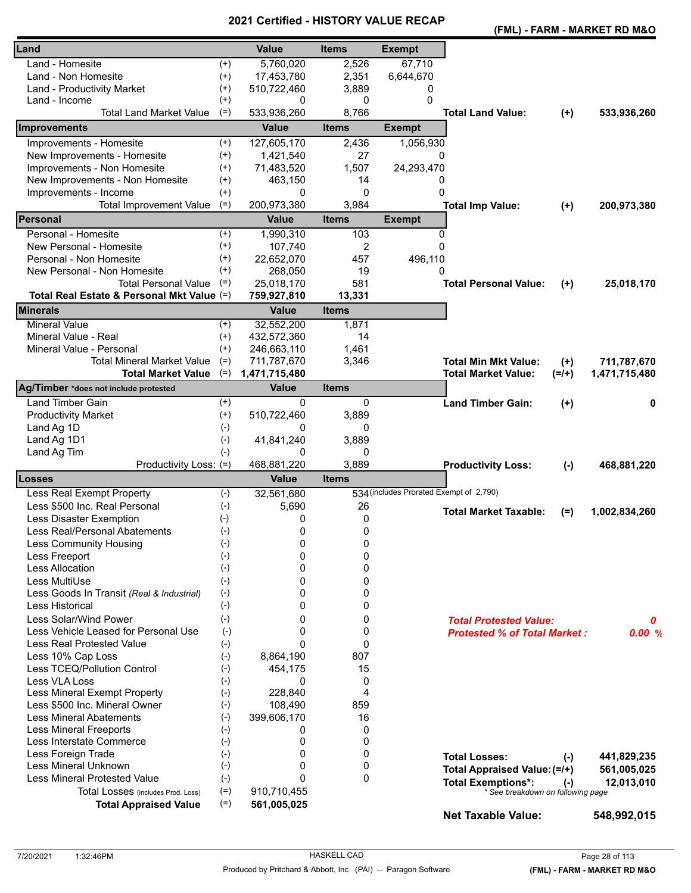# 2021 Certified - HISTORY VALUE RECAP

**(FML) - FARM - MARKET RD M&O**

| Land | | Value | Items | Exempt | | | |
|---|---|---|---|---|---|---|---|
| Land - Homesite | (+) | 5,760,020 | 2,526 | 67,710 | | | |
| Land - Non Homesite | (+) | 17,453,780 | 2,351 | 6,644,670 | | | |
| Land - Productivity Market | (+) | 510,722,460 | 3,889 | 0 | | | |
| Land - Income | (+) | 0 | 0 | 0 | | | |
| Total Land Market Value | (=) | 533,936,260 | 8,766 | | **Total Land Value:** | **(+)** | **533,936,260** |

| Improvements | | Value | Items | Exempt | | | |
|---|---|---|---|---|---|---|---|
| Improvements - Homesite | (+) | 127,605,170 | 2,436 | 1,056,930 | | | |
| New Improvements - Homesite | (+) | 1,421,540 | 27 | 0 | | | |
| Improvements - Non Homesite | (+) | 71,483,520 | 1,507 | 24,293,470 | | | |
| New Improvements - Non Homesite | (+) | 463,150 | 14 | 0 | | | |
| Improvements - Income | (+) | 0 | 0 | 0 | | | |
| Total Improvement Value | (=) | 200,973,380 | 3,984 | | **Total Imp Value:** | **(+)** | **200,973,380** |

| Personal | | Value | Items | Exempt | | | |
|---|---|---|---|---|---|---|---|
| Personal - Homesite | (+) | 1,990,310 | 103 | 0 | | | |
| New Personal - Homesite | (+) | 107,740 | 2 | 0 | | | |
| Personal - Non Homesite | (+) | 22,652,070 | 457 | 496,110 | | | |
| New Personal - Non Homesite | (+) | 268,050 | 19 | 0 | | | |
| Total Personal Value | (=) | 25,018,170 | 581 | | **Total Personal Value:** | **(+)** | **25,018,170** |
| **Total Real Estate & Personal Mkt Value** | (=) | **759,927,810** | **13,331** | | | | |

| Minerals | | Value | Items | | | |
|---|---|---|---|---|---|---|
| Mineral Value | (+) | 32,552,200 | 1,871 | | | |
| Mineral Value - Real | (+) | 432,572,360 | 14 | | | |
| Mineral Value - Personal | (+) | 246,663,110 | 1,461 | | | |
| Total Mineral Market Value | (=) | 711,787,670 | 3,346 | **Total Min Mkt Value:** | **(+)** | **711,787,670** |
| **Total Market Value** | (=) | **1,471,715,480** | | **Total Market Value:** | **(=/+)** | **1,471,715,480** |

| Ag/Timber *does not include protested | | Value | Items | | | |
|---|---|---|---|---|---|---|
| Land Timber Gain | (+) | 0 | 0 | **Land Timber Gain:** | **(+)** | **0** |
| Productivity Market | (+) | 510,722,460 | 3,889 | | | |
| Land Ag 1D | (-) | 0 | 0 | | | |
| Land Ag 1D1 | (-) | 41,841,240 | 3,889 | | | |
| Land Ag Tim | (-) | 0 | 0 | | | |
| Productivity Loss: | (=) | 468,881,220 | 3,889 | **Productivity Loss:** | **(-)** | **468,881,220** |

| Losses | | Value | Items | | | |
|---|---|---|---|---|---|---|
| Less Real Exempt Property | (-) | 32,561,680 | 534 (includes Prorated Exempt of 2,790) | | | |
| Less $500 Inc. Real Personal | (-) | 5,690 | 26 | **Total Market Taxable:** | **(=)** | **1,002,834,260** |
| Less Disaster Exemption | (-) | 0 | 0 | | | |
| Less Real/Personal Abatements | (-) | 0 | 0 | | | |
| Less Community Housing | (-) | 0 | 0 | | | |
| Less Freeport | (-) | 0 | 0 | | | |
| Less Allocation | (-) | 0 | 0 | | | |
| Less MultiUse | (-) | 0 | 0 | | | |
| Less Goods In Transit *(Real & Industrial)* | (-) | 0 | 0 | | | |
| Less Historical | (-) | 0 | 0 | | | |
| Less Solar/Wind Power | (-) | 0 | 0 | ***Total Protested Value:*** | | ***0*** |
| Less Vehicle Leased for Personal Use | (-) | 0 | 0 | ***Protested % of Total Market :*** | | ***0.00 %*** |
| Less Real Protested Value | (-) | 0 | 0 | | | |
| Less 10% Cap Loss | (-) | 8,864,190 | 807 | | | |
| Less TCEQ/Pollution Control | (-) | 454,175 | 15 | | | |
| Less VLA Loss | (-) | 0 | 0 | | | |
| Less Mineral Exempt Property | (-) | 228,840 | 4 | | | |
| Less $500 Inc. Mineral Owner | (-) | 108,490 | 859 | | | |
| Less Mineral Abatements | (-) | 399,606,170 | 16 | | | |
| Less Mineral Freeports | (-) | 0 | 0 | | | |
| Less Interstate Commerce | (-) | 0 | 0 | | | |
| Less Foreign Trade | (-) | 0 | 0 | **Total Losses:** | **(-)** | **441,829,235** |
| Less Mineral Unknown | (-) | 0 | 0 | **Total Appraised Value:** | **(=/+)** | **561,005,025** |
| Less Mineral Protested Value | (-) | 0 | 0 | **Total Exemptions*:** | **(-)** | **12,013,010** |
| Total Losses (includes Prod. Loss) | (=) | 910,710,455 | | * See breakdown on following page | | |
| **Total Appraised Value** | (=) | **561,005,025** | | | | |

**Net Taxable Value: 548,992,015**

7/20/2021 1:32:46PM — HASKELL CAD — Produced by Pritchard & Abbott, Inc (PAI) -- Paragon Software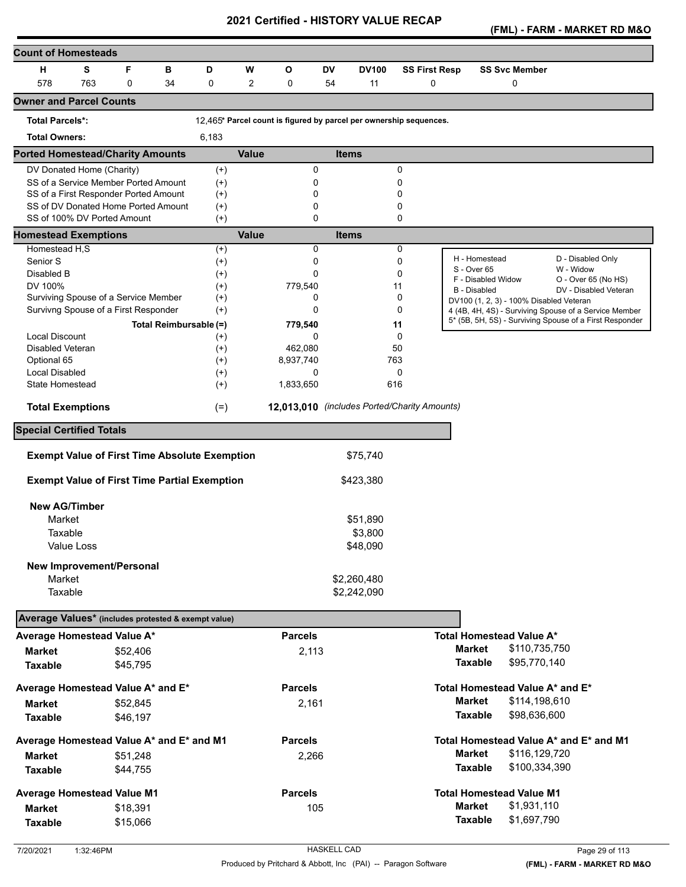# 2021 Certified - HISTORY VALUE RECAP

**(FML) - FARM - MARKET RD M&O**

## Count of Homesteads

| H | S | F | B | D | W | O | DV | DV100 | SS First Resp | SS Svc Member |
|---|---|---|---|---|---|---|---|---|---|---|
| 578 | 763 | 0 | 34 | 0 | 2 | 0 | 54 | 11 | 0 | 0 |

## Owner and Parcel Counts

| | | |
|---|---|---|
| **Total Parcels*:** | 12,465 | * Parcel count is figured by parcel per ownership sequences. |
| **Total Owners:** | 6,183 | |

## Ported Homestead/Charity Amounts

| | | Value | Items |
|---|---|---|---|
| DV Donated Home (Charity) | (+) | 0 | 0 |
| SS of a Service Member Ported Amount | (+) | 0 | 0 |
| SS of a First Responder Ported Amount | (+) | 0 | 0 |
| SS of DV Donated Home Ported Amount | (+) | 0 | 0 |
| SS of 100% DV Ported Amount | (+) | 0 | 0 |

## Homestead Exemptions

| | | Value | Items |
|---|---|---|---|
| Homestead H,S | (+) | 0 | 0 |
| Senior S | (+) | 0 | 0 |
| Disabled B | (+) | 0 | 0 |
| DV 100% | (+) | 779,540 | 11 |
| Surviving Spouse of a Service Member | (+) | 0 | 0 |
| Survivng Spouse of a First Responder | (+) | 0 | 0 |
| Total Reimbursable | (=) | 779,540 | 11 |
| Local Discount | (+) | 0 | 0 |
| Disabled Veteran | (+) | 462,080 | 50 |
| Optional 65 | (+) | 8,937,740 | 763 |
| Local Disabled | (+) | 0 | 0 |
| State Homestead | (+) | 1,833,650 | 616 |
| **Total Exemptions** | (=) | **12,013,010** | *(includes Ported/Charity Amounts)* |

| | |
|---|---|
| H - Homestead | D - Disabled Only |
| S - Over 65 | W - Widow |
| F - Disabled Widow | O - Over 65 (No HS) |
| B - Disabled | DV - Disabled Veteran |
| DV100 (1, 2, 3) - 100% Disabled Veteran | |
| 4 (4B, 4H, 4S) - Surviving Spouse of a Service Member | |
| 5* (5B, 5H, 5S) - Surviving Spouse of a First Responder | |

## Special Certified Totals

| | |
|---|---|
| **Exempt Value of First Time Absolute Exemption** | $75,740 |
| **Exempt Value of First Time Partial Exemption** | $423,380 |

**New AG/Timber**

| | |
|---|---|
| Market | $51,890 |
| Taxable | $3,800 |
| Value Loss | $48,090 |

**New Improvement/Personal**

| | |
|---|---|
| Market | $2,260,480 |
| Taxable | $2,242,090 |

## Average Values* (includes protested & exempt value)

| Average Homestead Value A* | | Parcels | Total Homestead Value A* | |
|---|---|---|---|---|
| **Market** | $52,406 | 2,113 | **Market** | $110,735,750 |
| **Taxable** | $45,795 | | **Taxable** | $95,770,140 |

| Average Homestead Value A* and E* | | Parcels | Total Homestead Value A* and E* | |
|---|---|---|---|---|
| **Market** | $52,845 | 2,161 | **Market** | $114,198,610 |
| **Taxable** | $46,197 | | **Taxable** | $98,636,600 |

| Average Homestead Value A* and E* and M1 | | Parcels | Total Homestead Value A* and E* and M1 | |
|---|---|---|---|---|
| **Market** | $51,248 | 2,266 | **Market** | $116,129,720 |
| **Taxable** | $44,755 | | **Taxable** | $100,334,390 |

| Average Homestead Value M1 | | Parcels | Total Homestead Value M1 | |
|---|---|---|---|---|
| **Market** | $18,391 | 105 | **Market** | $1,931,110 |
| **Taxable** | $15,066 | | **Taxable** | $1,697,790 |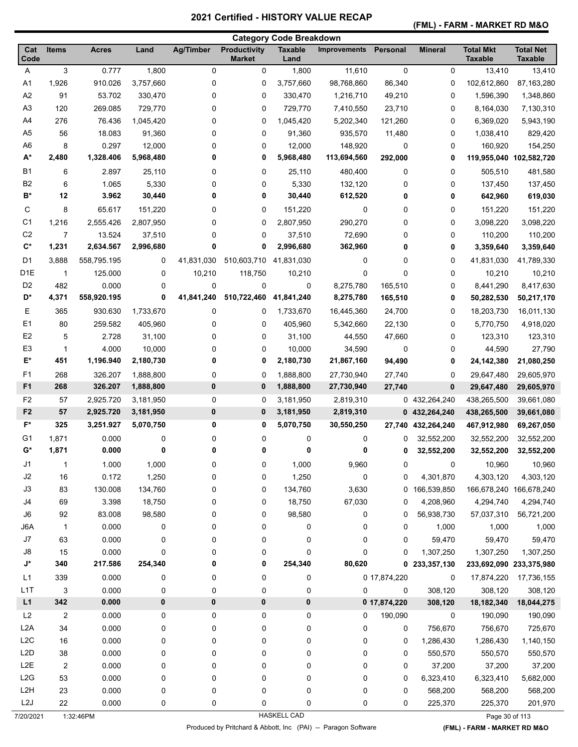# 2021 Certified - HISTORY VALUE RECAP

## (FML) - FARM - MARKET RD M&O

### Category Code Breakdown

| Cat Code | Items | Acres | Land | Ag/Timber | Productivity Market | Taxable Land | Improvements | Personal | Mineral | Total Mkt Taxable | Total Net Taxable |
|---|---|---|---|---|---|---|---|---|---|---|---|
| A | 3 | 0.777 | 1,800 | 0 | 0 | 1,800 | 11,610 | 0 | 0 | 13,410 | 13,410 |
| A1 | 1,926 | 910.026 | 3,757,660 | 0 | 0 | 3,757,660 | 98,768,860 | 86,340 | 0 | 102,612,860 | 87,163,280 |
| A2 | 91 | 53.702 | 330,470 | 0 | 0 | 330,470 | 1,216,710 | 49,210 | 0 | 1,596,390 | 1,348,860 |
| A3 | 120 | 269.085 | 729,770 | 0 | 0 | 729,770 | 7,410,550 | 23,710 | 0 | 8,164,030 | 7,130,310 |
| A4 | 276 | 76.436 | 1,045,420 | 0 | 0 | 1,045,420 | 5,202,340 | 121,260 | 0 | 6,369,020 | 5,943,190 |
| A5 | 56 | 18.083 | 91,360 | 0 | 0 | 91,360 | 935,570 | 11,480 | 0 | 1,038,410 | 829,420 |
| A6 | 8 | 0.297 | 12,000 | 0 | 0 | 12,000 | 148,920 | 0 | 0 | 160,920 | 154,250 |
| **A*** | **2,480** | **1,328.406** | **5,968,480** | **0** | **0** | **5,968,480** | **113,694,560** | **292,000** | **0** | **119,955,040** | **102,582,720** |
| B1 | 6 | 2.897 | 25,110 | 0 | 0 | 25,110 | 480,400 | 0 | 0 | 505,510 | 481,580 |
| B2 | 6 | 1.065 | 5,330 | 0 | 0 | 5,330 | 132,120 | 0 | 0 | 137,450 | 137,450 |
| **B*** | **12** | **3.962** | **30,440** | **0** | **0** | **30,440** | **612,520** | **0** | **0** | **642,960** | **619,030** |
| C | 8 | 65.617 | 151,220 | 0 | 0 | 151,220 | 0 | 0 | 0 | 151,220 | 151,220 |
| C1 | 1,216 | 2,555.426 | 2,807,950 | 0 | 0 | 2,807,950 | 290,270 | 0 | 0 | 3,098,220 | 3,098,220 |
| C2 | 7 | 13.524 | 37,510 | 0 | 0 | 37,510 | 72,690 | 0 | 0 | 110,200 | 110,200 |
| **C*** | **1,231** | **2,634.567** | **2,996,680** | **0** | **0** | **2,996,680** | **362,960** | **0** | **0** | **3,359,640** | **3,359,640** |
| D1 | 3,888 | 558,795.195 | 0 | 41,831,030 | 510,603,710 | 41,831,030 | 0 | 0 | 0 | 41,831,030 | 41,789,330 |
| D1E | 1 | 125.000 | 0 | 10,210 | 118,750 | 10,210 | 0 | 0 | 0 | 10,210 | 10,210 |
| D2 | 482 | 0.000 | 0 | 0 | 0 | 0 | 8,275,780 | 165,510 | 0 | 8,441,290 | 8,417,630 |
| **D*** | **4,371** | **558,920.195** | **0** | **41,841,240** | **510,722,460** | **41,841,240** | **8,275,780** | **165,510** | **0** | **50,282,530** | **50,217,170** |
| E | 365 | 930.630 | 1,733,670 | 0 | 0 | 1,733,670 | 16,445,360 | 24,700 | 0 | 18,203,730 | 16,011,130 |
| E1 | 80 | 259.582 | 405,960 | 0 | 0 | 405,960 | 5,342,660 | 22,130 | 0 | 5,770,750 | 4,918,020 |
| E2 | 5 | 2.728 | 31,100 | 0 | 0 | 31,100 | 44,550 | 47,660 | 0 | 123,310 | 123,310 |
| E3 | 1 | 4.000 | 10,000 | 0 | 0 | 10,000 | 34,590 | 0 | 0 | 44,590 | 27,790 |
| **E*** | **451** | **1,196.940** | **2,180,730** | **0** | **0** | **2,180,730** | **21,867,160** | **94,490** | **0** | **24,142,380** | **21,080,250** |
| F1 | 268 | 326.207 | 1,888,800 | 0 | 0 | 1,888,800 | 27,730,940 | 27,740 | 0 | 29,647,480 | 29,605,970 |
| **F1** | **268** | **326.207** | **1,888,800** | **0** | **0** | **1,888,800** | **27,730,940** | **27,740** | **0** | **29,647,480** | **29,605,970** |
| F2 | 57 | 2,925.720 | 3,181,950 | 0 | 0 | 3,181,950 | 2,819,310 | 0 | 432,264,240 | 438,265,500 | 39,661,080 |
| **F2** | **57** | **2,925.720** | **3,181,950** | **0** | **0** | **3,181,950** | **2,819,310** | **0** | **432,264,240** | **438,265,500** | **39,661,080** |
| **F*** | **325** | **3,251.927** | **5,070,750** | **0** | **0** | **5,070,750** | **30,550,250** | **27,740** | **432,264,240** | **467,912,980** | **69,267,050** |
| G1 | 1,871 | 0.000 | 0 | 0 | 0 | 0 | 0 | 0 | 32,552,200 | 32,552,200 | 32,552,200 |
| **G*** | **1,871** | **0.000** | **0** | **0** | **0** | **0** | **0** | **0** | **32,552,200** | **32,552,200** | **32,552,200** |
| J1 | 1 | 1.000 | 1,000 | 0 | 0 | 1,000 | 9,960 | 0 | 0 | 10,960 | 10,960 |
| J2 | 16 | 0.172 | 1,250 | 0 | 0 | 1,250 | 0 | 0 | 4,301,870 | 4,303,120 | 4,303,120 |
| J3 | 83 | 130.008 | 134,760 | 0 | 0 | 134,760 | 3,630 | 0 | 166,539,850 | 166,678,240 | 166,678,240 |
| J4 | 69 | 3.398 | 18,750 | 0 | 0 | 18,750 | 67,030 | 0 | 4,208,960 | 4,294,740 | 4,294,740 |
| J6 | 92 | 83.008 | 98,580 | 0 | 0 | 98,580 | 0 | 0 | 56,938,730 | 57,037,310 | 56,721,200 |
| J6A | 1 | 0.000 | 0 | 0 | 0 | 0 | 0 | 0 | 1,000 | 1,000 | 1,000 |
| J7 | 63 | 0.000 | 0 | 0 | 0 | 0 | 0 | 0 | 59,470 | 59,470 | 59,470 |
| J8 | 15 | 0.000 | 0 | 0 | 0 | 0 | 0 | 0 | 1,307,250 | 1,307,250 | 1,307,250 |
| **J*** | **340** | **217.586** | **254,340** | **0** | **0** | **254,340** | **80,620** | **0** | **233,357,130** | **233,692,090** | **233,375,980** |
| L1 | 339 | 0.000 | 0 | 0 | 0 | 0 | 0 | 17,874,220 | 0 | 17,874,220 | 17,736,155 |
| L1T | 3 | 0.000 | 0 | 0 | 0 | 0 | 0 | 0 | 308,120 | 308,120 | 308,120 |
| **L1** | **342** | **0.000** | **0** | **0** | **0** | **0** | **0** | **17,874,220** | **308,120** | **18,182,340** | **18,044,275** |
| L2 | 2 | 0.000 | 0 | 0 | 0 | 0 | 0 | 190,090 | 0 | 190,090 | 190,090 |
| L2A | 34 | 0.000 | 0 | 0 | 0 | 0 | 0 | 0 | 756,670 | 756,670 | 725,670 |
| L2C | 16 | 0.000 | 0 | 0 | 0 | 0 | 0 | 0 | 1,286,430 | 1,286,430 | 1,140,150 |
| L2D | 38 | 0.000 | 0 | 0 | 0 | 0 | 0 | 0 | 550,570 | 550,570 | 550,570 |
| L2E | 2 | 0.000 | 0 | 0 | 0 | 0 | 0 | 0 | 37,200 | 37,200 | 37,200 |
| L2G | 53 | 0.000 | 0 | 0 | 0 | 0 | 0 | 0 | 6,323,410 | 6,323,410 | 5,682,000 |
| L2H | 23 | 0.000 | 0 | 0 | 0 | 0 | 0 | 0 | 568,200 | 568,200 | 568,200 |
| L2J | 22 | 0.000 | 0 | 0 | 0 | 0 | 0 | 0 | 225,370 | 225,370 | 201,970 |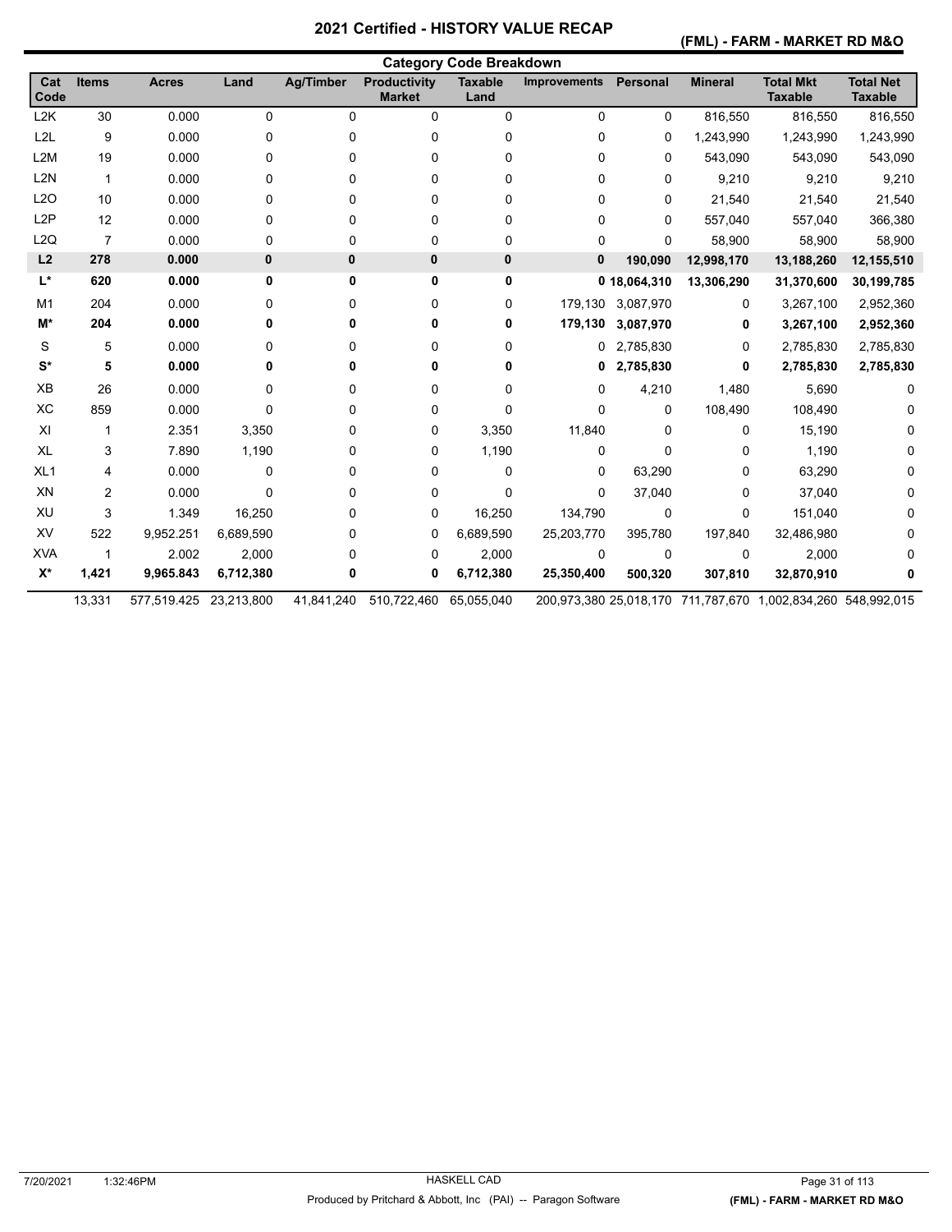# 2021 Certified - HISTORY VALUE RECAP

**(FML) - FARM - MARKET RD M&O**

## Category Code Breakdown

| Cat Code | Items | Acres | Land | Ag/Timber | Productivity Market | Taxable Land | Improvements | Personal | Mineral | Total Mkt Taxable | Total Net Taxable |
|---|---|---|---|---|---|---|---|---|---|---|---|
| L2K | 30 | 0.000 | 0 | 0 | 0 | 0 | 0 | 0 | 816,550 | 816,550 | 816,550 |
| L2L | 9 | 0.000 | 0 | 0 | 0 | 0 | 0 | 0 | 1,243,990 | 1,243,990 | 1,243,990 |
| L2M | 19 | 0.000 | 0 | 0 | 0 | 0 | 0 | 0 | 543,090 | 543,090 | 543,090 |
| L2N | 1 | 0.000 | 0 | 0 | 0 | 0 | 0 | 0 | 9,210 | 9,210 | 9,210 |
| L2O | 10 | 0.000 | 0 | 0 | 0 | 0 | 0 | 0 | 21,540 | 21,540 | 21,540 |
| L2P | 12 | 0.000 | 0 | 0 | 0 | 0 | 0 | 0 | 557,040 | 557,040 | 366,380 |
| L2Q | 7 | 0.000 | 0 | 0 | 0 | 0 | 0 | 0 | 58,900 | 58,900 | 58,900 |
| **L2** | **278** | **0.000** | **0** | **0** | **0** | **0** | **0** | **190,090** | **12,998,170** | **13,188,260** | **12,155,510** |
| **L*** | **620** | **0.000** | **0** | **0** | **0** | **0** | **0** | **18,064,310** | **13,306,290** | **31,370,600** | **30,199,785** |
| M1 | 204 | 0.000 | 0 | 0 | 0 | 0 | 179,130 | 3,087,970 | 0 | 3,267,100 | 2,952,360 |
| **M*** | **204** | **0.000** | **0** | **0** | **0** | **0** | **179,130** | **3,087,970** | **0** | **3,267,100** | **2,952,360** |
| S | 5 | 0.000 | 0 | 0 | 0 | 0 | 0 | 2,785,830 | 0 | 2,785,830 | 2,785,830 |
| **S*** | **5** | **0.000** | **0** | **0** | **0** | **0** | **0** | **2,785,830** | **0** | **2,785,830** | **2,785,830** |
| XB | 26 | 0.000 | 0 | 0 | 0 | 0 | 0 | 4,210 | 1,480 | 5,690 | 0 |
| XC | 859 | 0.000 | 0 | 0 | 0 | 0 | 0 | 0 | 108,490 | 108,490 | 0 |
| XI | 1 | 2.351 | 3,350 | 0 | 0 | 3,350 | 11,840 | 0 | 0 | 15,190 | 0 |
| XL | 3 | 7.890 | 1,190 | 0 | 0 | 1,190 | 0 | 0 | 0 | 1,190 | 0 |
| XL1 | 4 | 0.000 | 0 | 0 | 0 | 0 | 0 | 63,290 | 0 | 63,290 | 0 |
| XN | 2 | 0.000 | 0 | 0 | 0 | 0 | 0 | 37,040 | 0 | 37,040 | 0 |
| XU | 3 | 1.349 | 16,250 | 0 | 0 | 16,250 | 134,790 | 0 | 0 | 151,040 | 0 |
| XV | 522 | 9,952.251 | 6,689,590 | 0 | 0 | 6,689,590 | 25,203,770 | 395,780 | 197,840 | 32,486,980 | 0 |
| XVA | 1 | 2.002 | 2,000 | 0 | 0 | 2,000 | 0 | 0 | 0 | 2,000 | 0 |
| **X*** | **1,421** | **9,965.843** | **6,712,380** | **0** | **0** | **6,712,380** | **25,350,400** | **500,320** | **307,810** | **32,870,910** | **0** |
| | 13,331 | 577,519.425 | 23,213,800 | 41,841,240 | 510,722,460 | 65,055,040 | 200,973,380 | 25,018,170 | 711,787,670 | 1,002,834,260 | 548,992,015 |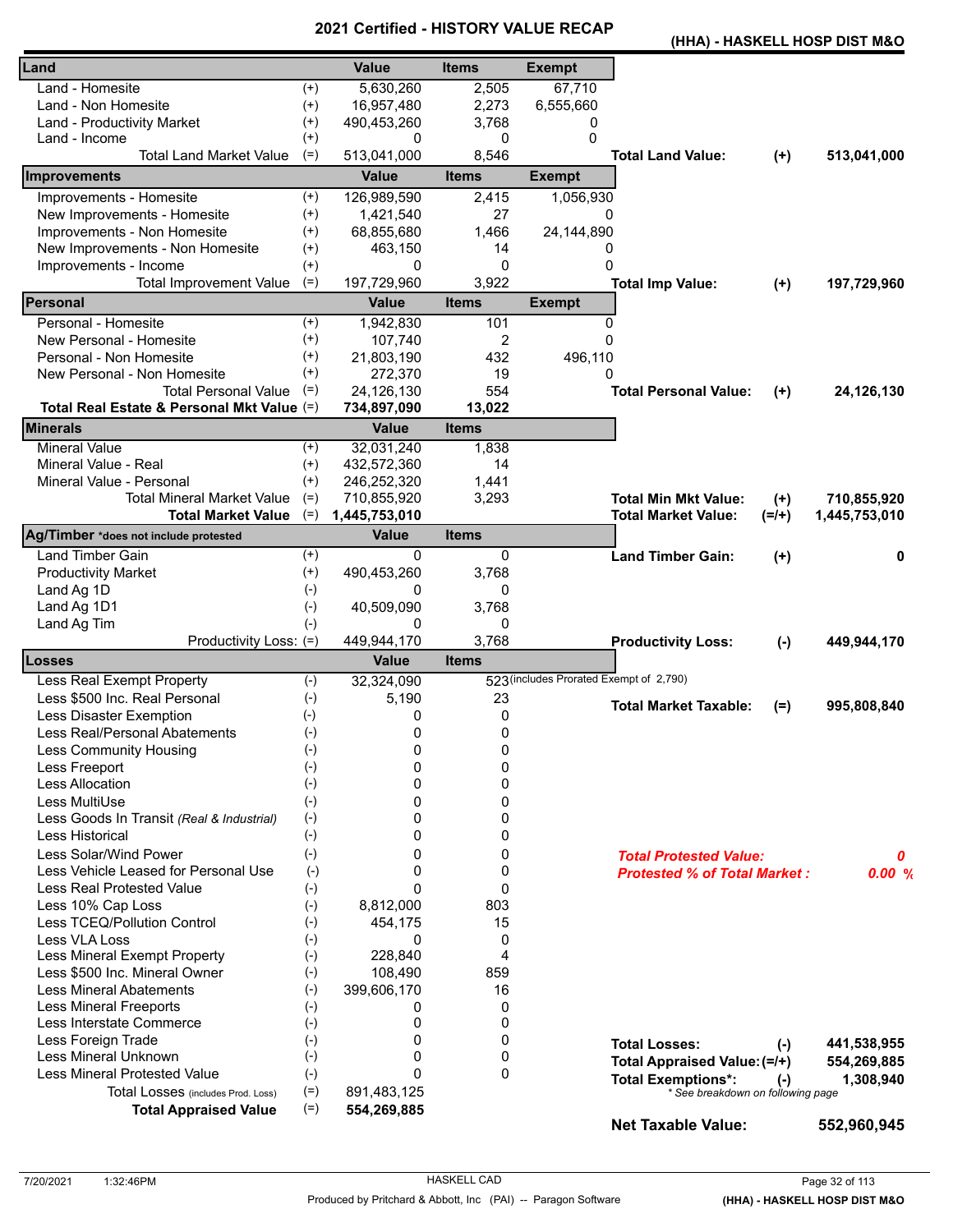# 2021 Certified - HISTORY VALUE RECAP

**(HHA) - HASKELL HOSP DIST M&O**

| Land | | Value | Items | Exempt | | | |
|---|---|---|---|---|---|---|---|
| Land - Homesite | (+) | 5,630,260 | 2,505 | 67,710 | | | |
| Land - Non Homesite | (+) | 16,957,480 | 2,273 | 6,555,660 | | | |
| Land - Productivity Market | (+) | 490,453,260 | 3,768 | 0 | | | |
| Land - Income | (+) | 0 | 0 | 0 | | | |
| Total Land Market Value | (=) | 513,041,000 | 8,546 | | **Total Land Value:** | **(+)** | **513,041,000** |

| Improvements | | Value | Items | Exempt | | | |
|---|---|---|---|---|---|---|---|
| Improvements - Homesite | (+) | 126,989,590 | 2,415 | 1,056,930 | | | |
| New Improvements - Homesite | (+) | 1,421,540 | 27 | 0 | | | |
| Improvements - Non Homesite | (+) | 68,855,680 | 1,466 | 24,144,890 | | | |
| New Improvements - Non Homesite | (+) | 463,150 | 14 | 0 | | | |
| Improvements - Income | (+) | 0 | 0 | 0 | | | |
| Total Improvement Value | (=) | 197,729,960 | 3,922 | | **Total Imp Value:** | **(+)** | **197,729,960** |

| Personal | | Value | Items | Exempt | | | |
|---|---|---|---|---|---|---|---|
| Personal - Homesite | (+) | 1,942,830 | 101 | 0 | | | |
| New Personal - Homesite | (+) | 107,740 | 2 | 0 | | | |
| Personal - Non Homesite | (+) | 21,803,190 | 432 | 496,110 | | | |
| New Personal - Non Homesite | (+) | 272,370 | 19 | 0 | | | |
| Total Personal Value | (=) | 24,126,130 | 554 | | **Total Personal Value:** | **(+)** | **24,126,130** |
| **Total Real Estate & Personal Mkt Value** | (=) | **734,897,090** | **13,022** | | | | |

| Minerals | | Value | Items | | | |
|---|---|---|---|---|---|---|
| Mineral Value | (+) | 32,031,240 | 1,838 | | | |
| Mineral Value - Real | (+) | 432,572,360 | 14 | | | |
| Mineral Value - Personal | (+) | 246,252,320 | 1,441 | | | |
| Total Mineral Market Value | (=) | 710,855,920 | 3,293 | **Total Min Mkt Value:** | **(+)** | **710,855,920** |
| **Total Market Value** | (=) | **1,445,753,010** | | **Total Market Value:** | **(=/+)** | **1,445,753,010** |

| Ag/Timber *does not include protested | | Value | Items | | | |
|---|---|---|---|---|---|---|
| Land Timber Gain | (+) | 0 | 0 | **Land Timber Gain:** | **(+)** | **0** |
| Productivity Market | (+) | 490,453,260 | 3,768 | | | |
| Land Ag 1D | (-) | 0 | 0 | | | |
| Land Ag 1D1 | (-) | 40,509,090 | 3,768 | | | |
| Land Ag Tim | (-) | 0 | 0 | | | |
| Productivity Loss: | (=) | 449,944,170 | 3,768 | **Productivity Loss:** | **(-)** | **449,944,170** |

| Losses | | Value | Items | | | |
|---|---|---|---|---|---|---|
| Less Real Exempt Property | (-) | 32,324,090 | 523 (includes Prorated Exempt of 2,790) | | | |
| Less $500 Inc. Real Personal | (-) | 5,190 | 23 | **Total Market Taxable:** | **(=)** | **995,808,840** |
| Less Disaster Exemption | (-) | 0 | 0 | | | |
| Less Real/Personal Abatements | (-) | 0 | 0 | | | |
| Less Community Housing | (-) | 0 | 0 | | | |
| Less Freeport | (-) | 0 | 0 | | | |
| Less Allocation | (-) | 0 | 0 | | | |
| Less MultiUse | (-) | 0 | 0 | | | |
| Less Goods In Transit *(Real & Industrial)* | (-) | 0 | 0 | | | |
| Less Historical | (-) | 0 | 0 | | | |
| Less Solar/Wind Power | (-) | 0 | 0 | ***Total Protested Value:*** | | ***0*** |
| Less Vehicle Leased for Personal Use | (-) | 0 | 0 | ***Protested % of Total Market :*** | | ***0.00 %*** |
| Less Real Protested Value | (-) | 0 | 0 | | | |
| Less 10% Cap Loss | (-) | 8,812,000 | 803 | | | |
| Less TCEQ/Pollution Control | (-) | 454,175 | 15 | | | |
| Less VLA Loss | (-) | 0 | 0 | | | |
| Less Mineral Exempt Property | (-) | 228,840 | 4 | | | |
| Less $500 Inc. Mineral Owner | (-) | 108,490 | 859 | | | |
| Less Mineral Abatements | (-) | 399,606,170 | 16 | | | |
| Less Mineral Freeports | (-) | 0 | 0 | | | |
| Less Interstate Commerce | (-) | 0 | 0 | | | |
| Less Foreign Trade | (-) | 0 | 0 | **Total Losses:** | **(-)** | **441,538,955** |
| Less Mineral Unknown | (-) | 0 | 0 | **Total Appraised Value:** | **(=/+)** | **554,269,885** |
| Less Mineral Protested Value | (-) | 0 | 0 | **Total Exemptions*:** | **(-)** | **1,308,940** |
| Total Losses (includes Prod. Loss) | (=) | 891,483,125 | | * See breakdown on following page | | |
| **Total Appraised Value** | (=) | **554,269,885** | | | | |

**Net Taxable Value: 552,960,945**

7/20/2021 1:32:46PM — HASKELL CAD — Produced by Pritchard & Abbott, Inc (PAI) -- Paragon Software — (HHA) - HASKELL HOSP DIST M&O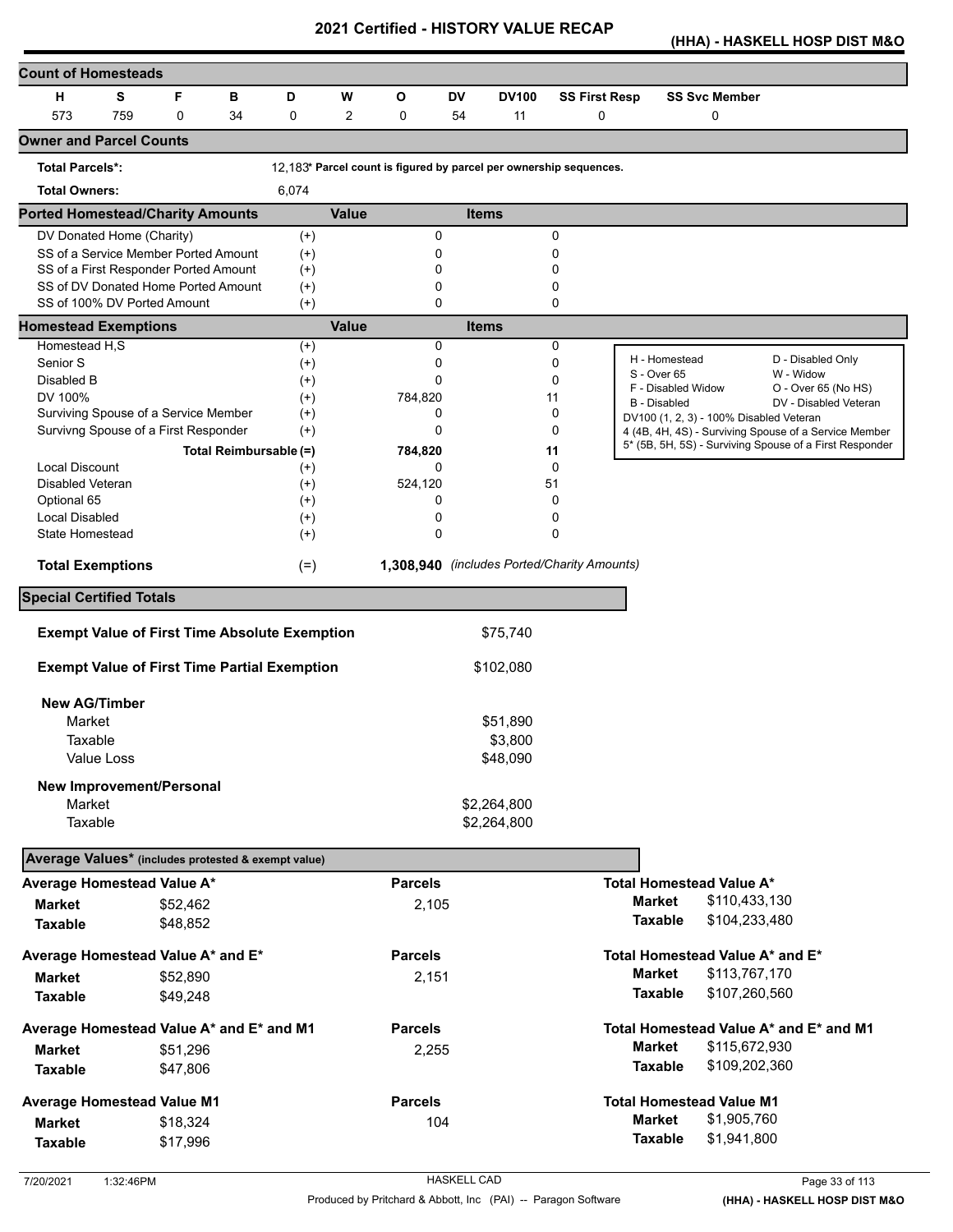# 2021 Certified - HISTORY VALUE RECAP

**(HHA) - HASKELL HOSP DIST M&O**

## Count of Homesteads

| H | S | F | B | D | W | O | DV | DV100 | SS First Resp | SS Svc Member |
|---|---|---|---|---|---|---|---|---|---|---|
| 573 | 759 | 0 | 34 | 0 | 2 | 0 | 54 | 11 | 0 | 0 |

## Owner and Parcel Counts

**Total Parcels*:** 12,183* Parcel count is figured by parcel per ownership sequences.

**Total Owners:** 6,074

## Ported Homestead/Charity Amounts

| | | Value | Items |
|---|---|---|---|
| DV Donated Home (Charity) | (+) | 0 | 0 |
| SS of a Service Member Ported Amount | (+) | 0 | 0 |
| SS of a First Responder Ported Amount | (+) | 0 | 0 |
| SS of DV Donated Home Ported Amount | (+) | 0 | 0 |
| SS of 100% DV Ported Amount | (+) | 0 | 0 |

## Homestead Exemptions

| | | Value | Items |
|---|---|---|---|
| Homestead H,S | (+) | 0 | 0 |
| Senior S | (+) | 0 | 0 |
| Disabled B | (+) | 0 | 0 |
| DV 100% | (+) | 784,820 | 11 |
| Surviving Spouse of a Service Member | (+) | 0 | 0 |
| Survivng Spouse of a First Responder | (+) | 0 | 0 |
| Total Reimbursable | (=) | 784,820 | 11 |
| Local Discount | (+) | 0 | 0 |
| Disabled Veteran | (+) | 524,120 | 51 |
| Optional 65 | (+) | 0 | 0 |
| Local Disabled | (+) | 0 | 0 |
| State Homestead | (+) | 0 | 0 |
| **Total Exemptions** | (=) | **1,308,940** | *(includes Ported/Charity Amounts)* |

H - Homestead; D - Disabled Only; S - Over 65; W - Widow; F - Disabled Widow; O - Over 65 (No HS); B - Disabled; DV - Disabled Veteran; DV100 (1, 2, 3) - 100% Disabled Veteran; 4 (4B, 4H, 4S) - Surviving Spouse of a Service Member; 5* (5B, 5H, 5S) - Surviving Spouse of a First Responder

## Special Certified Totals

| | |
|---|---|
| **Exempt Value of First Time Absolute Exemption** | $75,740 |
| **Exempt Value of First Time Partial Exemption** | $102,080 |
| **New AG/Timber** | |
| Market | $51,890 |
| Taxable | $3,800 |
| Value Loss | $48,090 |
| **New Improvement/Personal** | |
| Market | $2,264,800 |
| Taxable | $2,264,800 |

## Average Values* (includes protested & exempt value)

| | Average | Parcels | Total |
|---|---|---|---|
| **Average Homestead Value A*** | | | **Total Homestead Value A*** |
| Market | $52,462 | 2,105 | $110,433,130 |
| Taxable | $48,852 | | $104,233,480 |
| **Average Homestead Value A* and E*** | | | **Total Homestead Value A* and E*** |
| Market | $52,890 | 2,151 | $113,767,170 |
| Taxable | $49,248 | | $107,260,560 |
| **Average Homestead Value A* and E* and M1** | | | **Total Homestead Value A* and E* and M1** |
| Market | $51,296 | 2,255 | $115,672,930 |
| Taxable | $47,806 | | $109,202,360 |
| **Average Homestead Value M1** | | | **Total Homestead Value M1** |
| Market | $18,324 | 104 | $1,905,760 |
| Taxable | $17,996 | | $1,941,800 |

7/20/2021 1:32:46PM HASKELL CAD

Produced by Pritchard & Abbott, Inc (PAI) -- Paragon Software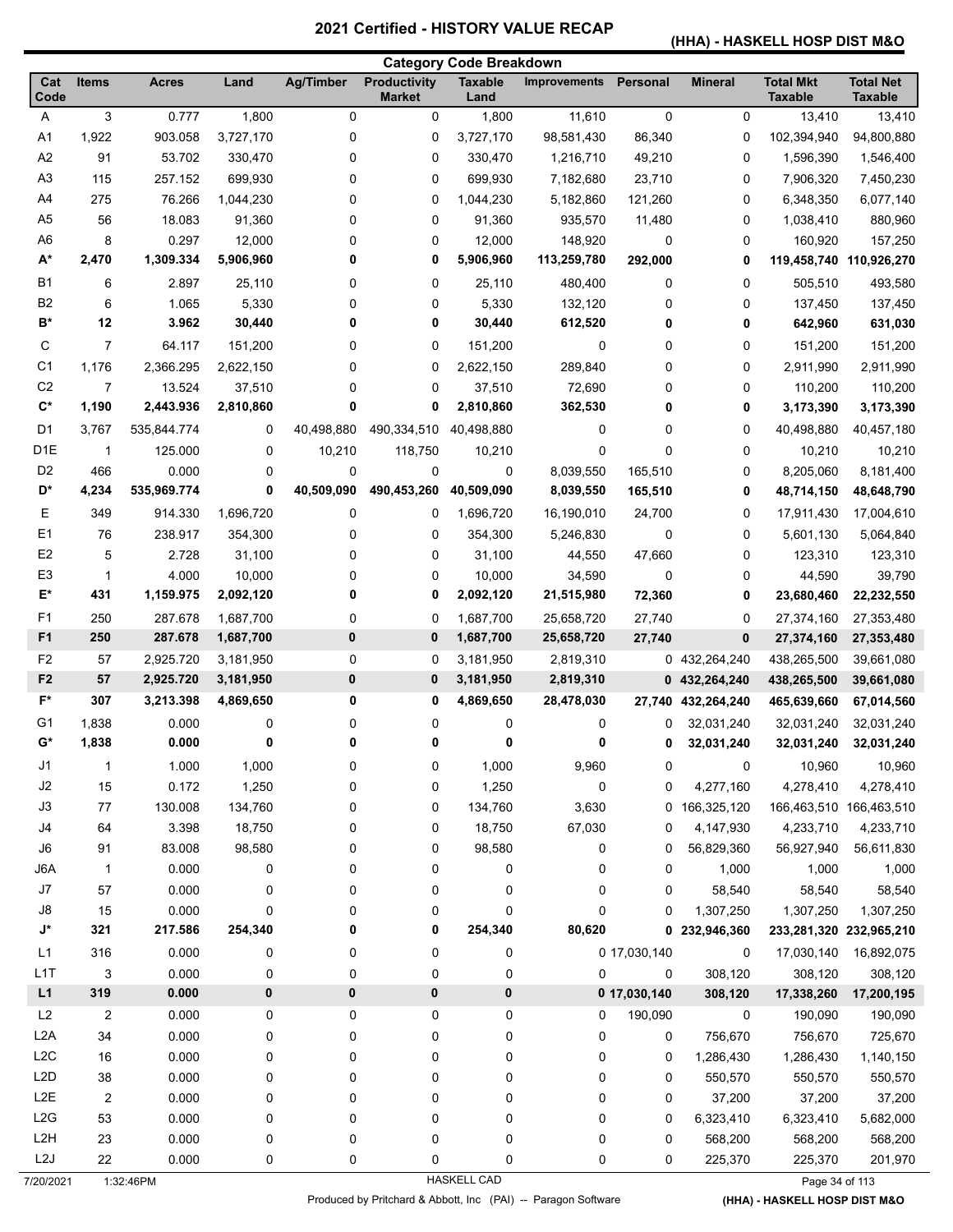# 2021 Certified - HISTORY VALUE RECAP

**(HHA) - HASKELL HOSP DIST M&O**

## Category Code Breakdown

| Cat Code | Items | Acres | Land | Ag/Timber | Productivity Market | Taxable Land | Improvements | Personal | Mineral | Total Mkt Taxable | Total Net Taxable |
|---|---|---|---|---|---|---|---|---|---|---|---|
| A | 3 | 0.777 | 1,800 | 0 | 0 | 1,800 | 11,610 | 0 | 0 | 13,410 | 13,410 |
| A1 | 1,922 | 903.058 | 3,727,170 | 0 | 0 | 3,727,170 | 98,581,430 | 86,340 | 0 | 102,394,940 | 94,800,880 |
| A2 | 91 | 53.702 | 330,470 | 0 | 0 | 330,470 | 1,216,710 | 49,210 | 0 | 1,596,390 | 1,546,400 |
| A3 | 115 | 257.152 | 699,930 | 0 | 0 | 699,930 | 7,182,680 | 23,710 | 0 | 7,906,320 | 7,450,230 |
| A4 | 275 | 76.266 | 1,044,230 | 0 | 0 | 1,044,230 | 5,182,860 | 121,260 | 0 | 6,348,350 | 6,077,140 |
| A5 | 56 | 18.083 | 91,360 | 0 | 0 | 91,360 | 935,570 | 11,480 | 0 | 1,038,410 | 880,960 |
| A6 | 8 | 0.297 | 12,000 | 0 | 0 | 12,000 | 148,920 | 0 | 0 | 160,920 | 157,250 |
| **A*** | **2,470** | **1,309.334** | **5,906,960** | **0** | **0** | **5,906,960** | **113,259,780** | **292,000** | **0** | **119,458,740** | **110,926,270** |
| B1 | 6 | 2.897 | 25,110 | 0 | 0 | 25,110 | 480,400 | 0 | 0 | 505,510 | 493,580 |
| B2 | 6 | 1.065 | 5,330 | 0 | 0 | 5,330 | 132,120 | 0 | 0 | 137,450 | 137,450 |
| **B*** | **12** | **3.962** | **30,440** | **0** | **0** | **30,440** | **612,520** | **0** | **0** | **642,960** | **631,030** |
| C | 7 | 64.117 | 151,200 | 0 | 0 | 151,200 | 0 | 0 | 0 | 151,200 | 151,200 |
| C1 | 1,176 | 2,366.295 | 2,622,150 | 0 | 0 | 2,622,150 | 289,840 | 0 | 0 | 2,911,990 | 2,911,990 |
| C2 | 7 | 13.524 | 37,510 | 0 | 0 | 37,510 | 72,690 | 0 | 0 | 110,200 | 110,200 |
| **C*** | **1,190** | **2,443.936** | **2,810,860** | **0** | **0** | **2,810,860** | **362,530** | **0** | **0** | **3,173,390** | **3,173,390** |
| D1 | 3,767 | 535,844.774 | 0 | 40,498,880 | 490,334,510 | 40,498,880 | 0 | 0 | 0 | 40,498,880 | 40,457,180 |
| D1E | 1 | 125.000 | 0 | 10,210 | 118,750 | 10,210 | 0 | 0 | 0 | 10,210 | 10,210 |
| D2 | 466 | 0.000 | 0 | 0 | 0 | 0 | 8,039,550 | 165,510 | 0 | 8,205,060 | 8,181,400 |
| **D*** | **4,234** | **535,969.774** | **0** | **40,509,090** | **490,453,260** | **40,509,090** | **8,039,550** | **165,510** | **0** | **48,714,150** | **48,648,790** |
| E | 349 | 914.330 | 1,696,720 | 0 | 0 | 1,696,720 | 16,190,010 | 24,700 | 0 | 17,911,430 | 17,004,610 |
| E1 | 76 | 238.917 | 354,300 | 0 | 0 | 354,300 | 5,246,830 | 0 | 0 | 5,601,130 | 5,064,840 |
| E2 | 5 | 2.728 | 31,100 | 0 | 0 | 31,100 | 44,550 | 47,660 | 0 | 123,310 | 123,310 |
| E3 | 1 | 4.000 | 10,000 | 0 | 0 | 10,000 | 34,590 | 0 | 0 | 44,590 | 39,790 |
| **E*** | **431** | **1,159.975** | **2,092,120** | **0** | **0** | **2,092,120** | **21,515,980** | **72,360** | **0** | **23,680,460** | **22,232,550** |
| F1 | 250 | 287.678 | 1,687,700 | 0 | 0 | 1,687,700 | 25,658,720 | 27,740 | 0 | 27,374,160 | 27,353,480 |
| **F1** | **250** | **287.678** | **1,687,700** | **0** | **0** | **1,687,700** | **25,658,720** | **27,740** | **0** | **27,374,160** | **27,353,480** |
| F2 | 57 | 2,925.720 | 3,181,950 | 0 | 0 | 3,181,950 | 2,819,310 | 0 | 432,264,240 | 438,265,500 | 39,661,080 |
| **F2** | **57** | **2,925.720** | **3,181,950** | **0** | **0** | **3,181,950** | **2,819,310** | **0** | **432,264,240** | **438,265,500** | **39,661,080** |
| **F*** | **307** | **3,213.398** | **4,869,650** | **0** | **0** | **4,869,650** | **28,478,030** | **27,740** | **432,264,240** | **465,639,660** | **67,014,560** |
| G1 | 1,838 | 0.000 | 0 | 0 | 0 | 0 | 0 | 0 | 32,031,240 | 32,031,240 | 32,031,240 |
| **G*** | **1,838** | **0.000** | **0** | **0** | **0** | **0** | **0** | **0** | **32,031,240** | **32,031,240** | **32,031,240** |
| J1 | 1 | 1.000 | 1,000 | 0 | 0 | 1,000 | 9,960 | 0 | 0 | 10,960 | 10,960 |
| J2 | 15 | 0.172 | 1,250 | 0 | 0 | 1,250 | 0 | 0 | 4,277,160 | 4,278,410 | 4,278,410 |
| J3 | 77 | 130.008 | 134,760 | 0 | 0 | 134,760 | 3,630 | 0 | 166,325,120 | 166,463,510 | 166,463,510 |
| J4 | 64 | 3.398 | 18,750 | 0 | 0 | 18,750 | 67,030 | 0 | 4,147,930 | 4,233,710 | 4,233,710 |
| J6 | 91 | 83.008 | 98,580 | 0 | 0 | 98,580 | 0 | 0 | 56,829,360 | 56,927,940 | 56,611,830 |
| J6A | 1 | 0.000 | 0 | 0 | 0 | 0 | 0 | 0 | 1,000 | 1,000 | 1,000 |
| J7 | 57 | 0.000 | 0 | 0 | 0 | 0 | 0 | 0 | 58,540 | 58,540 | 58,540 |
| J8 | 15 | 0.000 | 0 | 0 | 0 | 0 | 0 | 0 | 1,307,250 | 1,307,250 | 1,307,250 |
| **J*** | **321** | **217.586** | **254,340** | **0** | **0** | **254,340** | **80,620** | **0** | **232,946,360** | **233,281,320** | **232,965,210** |
| L1 | 316 | 0.000 | 0 | 0 | 0 | 0 | 0 | 17,030,140 | 0 | 17,030,140 | 16,892,075 |
| L1T | 3 | 0.000 | 0 | 0 | 0 | 0 | 0 | 0 | 308,120 | 308,120 | 308,120 |
| **L1** | **319** | **0.000** | **0** | **0** | **0** | **0** | **0** | **17,030,140** | **308,120** | **17,338,260** | **17,200,195** |
| L2 | 2 | 0.000 | 0 | 0 | 0 | 0 | 0 | 190,090 | 0 | 190,090 | 190,090 |
| L2A | 34 | 0.000 | 0 | 0 | 0 | 0 | 0 | 0 | 756,670 | 756,670 | 725,670 |
| L2C | 16 | 0.000 | 0 | 0 | 0 | 0 | 0 | 0 | 1,286,430 | 1,286,430 | 1,140,150 |
| L2D | 38 | 0.000 | 0 | 0 | 0 | 0 | 0 | 0 | 550,570 | 550,570 | 550,570 |
| L2E | 2 | 0.000 | 0 | 0 | 0 | 0 | 0 | 0 | 37,200 | 37,200 | 37,200 |
| L2G | 53 | 0.000 | 0 | 0 | 0 | 0 | 0 | 0 | 6,323,410 | 6,323,410 | 5,682,000 |
| L2H | 23 | 0.000 | 0 | 0 | 0 | 0 | 0 | 0 | 568,200 | 568,200 | 568,200 |
| L2J | 22 | 0.000 | 0 | 0 | 0 | 0 | 0 | 0 | 225,370 | 225,370 | 201,970 |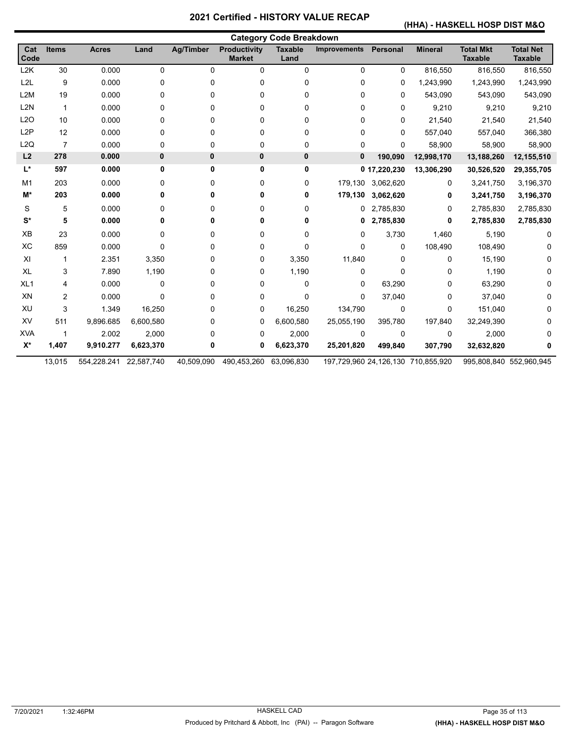# 2021 Certified - HISTORY VALUE RECAP

## (HHA) - HASKELL HOSP DIST M&O

### Category Code Breakdown

| Cat Code | Items | Acres | Land | Ag/Timber | Productivity Market | Taxable Land | Improvements | Personal | Mineral | Total Mkt Taxable | Total Net Taxable |
|---|---|---|---|---|---|---|---|---|---|---|---|
| L2K | 30 | 0.000 | 0 | 0 | 0 | 0 | 0 | 0 | 816,550 | 816,550 | 816,550 |
| L2L | 9 | 0.000 | 0 | 0 | 0 | 0 | 0 | 0 | 1,243,990 | 1,243,990 | 1,243,990 |
| L2M | 19 | 0.000 | 0 | 0 | 0 | 0 | 0 | 0 | 543,090 | 543,090 | 543,090 |
| L2N | 1 | 0.000 | 0 | 0 | 0 | 0 | 0 | 0 | 9,210 | 9,210 | 9,210 |
| L2O | 10 | 0.000 | 0 | 0 | 0 | 0 | 0 | 0 | 21,540 | 21,540 | 21,540 |
| L2P | 12 | 0.000 | 0 | 0 | 0 | 0 | 0 | 0 | 557,040 | 557,040 | 366,380 |
| L2Q | 7 | 0.000 | 0 | 0 | 0 | 0 | 0 | 0 | 58,900 | 58,900 | 58,900 |
| **L2** | **278** | **0.000** | **0** | **0** | **0** | **0** | **0** | **190,090** | **12,998,170** | **13,188,260** | **12,155,510** |
| **L*** | **597** | **0.000** | **0** | **0** | **0** | **0** | **0** | **17,220,230** | **13,306,290** | **30,526,520** | **29,355,705** |
| M1 | 203 | 0.000 | 0 | 0 | 0 | 0 | 179,130 | 3,062,620 | 0 | 3,241,750 | 3,196,370 |
| **M*** | **203** | **0.000** | **0** | **0** | **0** | **0** | **179,130** | **3,062,620** | **0** | **3,241,750** | **3,196,370** |
| S | 5 | 0.000 | 0 | 0 | 0 | 0 | 0 | 2,785,830 | 0 | 2,785,830 | 2,785,830 |
| **S*** | **5** | **0.000** | **0** | **0** | **0** | **0** | **0** | **2,785,830** | **0** | **2,785,830** | **2,785,830** |
| XB | 23 | 0.000 | 0 | 0 | 0 | 0 | 0 | 3,730 | 1,460 | 5,190 | 0 |
| XC | 859 | 0.000 | 0 | 0 | 0 | 0 | 0 | 0 | 108,490 | 108,490 | 0 |
| XI | 1 | 2.351 | 3,350 | 0 | 0 | 3,350 | 11,840 | 0 | 0 | 15,190 | 0 |
| XL | 3 | 7.890 | 1,190 | 0 | 0 | 1,190 | 0 | 0 | 0 | 1,190 | 0 |
| XL1 | 4 | 0.000 | 0 | 0 | 0 | 0 | 0 | 63,290 | 0 | 63,290 | 0 |
| XN | 2 | 0.000 | 0 | 0 | 0 | 0 | 0 | 37,040 | 0 | 37,040 | 0 |
| XU | 3 | 1.349 | 16,250 | 0 | 0 | 16,250 | 134,790 | 0 | 0 | 151,040 | 0 |
| XV | 511 | 9,896.685 | 6,600,580 | 0 | 0 | 6,600,580 | 25,055,190 | 395,780 | 197,840 | 32,249,390 | 0 |
| XVA | 1 | 2.002 | 2,000 | 0 | 0 | 2,000 | 0 | 0 | 0 | 2,000 | 0 |
| **X*** | **1,407** | **9,910.277** | **6,623,370** | **0** | **0** | **6,623,370** | **25,201,820** | **499,840** | **307,790** | **32,632,820** | **0** |
| | 13,015 | 554,228.241 | 22,587,740 | 40,509,090 | 490,453,260 | 63,096,830 | 197,729,960 | 24,126,130 | 710,855,920 | 995,808,840 | 552,960,945 |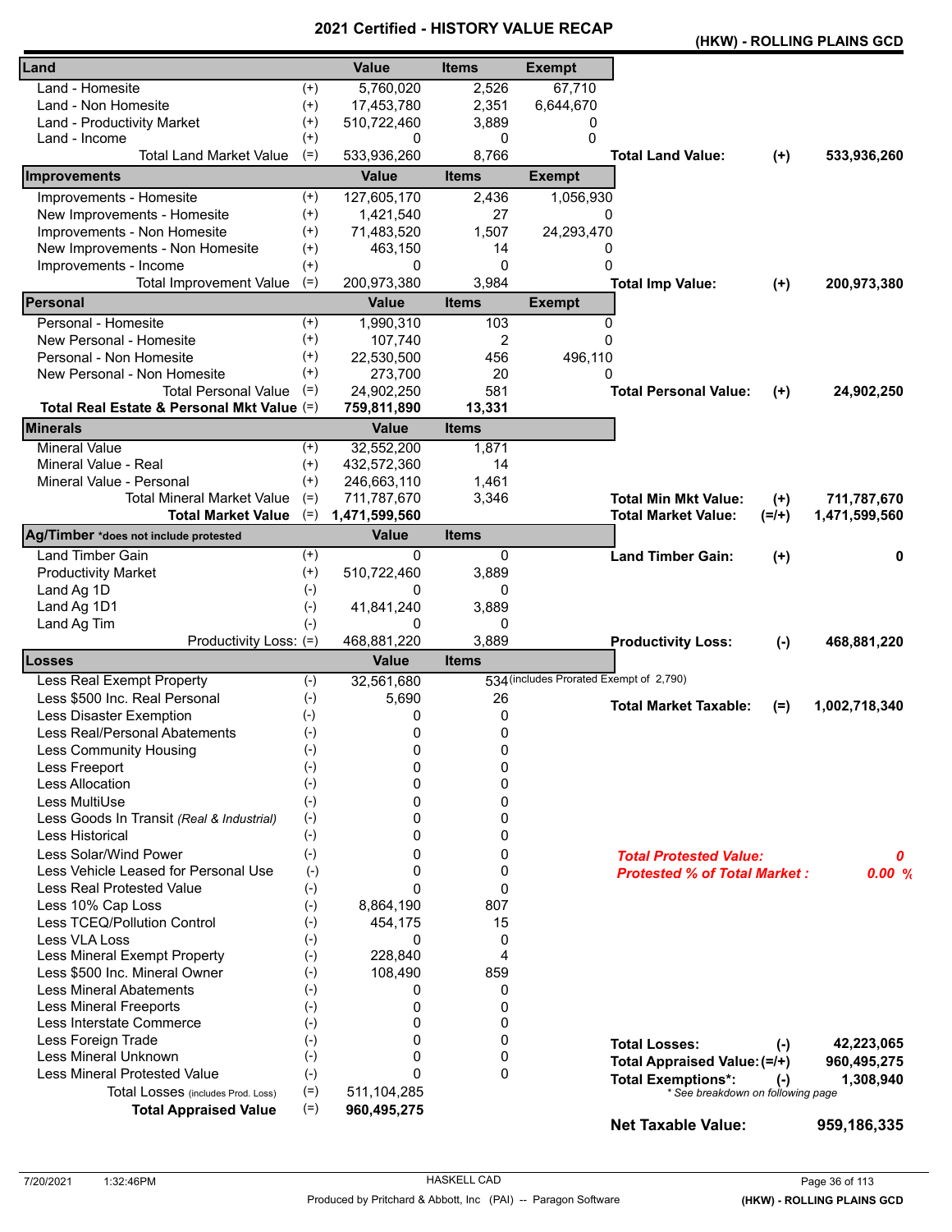# 2021 Certified - HISTORY VALUE RECAP

**(HKW) - ROLLING PLAINS GCD**

| Land | | Value | Items | Exempt | | | |
|---|---|---|---|---|---|---|---|
| Land - Homesite | (+) | 5,760,020 | 2,526 | 67,710 | | | |
| Land - Non Homesite | (+) | 17,453,780 | 2,351 | 6,644,670 | | | |
| Land - Productivity Market | (+) | 510,722,460 | 3,889 | 0 | | | |
| Land - Income | (+) | 0 | 0 | 0 | | | |
| Total Land Market Value | (=) | 533,936,260 | 8,766 | | **Total Land Value:** | **(+)** | **533,936,260** |

| Improvements | | Value | Items | Exempt | | | |
|---|---|---|---|---|---|---|---|
| Improvements - Homesite | (+) | 127,605,170 | 2,436 | 1,056,930 | | | |
| New Improvements - Homesite | (+) | 1,421,540 | 27 | 0 | | | |
| Improvements - Non Homesite | (+) | 71,483,520 | 1,507 | 24,293,470 | | | |
| New Improvements - Non Homesite | (+) | 463,150 | 14 | 0 | | | |
| Improvements - Income | (+) | 0 | 0 | 0 | | | |
| Total Improvement Value | (=) | 200,973,380 | 3,984 | | **Total Imp Value:** | **(+)** | **200,973,380** |

| Personal | | Value | Items | Exempt | | | |
|---|---|---|---|---|---|---|---|
| Personal - Homesite | (+) | 1,990,310 | 103 | 0 | | | |
| New Personal - Homesite | (+) | 107,740 | 2 | 0 | | | |
| Personal - Non Homesite | (+) | 22,530,500 | 456 | 496,110 | | | |
| New Personal - Non Homesite | (+) | 273,700 | 20 | 0 | | | |
| Total Personal Value | (=) | 24,902,250 | 581 | | **Total Personal Value:** | **(+)** | **24,902,250** |
| **Total Real Estate & Personal Mkt Value** | (=) | **759,811,890** | **13,331** | | | | |

| Minerals | | Value | Items | | | |
|---|---|---|---|---|---|---|
| Mineral Value | (+) | 32,552,200 | 1,871 | | | |
| Mineral Value - Real | (+) | 432,572,360 | 14 | | | |
| Mineral Value - Personal | (+) | 246,663,110 | 1,461 | | | |
| Total Mineral Market Value | (=) | 711,787,670 | 3,346 | **Total Min Mkt Value:** | **(+)** | **711,787,670** |
| **Total Market Value** | (=) | **1,471,599,560** | | **Total Market Value:** | **(=/+)** | **1,471,599,560** |

| Ag/Timber *does not include protested | | Value | Items | | | |
|---|---|---|---|---|---|---|
| Land Timber Gain | (+) | 0 | 0 | **Land Timber Gain:** | **(+)** | **0** |
| Productivity Market | (+) | 510,722,460 | 3,889 | | | |
| Land Ag 1D | (-) | 0 | 0 | | | |
| Land Ag 1D1 | (-) | 41,841,240 | 3,889 | | | |
| Land Ag Tim | (-) | 0 | 0 | | | |
| Productivity Loss: | (=) | 468,881,220 | 3,889 | **Productivity Loss:** | **(-)** | **468,881,220** |

| Losses | | Value | Items | | | |
|---|---|---|---|---|---|---|
| Less Real Exempt Property | (-) | 32,561,680 | 534 (includes Prorated Exempt of 2,790) | | | |
| Less $500 Inc. Real Personal | (-) | 5,690 | 26 | **Total Market Taxable:** | **(=)** | **1,002,718,340** |
| Less Disaster Exemption | (-) | 0 | 0 | | | |
| Less Real/Personal Abatements | (-) | 0 | 0 | | | |
| Less Community Housing | (-) | 0 | 0 | | | |
| Less Freeport | (-) | 0 | 0 | | | |
| Less Allocation | (-) | 0 | 0 | | | |
| Less MultiUse | (-) | 0 | 0 | | | |
| Less Goods In Transit *(Real & Industrial)* | (-) | 0 | 0 | | | |
| Less Historical | (-) | 0 | 0 | | | |
| Less Solar/Wind Power | (-) | 0 | 0 | ***Total Protested Value:*** | | ***0*** |
| Less Vehicle Leased for Personal Use | (-) | 0 | 0 | ***Protested % of Total Market :*** | | ***0.00 %*** |
| Less Real Protested Value | (-) | 0 | 0 | | | |
| Less 10% Cap Loss | (-) | 8,864,190 | 807 | | | |
| Less TCEQ/Pollution Control | (-) | 454,175 | 15 | | | |
| Less VLA Loss | (-) | 0 | 0 | | | |
| Less Mineral Exempt Property | (-) | 228,840 | 4 | | | |
| Less $500 Inc. Mineral Owner | (-) | 108,490 | 859 | | | |
| Less Mineral Abatements | (-) | 0 | 0 | | | |
| Less Mineral Freeports | (-) | 0 | 0 | | | |
| Less Interstate Commerce | (-) | 0 | 0 | | | |
| Less Foreign Trade | (-) | 0 | 0 | **Total Losses:** | **(-)** | **42,223,065** |
| Less Mineral Unknown | (-) | 0 | 0 | **Total Appraised Value:** | **(=/+)** | **960,495,275** |
| Less Mineral Protested Value | (-) | 0 | 0 | **Total Exemptions*:** | **(-)** | **1,308,940** |
| Total Losses (includes Prod. Loss) | (=) | 511,104,285 | | *\* See breakdown on following page* | | |
| **Total Appraised Value** | (=) | **960,495,275** | | | | |

**Net Taxable Value: 959,186,335**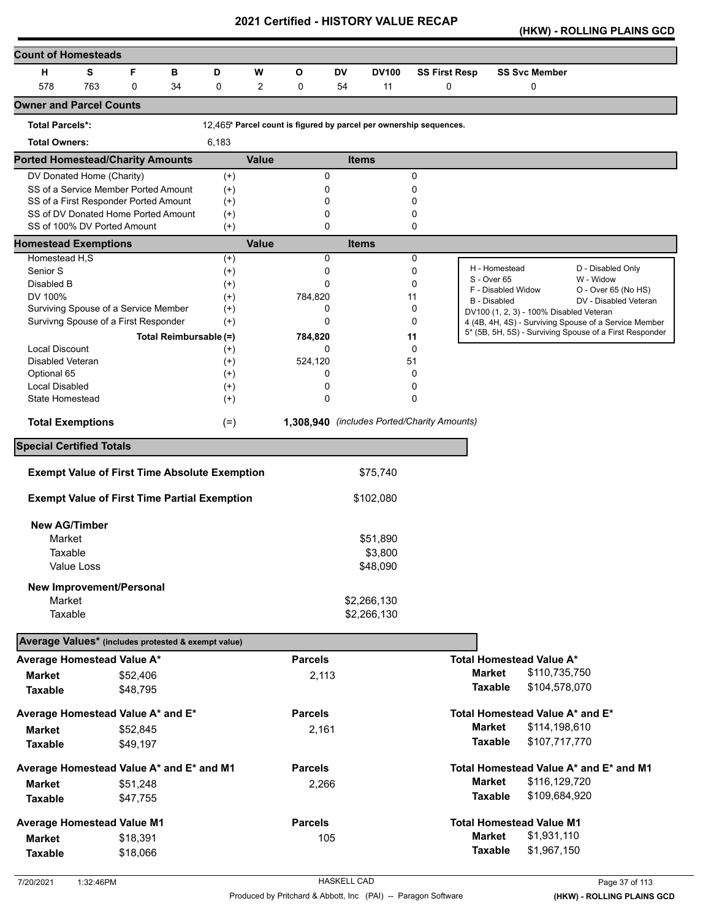# 2021 Certified - HISTORY VALUE RECAP

**(HKW) - ROLLING PLAINS GCD**

## Count of Homesteads

| H | S | F | B | D | W | O | DV | DV100 | SS First Resp | SS Svc Member |
|---|---|---|---|---|---|---|---|---|---|---|
| 578 | 763 | 0 | 34 | 0 | 2 | 0 | 54 | 11 | 0 | 0 |

## Owner and Parcel Counts

**Total Parcels*:** 12,465* Parcel count is figured by parcel per ownership sequences.

**Total Owners:** 6,183

## Ported Homestead/Charity Amounts

| | | Value | Items |
|---|---|---|---|
| DV Donated Home (Charity) | (+) | 0 | 0 |
| SS of a Service Member Ported Amount | (+) | 0 | 0 |
| SS of a First Responder Ported Amount | (+) | 0 | 0 |
| SS of DV Donated Home Ported Amount | (+) | 0 | 0 |
| SS of 100% DV Ported Amount | (+) | 0 | 0 |

## Homestead Exemptions

| | | Value | Items |
|---|---|---|---|
| Homestead H,S | (+) | 0 | 0 |
| Senior S | (+) | 0 | 0 |
| Disabled B | (+) | 0 | 0 |
| DV 100% | (+) | 784,820 | 11 |
| Surviving Spouse of a Service Member | (+) | 0 | 0 |
| Survivng Spouse of a First Responder | (+) | 0 | 0 |
| Total Reimbursable | (=) | 784,820 | 11 |
| Local Discount | (+) | 0 | 0 |
| Disabled Veteran | (+) | 524,120 | 51 |
| Optional 65 | (+) | 0 | 0 |
| Local Disabled | (+) | 0 | 0 |
| State Homestead | (+) | 0 | 0 |
| **Total Exemptions** | (=) | **1,308,940** | *(includes Ported/Charity Amounts)* |

| | |
|---|---|
| H - Homestead | D - Disabled Only |
| S - Over 65 | W - Widow |
| F - Disabled Widow | O - Over 65 (No HS) |
| B - Disabled | DV - Disabled Veteran |

DV100 (1, 2, 3) - 100% Disabled Veteran
4 (4B, 4H, 4S) - Surviving Spouse of a Service Member
5* (5B, 5H, 5S) - Surviving Spouse of a First Responder

## Special Certified Totals

| | |
|---|---|
| **Exempt Value of First Time Absolute Exemption** | $75,740 |
| **Exempt Value of First Time Partial Exemption** | $102,080 |

**New AG/Timber**

| | |
|---|---|
| Market | $51,890 |
| Taxable | $3,800 |
| Value Loss | $48,090 |

**New Improvement/Personal**

| | |
|---|---|
| Market | $2,266,130 |
| Taxable | $2,266,130 |

## Average Values* (includes protested & exempt value)

| Average Homestead Value A* | | Parcels | Total Homestead Value A* | |
|---|---|---|---|---|
| **Market** | $52,406 | 2,113 | **Market** | $110,735,750 |
| **Taxable** | $48,795 | | **Taxable** | $104,578,070 |

| Average Homestead Value A* and E* | | Parcels | Total Homestead Value A* and E* | |
|---|---|---|---|---|
| **Market** | $52,845 | 2,161 | **Market** | $114,198,610 |
| **Taxable** | $49,197 | | **Taxable** | $107,717,770 |

| Average Homestead Value A* and E* and M1 | | Parcels | Total Homestead Value A* and E* and M1 | |
|---|---|---|---|---|
| **Market** | $51,248 | 2,266 | **Market** | $116,129,720 |
| **Taxable** | $47,755 | | **Taxable** | $109,684,920 |

| Average Homestead Value M1 | | Parcels | Total Homestead Value M1 | |
|---|---|---|---|---|
| **Market** | $18,391 | 105 | **Market** | $1,931,110 |
| **Taxable** | $18,066 | | **Taxable** | $1,967,150 |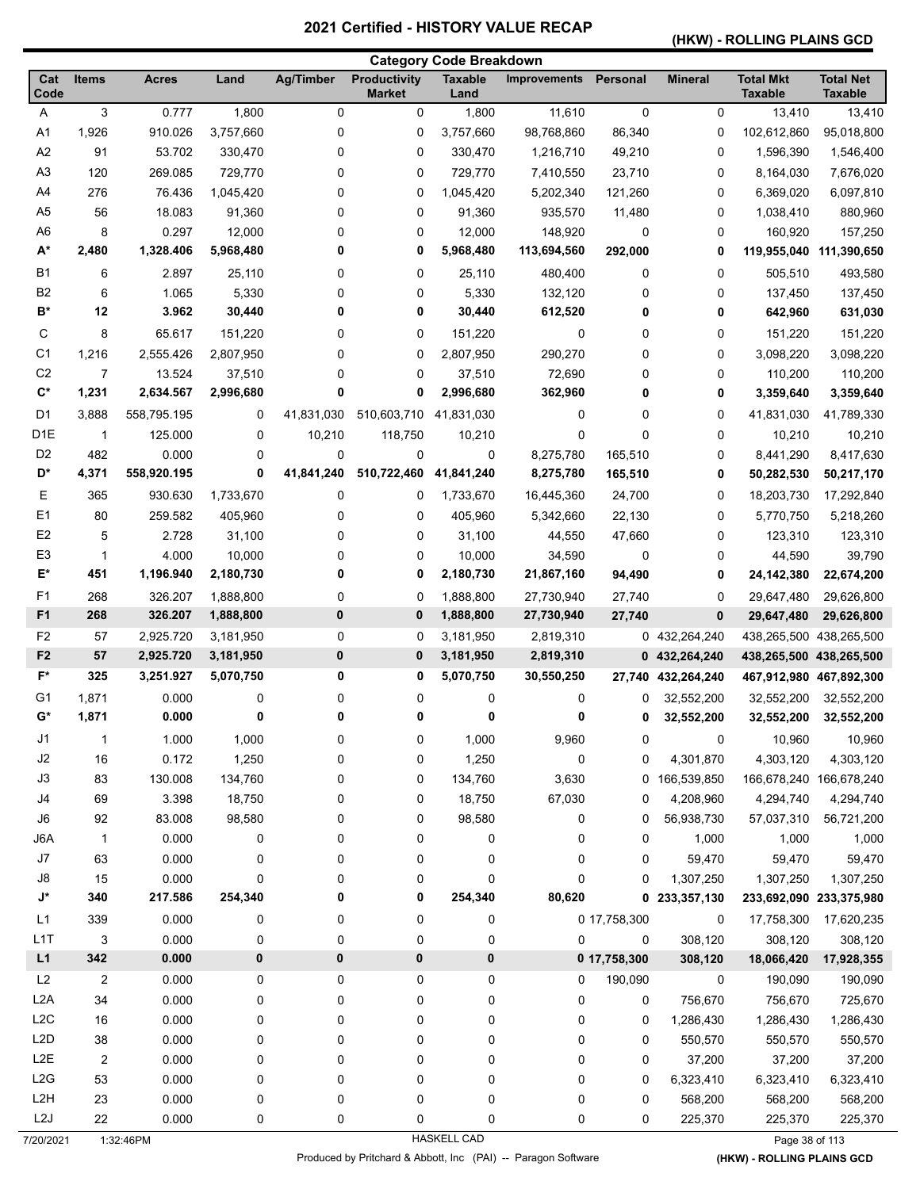# 2021 Certified - HISTORY VALUE RECAP

**(HKW) - ROLLING PLAINS GCD**

## Category Code Breakdown

| Cat Code | Items | Acres | Land | Ag/Timber | Productivity Market | Taxable Land | Improvements | Personal | Mineral | Total Mkt Taxable | Total Net Taxable |
|---|---|---|---|---|---|---|---|---|---|---|---|
| A | 3 | 0.777 | 1,800 | 0 | 0 | 1,800 | 11,610 | 0 | 0 | 13,410 | 13,410 |
| A1 | 1,926 | 910.026 | 3,757,660 | 0 | 0 | 3,757,660 | 98,768,860 | 86,340 | 0 | 102,612,860 | 95,018,800 |
| A2 | 91 | 53.702 | 330,470 | 0 | 0 | 330,470 | 1,216,710 | 49,210 | 0 | 1,596,390 | 1,546,400 |
| A3 | 120 | 269.085 | 729,770 | 0 | 0 | 729,770 | 7,410,550 | 23,710 | 0 | 8,164,030 | 7,676,020 |
| A4 | 276 | 76.436 | 1,045,420 | 0 | 0 | 1,045,420 | 5,202,340 | 121,260 | 0 | 6,369,020 | 6,097,810 |
| A5 | 56 | 18.083 | 91,360 | 0 | 0 | 91,360 | 935,570 | 11,480 | 0 | 1,038,410 | 880,960 |
| A6 | 8 | 0.297 | 12,000 | 0 | 0 | 12,000 | 148,920 | 0 | 0 | 160,920 | 157,250 |
| **A*** | **2,480** | **1,328.406** | **5,968,480** | **0** | **0** | **5,968,480** | **113,694,560** | **292,000** | **0** | **119,955,040** | **111,390,650** |
| B1 | 6 | 2.897 | 25,110 | 0 | 0 | 25,110 | 480,400 | 0 | 0 | 505,510 | 493,580 |
| B2 | 6 | 1.065 | 5,330 | 0 | 0 | 5,330 | 132,120 | 0 | 0 | 137,450 | 137,450 |
| **B*** | **12** | **3.962** | **30,440** | **0** | **0** | **30,440** | **612,520** | **0** | **0** | **642,960** | **631,030** |
| C | 8 | 65.617 | 151,220 | 0 | 0 | 151,220 | 0 | 0 | 0 | 151,220 | 151,220 |
| C1 | 1,216 | 2,555.426 | 2,807,950 | 0 | 0 | 2,807,950 | 290,270 | 0 | 0 | 3,098,220 | 3,098,220 |
| C2 | 7 | 13.524 | 37,510 | 0 | 0 | 37,510 | 72,690 | 0 | 0 | 110,200 | 110,200 |
| **C*** | **1,231** | **2,634.567** | **2,996,680** | **0** | **0** | **2,996,680** | **362,960** | **0** | **0** | **3,359,640** | **3,359,640** |
| D1 | 3,888 | 558,795.195 | 0 | 41,831,030 | 510,603,710 | 41,831,030 | 0 | 0 | 0 | 41,831,030 | 41,789,330 |
| D1E | 1 | 125.000 | 0 | 10,210 | 118,750 | 10,210 | 0 | 0 | 0 | 10,210 | 10,210 |
| D2 | 482 | 0.000 | 0 | 0 | 0 | 0 | 8,275,780 | 165,510 | 0 | 8,441,290 | 8,417,630 |
| **D*** | **4,371** | **558,920.195** | **0** | **41,841,240** | **510,722,460** | **41,841,240** | **8,275,780** | **165,510** | **0** | **50,282,530** | **50,217,170** |
| E | 365 | 930.630 | 1,733,670 | 0 | 0 | 1,733,670 | 16,445,360 | 24,700 | 0 | 18,203,730 | 17,292,840 |
| E1 | 80 | 259.582 | 405,960 | 0 | 0 | 405,960 | 5,342,660 | 22,130 | 0 | 5,770,750 | 5,218,260 |
| E2 | 5 | 2.728 | 31,100 | 0 | 0 | 31,100 | 44,550 | 47,660 | 0 | 123,310 | 123,310 |
| E3 | 1 | 4.000 | 10,000 | 0 | 0 | 10,000 | 34,590 | 0 | 0 | 44,590 | 39,790 |
| **E*** | **451** | **1,196.940** | **2,180,730** | **0** | **0** | **2,180,730** | **21,867,160** | **94,490** | **0** | **24,142,380** | **22,674,200** |
| F1 | 268 | 326.207 | 1,888,800 | 0 | 0 | 1,888,800 | 27,730,940 | 27,740 | 0 | 29,647,480 | 29,626,800 |
| **F1** | **268** | **326.207** | **1,888,800** | **0** | **0** | **1,888,800** | **27,730,940** | **27,740** | **0** | **29,647,480** | **29,626,800** |
| F2 | 57 | 2,925.720 | 3,181,950 | 0 | 0 | 3,181,950 | 2,819,310 | 0 | 432,264,240 | 438,265,500 | 438,265,500 |
| **F2** | **57** | **2,925.720** | **3,181,950** | **0** | **0** | **3,181,950** | **2,819,310** | **0** | **432,264,240** | **438,265,500** | **438,265,500** |
| **F*** | **325** | **3,251.927** | **5,070,750** | **0** | **0** | **5,070,750** | **30,550,250** | **27,740** | **432,264,240** | **467,912,980** | **467,892,300** |
| G1 | 1,871 | 0.000 | 0 | 0 | 0 | 0 | 0 | 0 | 32,552,200 | 32,552,200 | 32,552,200 |
| **G*** | **1,871** | **0.000** | **0** | **0** | **0** | **0** | **0** | **0** | **32,552,200** | **32,552,200** | **32,552,200** |
| J1 | 1 | 1.000 | 1,000 | 0 | 0 | 1,000 | 9,960 | 0 | 0 | 10,960 | 10,960 |
| J2 | 16 | 0.172 | 1,250 | 0 | 0 | 1,250 | 0 | 0 | 4,301,870 | 4,303,120 | 4,303,120 |
| J3 | 83 | 130.008 | 134,760 | 0 | 0 | 134,760 | 3,630 | 0 | 166,539,850 | 166,678,240 | 166,678,240 |
| J4 | 69 | 3.398 | 18,750 | 0 | 0 | 18,750 | 67,030 | 0 | 4,208,960 | 4,294,740 | 4,294,740 |
| J6 | 92 | 83.008 | 98,580 | 0 | 0 | 98,580 | 0 | 0 | 56,938,730 | 57,037,310 | 56,721,200 |
| J6A | 1 | 0.000 | 0 | 0 | 0 | 0 | 0 | 0 | 1,000 | 1,000 | 1,000 |
| J7 | 63 | 0.000 | 0 | 0 | 0 | 0 | 0 | 0 | 59,470 | 59,470 | 59,470 |
| J8 | 15 | 0.000 | 0 | 0 | 0 | 0 | 0 | 0 | 1,307,250 | 1,307,250 | 1,307,250 |
| **J*** | **340** | **217.586** | **254,340** | **0** | **0** | **254,340** | **80,620** | **0** | **233,357,130** | **233,692,090** | **233,375,980** |
| L1 | 339 | 0.000 | 0 | 0 | 0 | 0 | 0 | 17,758,300 | 0 | 17,758,300 | 17,620,235 |
| L1T | 3 | 0.000 | 0 | 0 | 0 | 0 | 0 | 0 | 308,120 | 308,120 | 308,120 |
| **L1** | **342** | **0.000** | **0** | **0** | **0** | **0** | **0** | **17,758,300** | **308,120** | **18,066,420** | **17,928,355** |
| L2 | 2 | 0.000 | 0 | 0 | 0 | 0 | 0 | 190,090 | 0 | 190,090 | 190,090 |
| L2A | 34 | 0.000 | 0 | 0 | 0 | 0 | 0 | 0 | 756,670 | 756,670 | 725,670 |
| L2C | 16 | 0.000 | 0 | 0 | 0 | 0 | 0 | 0 | 1,286,430 | 1,286,430 | 1,286,430 |
| L2D | 38 | 0.000 | 0 | 0 | 0 | 0 | 0 | 0 | 550,570 | 550,570 | 550,570 |
| L2E | 2 | 0.000 | 0 | 0 | 0 | 0 | 0 | 0 | 37,200 | 37,200 | 37,200 |
| L2G | 53 | 0.000 | 0 | 0 | 0 | 0 | 0 | 0 | 6,323,410 | 6,323,410 | 6,323,410 |
| L2H | 23 | 0.000 | 0 | 0 | 0 | 0 | 0 | 0 | 568,200 | 568,200 | 568,200 |
| L2J | 22 | 0.000 | 0 | 0 | 0 | 0 | 0 | 0 | 225,370 | 225,370 | 225,370 |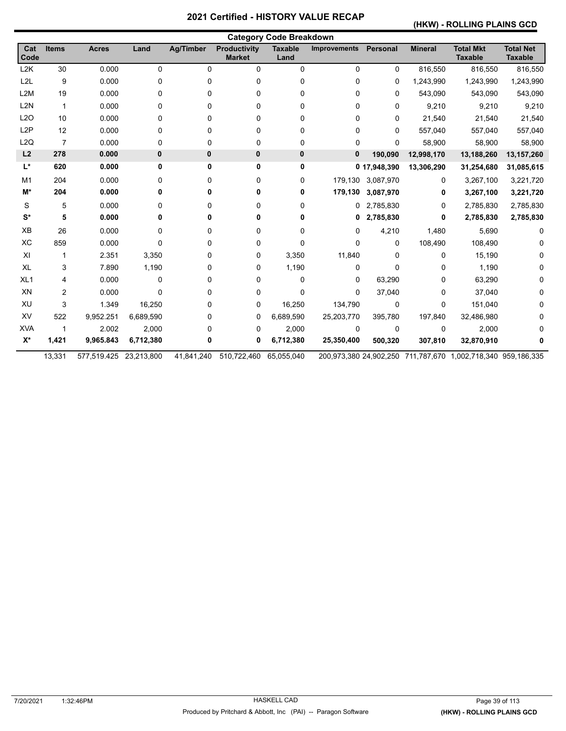# 2021 Certified - HISTORY VALUE RECAP

## (HKW) - ROLLING PLAINS GCD

### Category Code Breakdown

| Cat Code | Items | Acres | Land | Ag/Timber | Productivity Market | Taxable Land | Improvements | Personal | Mineral | Total Mkt Taxable | Total Net Taxable |
|---|---|---|---|---|---|---|---|---|---|---|---|
| L2K | 30 | 0.000 | 0 | 0 | 0 | 0 | 0 | 0 | 816,550 | 816,550 | 816,550 |
| L2L | 9 | 0.000 | 0 | 0 | 0 | 0 | 0 | 0 | 1,243,990 | 1,243,990 | 1,243,990 |
| L2M | 19 | 0.000 | 0 | 0 | 0 | 0 | 0 | 0 | 543,090 | 543,090 | 543,090 |
| L2N | 1 | 0.000 | 0 | 0 | 0 | 0 | 0 | 0 | 9,210 | 9,210 | 9,210 |
| L2O | 10 | 0.000 | 0 | 0 | 0 | 0 | 0 | 0 | 21,540 | 21,540 | 21,540 |
| L2P | 12 | 0.000 | 0 | 0 | 0 | 0 | 0 | 0 | 557,040 | 557,040 | 557,040 |
| L2Q | 7 | 0.000 | 0 | 0 | 0 | 0 | 0 | 0 | 58,900 | 58,900 | 58,900 |
| **L2** | **278** | **0.000** | **0** | **0** | **0** | **0** | **0** | **190,090** | **12,998,170** | **13,188,260** | **13,157,260** |
| **L\*** | **620** | **0.000** | **0** | **0** | **0** | **0** | **0** | **17,948,390** | **13,306,290** | **31,254,680** | **31,085,615** |
| M1 | 204 | 0.000 | 0 | 0 | 0 | 0 | 179,130 | 3,087,970 | 0 | 3,267,100 | 3,221,720 |
| **M\*** | **204** | **0.000** | **0** | **0** | **0** | **0** | **179,130** | **3,087,970** | **0** | **3,267,100** | **3,221,720** |
| S | 5 | 0.000 | 0 | 0 | 0 | 0 | 0 | 2,785,830 | 0 | 2,785,830 | 2,785,830 |
| **S\*** | **5** | **0.000** | **0** | **0** | **0** | **0** | **0** | **2,785,830** | **0** | **2,785,830** | **2,785,830** |
| XB | 26 | 0.000 | 0 | 0 | 0 | 0 | 0 | 4,210 | 1,480 | 5,690 | 0 |
| XC | 859 | 0.000 | 0 | 0 | 0 | 0 | 0 | 0 | 108,490 | 108,490 | 0 |
| XI | 1 | 2.351 | 3,350 | 0 | 0 | 3,350 | 11,840 | 0 | 0 | 15,190 | 0 |
| XL | 3 | 7.890 | 1,190 | 0 | 0 | 1,190 | 0 | 0 | 0 | 1,190 | 0 |
| XL1 | 4 | 0.000 | 0 | 0 | 0 | 0 | 0 | 63,290 | 0 | 63,290 | 0 |
| XN | 2 | 0.000 | 0 | 0 | 0 | 0 | 0 | 37,040 | 0 | 37,040 | 0 |
| XU | 3 | 1.349 | 16,250 | 0 | 0 | 16,250 | 134,790 | 0 | 0 | 151,040 | 0 |
| XV | 522 | 9,952.251 | 6,689,590 | 0 | 0 | 6,689,590 | 25,203,770 | 395,780 | 197,840 | 32,486,980 | 0 |
| XVA | 1 | 2.002 | 2,000 | 0 | 0 | 2,000 | 0 | 0 | 0 | 2,000 | 0 |
| **X\*** | **1,421** | **9,965.843** | **6,712,380** | **0** | **0** | **6,712,380** | **25,350,400** | **500,320** | **307,810** | **32,870,910** | **0** |
| | 13,331 | 577,519.425 | 23,213,800 | 41,841,240 | 510,722,460 | 65,055,040 | 200,973,380 | 24,902,250 | 711,787,670 | 1,002,718,340 | 959,186,335 |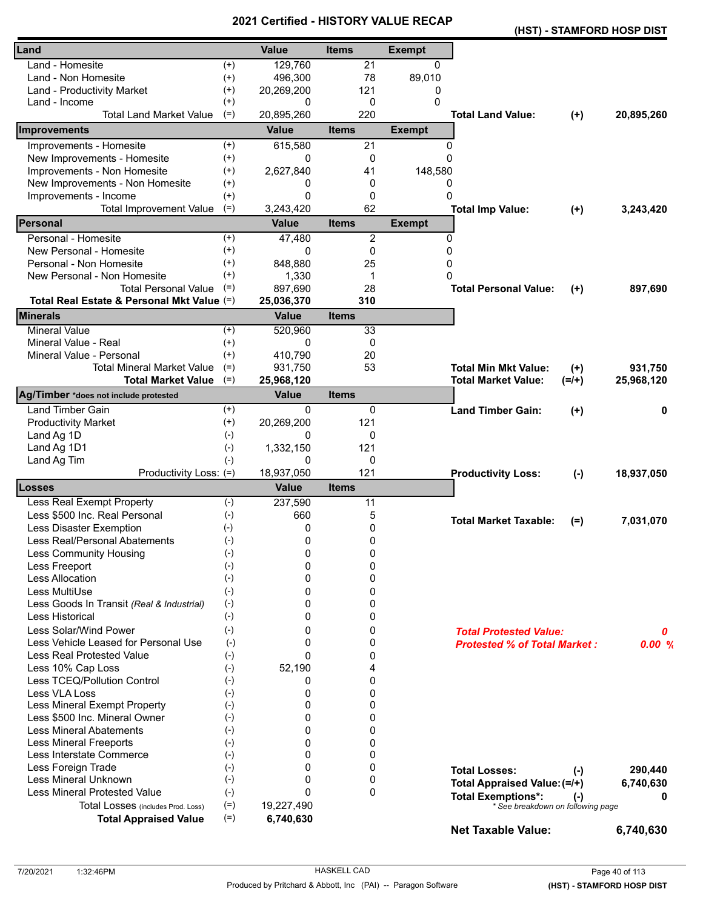# 2021 Certified - HISTORY VALUE RECAP

**(HST) - STAMFORD HOSP DIST**

| Land | | Value | Items | Exempt | | | |
|---|---|---|---|---|---|---|---|
| Land - Homesite | (+) | 129,760 | 21 | 0 | | | |
| Land - Non Homesite | (+) | 496,300 | 78 | 89,010 | | | |
| Land - Productivity Market | (+) | 20,269,200 | 121 | 0 | | | |
| Land - Income | (+) | 0 | 0 | 0 | | | |
| Total Land Market Value | (=) | 20,895,260 | 220 | | **Total Land Value:** | **(+)** | **20,895,260** |
| **Improvements** | | **Value** | **Items** | **Exempt** | | | |
| Improvements - Homesite | (+) | 615,580 | 21 | 0 | | | |
| New Improvements - Homesite | (+) | 0 | 0 | 0 | | | |
| Improvements - Non Homesite | (+) | 2,627,840 | 41 | 148,580 | | | |
| New Improvements - Non Homesite | (+) | 0 | 0 | 0 | | | |
| Improvements - Income | (+) | 0 | 0 | 0 | | | |
| Total Improvement Value | (=) | 3,243,420 | 62 | | **Total Imp Value:** | **(+)** | **3,243,420** |
| **Personal** | | **Value** | **Items** | **Exempt** | | | |
| Personal - Homesite | (+) | 47,480 | 2 | 0 | | | |
| New Personal - Homesite | (+) | 0 | 0 | 0 | | | |
| Personal - Non Homesite | (+) | 848,880 | 25 | 0 | | | |
| New Personal - Non Homesite | (+) | 1,330 | 1 | 0 | | | |
| Total Personal Value | (=) | 897,690 | 28 | | **Total Personal Value:** | **(+)** | **897,690** |
| **Total Real Estate & Personal Mkt Value** | (=) | **25,036,370** | **310** | | | | |
| **Minerals** | | **Value** | **Items** | | | | |
| Mineral Value | (+) | 520,960 | 33 | | | | |
| Mineral Value - Real | (+) | 0 | 0 | | | | |
| Mineral Value - Personal | (+) | 410,790 | 20 | | | | |
| Total Mineral Market Value | (=) | 931,750 | 53 | | **Total Min Mkt Value:** | **(+)** | **931,750** |
| **Total Market Value** | (=) | **25,968,120** | | | **Total Market Value:** | **(=/+)** | **25,968,120** |
| **Ag/Timber** *does not include protested | | **Value** | **Items** | | | | |
| Land Timber Gain | (+) | 0 | 0 | | **Land Timber Gain:** | **(+)** | **0** |
| Productivity Market | (+) | 20,269,200 | 121 | | | | |
| Land Ag 1D | (-) | 0 | 0 | | | | |
| Land Ag 1D1 | (-) | 1,332,150 | 121 | | | | |
| Land Ag Tim | (-) | 0 | 0 | | | | |
| Productivity Loss: | (=) | 18,937,050 | 121 | | **Productivity Loss:** | **(-)** | **18,937,050** |
| **Losses** | | **Value** | **Items** | | | | |
| Less Real Exempt Property | (-) | 237,590 | 11 | | | | |
| Less $500 Inc. Real Personal | (-) | 660 | 5 | | **Total Market Taxable:** | **(=)** | **7,031,070** |
| Less Disaster Exemption | (-) | 0 | 0 | | | | |
| Less Real/Personal Abatements | (-) | 0 | 0 | | | | |
| Less Community Housing | (-) | 0 | 0 | | | | |
| Less Freeport | (-) | 0 | 0 | | | | |
| Less Allocation | (-) | 0 | 0 | | | | |
| Less MultiUse | (-) | 0 | 0 | | | | |
| Less Goods In Transit *(Real & Industrial)* | (-) | 0 | 0 | | | | |
| Less Historical | (-) | 0 | 0 | | | | |
| Less Solar/Wind Power | (-) | 0 | 0 | | ***Total Protested Value:*** | | ***0*** |
| Less Vehicle Leased for Personal Use | (-) | 0 | 0 | | ***Protested % of Total Market :*** | | ***0.00 %*** |
| Less Real Protested Value | (-) | 0 | 0 | | | | |
| Less 10% Cap Loss | (-) | 52,190 | 4 | | | | |
| Less TCEQ/Pollution Control | (-) | 0 | 0 | | | | |
| Less VLA Loss | (-) | 0 | 0 | | | | |
| Less Mineral Exempt Property | (-) | 0 | 0 | | | | |
| Less $500 Inc. Mineral Owner | (-) | 0 | 0 | | | | |
| Less Mineral Abatements | (-) | 0 | 0 | | | | |
| Less Mineral Freeports | (-) | 0 | 0 | | | | |
| Less Interstate Commerce | (-) | 0 | 0 | | | | |
| Less Foreign Trade | (-) | 0 | 0 | | **Total Losses:** | **(-)** | **290,440** |
| Less Mineral Unknown | (-) | 0 | 0 | | **Total Appraised Value:** | **(=/+)** | **6,740,630** |
| Less Mineral Protested Value | (-) | 0 | 0 | | **Total Exemptions*:** | **(-)** | **0** |
| Total Losses *(includes Prod. Loss)* | (=) | 19,227,490 | | | *\* See breakdown on following page* | | |
| **Total Appraised Value** | (=) | **6,740,630** | | | **Net Taxable Value:** | | **6,740,630** |

7/20/2021 1:32:46PM HASKELL CAD

Produced by Pritchard & Abbott, Inc (PAI) -- Paragon Software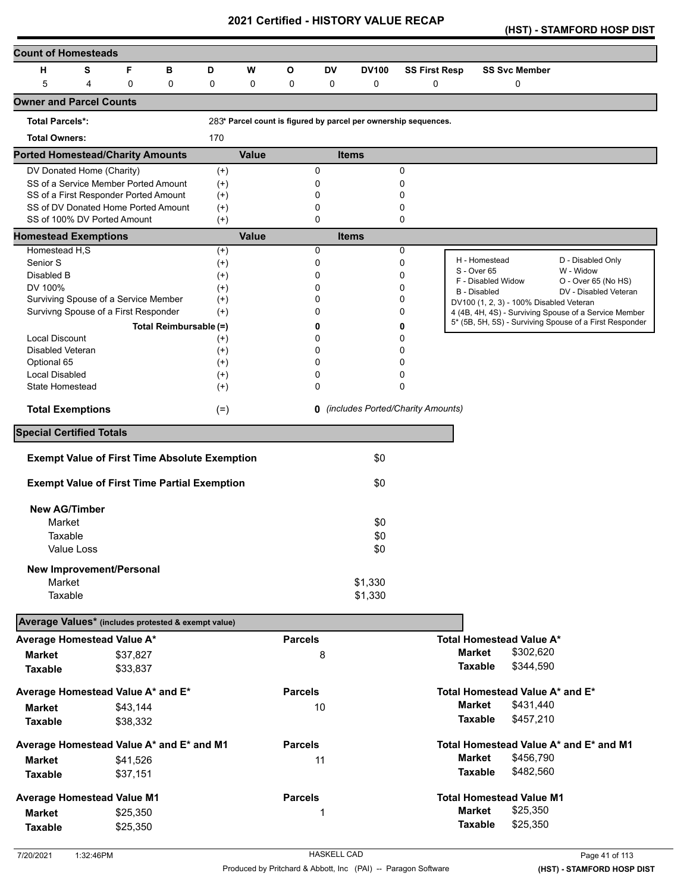# 2021 Certified - HISTORY VALUE RECAP

**(HST) - STAMFORD HOSP DIST**

## Count of Homesteads

| H | S | F | B | D | W | O | DV | DV100 | SS First Resp | SS Svc Member |
|---|---|---|---|---|---|---|---|---|---|---|
| 5 | 4 | 0 | 0 | 0 | 0 | 0 | 0 | 0 | 0 | 0 |

## Owner and Parcel Counts

**Total Parcels*:** 283 **\* Parcel count is figured by parcel per ownership sequences.**

**Total Owners:** 170

## Ported Homestead/Charity Amounts

| | | Value | Items |
|---|---|---|---|
| DV Donated Home (Charity) | (+) | 0 | 0 |
| SS of a Service Member Ported Amount | (+) | 0 | 0 |
| SS of a First Responder Ported Amount | (+) | 0 | 0 |
| SS of DV Donated Home Ported Amount | (+) | 0 | 0 |
| SS of 100% DV Ported Amount | (+) | 0 | 0 |

## Homestead Exemptions

| | | Value | Items |
|---|---|---|---|
| Homestead H,S | (+) | 0 | 0 |
| Senior S | (+) | 0 | 0 |
| Disabled B | (+) | 0 | 0 |
| DV 100% | (+) | 0 | 0 |
| Surviving Spouse of a Service Member | (+) | 0 | 0 |
| Survivng Spouse of a First Responder | (+) | 0 | 0 |
| **Total Reimbursable** | (=) | **0** | **0** |
| Local Discount | (+) | 0 | 0 |
| Disabled Veteran | (+) | 0 | 0 |
| Optional 65 | (+) | 0 | 0 |
| Local Disabled | (+) | 0 | 0 |
| State Homestead | (+) | 0 | 0 |
| **Total Exemptions** | (=) | **0** | *(includes Ported/Charity Amounts)* |

| | |
|---|---|
| H - Homestead | D - Disabled Only |
| S - Over 65 | W - Widow |
| F - Disabled Widow | O - Over 65 (No HS) |
| B - Disabled | DV - Disabled Veteran |

DV100 (1, 2, 3) - 100% Disabled Veteran
4 (4B, 4H, 4S) - Surviving Spouse of a Service Member
5* (5B, 5H, 5S) - Surviving Spouse of a First Responder

## Special Certified Totals

**Exempt Value of First Time Absolute Exemption** $0

**Exempt Value of First Time Partial Exemption** $0

**New AG/Timber**

| | |
|---|---|
| Market | $0 |
| Taxable | $0 |
| Value Loss | $0 |

**New Improvement/Personal**

| | |
|---|---|
| Market | $1,330 |
| Taxable | $1,330 |

## Average Values* (includes protested & exempt value)

| Average Homestead Value A* | | Parcels | Total Homestead Value A* | |
|---|---|---|---|---|
| **Market** | $37,827 | 8 | **Market** | $302,620 |
| **Taxable** | $33,837 | | **Taxable** | $344,590 |

| Average Homestead Value A* and E* | | Parcels | Total Homestead Value A* and E* | |
|---|---|---|---|---|
| **Market** | $43,144 | 10 | **Market** | $431,440 |
| **Taxable** | $38,332 | | **Taxable** | $457,210 |

| Average Homestead Value A* and E* and M1 | | Parcels | Total Homestead Value A* and E* and M1 | |
|---|---|---|---|---|
| **Market** | $41,526 | 11 | **Market** | $456,790 |
| **Taxable** | $37,151 | | **Taxable** | $482,560 |

| Average Homestead Value M1 | | Parcels | Total Homestead Value M1 | |
|---|---|---|---|---|
| **Market** | $25,350 | 1 | **Market** | $25,350 |
| **Taxable** | $25,350 | | **Taxable** | $25,350 |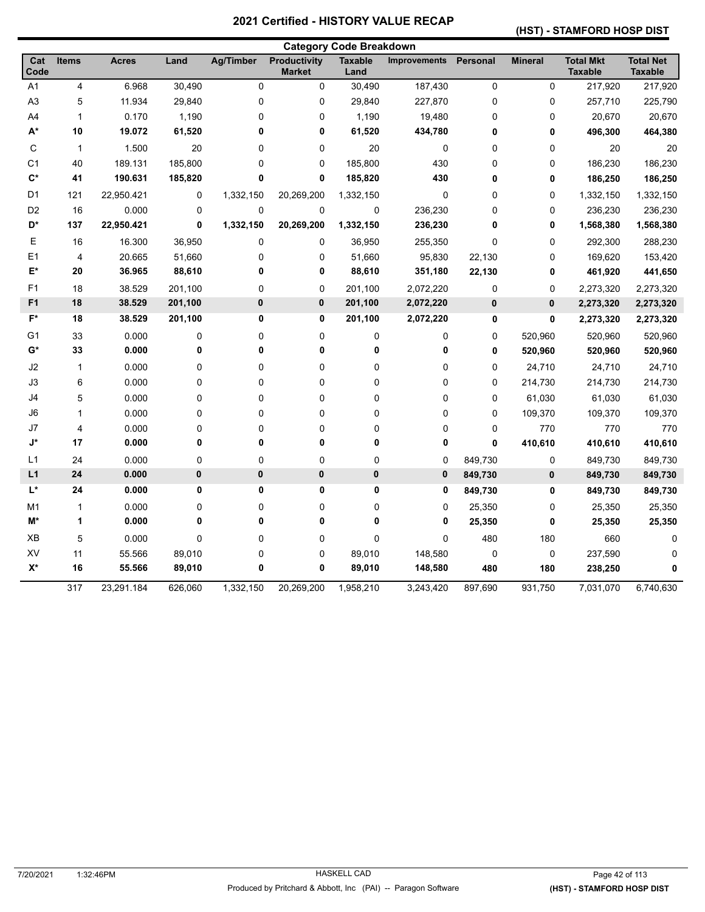# 2021 Certified - HISTORY VALUE RECAP

## (HST) - STAMFORD HOSP DIST

### Category Code Breakdown

| Cat Code | Items | Acres | Land | Ag/Timber | Productivity Market | Taxable Land | Improvements | Personal | Mineral | Total Mkt Taxable | Total Net Taxable |
|---|---|---|---|---|---|---|---|---|---|---|---|
| A1 | 4 | 6.968 | 30,490 | 0 | 0 | 30,490 | 187,430 | 0 | 0 | 217,920 | 217,920 |
| A3 | 5 | 11.934 | 29,840 | 0 | 0 | 29,840 | 227,870 | 0 | 0 | 257,710 | 225,790 |
| A4 | 1 | 0.170 | 1,190 | 0 | 0 | 1,190 | 19,480 | 0 | 0 | 20,670 | 20,670 |
| **A*** | **10** | **19.072** | **61,520** | **0** | **0** | **61,520** | **434,780** | **0** | **0** | **496,300** | **464,380** |
| C | 1 | 1.500 | 20 | 0 | 0 | 20 | 0 | 0 | 0 | 20 | 20 |
| C1 | 40 | 189.131 | 185,800 | 0 | 0 | 185,800 | 430 | 0 | 0 | 186,230 | 186,230 |
| **C*** | **41** | **190.631** | **185,820** | **0** | **0** | **185,820** | **430** | **0** | **0** | **186,250** | **186,250** |
| D1 | 121 | 22,950.421 | 0 | 1,332,150 | 20,269,200 | 1,332,150 | 0 | 0 | 0 | 1,332,150 | 1,332,150 |
| D2 | 16 | 0.000 | 0 | 0 | 0 | 0 | 236,230 | 0 | 0 | 236,230 | 236,230 |
| **D*** | **137** | **22,950.421** | **0** | **1,332,150** | **20,269,200** | **1,332,150** | **236,230** | **0** | **0** | **1,568,380** | **1,568,380** |
| E | 16 | 16.300 | 36,950 | 0 | 0 | 36,950 | 255,350 | 0 | 0 | 292,300 | 288,230 |
| E1 | 4 | 20.665 | 51,660 | 0 | 0 | 51,660 | 95,830 | 22,130 | 0 | 169,620 | 153,420 |
| **E*** | **20** | **36.965** | **88,610** | **0** | **0** | **88,610** | **351,180** | **22,130** | **0** | **461,920** | **441,650** |
| F1 | 18 | 38.529 | 201,100 | 0 | 0 | 201,100 | 2,072,220 | 0 | 0 | 2,273,320 | 2,273,320 |
| **F1** | **18** | **38.529** | **201,100** | **0** | **0** | **201,100** | **2,072,220** | **0** | **0** | **2,273,320** | **2,273,320** |
| **F*** | **18** | **38.529** | **201,100** | **0** | **0** | **201,100** | **2,072,220** | **0** | **0** | **2,273,320** | **2,273,320** |
| G1 | 33 | 0.000 | 0 | 0 | 0 | 0 | 0 | 0 | 520,960 | 520,960 | 520,960 |
| **G*** | **33** | **0.000** | **0** | **0** | **0** | **0** | **0** | **0** | **520,960** | **520,960** | **520,960** |
| J2 | 1 | 0.000 | 0 | 0 | 0 | 0 | 0 | 0 | 24,710 | 24,710 | 24,710 |
| J3 | 6 | 0.000 | 0 | 0 | 0 | 0 | 0 | 0 | 214,730 | 214,730 | 214,730 |
| J4 | 5 | 0.000 | 0 | 0 | 0 | 0 | 0 | 0 | 61,030 | 61,030 | 61,030 |
| J6 | 1 | 0.000 | 0 | 0 | 0 | 0 | 0 | 0 | 109,370 | 109,370 | 109,370 |
| J7 | 4 | 0.000 | 0 | 0 | 0 | 0 | 0 | 0 | 770 | 770 | 770 |
| **J*** | **17** | **0.000** | **0** | **0** | **0** | **0** | **0** | **0** | **410,610** | **410,610** | **410,610** |
| L1 | 24 | 0.000 | 0 | 0 | 0 | 0 | 0 | 849,730 | 0 | 849,730 | 849,730 |
| **L1** | **24** | **0.000** | **0** | **0** | **0** | **0** | **0** | **849,730** | **0** | **849,730** | **849,730** |
| **L*** | **24** | **0.000** | **0** | **0** | **0** | **0** | **0** | **849,730** | **0** | **849,730** | **849,730** |
| M1 | 1 | 0.000 | 0 | 0 | 0 | 0 | 0 | 25,350 | 0 | 25,350 | 25,350 |
| **M*** | **1** | **0.000** | **0** | **0** | **0** | **0** | **0** | **25,350** | **0** | **25,350** | **25,350** |
| XB | 5 | 0.000 | 0 | 0 | 0 | 0 | 0 | 480 | 180 | 660 | 0 |
| XV | 11 | 55.566 | 89,010 | 0 | 0 | 89,010 | 148,580 | 0 | 0 | 237,590 | 0 |
| **X*** | **16** | **55.566** | **89,010** | **0** | **0** | **89,010** | **148,580** | **480** | **180** | **238,250** | **0** |
| | 317 | 23,291.184 | 626,060 | 1,332,150 | 20,269,200 | 1,958,210 | 3,243,420 | 897,690 | 931,750 | 7,031,070 | 6,740,630 |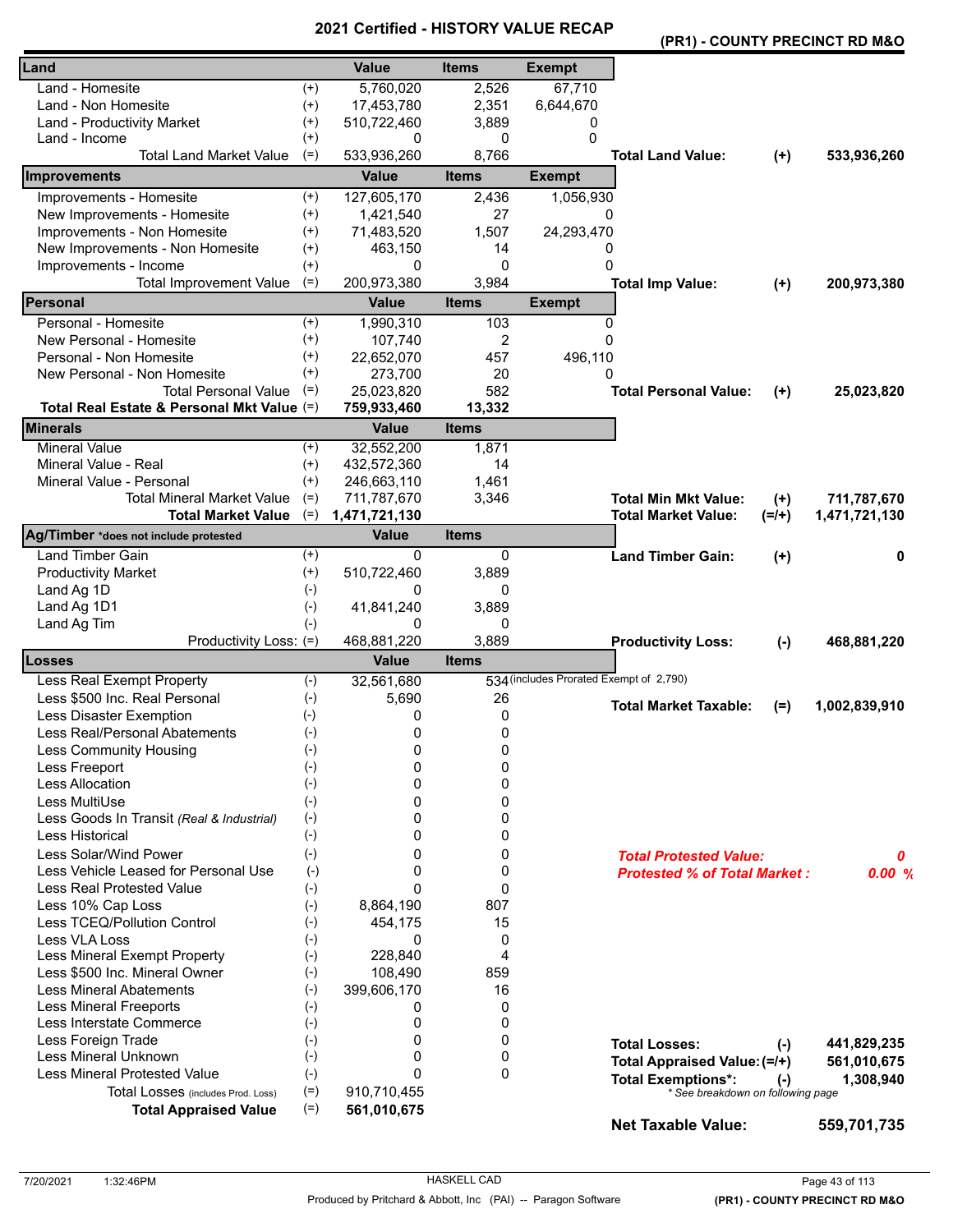# 2021 Certified - HISTORY VALUE RECAP

## (PR1) - COUNTY PRECINCT RD M&O

| Land | | Value | Items | Exempt | | | |
|---|---|---|---|---|---|---|---|
| Land - Homesite | (+) | 5,760,020 | 2,526 | 67,710 | | | |
| Land - Non Homesite | (+) | 17,453,780 | 2,351 | 6,644,670 | | | |
| Land - Productivity Market | (+) | 510,722,460 | 3,889 | 0 | | | |
| Land - Income | (+) | 0 | 0 | 0 | | | |
| Total Land Market Value | (=) | 533,936,260 | 8,766 | | **Total Land Value:** | **(+)** | **533,936,260** |

| Improvements | | Value | Items | Exempt | | | |
|---|---|---|---|---|---|---|---|
| Improvements - Homesite | (+) | 127,605,170 | 2,436 | 1,056,930 | | | |
| New Improvements - Homesite | (+) | 1,421,540 | 27 | 0 | | | |
| Improvements - Non Homesite | (+) | 71,483,520 | 1,507 | 24,293,470 | | | |
| New Improvements - Non Homesite | (+) | 463,150 | 14 | 0 | | | |
| Improvements - Income | (+) | 0 | 0 | 0 | | | |
| Total Improvement Value | (=) | 200,973,380 | 3,984 | | **Total Imp Value:** | **(+)** | **200,973,380** |

| Personal | | Value | Items | Exempt | | | |
|---|---|---|---|---|---|---|---|
| Personal - Homesite | (+) | 1,990,310 | 103 | 0 | | | |
| New Personal - Homesite | (+) | 107,740 | 2 | 0 | | | |
| Personal - Non Homesite | (+) | 22,652,070 | 457 | 496,110 | | | |
| New Personal - Non Homesite | (+) | 273,700 | 20 | 0 | | | |
| Total Personal Value | (=) | 25,023,820 | 582 | | **Total Personal Value:** | **(+)** | **25,023,820** |
| **Total Real Estate & Personal Mkt Value** | (=) | **759,933,460** | **13,332** | | | | |

| Minerals | | Value | Items | | | |
|---|---|---|---|---|---|---|
| Mineral Value | (+) | 32,552,200 | 1,871 | | | |
| Mineral Value - Real | (+) | 432,572,360 | 14 | | | |
| Mineral Value - Personal | (+) | 246,663,110 | 1,461 | | | |
| Total Mineral Market Value | (=) | 711,787,670 | 3,346 | **Total Min Mkt Value:** | **(+)** | **711,787,670** |
| **Total Market Value** | (=) | **1,471,721,130** | | **Total Market Value:** | **(=/+)** | **1,471,721,130** |

| Ag/Timber *does not include protested | | Value | Items | | | |
|---|---|---|---|---|---|---|
| Land Timber Gain | (+) | 0 | 0 | **Land Timber Gain:** | **(+)** | **0** |
| Productivity Market | (+) | 510,722,460 | 3,889 | | | |
| Land Ag 1D | (-) | 0 | 0 | | | |
| Land Ag 1D1 | (-) | 41,841,240 | 3,889 | | | |
| Land Ag Tim | (-) | 0 | 0 | | | |
| Productivity Loss: | (=) | 468,881,220 | 3,889 | **Productivity Loss:** | **(-)** | **468,881,220** |

| Losses | | Value | Items | | | |
|---|---|---|---|---|---|---|
| Less Real Exempt Property | (-) | 32,561,680 | 534 (includes Prorated Exempt of 2,790) | | | |
| Less $500 Inc. Real Personal | (-) | 5,690 | 26 | **Total Market Taxable:** | **(=)** | **1,002,839,910** |
| Less Disaster Exemption | (-) | 0 | 0 | | | |
| Less Real/Personal Abatements | (-) | 0 | 0 | | | |
| Less Community Housing | (-) | 0 | 0 | | | |
| Less Freeport | (-) | 0 | 0 | | | |
| Less Allocation | (-) | 0 | 0 | | | |
| Less MultiUse | (-) | 0 | 0 | | | |
| Less Goods In Transit *(Real & Industrial)* | (-) | 0 | 0 | | | |
| Less Historical | (-) | 0 | 0 | | | |
| Less Solar/Wind Power | (-) | 0 | 0 | ***Total Protested Value:*** | | ***0*** |
| Less Vehicle Leased for Personal Use | (-) | 0 | 0 | ***Protested % of Total Market :*** | | ***0.00 %*** |
| Less Real Protested Value | (-) | 0 | 0 | | | |
| Less 10% Cap Loss | (-) | 8,864,190 | 807 | | | |
| Less TCEQ/Pollution Control | (-) | 454,175 | 15 | | | |
| Less VLA Loss | (-) | 0 | 0 | | | |
| Less Mineral Exempt Property | (-) | 228,840 | 4 | | | |
| Less $500 Inc. Mineral Owner | (-) | 108,490 | 859 | | | |
| Less Mineral Abatements | (-) | 399,606,170 | 16 | | | |
| Less Mineral Freeports | (-) | 0 | 0 | | | |
| Less Interstate Commerce | (-) | 0 | 0 | | | |
| Less Foreign Trade | (-) | 0 | 0 | **Total Losses:** | **(-)** | **441,829,235** |
| Less Mineral Unknown | (-) | 0 | 0 | **Total Appraised Value:** | **(=/+)** | **561,010,675** |
| Less Mineral Protested Value | (-) | 0 | 0 | **Total Exemptions*:** | **(-)** | **1,308,940** |
| Total Losses (includes Prod. Loss) | (=) | 910,710,455 | | * See breakdown on following page | | |
| **Total Appraised Value** | (=) | **561,010,675** | | | | |
| | | | | **Net Taxable Value:** | | **559,701,735** |

7/20/2021 1:32:46PM — HASKELL CAD — Produced by Pritchard & Abbott, Inc (PAI) -- Paragon Software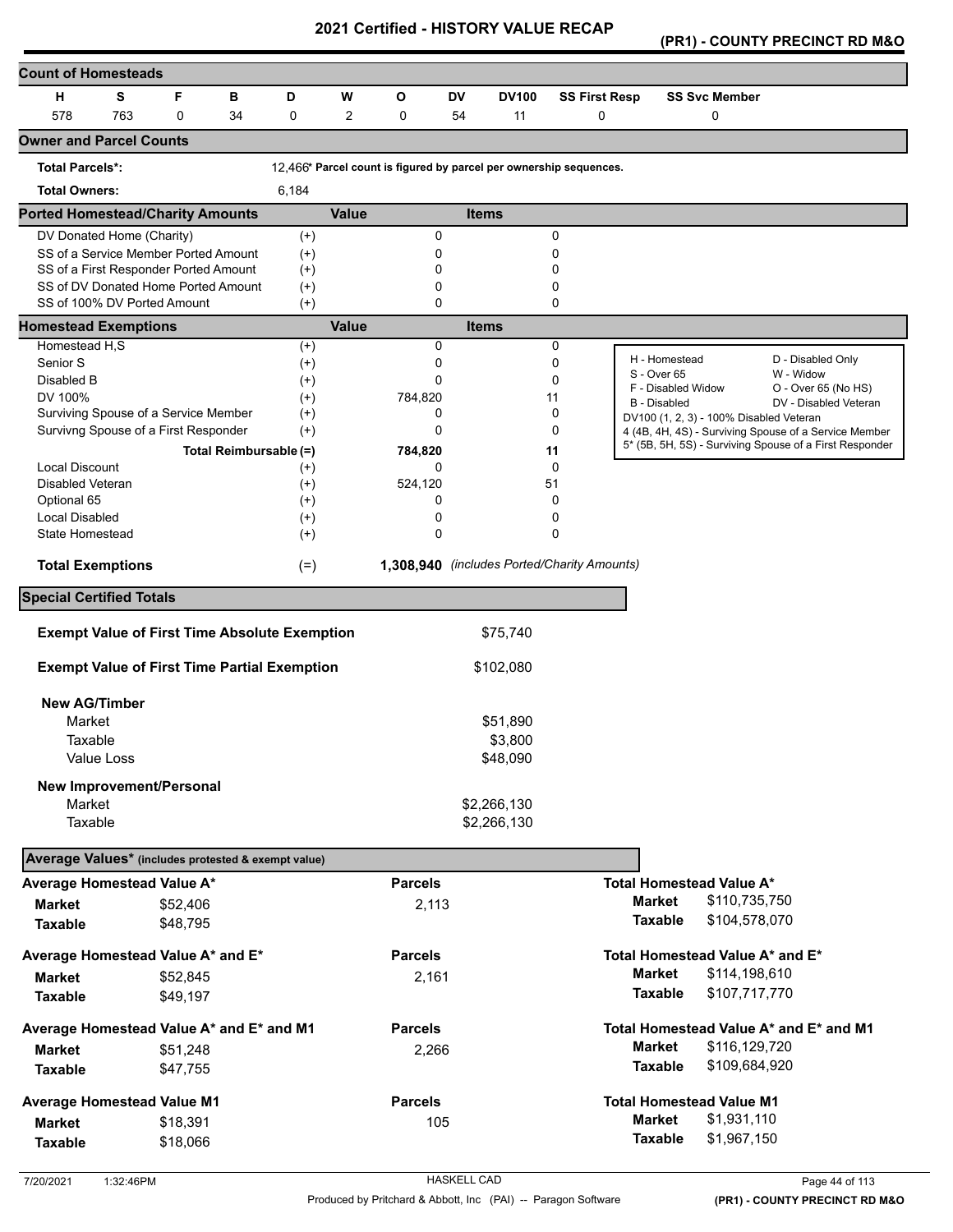# 2021 Certified - HISTORY VALUE RECAP

## (PR1) - COUNTY PRECINCT RD M&O

### Count of Homesteads

| H | S | F | B | D | W | O | DV | DV100 | SS First Resp | SS Svc Member |
|---|---|---|---|---|---|---|---|---|---|---|
| 578 | 763 | 0 | 34 | 0 | 2 | 0 | 54 | 11 | 0 | 0 |

### Owner and Parcel Counts

**Total Parcels*:** 12,466* **Parcel count is figured by parcel per ownership sequences.**

**Total Owners:** 6,184

### Ported Homestead/Charity Amounts

| | | Value | Items |
|---|---|---|---|
| DV Donated Home (Charity) | (+) | 0 | 0 |
| SS of a Service Member Ported Amount | (+) | 0 | 0 |
| SS of a First Responder Ported Amount | (+) | 0 | 0 |
| SS of DV Donated Home Ported Amount | (+) | 0 | 0 |
| SS of 100% DV Ported Amount | (+) | 0 | 0 |

### Homestead Exemptions

| | | Value | Items |
|---|---|---|---|
| Homestead H,S | (+) | 0 | 0 |
| Senior S | (+) | 0 | 0 |
| Disabled B | (+) | 0 | 0 |
| DV 100% | (+) | 784,820 | 11 |
| Surviving Spouse of a Service Member | (+) | 0 | 0 |
| Survivng Spouse of a First Responder | (+) | 0 | 0 |
| **Total Reimbursable** | **(=)** | **784,820** | **11** |
| Local Discount | (+) | 0 | 0 |
| Disabled Veteran | (+) | 524,120 | 51 |
| Optional 65 | (+) | 0 | 0 |
| Local Disabled | (+) | 0 | 0 |
| State Homestead | (+) | 0 | 0 |
| **Total Exemptions** | (=) | **1,308,940** | *(includes Ported/Charity Amounts)* |

| | |
|---|---|
| H - Homestead | D - Disabled Only |
| S - Over 65 | W - Widow |
| F - Disabled Widow | O - Over 65 (No HS) |
| B - Disabled | DV - Disabled Veteran |
| DV100 (1, 2, 3) - 100% Disabled Veteran | |
| 4 (4B, 4H, 4S) - Surviving Spouse of a Service Member | |
| 5* (5B, 5H, 5S) - Surviving Spouse of a First Responder | |

### Special Certified Totals

| | |
|---|---|
| **Exempt Value of First Time Absolute Exemption** | $75,740 |
| **Exempt Value of First Time Partial Exemption** | $102,080 |
| **New AG/Timber** | |
| Market | $51,890 |
| Taxable | $3,800 |
| Value Loss | $48,090 |
| **New Improvement/Personal** | |
| Market | $2,266,130 |
| Taxable | $2,266,130 |

### Average Values* (includes protested & exempt value)

| | | Parcels | | |
|---|---|---|---|---|
| **Average Homestead Value A*** | | | **Total Homestead Value A*** | |
| **Market** | $52,406 | 2,113 | **Market** | $110,735,750 |
| **Taxable** | $48,795 | | **Taxable** | $104,578,070 |
| **Average Homestead Value A* and E*** | | | **Total Homestead Value A* and E*** | |
| **Market** | $52,845 | 2,161 | **Market** | $114,198,610 |
| **Taxable** | $49,197 | | **Taxable** | $107,717,770 |
| **Average Homestead Value A* and E* and M1** | | | **Total Homestead Value A* and E* and M1** | |
| **Market** | $51,248 | 2,266 | **Market** | $116,129,720 |
| **Taxable** | $47,755 | | **Taxable** | $109,684,920 |
| **Average Homestead Value M1** | | | **Total Homestead Value M1** | |
| **Market** | $18,391 | 105 | **Market** | $1,931,110 |
| **Taxable** | $18,066 | | **Taxable** | $1,967,150 |

7/20/2021 1:32:46PM — HASKELL CAD — Produced by Pritchard & Abbott, Inc (PAI) -- Paragon Software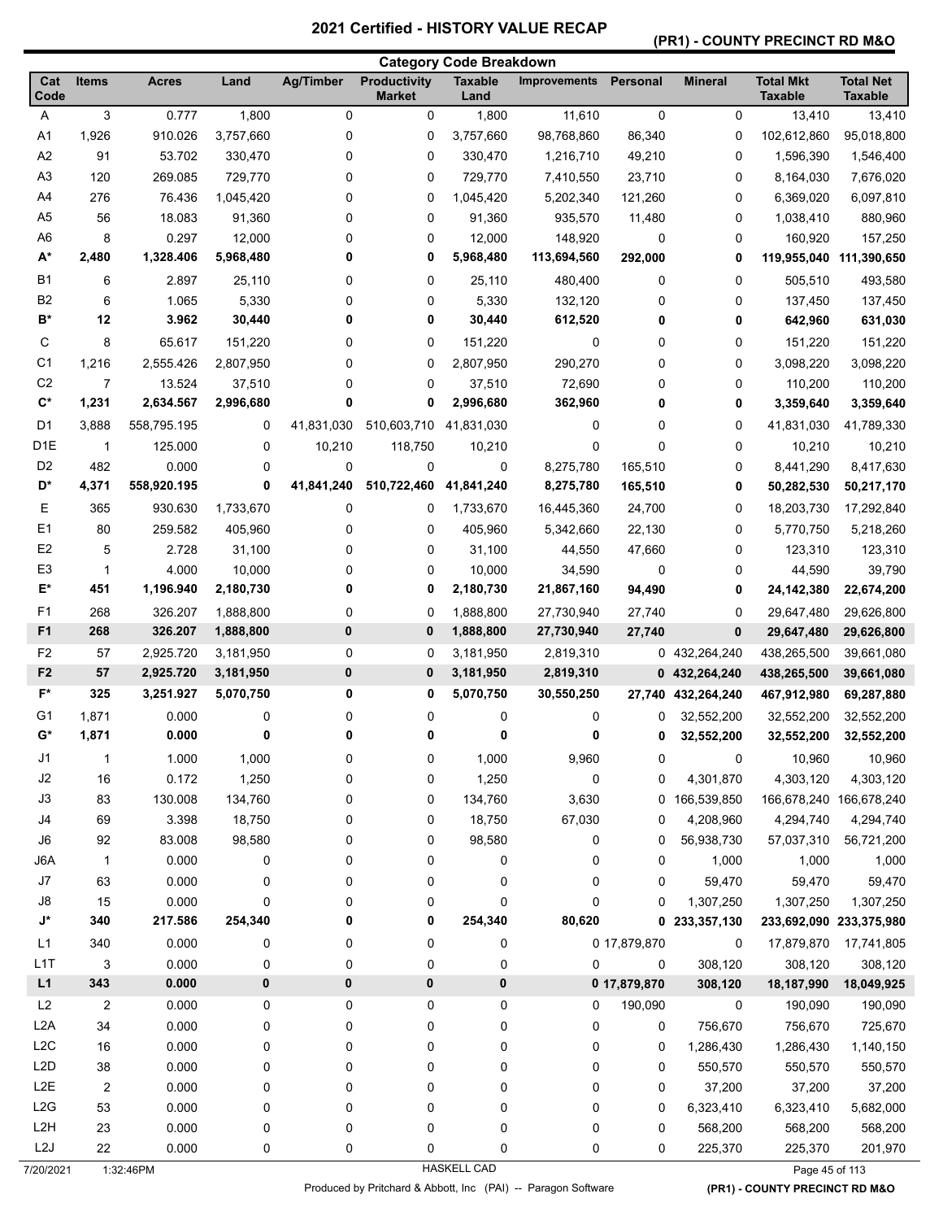# 2021 Certified - HISTORY VALUE RECAP

**(PR1) - COUNTY PRECINCT RD M&O**

## Category Code Breakdown

| Cat Code | Items | Acres | Land | Ag/Timber | Productivity Market | Taxable Land | Improvements | Personal | Mineral | Total Mkt Taxable | Total Net Taxable |
|---|---|---|---|---|---|---|---|---|---|---|---|
| A | 3 | 0.777 | 1,800 | 0 | 0 | 1,800 | 11,610 | 0 | 0 | 13,410 | 13,410 |
| A1 | 1,926 | 910.026 | 3,757,660 | 0 | 0 | 3,757,660 | 98,768,860 | 86,340 | 0 | 102,612,860 | 95,018,800 |
| A2 | 91 | 53.702 | 330,470 | 0 | 0 | 330,470 | 1,216,710 | 49,210 | 0 | 1,596,390 | 1,546,400 |
| A3 | 120 | 269.085 | 729,770 | 0 | 0 | 729,770 | 7,410,550 | 23,710 | 0 | 8,164,030 | 7,676,020 |
| A4 | 276 | 76.436 | 1,045,420 | 0 | 0 | 1,045,420 | 5,202,340 | 121,260 | 0 | 6,369,020 | 6,097,810 |
| A5 | 56 | 18.083 | 91,360 | 0 | 0 | 91,360 | 935,570 | 11,480 | 0 | 1,038,410 | 880,960 |
| A6 | 8 | 0.297 | 12,000 | 0 | 0 | 12,000 | 148,920 | 0 | 0 | 160,920 | 157,250 |
| **A*** | **2,480** | **1,328.406** | **5,968,480** | **0** | **0** | **5,968,480** | **113,694,560** | **292,000** | **0** | **119,955,040** | **111,390,650** |
| B1 | 6 | 2.897 | 25,110 | 0 | 0 | 25,110 | 480,400 | 0 | 0 | 505,510 | 493,580 |
| B2 | 6 | 1.065 | 5,330 | 0 | 0 | 5,330 | 132,120 | 0 | 0 | 137,450 | 137,450 |
| **B*** | **12** | **3.962** | **30,440** | **0** | **0** | **30,440** | **612,520** | **0** | **0** | **642,960** | **631,030** |
| C | 8 | 65.617 | 151,220 | 0 | 0 | 151,220 | 0 | 0 | 0 | 151,220 | 151,220 |
| C1 | 1,216 | 2,555.426 | 2,807,950 | 0 | 0 | 2,807,950 | 290,270 | 0 | 0 | 3,098,220 | 3,098,220 |
| C2 | 7 | 13.524 | 37,510 | 0 | 0 | 37,510 | 72,690 | 0 | 0 | 110,200 | 110,200 |
| **C*** | **1,231** | **2,634.567** | **2,996,680** | **0** | **0** | **2,996,680** | **362,960** | **0** | **0** | **3,359,640** | **3,359,640** |
| D1 | 3,888 | 558,795.195 | 0 | 41,831,030 | 510,603,710 | 41,831,030 | 0 | 0 | 0 | 41,831,030 | 41,789,330 |
| D1E | 1 | 125.000 | 0 | 10,210 | 118,750 | 10,210 | 0 | 0 | 0 | 10,210 | 10,210 |
| D2 | 482 | 0.000 | 0 | 0 | 0 | 0 | 8,275,780 | 165,510 | 0 | 8,441,290 | 8,417,630 |
| **D*** | **4,371** | **558,920.195** | **0** | **41,841,240** | **510,722,460** | **41,841,240** | **8,275,780** | **165,510** | **0** | **50,282,530** | **50,217,170** |
| E | 365 | 930.630 | 1,733,670 | 0 | 0 | 1,733,670 | 16,445,360 | 24,700 | 0 | 18,203,730 | 17,292,840 |
| E1 | 80 | 259.582 | 405,960 | 0 | 0 | 405,960 | 5,342,660 | 22,130 | 0 | 5,770,750 | 5,218,260 |
| E2 | 5 | 2.728 | 31,100 | 0 | 0 | 31,100 | 44,550 | 47,660 | 0 | 123,310 | 123,310 |
| E3 | 1 | 4.000 | 10,000 | 0 | 0 | 10,000 | 34,590 | 0 | 0 | 44,590 | 39,790 |
| **E*** | **451** | **1,196.940** | **2,180,730** | **0** | **0** | **2,180,730** | **21,867,160** | **94,490** | **0** | **24,142,380** | **22,674,200** |
| F1 | 268 | 326.207 | 1,888,800 | 0 | 0 | 1,888,800 | 27,730,940 | 27,740 | 0 | 29,647,480 | 29,626,800 |
| **F1** | **268** | **326.207** | **1,888,800** | **0** | **0** | **1,888,800** | **27,730,940** | **27,740** | **0** | **29,647,480** | **29,626,800** |
| F2 | 57 | 2,925.720 | 3,181,950 | 0 | 0 | 3,181,950 | 2,819,310 | 0 | 432,264,240 | 438,265,500 | 39,661,080 |
| **F2** | **57** | **2,925.720** | **3,181,950** | **0** | **0** | **3,181,950** | **2,819,310** | **0** | **432,264,240** | **438,265,500** | **39,661,080** |
| **F*** | **325** | **3,251.927** | **5,070,750** | **0** | **0** | **5,070,750** | **30,550,250** | **27,740** | **432,264,240** | **467,912,980** | **69,287,880** |
| G1 | 1,871 | 0.000 | 0 | 0 | 0 | 0 | 0 | 0 | 32,552,200 | 32,552,200 | 32,552,200 |
| **G*** | **1,871** | **0.000** | **0** | **0** | **0** | **0** | **0** | **0** | **32,552,200** | **32,552,200** | **32,552,200** |
| J1 | 1 | 1.000 | 1,000 | 0 | 0 | 1,000 | 9,960 | 0 | 0 | 10,960 | 10,960 |
| J2 | 16 | 0.172 | 1,250 | 0 | 0 | 1,250 | 0 | 0 | 4,301,870 | 4,303,120 | 4,303,120 |
| J3 | 83 | 130.008 | 134,760 | 0 | 0 | 134,760 | 3,630 | 0 | 166,539,850 | 166,678,240 | 166,678,240 |
| J4 | 69 | 3.398 | 18,750 | 0 | 0 | 18,750 | 67,030 | 0 | 4,208,960 | 4,294,740 | 4,294,740 |
| J6 | 92 | 83.008 | 98,580 | 0 | 0 | 98,580 | 0 | 0 | 56,938,730 | 57,037,310 | 56,721,200 |
| J6A | 1 | 0.000 | 0 | 0 | 0 | 0 | 0 | 0 | 1,000 | 1,000 | 1,000 |
| J7 | 63 | 0.000 | 0 | 0 | 0 | 0 | 0 | 0 | 59,470 | 59,470 | 59,470 |
| J8 | 15 | 0.000 | 0 | 0 | 0 | 0 | 0 | 0 | 1,307,250 | 1,307,250 | 1,307,250 |
| **J*** | **340** | **217.586** | **254,340** | **0** | **0** | **254,340** | **80,620** | **0** | **233,357,130** | **233,692,090** | **233,375,980** |
| L1 | 340 | 0.000 | 0 | 0 | 0 | 0 | 0 | 17,879,870 | 0 | 17,879,870 | 17,741,805 |
| L1T | 3 | 0.000 | 0 | 0 | 0 | 0 | 0 | 0 | 308,120 | 308,120 | 308,120 |
| **L1** | **343** | **0.000** | **0** | **0** | **0** | **0** | **0** | **17,879,870** | **308,120** | **18,187,990** | **18,049,925** |
| L2 | 2 | 0.000 | 0 | 0 | 0 | 0 | 0 | 190,090 | 0 | 190,090 | 190,090 |
| L2A | 34 | 0.000 | 0 | 0 | 0 | 0 | 0 | 0 | 756,670 | 756,670 | 725,670 |
| L2C | 16 | 0.000 | 0 | 0 | 0 | 0 | 0 | 0 | 1,286,430 | 1,286,430 | 1,140,150 |
| L2D | 38 | 0.000 | 0 | 0 | 0 | 0 | 0 | 0 | 550,570 | 550,570 | 550,570 |
| L2E | 2 | 0.000 | 0 | 0 | 0 | 0 | 0 | 0 | 37,200 | 37,200 | 37,200 |
| L2G | 53 | 0.000 | 0 | 0 | 0 | 0 | 0 | 0 | 6,323,410 | 6,323,410 | 5,682,000 |
| L2H | 23 | 0.000 | 0 | 0 | 0 | 0 | 0 | 0 | 568,200 | 568,200 | 568,200 |
| L2J | 22 | 0.000 | 0 | 0 | 0 | 0 | 0 | 0 | 225,370 | 225,370 | 201,970 |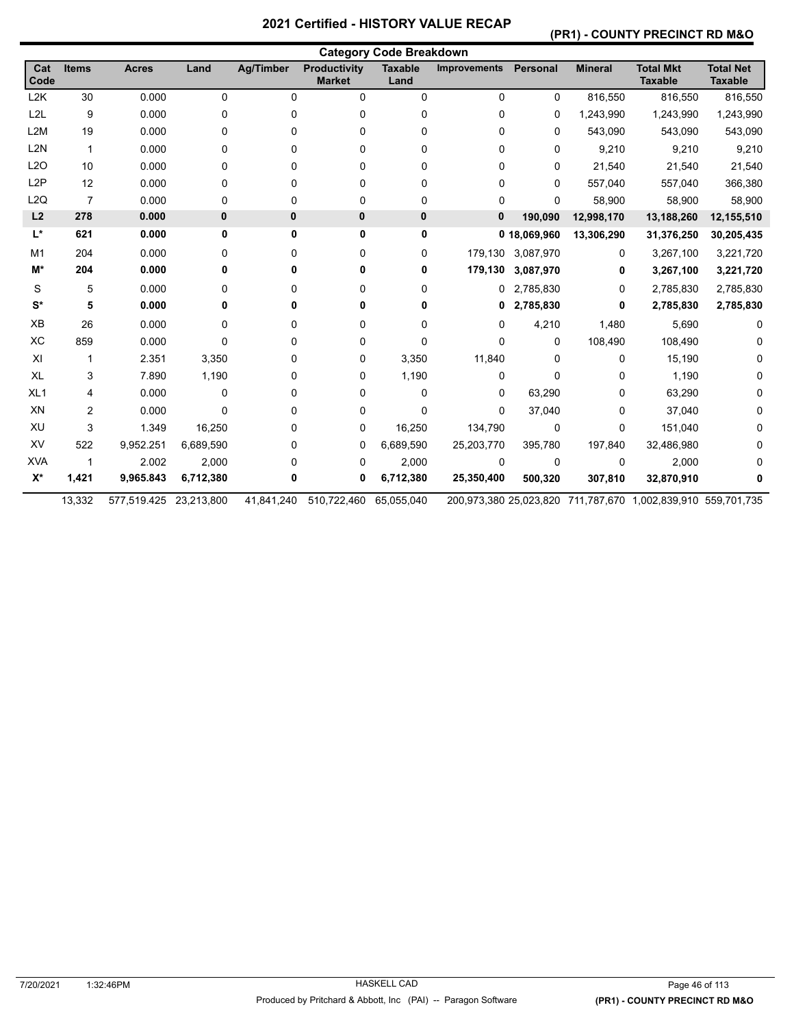# 2021 Certified - HISTORY VALUE RECAP

## (PR1) - COUNTY PRECINCT RD M&O

### Category Code Breakdown

| Cat Code | Items | Acres | Land | Ag/Timber | Productivity Market | Taxable Land | Improvements | Personal | Mineral | Total Mkt Taxable | Total Net Taxable |
|---|---|---|---|---|---|---|---|---|---|---|---|
| L2K | 30 | 0.000 | 0 | 0 | 0 | 0 | 0 | 0 | 816,550 | 816,550 | 816,550 |
| L2L | 9 | 0.000 | 0 | 0 | 0 | 0 | 0 | 0 | 1,243,990 | 1,243,990 | 1,243,990 |
| L2M | 19 | 0.000 | 0 | 0 | 0 | 0 | 0 | 0 | 543,090 | 543,090 | 543,090 |
| L2N | 1 | 0.000 | 0 | 0 | 0 | 0 | 0 | 0 | 9,210 | 9,210 | 9,210 |
| L2O | 10 | 0.000 | 0 | 0 | 0 | 0 | 0 | 0 | 21,540 | 21,540 | 21,540 |
| L2P | 12 | 0.000 | 0 | 0 | 0 | 0 | 0 | 0 | 557,040 | 557,040 | 366,380 |
| L2Q | 7 | 0.000 | 0 | 0 | 0 | 0 | 0 | 0 | 58,900 | 58,900 | 58,900 |
| **L2** | **278** | **0.000** | **0** | **0** | **0** | **0** | **0** | **190,090** | **12,998,170** | **13,188,260** | **12,155,510** |
| **L*** | **621** | **0.000** | **0** | **0** | **0** | **0** | **0** | **18,069,960** | **13,306,290** | **31,376,250** | **30,205,435** |
| M1 | 204 | 0.000 | 0 | 0 | 0 | 0 | 179,130 | 3,087,970 | 0 | 3,267,100 | 3,221,720 |
| **M*** | **204** | **0.000** | **0** | **0** | **0** | **0** | **179,130** | **3,087,970** | **0** | **3,267,100** | **3,221,720** |
| S | 5 | 0.000 | 0 | 0 | 0 | 0 | 0 | 2,785,830 | 0 | 2,785,830 | 2,785,830 |
| **S*** | **5** | **0.000** | **0** | **0** | **0** | **0** | **0** | **2,785,830** | **0** | **2,785,830** | **2,785,830** |
| XB | 26 | 0.000 | 0 | 0 | 0 | 0 | 0 | 4,210 | 1,480 | 5,690 | 0 |
| XC | 859 | 0.000 | 0 | 0 | 0 | 0 | 0 | 0 | 108,490 | 108,490 | 0 |
| XI | 1 | 2.351 | 3,350 | 0 | 0 | 3,350 | 11,840 | 0 | 0 | 15,190 | 0 |
| XL | 3 | 7.890 | 1,190 | 0 | 0 | 1,190 | 0 | 0 | 0 | 1,190 | 0 |
| XL1 | 4 | 0.000 | 0 | 0 | 0 | 0 | 0 | 63,290 | 0 | 63,290 | 0 |
| XN | 2 | 0.000 | 0 | 0 | 0 | 0 | 0 | 37,040 | 0 | 37,040 | 0 |
| XU | 3 | 1.349 | 16,250 | 0 | 0 | 16,250 | 134,790 | 0 | 0 | 151,040 | 0 |
| XV | 522 | 9,952.251 | 6,689,590 | 0 | 0 | 6,689,590 | 25,203,770 | 395,780 | 197,840 | 32,486,980 | 0 |
| XVA | 1 | 2.002 | 2,000 | 0 | 0 | 2,000 | 0 | 0 | 0 | 2,000 | 0 |
| **X*** | **1,421** | **9,965.843** | **6,712,380** | **0** | **0** | **6,712,380** | **25,350,400** | **500,320** | **307,810** | **32,870,910** | **0** |
| | 13,332 | 577,519.425 | 23,213,800 | 41,841,240 | 510,722,460 | 65,055,040 | 200,973,380 | 25,023,820 | 711,787,670 | 1,002,839,910 | 559,701,735 |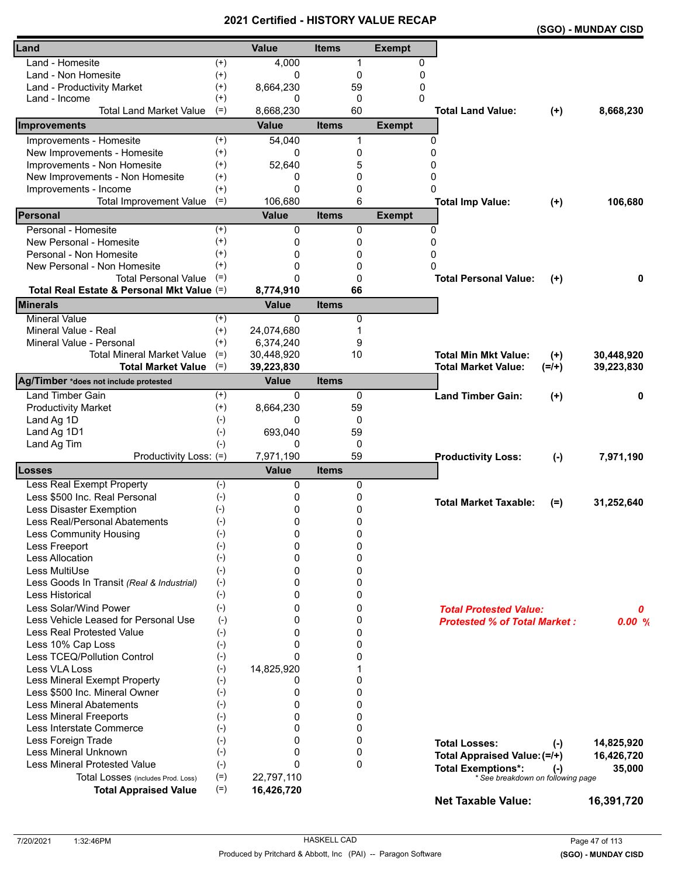# 2021 Certified - HISTORY VALUE RECAP

**(SGO) - MUNDAY CISD**

| Land | | Value | Items | Exempt | | | |
|---|---|---|---|---|---|---|---|
| Land - Homesite | (+) | 4,000 | 1 | 0 | | | |
| Land - Non Homesite | (+) | 0 | 0 | 0 | | | |
| Land - Productivity Market | (+) | 8,664,230 | 59 | 0 | | | |
| Land - Income | (+) | 0 | 0 | 0 | | | |
| Total Land Market Value | (=) | 8,668,230 | 60 | | **Total Land Value:** | **(+)** | **8,668,230** |
| **Improvements** | | **Value** | **Items** | **Exempt** | | | |
| Improvements - Homesite | (+) | 54,040 | 1 | 0 | | | |
| New Improvements - Homesite | (+) | 0 | 0 | 0 | | | |
| Improvements - Non Homesite | (+) | 52,640 | 5 | 0 | | | |
| New Improvements - Non Homesite | (+) | 0 | 0 | 0 | | | |
| Improvements - Income | (+) | 0 | 0 | 0 | | | |
| Total Improvement Value | (=) | 106,680 | 6 | | **Total Imp Value:** | **(+)** | **106,680** |
| **Personal** | | **Value** | **Items** | **Exempt** | | | |
| Personal - Homesite | (+) | 0 | 0 | 0 | | | |
| New Personal - Homesite | (+) | 0 | 0 | 0 | | | |
| Personal - Non Homesite | (+) | 0 | 0 | 0 | | | |
| New Personal - Non Homesite | (+) | 0 | 0 | 0 | | | |
| Total Personal Value | (=) | 0 | 0 | | **Total Personal Value:** | **(+)** | **0** |
| **Total Real Estate & Personal Mkt Value** | (=) | **8,774,910** | **66** | | | | |
| **Minerals** | | **Value** | **Items** | | | | |
| Mineral Value | (+) | 0 | 0 | | | | |
| Mineral Value - Real | (+) | 24,074,680 | 1 | | | | |
| Mineral Value - Personal | (+) | 6,374,240 | 9 | | | | |
| Total Mineral Market Value | (=) | 30,448,920 | 10 | | **Total Min Mkt Value:** | **(+)** | **30,448,920** |
| **Total Market Value** | (=) | **39,223,830** | | | **Total Market Value:** | **(=/+)** | **39,223,830** |
| **Ag/Timber** *does not include protested | | **Value** | **Items** | | | | |
| Land Timber Gain | (+) | 0 | 0 | | **Land Timber Gain:** | **(+)** | **0** |
| Productivity Market | (+) | 8,664,230 | 59 | | | | |
| Land Ag 1D | (-) | 0 | 0 | | | | |
| Land Ag 1D1 | (-) | 693,040 | 59 | | | | |
| Land Ag Tim | (-) | 0 | 0 | | | | |
| Productivity Loss: | (=) | 7,971,190 | 59 | | **Productivity Loss:** | **(-)** | **7,971,190** |
| **Losses** | | **Value** | **Items** | | | | |
| Less Real Exempt Property | (-) | 0 | 0 | | | | |
| Less $500 Inc. Real Personal | (-) | 0 | 0 | | **Total Market Taxable:** | **(=)** | **31,252,640** |
| Less Disaster Exemption | (-) | 0 | 0 | | | | |
| Less Real/Personal Abatements | (-) | 0 | 0 | | | | |
| Less Community Housing | (-) | 0 | 0 | | | | |
| Less Freeport | (-) | 0 | 0 | | | | |
| Less Allocation | (-) | 0 | 0 | | | | |
| Less MultiUse | (-) | 0 | 0 | | | | |
| Less Goods In Transit *(Real & Industrial)* | (-) | 0 | 0 | | | | |
| Less Historical | (-) | 0 | 0 | | | | |
| Less Solar/Wind Power | (-) | 0 | 0 | | ***Total Protested Value:*** | | ***0*** |
| Less Vehicle Leased for Personal Use | (-) | 0 | 0 | | ***Protested % of Total Market :*** | | ***0.00 %*** |
| Less Real Protested Value | (-) | 0 | 0 | | | | |
| Less 10% Cap Loss | (-) | 0 | 0 | | | | |
| Less TCEQ/Pollution Control | (-) | 0 | 0 | | | | |
| Less VLA Loss | (-) | 14,825,920 | 1 | | | | |
| Less Mineral Exempt Property | (-) | 0 | 0 | | | | |
| Less $500 Inc. Mineral Owner | (-) | 0 | 0 | | | | |
| Less Mineral Abatements | (-) | 0 | 0 | | | | |
| Less Mineral Freeports | (-) | 0 | 0 | | | | |
| Less Interstate Commerce | (-) | 0 | 0 | | | | |
| Less Foreign Trade | (-) | 0 | 0 | | **Total Losses:** | **(-)** | **14,825,920** |
| Less Mineral Unknown | (-) | 0 | 0 | | **Total Appraised Value:** | **(=/+)** | **16,426,720** |
| Less Mineral Protested Value | (-) | 0 | 0 | | **Total Exemptions*:** | **(-)** | **35,000** |
| Total Losses (includes Prod. Loss) | (=) | 22,797,110 | | | * See breakdown on following page | | |
| **Total Appraised Value** | (=) | **16,426,720** | | | | | |
| | | | | | **Net Taxable Value:** | | **16,391,720** |

7/20/2021 1:32:46PM — HASKELL CAD — Produced by Pritchard & Abbott, Inc (PAI) -- Paragon Software — (SGO) - MUNDAY CISD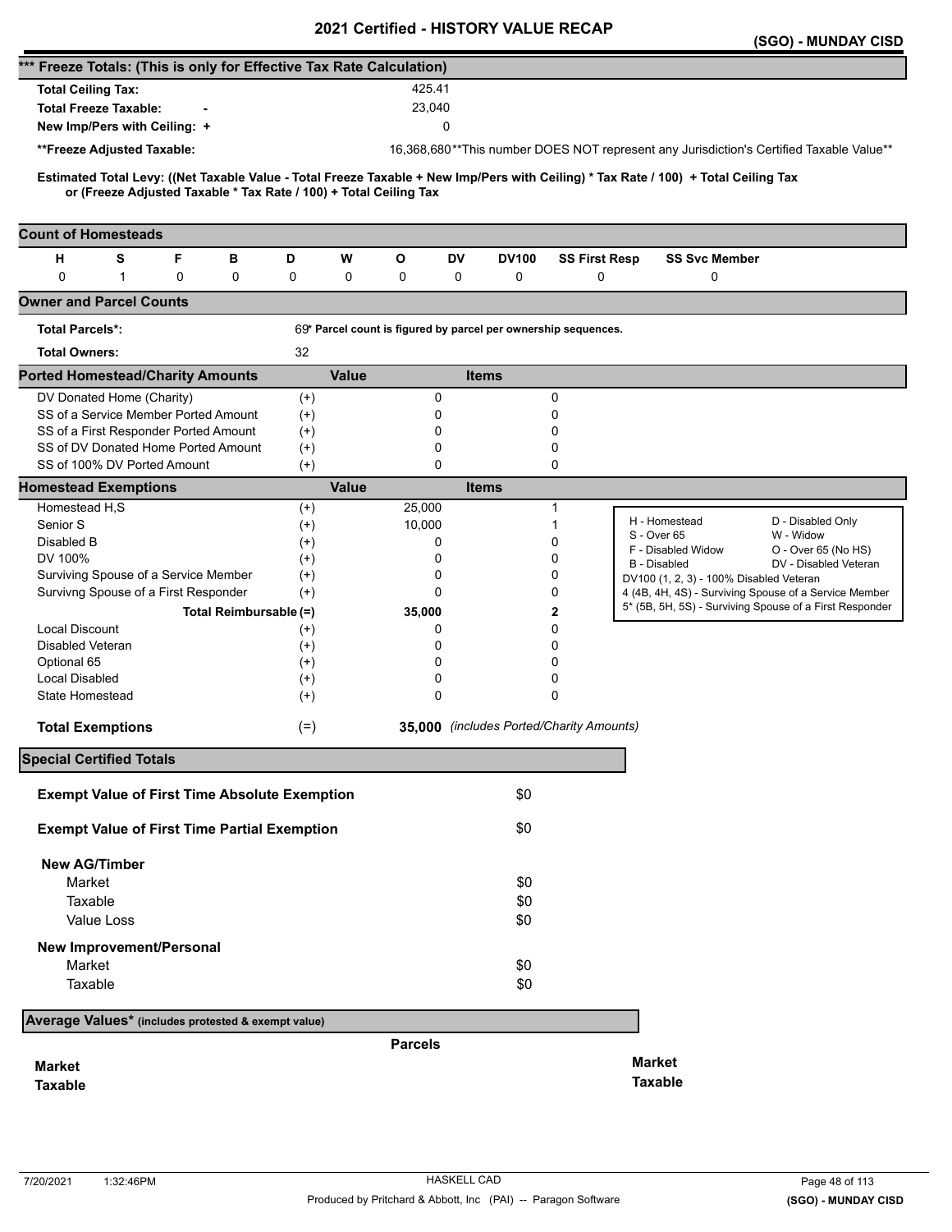# 2021 Certified - HISTORY VALUE RECAP

**(SGO) - MUNDAY CISD**

## *** Freeze Totals: (This is only for Effective Tax Rate Calculation)

| | | |
|---|---|---|
| **Total Ceiling Tax:** | 425.41 | |
| **Total Freeze Taxable:** - | 23,040 | |
| **New Imp/Pers with Ceiling:** + | 0 | |
| **\*\*Freeze Adjusted Taxable:** | 16,368,680 | **This number DOES NOT represent any Jurisdiction's Certified Taxable Value** |

**Estimated Total Levy: ((Net Taxable Value - Total Freeze Taxable + New Imp/Pers with Ceiling) * Tax Rate / 100) + Total Ceiling Tax or (Freeze Adjusted Taxable * Tax Rate / 100) + Total Ceiling Tax**

## Count of Homesteads

| H | S | F | B | D | W | O | DV | DV100 | SS First Resp | SS Svc Member |
|---|---|---|---|---|---|---|---|---|---|---|
| 0 | 1 | 0 | 0 | 0 | 0 | 0 | 0 | 0 | 0 | 0 |

## Owner and Parcel Counts

| | | |
|---|---|---|
| **Total Parcels*:** | 69 | * Parcel count is figured by parcel per ownership sequences. |
| **Total Owners:** | 32 | |

## Ported Homestead/Charity Amounts

| | | Value | Items |
|---|---|---|---|
| DV Donated Home (Charity) | (+) | 0 | 0 |
| SS of a Service Member Ported Amount | (+) | 0 | 0 |
| SS of a First Responder Ported Amount | (+) | 0 | 0 |
| SS of DV Donated Home Ported Amount | (+) | 0 | 0 |
| SS of 100% DV Ported Amount | (+) | 0 | 0 |

## Homestead Exemptions

| | | Value | Items |
|---|---|---|---|
| Homestead H,S | (+) | 25,000 | 1 |
| Senior S | (+) | 10,000 | 1 |
| Disabled B | (+) | 0 | 0 |
| DV 100% | (+) | 0 | 0 |
| Surviving Spouse of a Service Member | (+) | 0 | 0 |
| Survivng Spouse of a First Responder | (+) | 0 | 0 |
| **Total Reimbursable** | (=) | **35,000** | **2** |
| Local Discount | (+) | 0 | 0 |
| Disabled Veteran | (+) | 0 | 0 |
| Optional 65 | (+) | 0 | 0 |
| Local Disabled | (+) | 0 | 0 |
| State Homestead | (+) | 0 | 0 |
| **Total Exemptions** | (=) | **35,000** | *(includes Ported/Charity Amounts)* |

| | |
|---|---|
| H - Homestead | D - Disabled Only |
| S - Over 65 | W - Widow |
| F - Disabled Widow | O - Over 65 (No HS) |
| B - Disabled | DV - Disabled Veteran |
| DV100 (1, 2, 3) - 100% Disabled Veteran | |
| 4 (4B, 4H, 4S) - Surviving Spouse of a Service Member | |
| 5* (5B, 5H, 5S) - Surviving Spouse of a First Responder | |

## Special Certified Totals

| | |
|---|---|
| **Exempt Value of First Time Absolute Exemption** | $0 |
| **Exempt Value of First Time Partial Exemption** | $0 |
| **New AG/Timber** | |
| Market | $0 |
| Taxable | $0 |
| Value Loss | $0 |
| **New Improvement/Personal** | |
| Market | $0 |
| Taxable | $0 |

## Average Values* (includes protested & exempt value)

| | Parcels | |
|---|---|---|
| **Market** | | **Market** |
| **Taxable** | | **Taxable** |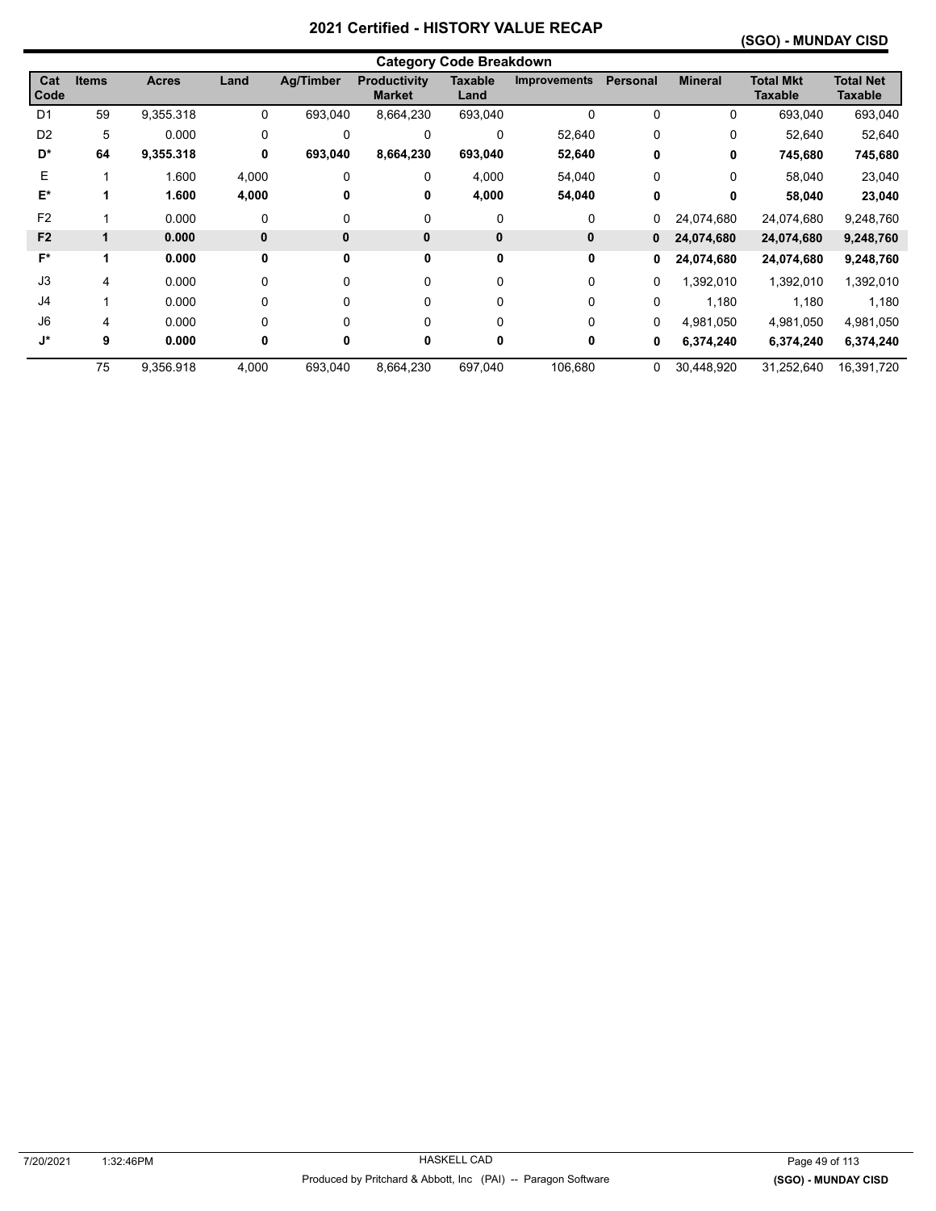# 2021 Certified - HISTORY VALUE RECAP

**(SGO) - MUNDAY CISD**

## Category Code Breakdown

| Cat Code | Items | Acres | Land | Ag/Timber | Productivity Market | Taxable Land | Improvements | Personal | Mineral | Total Mkt Taxable | Total Net Taxable |
|---|---|---|---|---|---|---|---|---|---|---|---|
| D1 | 59 | 9,355.318 | 0 | 693,040 | 8,664,230 | 693,040 | 0 | 0 | 0 | 693,040 | 693,040 |
| D2 | 5 | 0.000 | 0 | 0 | 0 | 0 | 52,640 | 0 | 0 | 52,640 | 52,640 |
| **D*** | **64** | **9,355.318** | **0** | **693,040** | **8,664,230** | **693,040** | **52,640** | **0** | **0** | **745,680** | **745,680** |
| E | 1 | 1.600 | 4,000 | 0 | 0 | 4,000 | 54,040 | 0 | 0 | 58,040 | 23,040 |
| **E*** | **1** | **1.600** | **4,000** | **0** | **0** | **4,000** | **54,040** | **0** | **0** | **58,040** | **23,040** |
| F2 | 1 | 0.000 | 0 | 0 | 0 | 0 | 0 | 0 | 24,074,680 | 24,074,680 | 9,248,760 |
| **F2** | **1** | **0.000** | **0** | **0** | **0** | **0** | **0** | **0** | **24,074,680** | **24,074,680** | **9,248,760** |
| **F*** | **1** | **0.000** | **0** | **0** | **0** | **0** | **0** | **0** | **24,074,680** | **24,074,680** | **9,248,760** |
| J3 | 4 | 0.000 | 0 | 0 | 0 | 0 | 0 | 0 | 1,392,010 | 1,392,010 | 1,392,010 |
| J4 | 1 | 0.000 | 0 | 0 | 0 | 0 | 0 | 0 | 1,180 | 1,180 | 1,180 |
| J6 | 4 | 0.000 | 0 | 0 | 0 | 0 | 0 | 0 | 4,981,050 | 4,981,050 | 4,981,050 |
| **J*** | **9** | **0.000** | **0** | **0** | **0** | **0** | **0** | **0** | **6,374,240** | **6,374,240** | **6,374,240** |
| | 75 | 9,356.918 | 4,000 | 693,040 | 8,664,230 | 697,040 | 106,680 | 0 | 30,448,920 | 31,252,640 | 16,391,720 |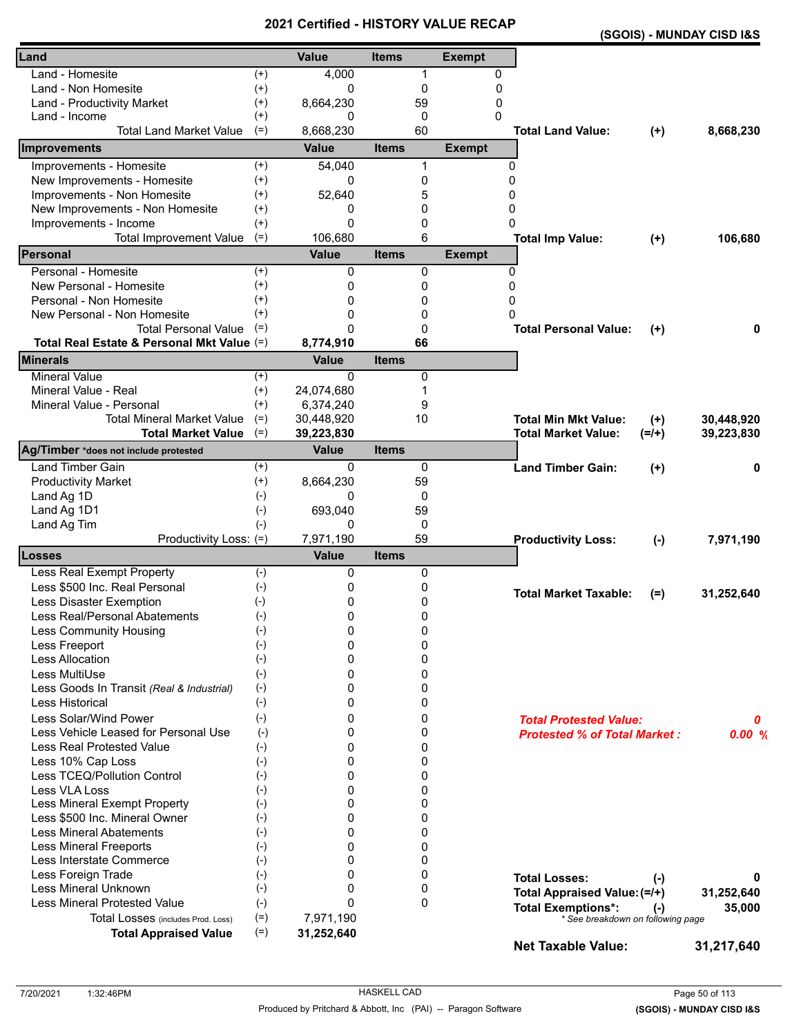# 2021 Certified - HISTORY VALUE RECAP

**(SGOIS) - MUNDAY CISD I&S**

| Land | | Value | Items | Exempt | | | |
|---|---|---|---|---|---|---|---|
| Land - Homesite | (+) | 4,000 | 1 | 0 | | | |
| Land - Non Homesite | (+) | 0 | 0 | 0 | | | |
| Land - Productivity Market | (+) | 8,664,230 | 59 | 0 | | | |
| Land - Income | (+) | 0 | 0 | 0 | | | |
| Total Land Market Value | (=) | 8,668,230 | 60 | | **Total Land Value:** | **(+)** | **8,668,230** |

| Improvements | | Value | Items | Exempt | | | |
|---|---|---|---|---|---|---|---|
| Improvements - Homesite | (+) | 54,040 | 1 | 0 | | | |
| New Improvements - Homesite | (+) | 0 | 0 | 0 | | | |
| Improvements - Non Homesite | (+) | 52,640 | 5 | 0 | | | |
| New Improvements - Non Homesite | (+) | 0 | 0 | 0 | | | |
| Improvements - Income | (+) | 0 | 0 | 0 | | | |
| Total Improvement Value | (=) | 106,680 | 6 | | **Total Imp Value:** | **(+)** | **106,680** |

| Personal | | Value | Items | Exempt | | | |
|---|---|---|---|---|---|---|---|
| Personal - Homesite | (+) | 0 | 0 | 0 | | | |
| New Personal - Homesite | (+) | 0 | 0 | 0 | | | |
| Personal - Non Homesite | (+) | 0 | 0 | 0 | | | |
| New Personal - Non Homesite | (+) | 0 | 0 | 0 | | | |
| Total Personal Value | (=) | 0 | 0 | | **Total Personal Value:** | **(+)** | **0** |
| **Total Real Estate & Personal Mkt Value** | (=) | **8,774,910** | **66** | | | | |

| Minerals | | Value | Items | | | |
|---|---|---|---|---|---|---|
| Mineral Value | (+) | 0 | 0 | | | |
| Mineral Value - Real | (+) | 24,074,680 | 1 | | | |
| Mineral Value - Personal | (+) | 6,374,240 | 9 | | | |
| Total Mineral Market Value | (=) | 30,448,920 | 10 | **Total Min Mkt Value:** | **(+)** | **30,448,920** |
| **Total Market Value** | (=) | **39,223,830** | | **Total Market Value:** | **(=/+)** | **39,223,830** |

| Ag/Timber *does not include protested | | Value | Items | | | |
|---|---|---|---|---|---|---|
| Land Timber Gain | (+) | 0 | 0 | **Land Timber Gain:** | **(+)** | **0** |
| Productivity Market | (+) | 8,664,230 | 59 | | | |
| Land Ag 1D | (-) | 0 | 0 | | | |
| Land Ag 1D1 | (-) | 693,040 | 59 | | | |
| Land Ag Tim | (-) | 0 | 0 | | | |
| Productivity Loss: | (=) | 7,971,190 | 59 | **Productivity Loss:** | **(-)** | **7,971,190** |

| Losses | | Value | Items | | | |
|---|---|---|---|---|---|---|
| Less Real Exempt Property | (-) | 0 | 0 | | | |
| Less $500 Inc. Real Personal | (-) | 0 | 0 | **Total Market Taxable:** | **(=)** | **31,252,640** |
| Less Disaster Exemption | (-) | 0 | 0 | | | |
| Less Real/Personal Abatements | (-) | 0 | 0 | | | |
| Less Community Housing | (-) | 0 | 0 | | | |
| Less Freeport | (-) | 0 | 0 | | | |
| Less Allocation | (-) | 0 | 0 | | | |
| Less MultiUse | (-) | 0 | 0 | | | |
| Less Goods In Transit *(Real & Industrial)* | (-) | 0 | 0 | | | |
| Less Historical | (-) | 0 | 0 | | | |
| Less Solar/Wind Power | (-) | 0 | 0 | ***Total Protested Value:*** | | ***0*** |
| Less Vehicle Leased for Personal Use | (-) | 0 | 0 | ***Protested % of Total Market :*** | | ***0.00 %*** |
| Less Real Protested Value | (-) | 0 | 0 | | | |
| Less 10% Cap Loss | (-) | 0 | 0 | | | |
| Less TCEQ/Pollution Control | (-) | 0 | 0 | | | |
| Less VLA Loss | (-) | 0 | 0 | | | |
| Less Mineral Exempt Property | (-) | 0 | 0 | | | |
| Less $500 Inc. Mineral Owner | (-) | 0 | 0 | | | |
| Less Mineral Abatements | (-) | 0 | 0 | | | |
| Less Mineral Freeports | (-) | 0 | 0 | | | |
| Less Interstate Commerce | (-) | 0 | 0 | | | |
| Less Foreign Trade | (-) | 0 | 0 | **Total Losses:** | **(-)** | **0** |
| Less Mineral Unknown | (-) | 0 | 0 | **Total Appraised Value:** | **(=/+)** | **31,252,640** |
| Less Mineral Protested Value | (-) | 0 | 0 | **Total Exemptions*:** | **(-)** | **35,000** |
| Total Losses (includes Prod. Loss) | (=) | 7,971,190 | | *\* See breakdown on following page* | | |
| **Total Appraised Value** | (=) | **31,252,640** | | | | |

**Net Taxable Value: 31,217,640**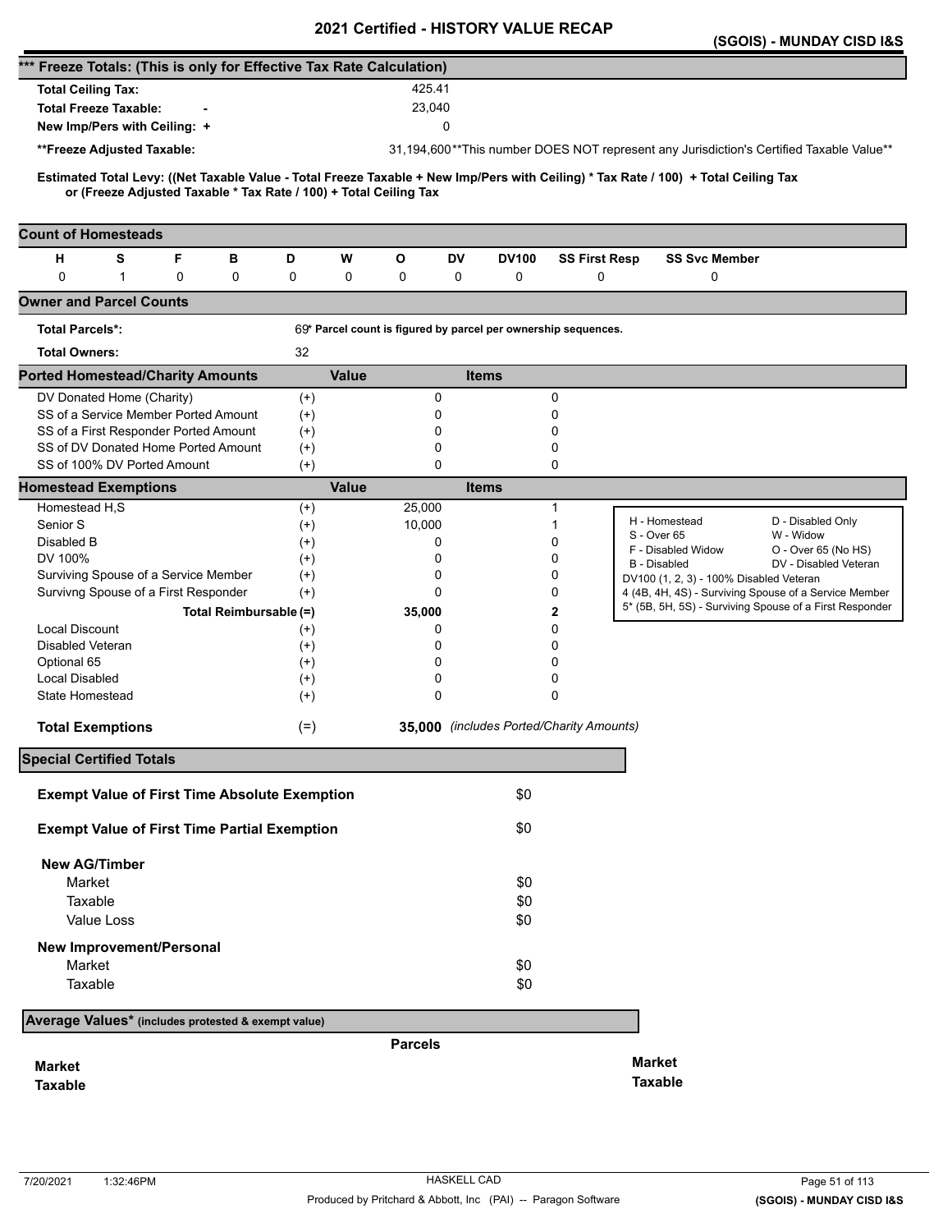# 2021 Certified - HISTORY VALUE RECAP

**(SGOIS) - MUNDAY CISD I&S**

## *** Freeze Totals: (This is only for Effective Tax Rate Calculation)

| | | |
|---|---|---|
| **Total Ceiling Tax:** | 425.41 | |
| **Total Freeze Taxable: -** | 23,040 | |
| **New Imp/Pers with Ceiling: +** | 0 | |
| **\*\*Freeze Adjusted Taxable:** | 31,194,600 | \*\*This number DOES NOT represent any Jurisdiction's Certified Taxable Value\*\* |

**Estimated Total Levy: ((Net Taxable Value - Total Freeze Taxable + New Imp/Pers with Ceiling) * Tax Rate / 100) + Total Ceiling Tax or (Freeze Adjusted Taxable * Tax Rate / 100) + Total Ceiling Tax**

## Count of Homesteads

| H | S | F | B | D | W | O | DV | DV100 | SS First Resp | SS Svc Member |
|---|---|---|---|---|---|---|---|---|---|---|
| 0 | 1 | 0 | 0 | 0 | 0 | 0 | 0 | 0 | 0 | 0 |

## Owner and Parcel Counts

| | |
|---|---|
| **Total Parcels\*:** | 69 \* Parcel count is figured by parcel per ownership sequences. |
| **Total Owners:** | 32 |

## Ported Homestead/Charity Amounts

| | | Value | Items |
|---|---|---|---|
| DV Donated Home (Charity) | (+) | 0 | 0 |
| SS of a Service Member Ported Amount | (+) | 0 | 0 |
| SS of a First Responder Ported Amount | (+) | 0 | 0 |
| SS of DV Donated Home Ported Amount | (+) | 0 | 0 |
| SS of 100% DV Ported Amount | (+) | 0 | 0 |

## Homestead Exemptions

| | | Value | Items |
|---|---|---|---|
| Homestead H,S | (+) | 25,000 | 1 |
| Senior S | (+) | 10,000 | 1 |
| Disabled B | (+) | 0 | 0 |
| DV 100% | (+) | 0 | 0 |
| Surviving Spouse of a Service Member | (+) | 0 | 0 |
| Survivng Spouse of a First Responder | (+) | 0 | 0 |
| **Total Reimbursable** | **(=)** | **35,000** | **2** |
| Local Discount | (+) | 0 | 0 |
| Disabled Veteran | (+) | 0 | 0 |
| Optional 65 | (+) | 0 | 0 |
| Local Disabled | (+) | 0 | 0 |
| State Homestead | (+) | 0 | 0 |
| **Total Exemptions** | (=) | **35,000** | *(includes Ported/Charity Amounts)* |

| | |
|---|---|
| H - Homestead | D - Disabled Only |
| S - Over 65 | W - Widow |
| F - Disabled Widow | O - Over 65 (No HS) |
| B - Disabled | DV - Disabled Veteran |
| DV100 (1, 2, 3) - 100% Disabled Veteran | |
| 4 (4B, 4H, 4S) - Surviving Spouse of a Service Member | |
| 5* (5B, 5H, 5S) - Surviving Spouse of a First Responder | |

## Special Certified Totals

| | |
|---|---|
| **Exempt Value of First Time Absolute Exemption** | $0 |
| **Exempt Value of First Time Partial Exemption** | $0 |
| **New AG/Timber** | |
| Market | $0 |
| Taxable | $0 |
| Value Loss | $0 |
| **New Improvement/Personal** | |
| Market | $0 |
| Taxable | $0 |

## Average Values* (includes protested & exempt value)

| | Parcels | |
|---|---|---|
| **Market** | | **Market** |
| **Taxable** | | **Taxable** |

7/20/2021 1:32:46PM — HASKELL CAD — Produced by Pritchard & Abbott, Inc (PAI) -- Paragon Software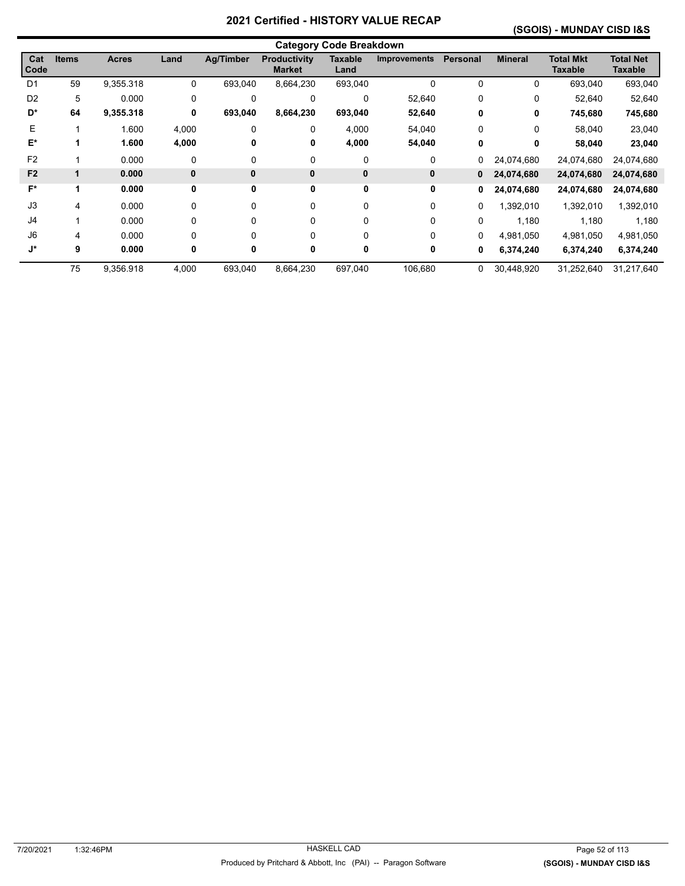# 2021 Certified - HISTORY VALUE RECAP

## (SGOIS) - MUNDAY CISD I&S

### Category Code Breakdown

| Cat Code | Items | Acres | Land | Ag/Timber | Productivity Market | Taxable Land | Improvements | Personal | Mineral | Total Mkt Taxable | Total Net Taxable |
|---|---|---|---|---|---|---|---|---|---|---|---|
| D1 | 59 | 9,355.318 | 0 | 693,040 | 8,664,230 | 693,040 | 0 | 0 | 0 | 693,040 | 693,040 |
| D2 | 5 | 0.000 | 0 | 0 | 0 | 0 | 52,640 | 0 | 0 | 52,640 | 52,640 |
| **D*** | **64** | **9,355.318** | **0** | **693,040** | **8,664,230** | **693,040** | **52,640** | **0** | **0** | **745,680** | **745,680** |
| E | 1 | 1.600 | 4,000 | 0 | 0 | 4,000 | 54,040 | 0 | 0 | 58,040 | 23,040 |
| **E*** | **1** | **1.600** | **4,000** | **0** | **0** | **4,000** | **54,040** | **0** | **0** | **58,040** | **23,040** |
| F2 | 1 | 0.000 | 0 | 0 | 0 | 0 | 0 | 0 | 24,074,680 | 24,074,680 | 24,074,680 |
| **F2** | **1** | **0.000** | **0** | **0** | **0** | **0** | **0** | **0** | **24,074,680** | **24,074,680** | **24,074,680** |
| **F*** | **1** | **0.000** | **0** | **0** | **0** | **0** | **0** | **0** | **24,074,680** | **24,074,680** | **24,074,680** |
| J3 | 4 | 0.000 | 0 | 0 | 0 | 0 | 0 | 0 | 1,392,010 | 1,392,010 | 1,392,010 |
| J4 | 1 | 0.000 | 0 | 0 | 0 | 0 | 0 | 0 | 1,180 | 1,180 | 1,180 |
| J6 | 4 | 0.000 | 0 | 0 | 0 | 0 | 0 | 0 | 4,981,050 | 4,981,050 | 4,981,050 |
| **J*** | **9** | **0.000** | **0** | **0** | **0** | **0** | **0** | **0** | **6,374,240** | **6,374,240** | **6,374,240** |
| | 75 | 9,356.918 | 4,000 | 693,040 | 8,664,230 | 697,040 | 106,680 | 0 | 30,448,920 | 31,252,640 | 31,217,640 |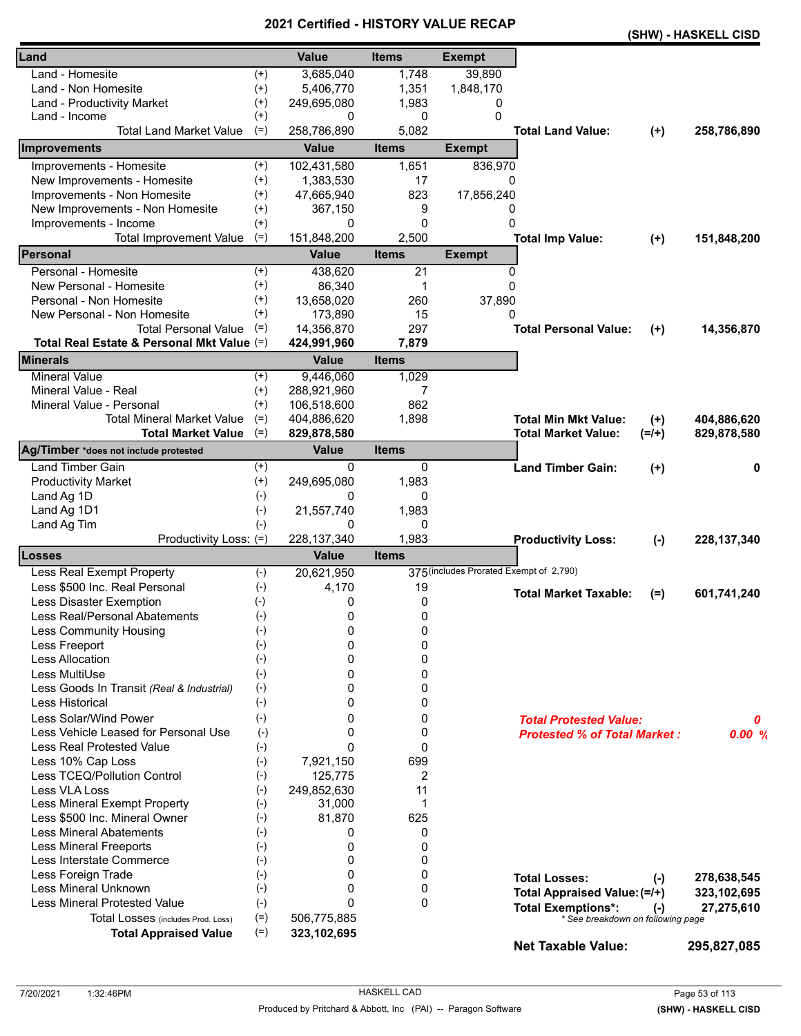# 2021 Certified - HISTORY VALUE RECAP

**(SHW) - HASKELL CISD**

| Land | | Value | Items | Exempt | | | |
|---|---|---|---|---|---|---|---|
| Land - Homesite | (+) | 3,685,040 | 1,748 | 39,890 | | | |
| Land - Non Homesite | (+) | 5,406,770 | 1,351 | 1,848,170 | | | |
| Land - Productivity Market | (+) | 249,695,080 | 1,983 | 0 | | | |
| Land - Income | (+) | 0 | 0 | 0 | | | |
| Total Land Market Value | (=) | 258,786,890 | 5,082 | | **Total Land Value:** | **(+)** | **258,786,890** |
| **Improvements** | | **Value** | **Items** | **Exempt** | | | |
| Improvements - Homesite | (+) | 102,431,580 | 1,651 | 836,970 | | | |
| New Improvements - Homesite | (+) | 1,383,530 | 17 | 0 | | | |
| Improvements - Non Homesite | (+) | 47,665,940 | 823 | 17,856,240 | | | |
| New Improvements - Non Homesite | (+) | 367,150 | 9 | 0 | | | |
| Improvements - Income | (+) | 0 | 0 | 0 | | | |
| Total Improvement Value | (=) | 151,848,200 | 2,500 | | **Total Imp Value:** | **(+)** | **151,848,200** |
| **Personal** | | **Value** | **Items** | **Exempt** | | | |
| Personal - Homesite | (+) | 438,620 | 21 | 0 | | | |
| New Personal - Homesite | (+) | 86,340 | 1 | 0 | | | |
| Personal - Non Homesite | (+) | 13,658,020 | 260 | 37,890 | | | |
| New Personal - Non Homesite | (+) | 173,890 | 15 | 0 | | | |
| Total Personal Value | (=) | 14,356,870 | 297 | | **Total Personal Value:** | **(+)** | **14,356,870** |
| **Total Real Estate & Personal Mkt Value** | (=) | **424,991,960** | **7,879** | | | | |
| **Minerals** | | **Value** | **Items** | | | | |
| Mineral Value | (+) | 9,446,060 | 1,029 | | | | |
| Mineral Value - Real | (+) | 288,921,960 | 7 | | | | |
| Mineral Value - Personal | (+) | 106,518,600 | 862 | | | | |
| Total Mineral Market Value | (=) | 404,886,620 | 1,898 | | **Total Min Mkt Value:** | **(+)** | **404,886,620** |
| **Total Market Value** | (=) | **829,878,580** | | | **Total Market Value:** | **(=/+)** | **829,878,580** |
| **Ag/Timber** *does not include protested | | **Value** | **Items** | | | | |
| Land Timber Gain | (+) | 0 | 0 | | **Land Timber Gain:** | **(+)** | **0** |
| Productivity Market | (+) | 249,695,080 | 1,983 | | | | |
| Land Ag 1D | (-) | 0 | 0 | | | | |
| Land Ag 1D1 | (-) | 21,557,740 | 1,983 | | | | |
| Land Ag Tim | (-) | 0 | 0 | | | | |
| Productivity Loss: | (=) | 228,137,340 | 1,983 | | **Productivity Loss:** | **(-)** | **228,137,340** |
| **Losses** | | **Value** | **Items** | | | | |
| Less Real Exempt Property | (-) | 20,621,950 | 375 | (includes Prorated Exempt of 2,790) | | | |
| Less $500 Inc. Real Personal | (-) | 4,170 | 19 | | **Total Market Taxable:** | **(=)** | **601,741,240** |
| Less Disaster Exemption | (-) | 0 | 0 | | | | |
| Less Real/Personal Abatements | (-) | 0 | 0 | | | | |
| Less Community Housing | (-) | 0 | 0 | | | | |
| Less Freeport | (-) | 0 | 0 | | | | |
| Less Allocation | (-) | 0 | 0 | | | | |
| Less MultiUse | (-) | 0 | 0 | | | | |
| Less Goods In Transit *(Real & Industrial)* | (-) | 0 | 0 | | | | |
| Less Historical | (-) | 0 | 0 | | | | |
| Less Solar/Wind Power | (-) | 0 | 0 | | ***Total Protested Value:*** | | ***0*** |
| Less Vehicle Leased for Personal Use | (-) | 0 | 0 | | ***Protested % of Total Market :*** | | ***0.00 %*** |
| Less Real Protested Value | (-) | 0 | 0 | | | | |
| Less 10% Cap Loss | (-) | 7,921,150 | 699 | | | | |
| Less TCEQ/Pollution Control | (-) | 125,775 | 2 | | | | |
| Less VLA Loss | (-) | 249,852,630 | 11 | | | | |
| Less Mineral Exempt Property | (-) | 31,000 | 1 | | | | |
| Less $500 Inc. Mineral Owner | (-) | 81,870 | 625 | | | | |
| Less Mineral Abatements | (-) | 0 | 0 | | | | |
| Less Mineral Freeports | (-) | 0 | 0 | | | | |
| Less Interstate Commerce | (-) | 0 | 0 | | | | |
| Less Foreign Trade | (-) | 0 | 0 | | **Total Losses:** | **(-)** | **278,638,545** |
| Less Mineral Unknown | (-) | 0 | 0 | | **Total Appraised Value:** | **(=/+)** | **323,102,695** |
| Less Mineral Protested Value | (-) | 0 | 0 | | **Total Exemptions*:** | **(-)** | **27,275,610** |
| Total Losses (includes Prod. Loss) | (=) | 506,775,885 | | | * See breakdown on following page | | |
| **Total Appraised Value** | (=) | **323,102,695** | | | | | |
| | | | | | **Net Taxable Value:** | | **295,827,085** |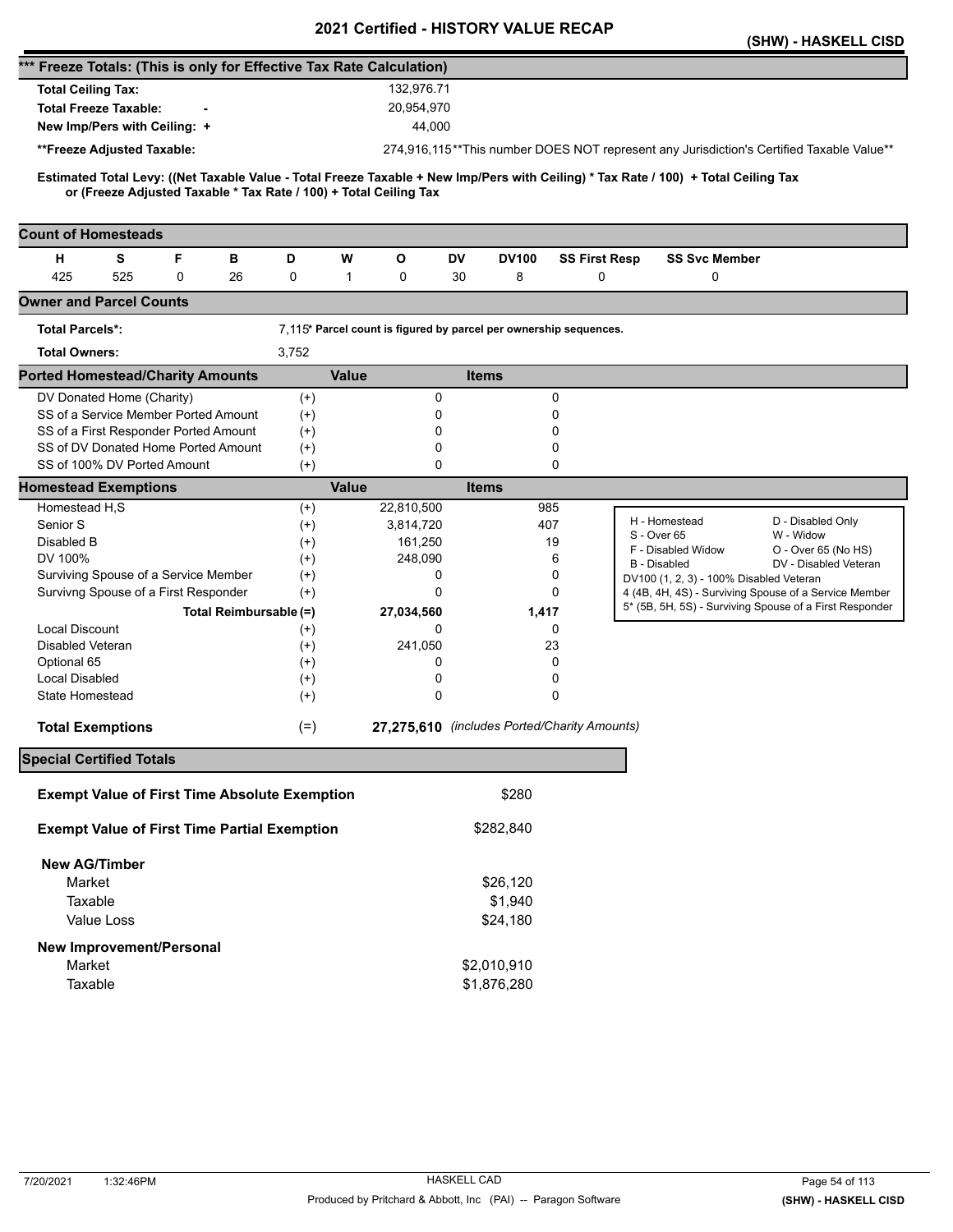# 2021 Certified - HISTORY VALUE RECAP

(SHW) - HASKELL CISD

## *** Freeze Totals: (This is only for Effective Tax Rate Calculation)

| | |
|---|---|
| **Total Ceiling Tax:** | 132,976.71 |
| **Total Freeze Taxable:** - | 20,954,970 |
| **New Imp/Pers with Ceiling:** + | 44,000 |
| **\*\*Freeze Adjusted Taxable:** | 274,916,115 |

\*\*This number DOES NOT represent any Jurisdiction's Certified Taxable Value\*\*

**Estimated Total Levy: ((Net Taxable Value - Total Freeze Taxable + New Imp/Pers with Ceiling) * Tax Rate / 100) + Total Ceiling Tax or (Freeze Adjusted Taxable * Tax Rate / 100) + Total Ceiling Tax**

## Count of Homesteads

| H | S | F | B | D | W | O | DV | DV100 | SS First Resp | SS Svc Member |
|---|---|---|---|---|---|---|---|---|---|---|
| 425 | 525 | 0 | 26 | 0 | 1 | 0 | 30 | 8 | 0 | 0 |

## Owner and Parcel Counts

| | |
|---|---|
| **Total Parcels\*:** | 7,115 |
| **Total Owners:** | 3,752 |

\* Parcel count is figured by parcel per ownership sequences.

## Ported Homestead/Charity Amounts

| | | Value | Items |
|---|---|---|---|
| DV Donated Home (Charity) | (+) | 0 | 0 |
| SS of a Service Member Ported Amount | (+) | 0 | 0 |
| SS of a First Responder Ported Amount | (+) | 0 | 0 |
| SS of DV Donated Home Ported Amount | (+) | 0 | 0 |
| SS of 100% DV Ported Amount | (+) | 0 | 0 |

## Homestead Exemptions

| | | Value | Items |
|---|---|---|---|
| Homestead H,S | (+) | 22,810,500 | 985 |
| Senior S | (+) | 3,814,720 | 407 |
| Disabled B | (+) | 161,250 | 19 |
| DV 100% | (+) | 248,090 | 6 |
| Surviving Spouse of a Service Member | (+) | 0 | 0 |
| Survivng Spouse of a First Responder | (+) | 0 | 0 |
| **Total Reimbursable** | **(=)** | **27,034,560** | **1,417** |
| Local Discount | (+) | 0 | 0 |
| Disabled Veteran | (+) | 241,050 | 23 |
| Optional 65 | (+) | 0 | 0 |
| Local Disabled | (+) | 0 | 0 |
| State Homestead | (+) | 0 | 0 |
| **Total Exemptions** | (=) | **27,275,610** | *(includes Ported/Charity Amounts)* |

| | |
|---|---|
| H - Homestead | D - Disabled Only |
| S - Over 65 | W - Widow |
| F - Disabled Widow | O - Over 65 (No HS) |
| B - Disabled | DV - Disabled Veteran |

DV100 (1, 2, 3) - 100% Disabled Veteran
4 (4B, 4H, 4S) - Surviving Spouse of a Service Member
5* (5B, 5H, 5S) - Surviving Spouse of a First Responder

## Special Certified Totals

| | |
|---|---|
| **Exempt Value of First Time Absolute Exemption** | $280 |
| **Exempt Value of First Time Partial Exemption** | $282,840 |
| **New AG/Timber** | |
| Market | $26,120 |
| Taxable | $1,940 |
| Value Loss | $24,180 |
| **New Improvement/Personal** | |
| Market | $2,010,910 |
| Taxable | $1,876,280 |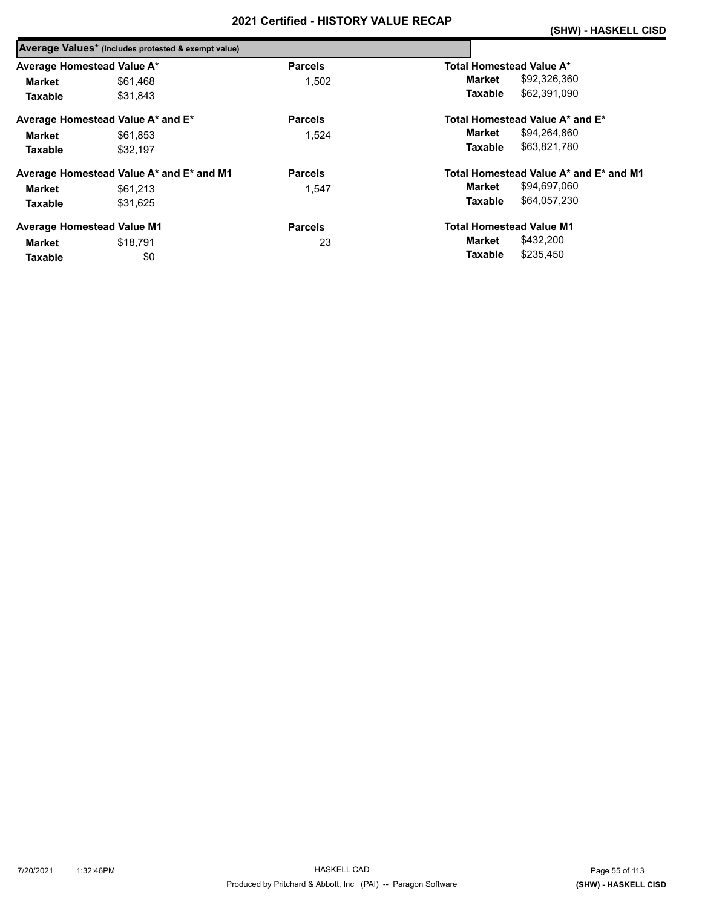# 2021 Certified - HISTORY VALUE RECAP

**(SHW) - HASKELL CISD**

**Average Values*** (includes protested & exempt value)

| Average Homestead Value A* | | Parcels | Total Homestead Value A* | |
|---|---|---|---|---|
| **Market** | $61,468 | 1,502 | **Market** | $92,326,360 |
| **Taxable** | $31,843 | | **Taxable** | $62,391,090 |

| Average Homestead Value A* and E* | | Parcels | Total Homestead Value A* and E* | |
|---|---|---|---|---|
| **Market** | $61,853 | 1,524 | **Market** | $94,264,860 |
| **Taxable** | $32,197 | | **Taxable** | $63,821,780 |

| Average Homestead Value A* and E* and M1 | | Parcels | Total Homestead Value A* and E* and M1 | |
|---|---|---|---|---|
| **Market** | $61,213 | 1,547 | **Market** | $94,697,060 |
| **Taxable** | $31,625 | | **Taxable** | $64,057,230 |

| Average Homestead Value M1 | | Parcels | Total Homestead Value M1 | |
|---|---|---|---|---|
| **Market** | $18,791 | 23 | **Market** | $432,200 |
| **Taxable** | $0 | | **Taxable** | $235,450 |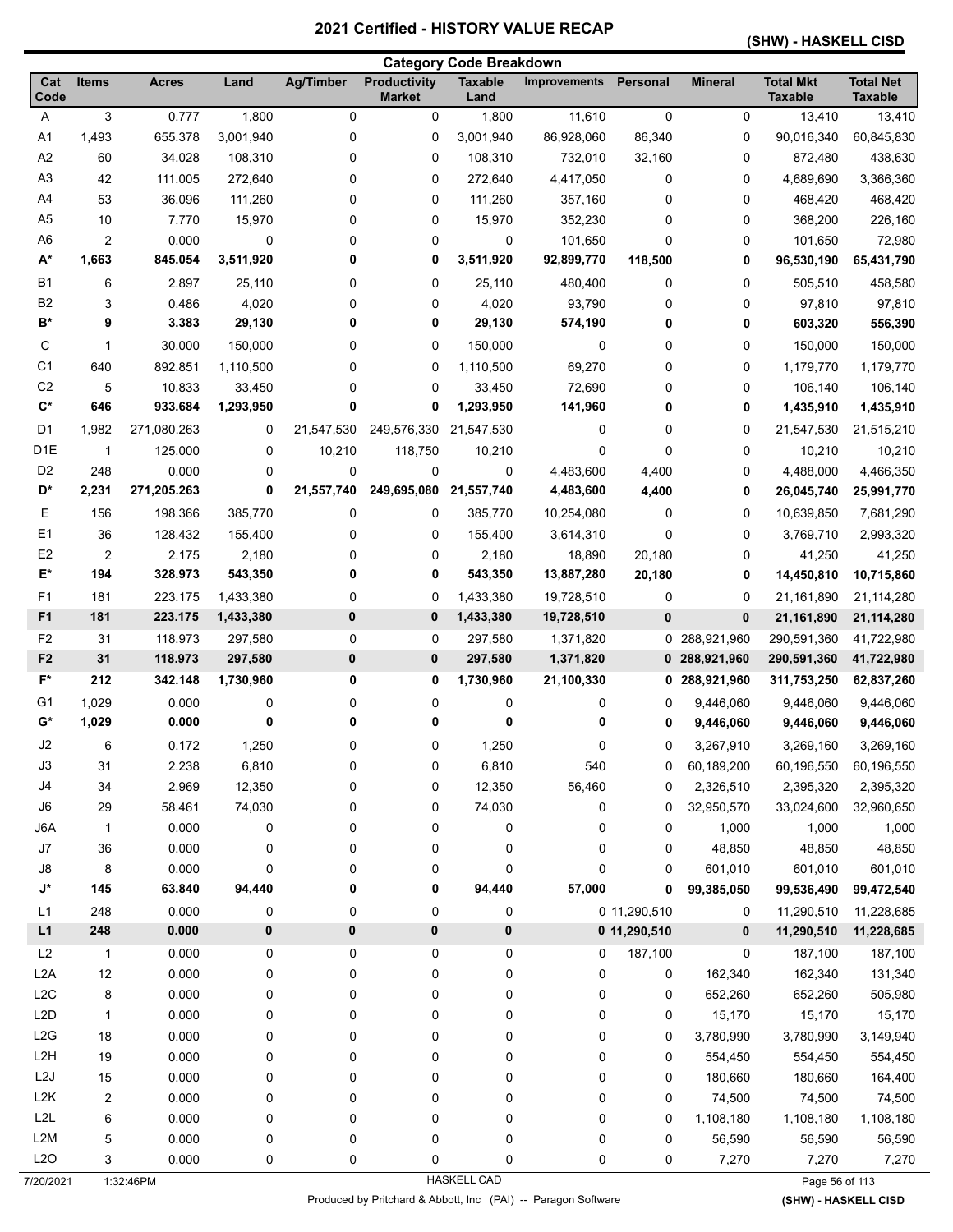# 2021 Certified - HISTORY VALUE RECAP

## (SHW) - HASKELL CISD

### Category Code Breakdown

| Cat Code | Items | Acres | Land | Ag/Timber | Productivity Market | Taxable Land | Improvements | Personal | Mineral | Total Mkt Taxable | Total Net Taxable |
|---|---|---|---|---|---|---|---|---|---|---|---|
| A | 3 | 0.777 | 1,800 | 0 | 0 | 1,800 | 11,610 | 0 | 0 | 13,410 | 13,410 |
| A1 | 1,493 | 655.378 | 3,001,940 | 0 | 0 | 3,001,940 | 86,928,060 | 86,340 | 0 | 90,016,340 | 60,845,830 |
| A2 | 60 | 34.028 | 108,310 | 0 | 0 | 108,310 | 732,010 | 32,160 | 0 | 872,480 | 438,630 |
| A3 | 42 | 111.005 | 272,640 | 0 | 0 | 272,640 | 4,417,050 | 0 | 0 | 4,689,690 | 3,366,360 |
| A4 | 53 | 36.096 | 111,260 | 0 | 0 | 111,260 | 357,160 | 0 | 0 | 468,420 | 468,420 |
| A5 | 10 | 7.770 | 15,970 | 0 | 0 | 15,970 | 352,230 | 0 | 0 | 368,200 | 226,160 |
| A6 | 2 | 0.000 | 0 | 0 | 0 | 0 | 101,650 | 0 | 0 | 101,650 | 72,980 |
| **A*** | **1,663** | **845.054** | **3,511,920** | **0** | **0** | **3,511,920** | **92,899,770** | **118,500** | **0** | **96,530,190** | **65,431,790** |
| B1 | 6 | 2.897 | 25,110 | 0 | 0 | 25,110 | 480,400 | 0 | 0 | 505,510 | 458,580 |
| B2 | 3 | 0.486 | 4,020 | 0 | 0 | 4,020 | 93,790 | 0 | 0 | 97,810 | 97,810 |
| **B*** | **9** | **3.383** | **29,130** | **0** | **0** | **29,130** | **574,190** | **0** | **0** | **603,320** | **556,390** |
| C | 1 | 30.000 | 150,000 | 0 | 0 | 150,000 | 0 | 0 | 0 | 150,000 | 150,000 |
| C1 | 640 | 892.851 | 1,110,500 | 0 | 0 | 1,110,500 | 69,270 | 0 | 0 | 1,179,770 | 1,179,770 |
| C2 | 5 | 10.833 | 33,450 | 0 | 0 | 33,450 | 72,690 | 0 | 0 | 106,140 | 106,140 |
| **C*** | **646** | **933.684** | **1,293,950** | **0** | **0** | **1,293,950** | **141,960** | **0** | **0** | **1,435,910** | **1,435,910** |
| D1 | 1,982 | 271,080.263 | 0 | 21,547,530 | 249,576,330 | 21,547,530 | 0 | 0 | 0 | 21,547,530 | 21,515,210 |
| D1E | 1 | 125.000 | 0 | 10,210 | 118,750 | 10,210 | 0 | 0 | 0 | 10,210 | 10,210 |
| D2 | 248 | 0.000 | 0 | 0 | 0 | 0 | 4,483,600 | 4,400 | 0 | 4,488,000 | 4,466,350 |
| **D*** | **2,231** | **271,205.263** | **0** | **21,557,740** | **249,695,080** | **21,557,740** | **4,483,600** | **4,400** | **0** | **26,045,740** | **25,991,770** |
| E | 156 | 198.366 | 385,770 | 0 | 0 | 385,770 | 10,254,080 | 0 | 0 | 10,639,850 | 7,681,290 |
| E1 | 36 | 128.432 | 155,400 | 0 | 0 | 155,400 | 3,614,310 | 0 | 0 | 3,769,710 | 2,993,320 |
| E2 | 2 | 2.175 | 2,180 | 0 | 0 | 2,180 | 18,890 | 20,180 | 0 | 41,250 | 41,250 |
| **E*** | **194** | **328.973** | **543,350** | **0** | **0** | **543,350** | **13,887,280** | **20,180** | **0** | **14,450,810** | **10,715,860** |
| F1 | 181 | 223.175 | 1,433,380 | 0 | 0 | 1,433,380 | 19,728,510 | 0 | 0 | 21,161,890 | 21,114,280 |
| **F1** | **181** | **223.175** | **1,433,380** | **0** | **0** | **1,433,380** | **19,728,510** | **0** | **0** | **21,161,890** | **21,114,280** |
| F2 | 31 | 118.973 | 297,580 | 0 | 0 | 297,580 | 1,371,820 | 0 | 288,921,960 | 290,591,360 | 41,722,980 |
| **F2** | **31** | **118.973** | **297,580** | **0** | **0** | **297,580** | **1,371,820** | **0** | **288,921,960** | **290,591,360** | **41,722,980** |
| **F*** | **212** | **342.148** | **1,730,960** | **0** | **0** | **1,730,960** | **21,100,330** | **0** | **288,921,960** | **311,753,250** | **62,837,260** |
| G1 | 1,029 | 0.000 | 0 | 0 | 0 | 0 | 0 | 0 | 9,446,060 | 9,446,060 | 9,446,060 |
| **G*** | **1,029** | **0.000** | **0** | **0** | **0** | **0** | **0** | **0** | **9,446,060** | **9,446,060** | **9,446,060** |
| J2 | 6 | 0.172 | 1,250 | 0 | 0 | 1,250 | 0 | 0 | 3,267,910 | 3,269,160 | 3,269,160 |
| J3 | 31 | 2.238 | 6,810 | 0 | 0 | 6,810 | 540 | 0 | 60,189,200 | 60,196,550 | 60,196,550 |
| J4 | 34 | 2.969 | 12,350 | 0 | 0 | 12,350 | 56,460 | 0 | 2,326,510 | 2,395,320 | 2,395,320 |
| J6 | 29 | 58.461 | 74,030 | 0 | 0 | 74,030 | 0 | 0 | 32,950,570 | 33,024,600 | 32,960,650 |
| J6A | 1 | 0.000 | 0 | 0 | 0 | 0 | 0 | 0 | 1,000 | 1,000 | 1,000 |
| J7 | 36 | 0.000 | 0 | 0 | 0 | 0 | 0 | 0 | 48,850 | 48,850 | 48,850 |
| J8 | 8 | 0.000 | 0 | 0 | 0 | 0 | 0 | 0 | 601,010 | 601,010 | 601,010 |
| **J*** | **145** | **63.840** | **94,440** | **0** | **0** | **94,440** | **57,000** | **0** | **99,385,050** | **99,536,490** | **99,472,540** |
| L1 | 248 | 0.000 | 0 | 0 | 0 | 0 | 0 | 11,290,510 | 0 | 11,290,510 | 11,228,685 |
| **L1** | **248** | **0.000** | **0** | **0** | **0** | **0** | **0** | **11,290,510** | **0** | **11,290,510** | **11,228,685** |
| L2 | 1 | 0.000 | 0 | 0 | 0 | 0 | 0 | 187,100 | 0 | 187,100 | 187,100 |
| L2A | 12 | 0.000 | 0 | 0 | 0 | 0 | 0 | 0 | 162,340 | 162,340 | 131,340 |
| L2C | 8 | 0.000 | 0 | 0 | 0 | 0 | 0 | 0 | 652,260 | 652,260 | 505,980 |
| L2D | 1 | 0.000 | 0 | 0 | 0 | 0 | 0 | 0 | 15,170 | 15,170 | 15,170 |
| L2G | 18 | 0.000 | 0 | 0 | 0 | 0 | 0 | 0 | 3,780,990 | 3,780,990 | 3,149,940 |
| L2H | 19 | 0.000 | 0 | 0 | 0 | 0 | 0 | 0 | 554,450 | 554,450 | 554,450 |
| L2J | 15 | 0.000 | 0 | 0 | 0 | 0 | 0 | 0 | 180,660 | 180,660 | 164,400 |
| L2K | 2 | 0.000 | 0 | 0 | 0 | 0 | 0 | 0 | 74,500 | 74,500 | 74,500 |
| L2L | 6 | 0.000 | 0 | 0 | 0 | 0 | 0 | 0 | 1,108,180 | 1,108,180 | 1,108,180 |
| L2M | 5 | 0.000 | 0 | 0 | 0 | 0 | 0 | 0 | 56,590 | 56,590 | 56,590 |
| L2O | 3 | 0.000 | 0 | 0 | 0 | 0 | 0 | 0 | 7,270 | 7,270 | 7,270 |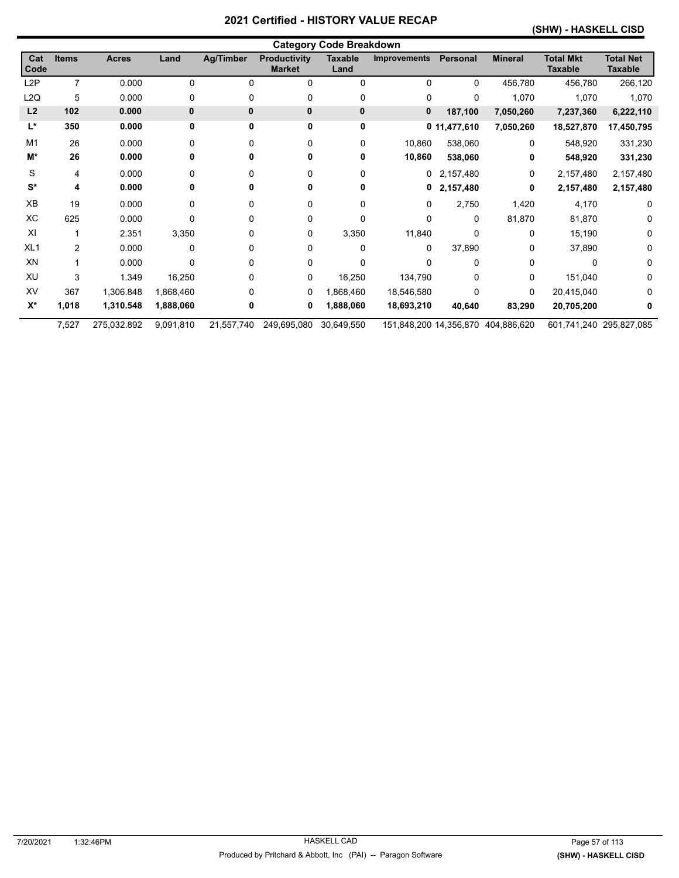# 2021 Certified - HISTORY VALUE RECAP

## (SHW) - HASKELL CISD

### Category Code Breakdown

| Cat Code | Items | Acres | Land | Ag/Timber | Productivity Market | Taxable Land | Improvements | Personal | Mineral | Total Mkt Taxable | Total Net Taxable |
|---|---|---|---|---|---|---|---|---|---|---|---|
| L2P | 7 | 0.000 | 0 | 0 | 0 | 0 | 0 | 0 | 456,780 | 456,780 | 266,120 |
| L2Q | 5 | 0.000 | 0 | 0 | 0 | 0 | 0 | 0 | 1,070 | 1,070 | 1,070 |
| **L2** | **102** | **0.000** | **0** | **0** | **0** | **0** | **0** | **187,100** | **7,050,260** | **7,237,360** | **6,222,110** |
| **L*** | **350** | **0.000** | **0** | **0** | **0** | **0** | **0** | **11,477,610** | **7,050,260** | **18,527,870** | **17,450,795** |
| M1 | 26 | 0.000 | 0 | 0 | 0 | 0 | 10,860 | 538,060 | 0 | 548,920 | 331,230 |
| **M*** | **26** | **0.000** | **0** | **0** | **0** | **0** | **10,860** | **538,060** | **0** | **548,920** | **331,230** |
| S | 4 | 0.000 | 0 | 0 | 0 | 0 | 0 | 2,157,480 | 0 | 2,157,480 | 2,157,480 |
| **S*** | **4** | **0.000** | **0** | **0** | **0** | **0** | **0** | **2,157,480** | **0** | **2,157,480** | **2,157,480** |
| XB | 19 | 0.000 | 0 | 0 | 0 | 0 | 0 | 2,750 | 1,420 | 4,170 | 0 |
| XC | 625 | 0.000 | 0 | 0 | 0 | 0 | 0 | 0 | 81,870 | 81,870 | 0 |
| XI | 1 | 2.351 | 3,350 | 0 | 0 | 3,350 | 11,840 | 0 | 0 | 15,190 | 0 |
| XL1 | 2 | 0.000 | 0 | 0 | 0 | 0 | 0 | 37,890 | 0 | 37,890 | 0 |
| XN | 1 | 0.000 | 0 | 0 | 0 | 0 | 0 | 0 | 0 | 0 | 0 |
| XU | 3 | 1.349 | 16,250 | 0 | 0 | 16,250 | 134,790 | 0 | 0 | 151,040 | 0 |
| XV | 367 | 1,306.848 | 1,868,460 | 0 | 0 | 1,868,460 | 18,546,580 | 0 | 0 | 20,415,040 | 0 |
| **X*** | **1,018** | **1,310.548** | **1,888,060** | **0** | **0** | **1,888,060** | **18,693,210** | **40,640** | **83,290** | **20,705,200** | **0** |
| | 7,527 | 275,032.892 | 9,091,810 | 21,557,740 | 249,695,080 | 30,649,550 | 151,848,200 | 14,356,870 | 404,886,620 | 601,741,240 | 295,827,085 |

7/20/2021 1:32:46PM HASKELL CAD

Produced by Pritchard & Abbott, Inc (PAI) -- Paragon Software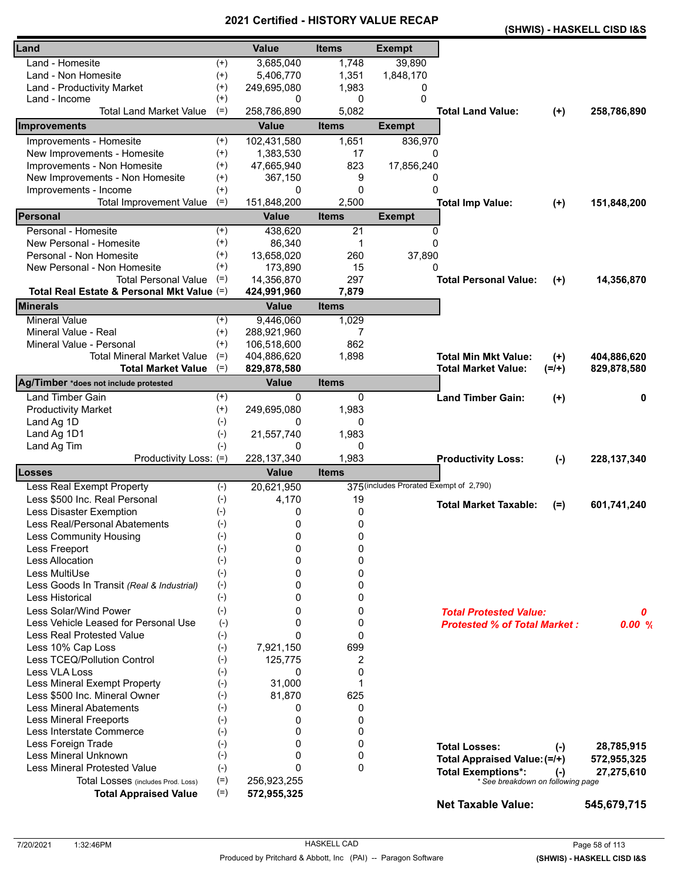# 2021 Certified - HISTORY VALUE RECAP

**(SHWIS) - HASKELL CISD I&S**

| Land | | Value | Items | Exempt | | | |
|---|---|---|---|---|---|---|---|
| Land - Homesite | (+) | 3,685,040 | 1,748 | 39,890 | | | |
| Land - Non Homesite | (+) | 5,406,770 | 1,351 | 1,848,170 | | | |
| Land - Productivity Market | (+) | 249,695,080 | 1,983 | 0 | | | |
| Land - Income | (+) | 0 | 0 | 0 | | | |
| Total Land Market Value | (=) | 258,786,890 | 5,082 | | **Total Land Value:** | **(+)** | **258,786,890** |

| Improvements | | Value | Items | Exempt | | | |
|---|---|---|---|---|---|---|---|
| Improvements - Homesite | (+) | 102,431,580 | 1,651 | 836,970 | | | |
| New Improvements - Homesite | (+) | 1,383,530 | 17 | 0 | | | |
| Improvements - Non Homesite | (+) | 47,665,940 | 823 | 17,856,240 | | | |
| New Improvements - Non Homesite | (+) | 367,150 | 9 | 0 | | | |
| Improvements - Income | (+) | 0 | 0 | 0 | | | |
| Total Improvement Value | (=) | 151,848,200 | 2,500 | | **Total Imp Value:** | **(+)** | **151,848,200** |

| Personal | | Value | Items | Exempt | | | |
|---|---|---|---|---|---|---|---|
| Personal - Homesite | (+) | 438,620 | 21 | 0 | | | |
| New Personal - Homesite | (+) | 86,340 | 1 | 0 | | | |
| Personal - Non Homesite | (+) | 13,658,020 | 260 | 37,890 | | | |
| New Personal - Non Homesite | (+) | 173,890 | 15 | 0 | | | |
| Total Personal Value | (=) | 14,356,870 | 297 | | **Total Personal Value:** | **(+)** | **14,356,870** |
| **Total Real Estate & Personal Mkt Value** | (=) | **424,991,960** | **7,879** | | | | |

| Minerals | | Value | Items | | | |
|---|---|---|---|---|---|---|
| Mineral Value | (+) | 9,446,060 | 1,029 | | | |
| Mineral Value - Real | (+) | 288,921,960 | 7 | | | |
| Mineral Value - Personal | (+) | 106,518,600 | 862 | | | |
| Total Mineral Market Value | (=) | 404,886,620 | 1,898 | **Total Min Mkt Value:** | **(+)** | **404,886,620** |
| **Total Market Value** | (=) | **829,878,580** | | **Total Market Value:** | **(=/+)** | **829,878,580** |

| Ag/Timber *does not include protested | | Value | Items | | | |
|---|---|---|---|---|---|---|
| Land Timber Gain | (+) | 0 | 0 | **Land Timber Gain:** | **(+)** | **0** |
| Productivity Market | (+) | 249,695,080 | 1,983 | | | |
| Land Ag 1D | (-) | 0 | 0 | | | |
| Land Ag 1D1 | (-) | 21,557,740 | 1,983 | | | |
| Land Ag Tim | (-) | 0 | 0 | | | |
| Productivity Loss: | (=) | 228,137,340 | 1,983 | **Productivity Loss:** | **(-)** | **228,137,340** |

| Losses | | Value | Items | | | |
|---|---|---|---|---|---|---|
| Less Real Exempt Property | (-) | 20,621,950 | 375 (includes Prorated Exempt of 2,790) | | | |
| Less $500 Inc. Real Personal | (-) | 4,170 | 19 | **Total Market Taxable:** | **(=)** | **601,741,240** |
| Less Disaster Exemption | (-) | 0 | 0 | | | |
| Less Real/Personal Abatements | (-) | 0 | 0 | | | |
| Less Community Housing | (-) | 0 | 0 | | | |
| Less Freeport | (-) | 0 | 0 | | | |
| Less Allocation | (-) | 0 | 0 | | | |
| Less MultiUse | (-) | 0 | 0 | | | |
| Less Goods In Transit *(Real & Industrial)* | (-) | 0 | 0 | | | |
| Less Historical | (-) | 0 | 0 | | | |
| Less Solar/Wind Power | (-) | 0 | 0 | ***Total Protested Value:*** | | ***0*** |
| Less Vehicle Leased for Personal Use | (-) | 0 | 0 | ***Protested % of Total Market :*** | | ***0.00 %*** |
| Less Real Protested Value | (-) | 0 | 0 | | | |
| Less 10% Cap Loss | (-) | 7,921,150 | 699 | | | |
| Less TCEQ/Pollution Control | (-) | 125,775 | 2 | | | |
| Less VLA Loss | (-) | 0 | 0 | | | |
| Less Mineral Exempt Property | (-) | 31,000 | 1 | | | |
| Less $500 Inc. Mineral Owner | (-) | 81,870 | 625 | | | |
| Less Mineral Abatements | (-) | 0 | 0 | | | |
| Less Mineral Freeports | (-) | 0 | 0 | | | |
| Less Interstate Commerce | (-) | 0 | 0 | | | |
| Less Foreign Trade | (-) | 0 | 0 | **Total Losses:** | **(-)** | **28,785,915** |
| Less Mineral Unknown | (-) | 0 | 0 | **Total Appraised Value:** | **(=/+)** | **572,955,325** |
| Less Mineral Protested Value | (-) | 0 | 0 | **Total Exemptions*:** | **(-)** | **27,275,610** |
| Total Losses (includes Prod. Loss) | (=) | 256,923,255 | | *\* See breakdown on following page* | | |
| **Total Appraised Value** | (=) | **572,955,325** | | | | |

**Net Taxable Value: 545,679,715**

7/20/2021 1:32:46PM — HASKELL CAD — Produced by Pritchard & Abbott, Inc (PAI) -- Paragon Software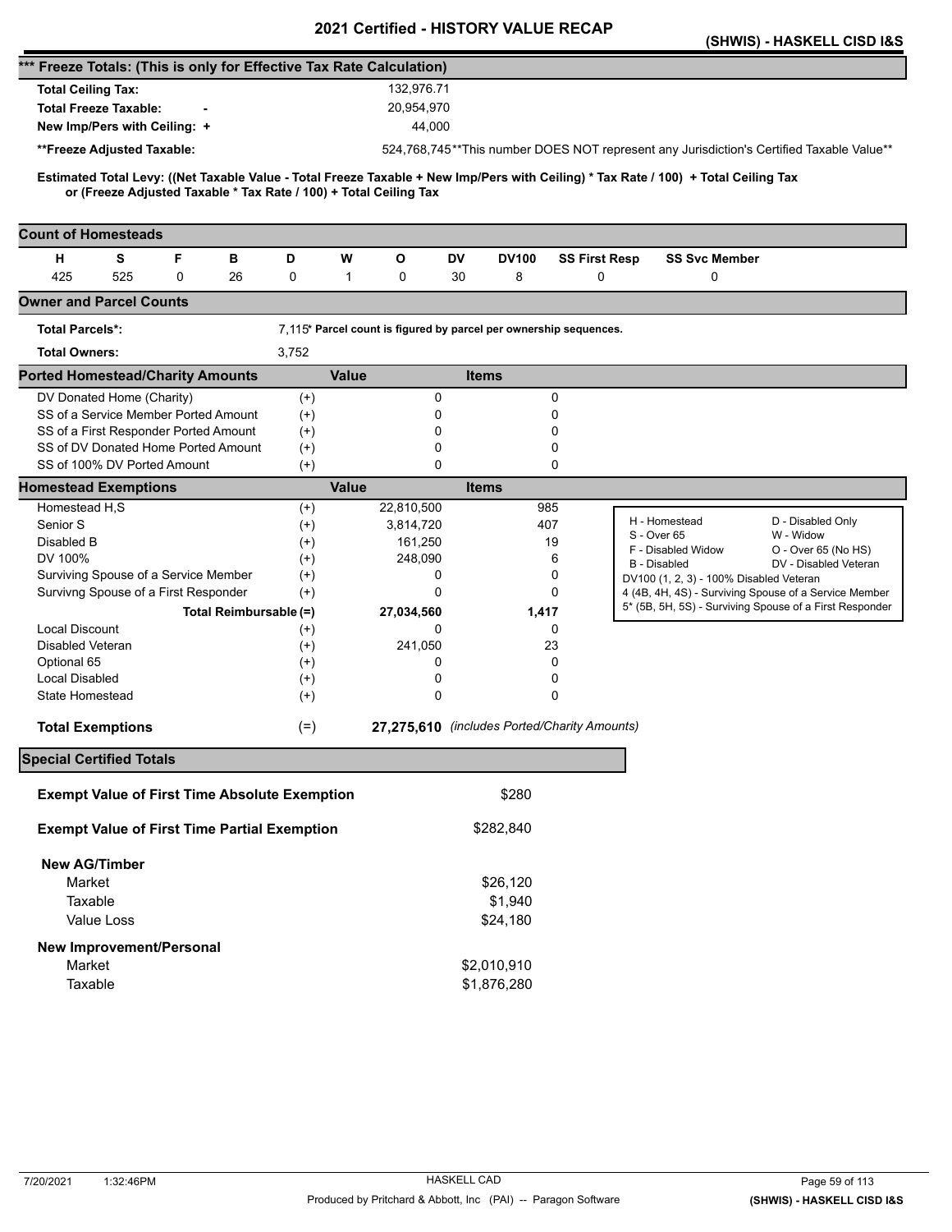# 2021 Certified - HISTORY VALUE RECAP

**(SHWIS) - HASKELL CISD I&S**

## *** Freeze Totals: (This is only for Effective Tax Rate Calculation)

| | |
|---|---|
| **Total Ceiling Tax:** | 132,976.71 |
| **Total Freeze Taxable: -** | 20,954,970 |
| **New Imp/Pers with Ceiling: +** | 44,000 |
| ****Freeze Adjusted Taxable:** | 524,768,745 **This number DOES NOT represent any Jurisdiction's Certified Taxable Value** |

**Estimated Total Levy: ((Net Taxable Value - Total Freeze Taxable + New Imp/Pers with Ceiling) * Tax Rate / 100) + Total Ceiling Tax or (Freeze Adjusted Taxable * Tax Rate / 100) + Total Ceiling Tax**

## Count of Homesteads

| H | S | F | B | D | W | O | DV | DV100 | SS First Resp | SS Svc Member |
|---|---|---|---|---|---|---|---|---|---|---|
| 425 | 525 | 0 | 26 | 0 | 1 | 0 | 30 | 8 | 0 | 0 |

## Owner and Parcel Counts

| | |
|---|---|
| **Total Parcels*:** | 7,115* Parcel count is figured by parcel per ownership sequences. |
| **Total Owners:** | 3,752 |

## Ported Homestead/Charity Amounts

| | | Value | Items |
|---|---|---|---|
| DV Donated Home (Charity) | (+) | 0 | 0 |
| SS of a Service Member Ported Amount | (+) | 0 | 0 |
| SS of a First Responder Ported Amount | (+) | 0 | 0 |
| SS of DV Donated Home Ported Amount | (+) | 0 | 0 |
| SS of 100% DV Ported Amount | (+) | 0 | 0 |

## Homestead Exemptions

| | | Value | Items |
|---|---|---|---|
| Homestead H,S | (+) | 22,810,500 | 985 |
| Senior S | (+) | 3,814,720 | 407 |
| Disabled B | (+) | 161,250 | 19 |
| DV 100% | (+) | 248,090 | 6 |
| Surviving Spouse of a Service Member | (+) | 0 | 0 |
| Survivng Spouse of a First Responder | (+) | 0 | 0 |
| **Total Reimbursable** | (=) | **27,034,560** | **1,417** |
| Local Discount | (+) | 0 | 0 |
| Disabled Veteran | (+) | 241,050 | 23 |
| Optional 65 | (+) | 0 | 0 |
| Local Disabled | (+) | 0 | 0 |
| State Homestead | (+) | 0 | 0 |
| **Total Exemptions** | (=) | **27,275,610** | *(includes Ported/Charity Amounts)* |

| | |
|---|---|
| H - Homestead | D - Disabled Only |
| S - Over 65 | W - Widow |
| F - Disabled Widow | O - Over 65 (No HS) |
| B - Disabled | DV - Disabled Veteran |
| DV100 (1, 2, 3) - 100% Disabled Veteran | |
| 4 (4B, 4H, 4S) - Surviving Spouse of a Service Member | |
| 5* (5B, 5H, 5S) - Surviving Spouse of a First Responder | |

## Special Certified Totals

| | |
|---|---|
| **Exempt Value of First Time Absolute Exemption** | $280 |
| **Exempt Value of First Time Partial Exemption** | $282,840 |
| **New AG/Timber** | |
| Market | $26,120 |
| Taxable | $1,940 |
| Value Loss | $24,180 |
| **New Improvement/Personal** | |
| Market | $2,010,910 |
| Taxable | $1,876,280 |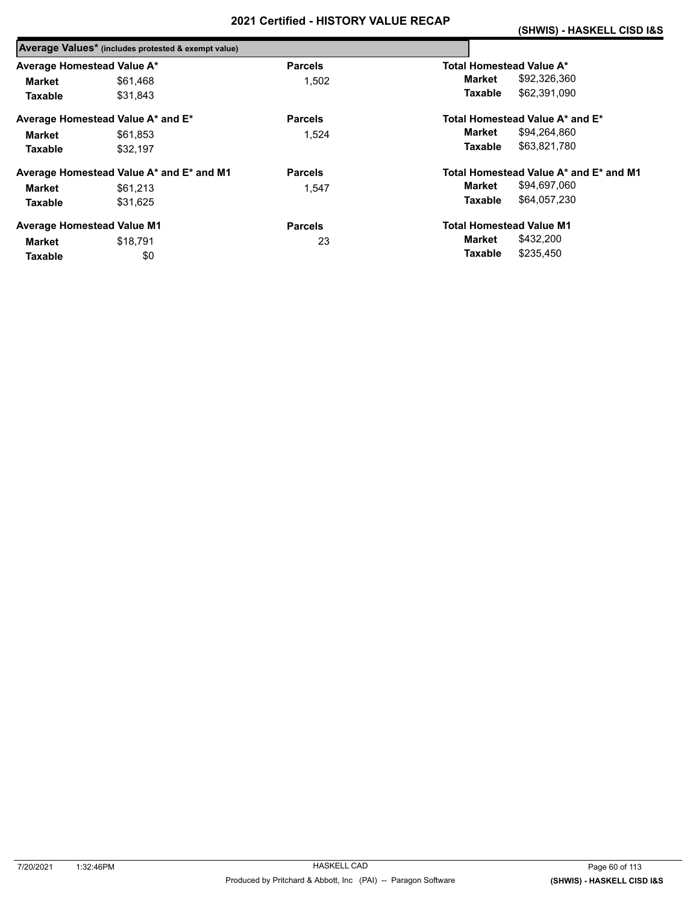# 2021 Certified - HISTORY VALUE RECAP

**(SHWIS) - HASKELL CISD I&S**

## Average Values* (includes protested & exempt value)

| Average Homestead Value A* | | Parcels | Total Homestead Value A* | |
|---|---|---|---|---|
| **Market** | $61,468 | 1,502 | **Market** | $92,326,360 |
| **Taxable** | $31,843 | | **Taxable** | $62,391,090 |

| Average Homestead Value A* and E* | | Parcels | Total Homestead Value A* and E* | |
|---|---|---|---|---|
| **Market** | $61,853 | 1,524 | **Market** | $94,264,860 |
| **Taxable** | $32,197 | | **Taxable** | $63,821,780 |

| Average Homestead Value A* and E* and M1 | | Parcels | Total Homestead Value A* and E* and M1 | |
|---|---|---|---|---|
| **Market** | $61,213 | 1,547 | **Market** | $94,697,060 |
| **Taxable** | $31,625 | | **Taxable** | $64,057,230 |

| Average Homestead Value M1 | | Parcels | Total Homestead Value M1 | |
|---|---|---|---|---|
| **Market** | $18,791 | 23 | **Market** | $432,200 |
| **Taxable** | $0 | | **Taxable** | $235,450 |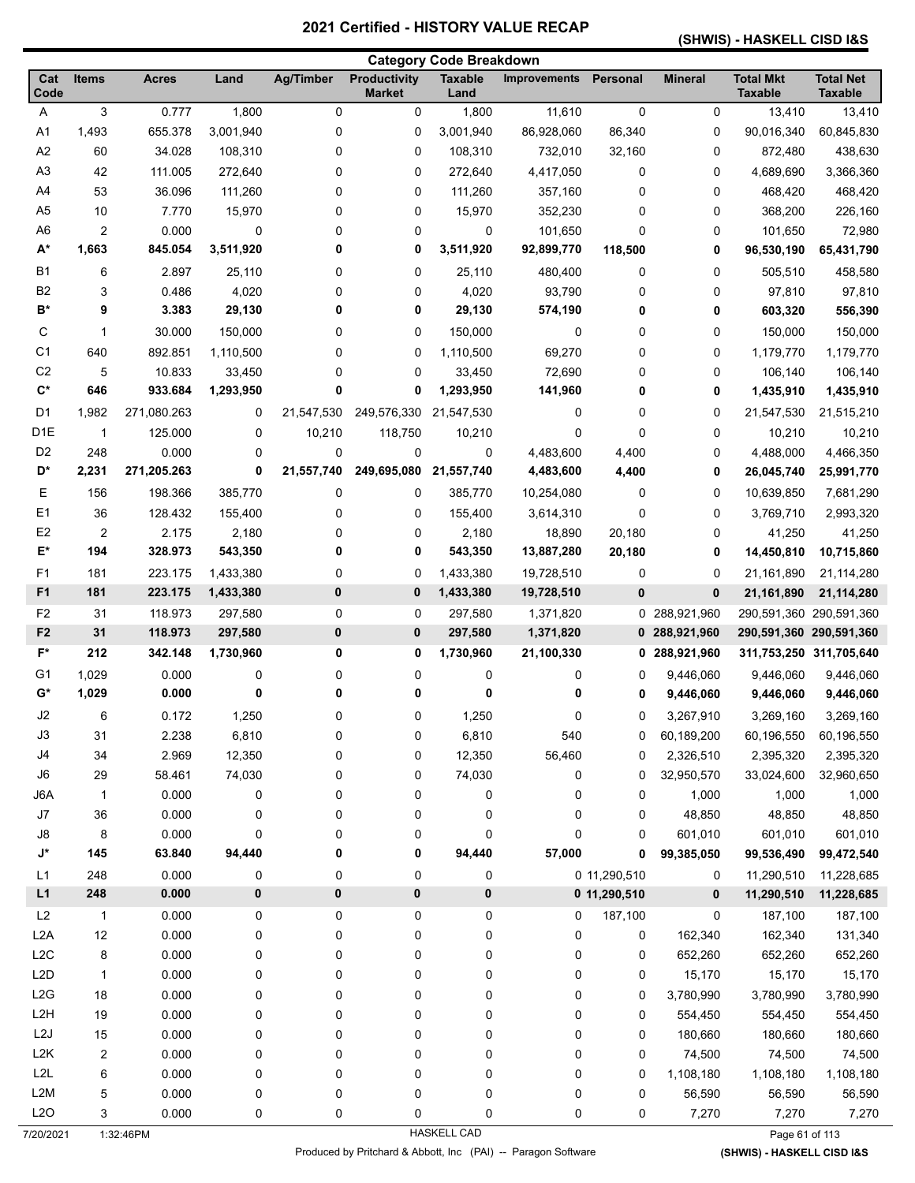# 2021 Certified - HISTORY VALUE RECAP

**(SHWIS) - HASKELL CISD I&S**

**Category Code Breakdown**

| Cat Code | Items | Acres | Land | Ag/Timber | Productivity Market | Taxable Land | Improvements | Personal | Mineral | Total Mkt Taxable | Total Net Taxable |
|---|---|---|---|---|---|---|---|---|---|---|---|
| A | 3 | 0.777 | 1,800 | 0 | 0 | 1,800 | 11,610 | 0 | 0 | 13,410 | 13,410 |
| A1 | 1,493 | 655.378 | 3,001,940 | 0 | 0 | 3,001,940 | 86,928,060 | 86,340 | 0 | 90,016,340 | 60,845,830 |
| A2 | 60 | 34.028 | 108,310 | 0 | 0 | 108,310 | 732,010 | 32,160 | 0 | 872,480 | 438,630 |
| A3 | 42 | 111.005 | 272,640 | 0 | 0 | 272,640 | 4,417,050 | 0 | 0 | 4,689,690 | 3,366,360 |
| A4 | 53 | 36.096 | 111,260 | 0 | 0 | 111,260 | 357,160 | 0 | 0 | 468,420 | 468,420 |
| A5 | 10 | 7.770 | 15,970 | 0 | 0 | 15,970 | 352,230 | 0 | 0 | 368,200 | 226,160 |
| A6 | 2 | 0.000 | 0 | 0 | 0 | 0 | 101,650 | 0 | 0 | 101,650 | 72,980 |
| **A*** | **1,663** | **845.054** | **3,511,920** | **0** | **0** | **3,511,920** | **92,899,770** | **118,500** | **0** | **96,530,190** | **65,431,790** |
| B1 | 6 | 2.897 | 25,110 | 0 | 0 | 25,110 | 480,400 | 0 | 0 | 505,510 | 458,580 |
| B2 | 3 | 0.486 | 4,020 | 0 | 0 | 4,020 | 93,790 | 0 | 0 | 97,810 | 97,810 |
| **B*** | **9** | **3.383** | **29,130** | **0** | **0** | **29,130** | **574,190** | **0** | **0** | **603,320** | **556,390** |
| C | 1 | 30.000 | 150,000 | 0 | 0 | 150,000 | 0 | 0 | 0 | 150,000 | 150,000 |
| C1 | 640 | 892.851 | 1,110,500 | 0 | 0 | 1,110,500 | 69,270 | 0 | 0 | 1,179,770 | 1,179,770 |
| C2 | 5 | 10.833 | 33,450 | 0 | 0 | 33,450 | 72,690 | 0 | 0 | 106,140 | 106,140 |
| **C*** | **646** | **933.684** | **1,293,950** | **0** | **0** | **1,293,950** | **141,960** | **0** | **0** | **1,435,910** | **1,435,910** |
| D1 | 1,982 | 271,080.263 | 0 | 21,547,530 | 249,576,330 | 21,547,530 | 0 | 0 | 0 | 21,547,530 | 21,515,210 |
| D1E | 1 | 125.000 | 0 | 10,210 | 118,750 | 10,210 | 0 | 0 | 0 | 10,210 | 10,210 |
| D2 | 248 | 0.000 | 0 | 0 | 0 | 0 | 4,483,600 | 4,400 | 0 | 4,488,000 | 4,466,350 |
| **D*** | **2,231** | **271,205.263** | **0** | **21,557,740** | **249,695,080** | **21,557,740** | **4,483,600** | **4,400** | **0** | **26,045,740** | **25,991,770** |
| E | 156 | 198.366 | 385,770 | 0 | 0 | 385,770 | 10,254,080 | 0 | 0 | 10,639,850 | 7,681,290 |
| E1 | 36 | 128.432 | 155,400 | 0 | 0 | 155,400 | 3,614,310 | 0 | 0 | 3,769,710 | 2,993,320 |
| E2 | 2 | 2.175 | 2,180 | 0 | 0 | 2,180 | 18,890 | 20,180 | 0 | 41,250 | 41,250 |
| **E*** | **194** | **328.973** | **543,350** | **0** | **0** | **543,350** | **13,887,280** | **20,180** | **0** | **14,450,810** | **10,715,860** |
| F1 | 181 | 223.175 | 1,433,380 | 0 | 0 | 1,433,380 | 19,728,510 | 0 | 0 | 21,161,890 | 21,114,280 |
| **F1** | **181** | **223.175** | **1,433,380** | **0** | **0** | **1,433,380** | **19,728,510** | **0** | **0** | **21,161,890** | **21,114,280** |
| F2 | 31 | 118.973 | 297,580 | 0 | 0 | 297,580 | 1,371,820 | 0 | 288,921,960 | 290,591,360 | 290,591,360 |
| **F2** | **31** | **118.973** | **297,580** | **0** | **0** | **297,580** | **1,371,820** | **0** | **288,921,960** | **290,591,360** | **290,591,360** |
| **F*** | **212** | **342.148** | **1,730,960** | **0** | **0** | **1,730,960** | **21,100,330** | **0** | **288,921,960** | **311,753,250** | **311,705,640** |
| G1 | 1,029 | 0.000 | 0 | 0 | 0 | 0 | 0 | 0 | 9,446,060 | 9,446,060 | 9,446,060 |
| **G*** | **1,029** | **0.000** | **0** | **0** | **0** | **0** | **0** | **0** | **9,446,060** | **9,446,060** | **9,446,060** |
| J2 | 6 | 0.172 | 1,250 | 0 | 0 | 1,250 | 0 | 0 | 3,267,910 | 3,269,160 | 3,269,160 |
| J3 | 31 | 2.238 | 6,810 | 0 | 0 | 6,810 | 540 | 0 | 60,189,200 | 60,196,550 | 60,196,550 |
| J4 | 34 | 2.969 | 12,350 | 0 | 0 | 12,350 | 56,460 | 0 | 2,326,510 | 2,395,320 | 2,395,320 |
| J6 | 29 | 58.461 | 74,030 | 0 | 0 | 74,030 | 0 | 0 | 32,950,570 | 33,024,600 | 32,960,650 |
| J6A | 1 | 0.000 | 0 | 0 | 0 | 0 | 0 | 0 | 1,000 | 1,000 | 1,000 |
| J7 | 36 | 0.000 | 0 | 0 | 0 | 0 | 0 | 0 | 48,850 | 48,850 | 48,850 |
| J8 | 8 | 0.000 | 0 | 0 | 0 | 0 | 0 | 0 | 601,010 | 601,010 | 601,010 |
| **J*** | **145** | **63.840** | **94,440** | **0** | **0** | **94,440** | **57,000** | **0** | **99,385,050** | **99,536,490** | **99,472,540** |
| L1 | 248 | 0.000 | 0 | 0 | 0 | 0 | 0 | 11,290,510 | 0 | 11,290,510 | 11,228,685 |
| **L1** | **248** | **0.000** | **0** | **0** | **0** | **0** | **0** | **11,290,510** | **0** | **11,290,510** | **11,228,685** |
| L2 | 1 | 0.000 | 0 | 0 | 0 | 0 | 0 | 187,100 | 0 | 187,100 | 187,100 |
| L2A | 12 | 0.000 | 0 | 0 | 0 | 0 | 0 | 0 | 162,340 | 162,340 | 131,340 |
| L2C | 8 | 0.000 | 0 | 0 | 0 | 0 | 0 | 0 | 652,260 | 652,260 | 652,260 |
| L2D | 1 | 0.000 | 0 | 0 | 0 | 0 | 0 | 0 | 15,170 | 15,170 | 15,170 |
| L2G | 18 | 0.000 | 0 | 0 | 0 | 0 | 0 | 0 | 3,780,990 | 3,780,990 | 3,780,990 |
| L2H | 19 | 0.000 | 0 | 0 | 0 | 0 | 0 | 0 | 554,450 | 554,450 | 554,450 |
| L2J | 15 | 0.000 | 0 | 0 | 0 | 0 | 0 | 0 | 180,660 | 180,660 | 180,660 |
| L2K | 2 | 0.000 | 0 | 0 | 0 | 0 | 0 | 0 | 74,500 | 74,500 | 74,500 |
| L2L | 6 | 0.000 | 0 | 0 | 0 | 0 | 0 | 0 | 1,108,180 | 1,108,180 | 1,108,180 |
| L2M | 5 | 0.000 | 0 | 0 | 0 | 0 | 0 | 0 | 56,590 | 56,590 | 56,590 |
| L2O | 3 | 0.000 | 0 | 0 | 0 | 0 | 0 | 0 | 7,270 | 7,270 | 7,270 |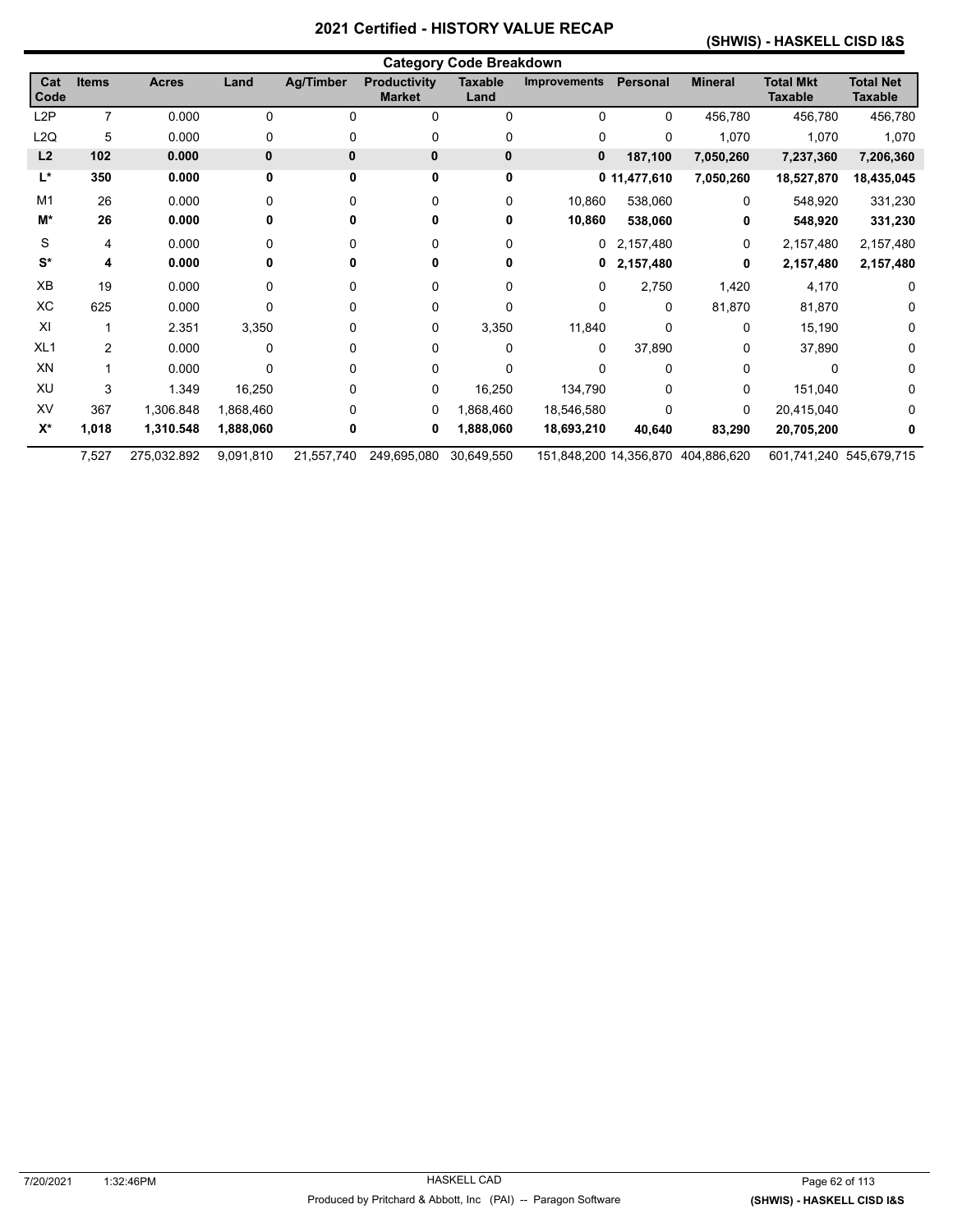# 2021 Certified - HISTORY VALUE RECAP

## (SHWIS) - HASKELL CISD I&S

### Category Code Breakdown

| Cat Code | Items | Acres | Land | Ag/Timber | Productivity Market | Taxable Land | Improvements | Personal | Mineral | Total Mkt Taxable | Total Net Taxable |
|---|---|---|---|---|---|---|---|---|---|---|---|
| L2P | 7 | 0.000 | 0 | 0 | 0 | 0 | 0 | 0 | 456,780 | 456,780 | 456,780 |
| L2Q | 5 | 0.000 | 0 | 0 | 0 | 0 | 0 | 0 | 1,070 | 1,070 | 1,070 |
| **L2** | **102** | **0.000** | **0** | **0** | **0** | **0** | **0** | **187,100** | **7,050,260** | **7,237,360** | **7,206,360** |
| **L*** | **350** | **0.000** | **0** | **0** | **0** | **0** | **0** | **11,477,610** | **7,050,260** | **18,527,870** | **18,435,045** |
| M1 | 26 | 0.000 | 0 | 0 | 0 | 0 | 10,860 | 538,060 | 0 | 548,920 | 331,230 |
| **M*** | **26** | **0.000** | **0** | **0** | **0** | **0** | **10,860** | **538,060** | **0** | **548,920** | **331,230** |
| S | 4 | 0.000 | 0 | 0 | 0 | 0 | 0 | 2,157,480 | 0 | 2,157,480 | 2,157,480 |
| **S*** | **4** | **0.000** | **0** | **0** | **0** | **0** | **0** | **2,157,480** | **0** | **2,157,480** | **2,157,480** |
| XB | 19 | 0.000 | 0 | 0 | 0 | 0 | 0 | 2,750 | 1,420 | 4,170 | 0 |
| XC | 625 | 0.000 | 0 | 0 | 0 | 0 | 0 | 0 | 81,870 | 81,870 | 0 |
| XI | 1 | 2.351 | 3,350 | 0 | 0 | 3,350 | 11,840 | 0 | 0 | 15,190 | 0 |
| XL1 | 2 | 0.000 | 0 | 0 | 0 | 0 | 0 | 37,890 | 0 | 37,890 | 0 |
| XN | 1 | 0.000 | 0 | 0 | 0 | 0 | 0 | 0 | 0 | 0 | 0 |
| XU | 3 | 1.349 | 16,250 | 0 | 0 | 16,250 | 134,790 | 0 | 0 | 151,040 | 0 |
| XV | 367 | 1,306.848 | 1,868,460 | 0 | 0 | 1,868,460 | 18,546,580 | 0 | 0 | 20,415,040 | 0 |
| **X*** | **1,018** | **1,310.548** | **1,888,060** | **0** | **0** | **1,888,060** | **18,693,210** | **40,640** | **83,290** | **20,705,200** | **0** |
| | 7,527 | 275,032.892 | 9,091,810 | 21,557,740 | 249,695,080 | 30,649,550 | 151,848,200 | 14,356,870 | 404,886,620 | 601,741,240 | 545,679,715 |

7/20/2021 1:32:46PM HASKELL CAD

Produced by Pritchard & Abbott, Inc (PAI) -- Paragon Software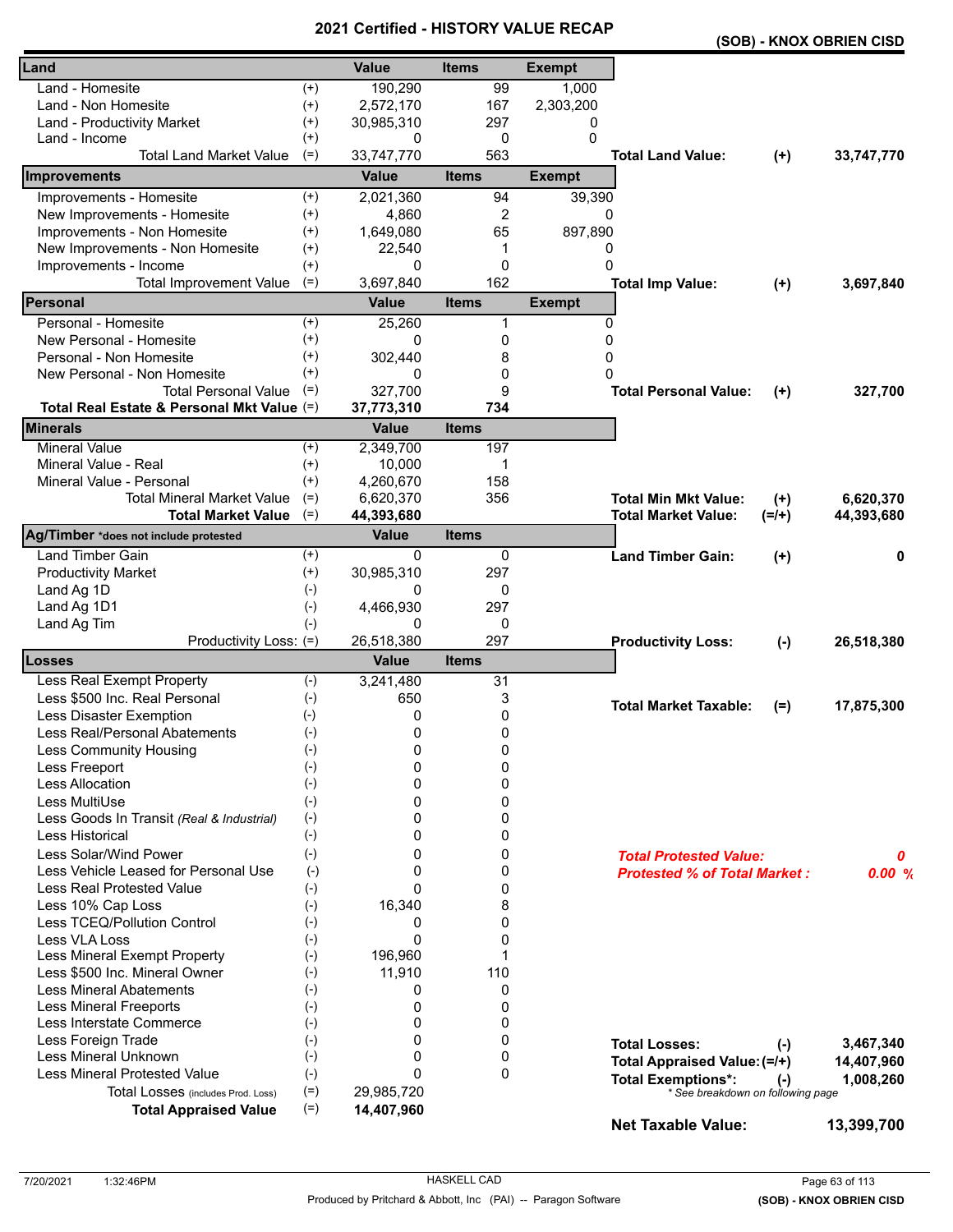# 2021 Certified - HISTORY VALUE RECAP

**(SOB) - KNOX OBRIEN CISD**

| Land | | Value | Items | Exempt | | | |
|---|---|---|---|---|---|---|---|
| Land - Homesite | (+) | 190,290 | 99 | 1,000 | | | |
| Land - Non Homesite | (+) | 2,572,170 | 167 | 2,303,200 | | | |
| Land - Productivity Market | (+) | 30,985,310 | 297 | 0 | | | |
| Land - Income | (+) | 0 | 0 | 0 | | | |
| Total Land Market Value | (=) | 33,747,770 | 563 | | **Total Land Value:** | (+) | 33,747,770 |
| **Improvements** | | **Value** | **Items** | **Exempt** | | | |
| Improvements - Homesite | (+) | 2,021,360 | 94 | 39,390 | | | |
| New Improvements - Homesite | (+) | 4,860 | 2 | 0 | | | |
| Improvements - Non Homesite | (+) | 1,649,080 | 65 | 897,890 | | | |
| New Improvements - Non Homesite | (+) | 22,540 | 1 | 0 | | | |
| Improvements - Income | (+) | 0 | 0 | 0 | | | |
| Total Improvement Value | (=) | 3,697,840 | 162 | | **Total Imp Value:** | (+) | 3,697,840 |
| **Personal** | | **Value** | **Items** | **Exempt** | | | |
| Personal - Homesite | (+) | 25,260 | 1 | 0 | | | |
| New Personal - Homesite | (+) | 0 | 0 | 0 | | | |
| Personal - Non Homesite | (+) | 302,440 | 8 | 0 | | | |
| New Personal - Non Homesite | (+) | 0 | 0 | 0 | | | |
| Total Personal Value | (=) | 327,700 | 9 | | **Total Personal Value:** | (+) | 327,700 |
| **Total Real Estate & Personal Mkt Value** | (=) | **37,773,310** | **734** | | | | |
| **Minerals** | | **Value** | **Items** | | | | |
| Mineral Value | (+) | 2,349,700 | 197 | | | | |
| Mineral Value - Real | (+) | 10,000 | 1 | | | | |
| Mineral Value - Personal | (+) | 4,260,670 | 158 | | | | |
| Total Mineral Market Value | (=) | 6,620,370 | 356 | | **Total Min Mkt Value:** | (+) | 6,620,370 |
| **Total Market Value** | (=) | **44,393,680** | | | **Total Market Value:** | (=/+) | 44,393,680 |
| **Ag/Timber** *does not include protested | | **Value** | **Items** | | | | |
| Land Timber Gain | (+) | 0 | 0 | | **Land Timber Gain:** | (+) | 0 |
| Productivity Market | (+) | 30,985,310 | 297 | | | | |
| Land Ag 1D | (-) | 0 | 0 | | | | |
| Land Ag 1D1 | (-) | 4,466,930 | 297 | | | | |
| Land Ag Tim | (-) | 0 | 0 | | | | |
| Productivity Loss: | (=) | 26,518,380 | 297 | | **Productivity Loss:** | (-) | 26,518,380 |
| **Losses** | | **Value** | **Items** | | | | |
| Less Real Exempt Property | (-) | 3,241,480 | 31 | | | | |
| Less $500 Inc. Real Personal | (-) | 650 | 3 | | **Total Market Taxable:** | (=) | 17,875,300 |
| Less Disaster Exemption | (-) | 0 | 0 | | | | |
| Less Real/Personal Abatements | (-) | 0 | 0 | | | | |
| Less Community Housing | (-) | 0 | 0 | | | | |
| Less Freeport | (-) | 0 | 0 | | | | |
| Less Allocation | (-) | 0 | 0 | | | | |
| Less MultiUse | (-) | 0 | 0 | | | | |
| Less Goods In Transit *(Real & Industrial)* | (-) | 0 | 0 | | | | |
| Less Historical | (-) | 0 | 0 | | | | |
| Less Solar/Wind Power | (-) | 0 | 0 | | ***Total Protested Value:*** | | *0* |
| Less Vehicle Leased for Personal Use | (-) | 0 | 0 | | ***Protested % of Total Market :*** | | *0.00 %* |
| Less Real Protested Value | (-) | 0 | 0 | | | | |
| Less 10% Cap Loss | (-) | 16,340 | 8 | | | | |
| Less TCEQ/Pollution Control | (-) | 0 | 0 | | | | |
| Less VLA Loss | (-) | 0 | 0 | | | | |
| Less Mineral Exempt Property | (-) | 196,960 | 1 | | | | |
| Less $500 Inc. Mineral Owner | (-) | 11,910 | 110 | | | | |
| Less Mineral Abatements | (-) | 0 | 0 | | | | |
| Less Mineral Freeports | (-) | 0 | 0 | | | | |
| Less Interstate Commerce | (-) | 0 | 0 | | | | |
| Less Foreign Trade | (-) | 0 | 0 | | **Total Losses:** | (-) | 3,467,340 |
| Less Mineral Unknown | (-) | 0 | 0 | | **Total Appraised Value:** | (=/+) | 14,407,960 |
| Less Mineral Protested Value | (-) | 0 | 0 | | **Total Exemptions*:** | (-) | 1,008,260 |
| Total Losses (includes Prod. Loss) | (=) | 29,985,720 | | | *\* See breakdown on following page* | | |
| **Total Appraised Value** | (=) | **14,407,960** | | | | | |
| | | | | | **Net Taxable Value:** | | **13,399,700** |

7/20/2021 1:32:46PM — HASKELL CAD

Produced by Pritchard & Abbott, Inc (PAI) -- Paragon Software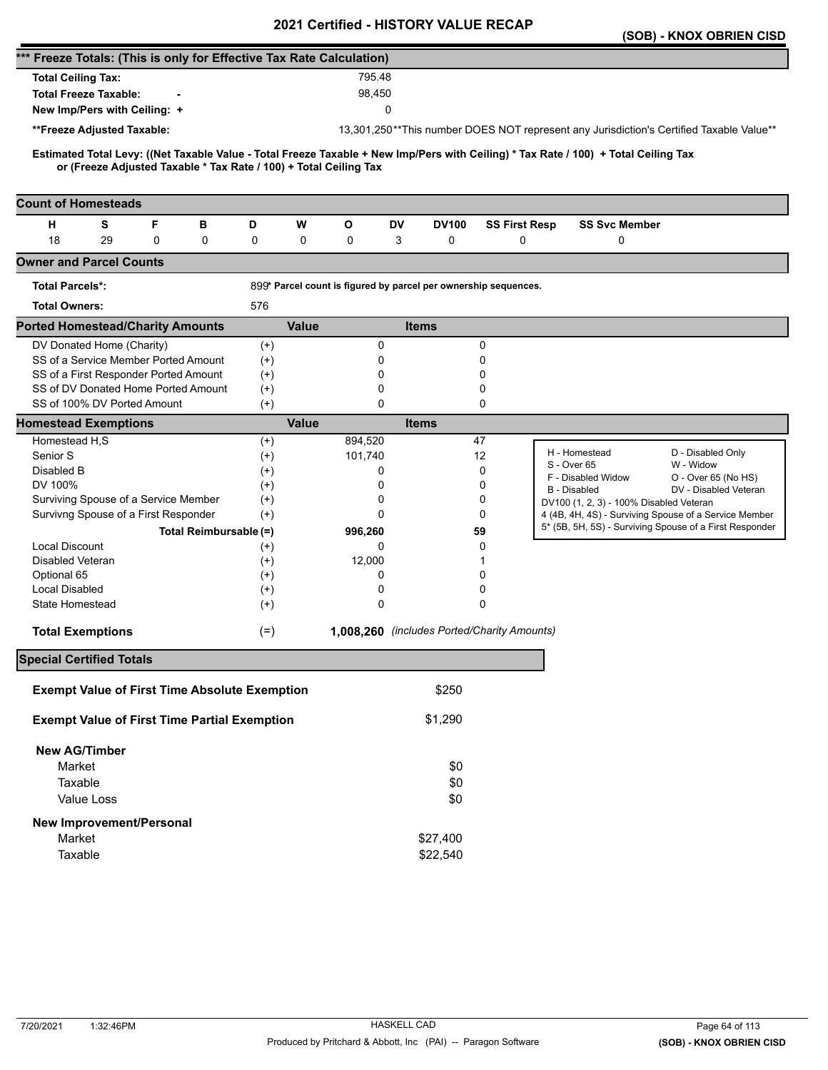# 2021 Certified - HISTORY VALUE RECAP

**(SOB) - KNOX OBRIEN CISD**

## *** Freeze Totals: (This is only for Effective Tax Rate Calculation)

| | |
|---|---|
| **Total Ceiling Tax:** | 795.48 |
| **Total Freeze Taxable:** - | 98,450 |
| **New Imp/Pers with Ceiling:** + | 0 |
| **\*\*Freeze Adjusted Taxable:** | 13,301,250 **This number DOES NOT represent any Jurisdiction's Certified Taxable Value** |

**Estimated Total Levy: ((Net Taxable Value - Total Freeze Taxable + New Imp/Pers with Ceiling) * Tax Rate / 100) + Total Ceiling Tax or (Freeze Adjusted Taxable * Tax Rate / 100) + Total Ceiling Tax**

## Count of Homesteads

| H | S | F | B | D | W | O | DV | DV100 | SS First Resp | SS Svc Member |
|---|---|---|---|---|---|---|---|---|---|---|
| 18 | 29 | 0 | 0 | 0 | 0 | 0 | 3 | 0 | 0 | 0 |

## Owner and Parcel Counts

| | |
|---|---|
| **Total Parcels*:** | 899 * Parcel count is figured by parcel per ownership sequences. |
| **Total Owners:** | 576 |

## Ported Homestead/Charity Amounts

| | | Value | Items |
|---|---|---|---|
| DV Donated Home (Charity) | (+) | 0 | 0 |
| SS of a Service Member Ported Amount | (+) | 0 | 0 |
| SS of a First Responder Ported Amount | (+) | 0 | 0 |
| SS of DV Donated Home Ported Amount | (+) | 0 | 0 |
| SS of 100% DV Ported Amount | (+) | 0 | 0 |

## Homestead Exemptions

| | | Value | Items |
|---|---|---|---|
| Homestead H,S | (+) | 894,520 | 47 |
| Senior S | (+) | 101,740 | 12 |
| Disabled B | (+) | 0 | 0 |
| DV 100% | (+) | 0 | 0 |
| Surviving Spouse of a Service Member | (+) | 0 | 0 |
| Survivng Spouse of a First Responder | (+) | 0 | 0 |
| **Total Reimbursable** | **(=)** | **996,260** | **59** |
| Local Discount | (+) | 0 | 0 |
| Disabled Veteran | (+) | 12,000 | 1 |
| Optional 65 | (+) | 0 | 0 |
| Local Disabled | (+) | 0 | 0 |
| State Homestead | (+) | 0 | 0 |
| **Total Exemptions** | (=) | **1,008,260** | *(includes Ported/Charity Amounts)* |

| | |
|---|---|
| H - Homestead | D - Disabled Only |
| S - Over 65 | W - Widow |
| F - Disabled Widow | O - Over 65 (No HS) |
| B - Disabled | DV - Disabled Veteran |
| DV100 (1, 2, 3) - 100% Disabled Veteran | |
| 4 (4B, 4H, 4S) - Surviving Spouse of a Service Member | |
| 5* (5B, 5H, 5S) - Surviving Spouse of a First Responder | |

## Special Certified Totals

| | |
|---|---|
| **Exempt Value of First Time Absolute Exemption** | $250 |
| **Exempt Value of First Time Partial Exemption** | $1,290 |
| **New AG/Timber** | |
| Market | $0 |
| Taxable | $0 |
| Value Loss | $0 |
| **New Improvement/Personal** | |
| Market | $27,400 |
| Taxable | $22,540 |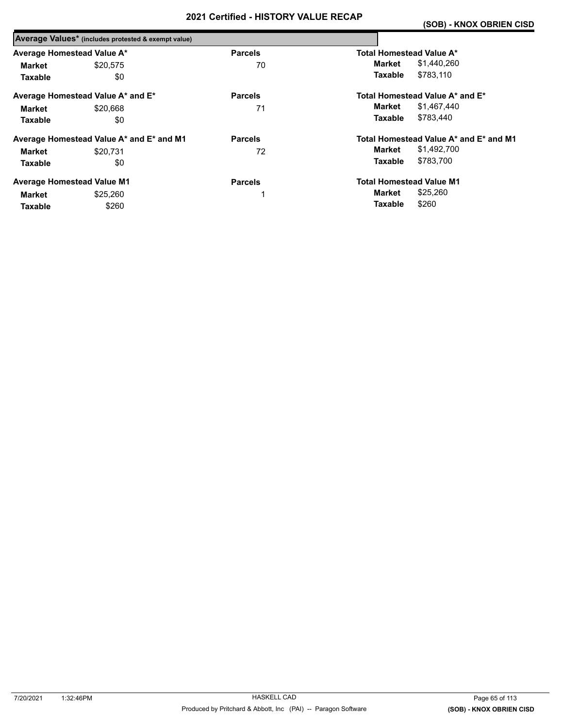# 2021 Certified - HISTORY VALUE RECAP

## (SOB) - KNOX OBRIEN CISD

### Average Values* (includes protested & exempt value)

| Average Homestead Value A* | | Parcels | Total Homestead Value A* | |
|---|---|---|---|---|
| **Market** | $20,575 | 70 | **Market** | $1,440,260 |
| **Taxable** | $0 | | **Taxable** | $783,110 |

| Average Homestead Value A* and E* | | Parcels | Total Homestead Value A* and E* | |
|---|---|---|---|---|
| **Market** | $20,668 | 71 | **Market** | $1,467,440 |
| **Taxable** | $0 | | **Taxable** | $783,440 |

| Average Homestead Value A* and E* and M1 | | Parcels | Total Homestead Value A* and E* and M1 | |
|---|---|---|---|---|
| **Market** | $20,731 | 72 | **Market** | $1,492,700 |
| **Taxable** | $0 | | **Taxable** | $783,700 |

| Average Homestead Value M1 | | Parcels | Total Homestead Value M1 | |
|---|---|---|---|---|
| **Market** | $25,260 | 1 | **Market** | $25,260 |
| **Taxable** | $260 | | **Taxable** | $260 |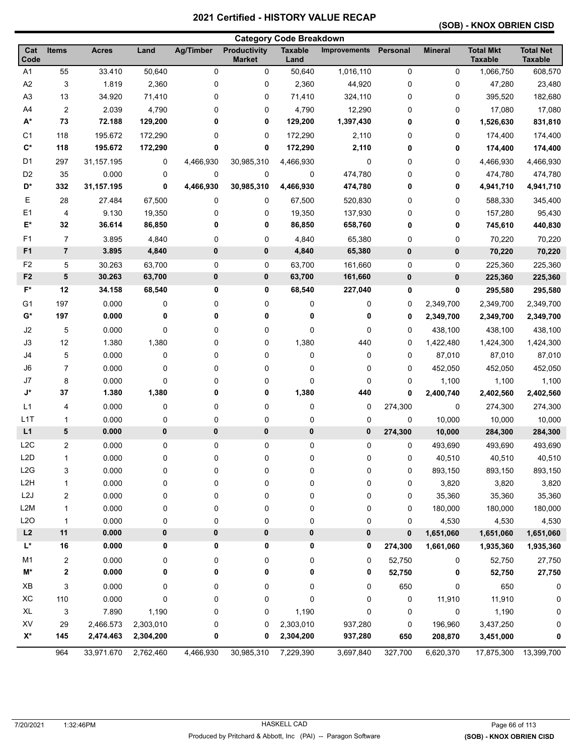# 2021 Certified - HISTORY VALUE RECAP

**(SOB) - KNOX OBRIEN CISD**

## Category Code Breakdown

| Cat Code | Items | Acres | Land | Ag/Timber | Productivity Market | Taxable Land | Improvements | Personal | Mineral | Total Mkt Taxable | Total Net Taxable |
|---|---|---|---|---|---|---|---|---|---|---|---|
| A1 | 55 | 33.410 | 50,640 | 0 | 0 | 50,640 | 1,016,110 | 0 | 0 | 1,066,750 | 608,570 |
| A2 | 3 | 1.819 | 2,360 | 0 | 0 | 2,360 | 44,920 | 0 | 0 | 47,280 | 23,480 |
| A3 | 13 | 34.920 | 71,410 | 0 | 0 | 71,410 | 324,110 | 0 | 0 | 395,520 | 182,680 |
| A4 | 2 | 2.039 | 4,790 | 0 | 0 | 4,790 | 12,290 | 0 | 0 | 17,080 | 17,080 |
| **A*** | **73** | **72.188** | **129,200** | **0** | **0** | **129,200** | **1,397,430** | **0** | **0** | **1,526,630** | **831,810** |
| C1 | 118 | 195.672 | 172,290 | 0 | 0 | 172,290 | 2,110 | 0 | 0 | 174,400 | 174,400 |
| **C*** | **118** | **195.672** | **172,290** | **0** | **0** | **172,290** | **2,110** | **0** | **0** | **174,400** | **174,400** |
| D1 | 297 | 31,157.195 | 0 | 4,466,930 | 30,985,310 | 4,466,930 | 0 | 0 | 0 | 4,466,930 | 4,466,930 |
| D2 | 35 | 0.000 | 0 | 0 | 0 | 0 | 474,780 | 0 | 0 | 474,780 | 474,780 |
| **D*** | **332** | **31,157.195** | **0** | **4,466,930** | **30,985,310** | **4,466,930** | **474,780** | **0** | **0** | **4,941,710** | **4,941,710** |
| E | 28 | 27.484 | 67,500 | 0 | 0 | 67,500 | 520,830 | 0 | 0 | 588,330 | 345,400 |
| E1 | 4 | 9.130 | 19,350 | 0 | 0 | 19,350 | 137,930 | 0 | 0 | 157,280 | 95,430 |
| **E*** | **32** | **36.614** | **86,850** | **0** | **0** | **86,850** | **658,760** | **0** | **0** | **745,610** | **440,830** |
| F1 | 7 | 3.895 | 4,840 | 0 | 0 | 4,840 | 65,380 | 0 | 0 | 70,220 | 70,220 |
| **F1** | **7** | **3.895** | **4,840** | **0** | **0** | **4,840** | **65,380** | **0** | **0** | **70,220** | **70,220** |
| F2 | 5 | 30.263 | 63,700 | 0 | 0 | 63,700 | 161,660 | 0 | 0 | 225,360 | 225,360 |
| **F2** | **5** | **30.263** | **63,700** | **0** | **0** | **63,700** | **161,660** | **0** | **0** | **225,360** | **225,360** |
| **F*** | **12** | **34.158** | **68,540** | **0** | **0** | **68,540** | **227,040** | **0** | **0** | **295,580** | **295,580** |
| G1 | 197 | 0.000 | 0 | 0 | 0 | 0 | 0 | 0 | 2,349,700 | 2,349,700 | 2,349,700 |
| **G*** | **197** | **0.000** | **0** | **0** | **0** | **0** | **0** | **0** | **2,349,700** | **2,349,700** | **2,349,700** |
| J2 | 5 | 0.000 | 0 | 0 | 0 | 0 | 0 | 0 | 438,100 | 438,100 | 438,100 |
| J3 | 12 | 1.380 | 1,380 | 0 | 0 | 1,380 | 440 | 0 | 1,422,480 | 1,424,300 | 1,424,300 |
| J4 | 5 | 0.000 | 0 | 0 | 0 | 0 | 0 | 0 | 87,010 | 87,010 | 87,010 |
| J6 | 7 | 0.000 | 0 | 0 | 0 | 0 | 0 | 0 | 452,050 | 452,050 | 452,050 |
| J7 | 8 | 0.000 | 0 | 0 | 0 | 0 | 0 | 0 | 1,100 | 1,100 | 1,100 |
| **J*** | **37** | **1.380** | **1,380** | **0** | **0** | **1,380** | **440** | **0** | **2,400,740** | **2,402,560** | **2,402,560** |
| L1 | 4 | 0.000 | 0 | 0 | 0 | 0 | 0 | 274,300 | 0 | 274,300 | 274,300 |
| L1T | 1 | 0.000 | 0 | 0 | 0 | 0 | 0 | 0 | 10,000 | 10,000 | 10,000 |
| **L1** | **5** | **0.000** | **0** | **0** | **0** | **0** | **0** | **274,300** | **10,000** | **284,300** | **284,300** |
| L2C | 2 | 0.000 | 0 | 0 | 0 | 0 | 0 | 0 | 493,690 | 493,690 | 493,690 |
| L2D | 1 | 0.000 | 0 | 0 | 0 | 0 | 0 | 0 | 40,510 | 40,510 | 40,510 |
| L2G | 3 | 0.000 | 0 | 0 | 0 | 0 | 0 | 0 | 893,150 | 893,150 | 893,150 |
| L2H | 1 | 0.000 | 0 | 0 | 0 | 0 | 0 | 0 | 3,820 | 3,820 | 3,820 |
| L2J | 2 | 0.000 | 0 | 0 | 0 | 0 | 0 | 0 | 35,360 | 35,360 | 35,360 |
| L2M | 1 | 0.000 | 0 | 0 | 0 | 0 | 0 | 0 | 180,000 | 180,000 | 180,000 |
| L2O | 1 | 0.000 | 0 | 0 | 0 | 0 | 0 | 0 | 4,530 | 4,530 | 4,530 |
| **L2** | **11** | **0.000** | **0** | **0** | **0** | **0** | **0** | **0** | **1,651,060** | **1,651,060** | **1,651,060** |
| **L*** | **16** | **0.000** | **0** | **0** | **0** | **0** | **0** | **274,300** | **1,661,060** | **1,935,360** | **1,935,360** |
| M1 | 2 | 0.000 | 0 | 0 | 0 | 0 | 0 | 52,750 | 0 | 52,750 | 27,750 |
| **M*** | **2** | **0.000** | **0** | **0** | **0** | **0** | **0** | **52,750** | **0** | **52,750** | **27,750** |
| XB | 3 | 0.000 | 0 | 0 | 0 | 0 | 0 | 650 | 0 | 650 | 0 |
| XC | 110 | 0.000 | 0 | 0 | 0 | 0 | 0 | 0 | 11,910 | 11,910 | 0 |
| XL | 3 | 7.890 | 1,190 | 0 | 0 | 1,190 | 0 | 0 | 0 | 1,190 | 0 |
| XV | 29 | 2,466.573 | 2,303,010 | 0 | 0 | 2,303,010 | 937,280 | 0 | 196,960 | 3,437,250 | 0 |
| **X*** | **145** | **2,474.463** | **2,304,200** | **0** | **0** | **2,304,200** | **937,280** | **650** | **208,870** | **3,451,000** | **0** |
| | 964 | 33,971.670 | 2,762,460 | 4,466,930 | 30,985,310 | 7,229,390 | 3,697,840 | 327,700 | 6,620,370 | 17,875,300 | 13,399,700 |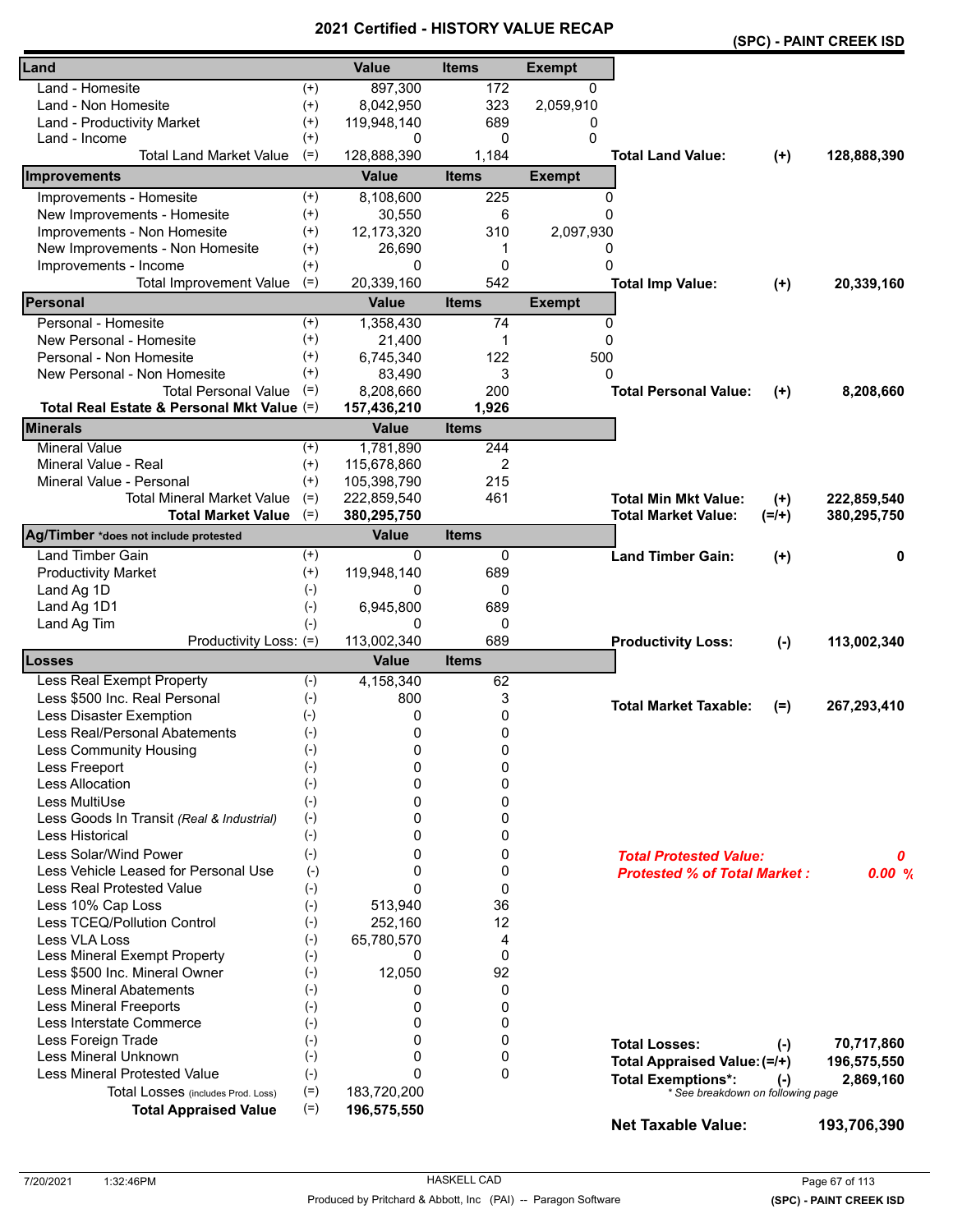# 2021 Certified - HISTORY VALUE RECAP

**(SPC) - PAINT CREEK ISD**

| Land | | Value | Items | Exempt | | | |
|---|---|---|---|---|---|---|---|
| Land - Homesite | (+) | 897,300 | 172 | 0 | | | |
| Land - Non Homesite | (+) | 8,042,950 | 323 | 2,059,910 | | | |
| Land - Productivity Market | (+) | 119,948,140 | 689 | 0 | | | |
| Land - Income | (+) | 0 | 0 | 0 | | | |
| Total Land Market Value | (=) | 128,888,390 | 1,184 | | **Total Land Value:** | **(+)** | **128,888,390** |

| Improvements | | Value | Items | Exempt | | | |
|---|---|---|---|---|---|---|---|
| Improvements - Homesite | (+) | 8,108,600 | 225 | 0 | | | |
| New Improvements - Homesite | (+) | 30,550 | 6 | 0 | | | |
| Improvements - Non Homesite | (+) | 12,173,320 | 310 | 2,097,930 | | | |
| New Improvements - Non Homesite | (+) | 26,690 | 1 | 0 | | | |
| Improvements - Income | (+) | 0 | 0 | 0 | | | |
| Total Improvement Value | (=) | 20,339,160 | 542 | | **Total Imp Value:** | **(+)** | **20,339,160** |

| Personal | | Value | Items | Exempt | | | |
|---|---|---|---|---|---|---|---|
| Personal - Homesite | (+) | 1,358,430 | 74 | 0 | | | |
| New Personal - Homesite | (+) | 21,400 | 1 | 0 | | | |
| Personal - Non Homesite | (+) | 6,745,340 | 122 | 500 | | | |
| New Personal - Non Homesite | (+) | 83,490 | 3 | 0 | | | |
| Total Personal Value | (=) | 8,208,660 | 200 | | **Total Personal Value:** | **(+)** | **8,208,660** |
| **Total Real Estate & Personal Mkt Value** | (=) | **157,436,210** | **1,926** | | | | |

| Minerals | | Value | Items | | | |
|---|---|---|---|---|---|---|
| Mineral Value | (+) | 1,781,890 | 244 | | | |
| Mineral Value - Real | (+) | 115,678,860 | 2 | | | |
| Mineral Value - Personal | (+) | 105,398,790 | 215 | | | |
| Total Mineral Market Value | (=) | 222,859,540 | 461 | **Total Min Mkt Value:** | **(+)** | **222,859,540** |
| **Total Market Value** | (=) | **380,295,750** | | **Total Market Value:** | **(=/+)** | **380,295,750** |

| Ag/Timber *does not include protested | | Value | Items | | | |
|---|---|---|---|---|---|---|
| Land Timber Gain | (+) | 0 | 0 | **Land Timber Gain:** | **(+)** | **0** |
| Productivity Market | (+) | 119,948,140 | 689 | | | |
| Land Ag 1D | (-) | 0 | 0 | | | |
| Land Ag 1D1 | (-) | 6,945,800 | 689 | | | |
| Land Ag Tim | (-) | 0 | 0 | | | |
| Productivity Loss: | (=) | 113,002,340 | 689 | **Productivity Loss:** | **(-)** | **113,002,340** |

| Losses | | Value | Items |
|---|---|---|---|
| Less Real Exempt Property | (-) | 4,158,340 | 62 |
| Less $500 Inc. Real Personal | (-) | 800 | 3 |
| Less Disaster Exemption | (-) | 0 | 0 |
| Less Real/Personal Abatements | (-) | 0 | 0 |
| Less Community Housing | (-) | 0 | 0 |
| Less Freeport | (-) | 0 | 0 |
| Less Allocation | (-) | 0 | 0 |
| Less MultiUse | (-) | 0 | 0 |
| Less Goods In Transit *(Real & Industrial)* | (-) | 0 | 0 |
| Less Historical | (-) | 0 | 0 |
| Less Solar/Wind Power | (-) | 0 | 0 |
| Less Vehicle Leased for Personal Use | (-) | 0 | 0 |
| Less Real Protested Value | (-) | 0 | 0 |
| Less 10% Cap Loss | (-) | 513,940 | 36 |
| Less TCEQ/Pollution Control | (-) | 252,160 | 12 |
| Less VLA Loss | (-) | 65,780,570 | 4 |
| Less Mineral Exempt Property | (-) | 0 | 0 |
| Less $500 Inc. Mineral Owner | (-) | 12,050 | 92 |
| Less Mineral Abatements | (-) | 0 | 0 |
| Less Mineral Freeports | (-) | 0 | 0 |
| Less Interstate Commerce | (-) | 0 | 0 |
| Less Foreign Trade | (-) | 0 | 0 |
| Less Mineral Unknown | (-) | 0 | 0 |
| Less Mineral Protested Value | (-) | 0 | 0 |
| Total Losses (includes Prod. Loss) | (=) | 183,720,200 | |
| **Total Appraised Value** | (=) | **196,575,550** | |

| | | |
|---|---|---|
| **Total Market Taxable:** | **(=)** | **267,293,410** |
| ***Total Protested Value:*** | | ***0*** |
| ***Protested % of Total Market :*** | | ***0.00 %*** |
| **Total Losses:** | **(-)** | **70,717,860** |
| **Total Appraised Value:** | **(=/+)** | **196,575,550** |
| **Total Exemptions*:** | **(-)** | **2,869,160** |
| **Net Taxable Value:** | | **193,706,390** |

* See breakdown on following page

7/20/2021 1:32:46PM HASKELL CAD

Produced by Pritchard & Abbott, Inc (PAI) -- Paragon Software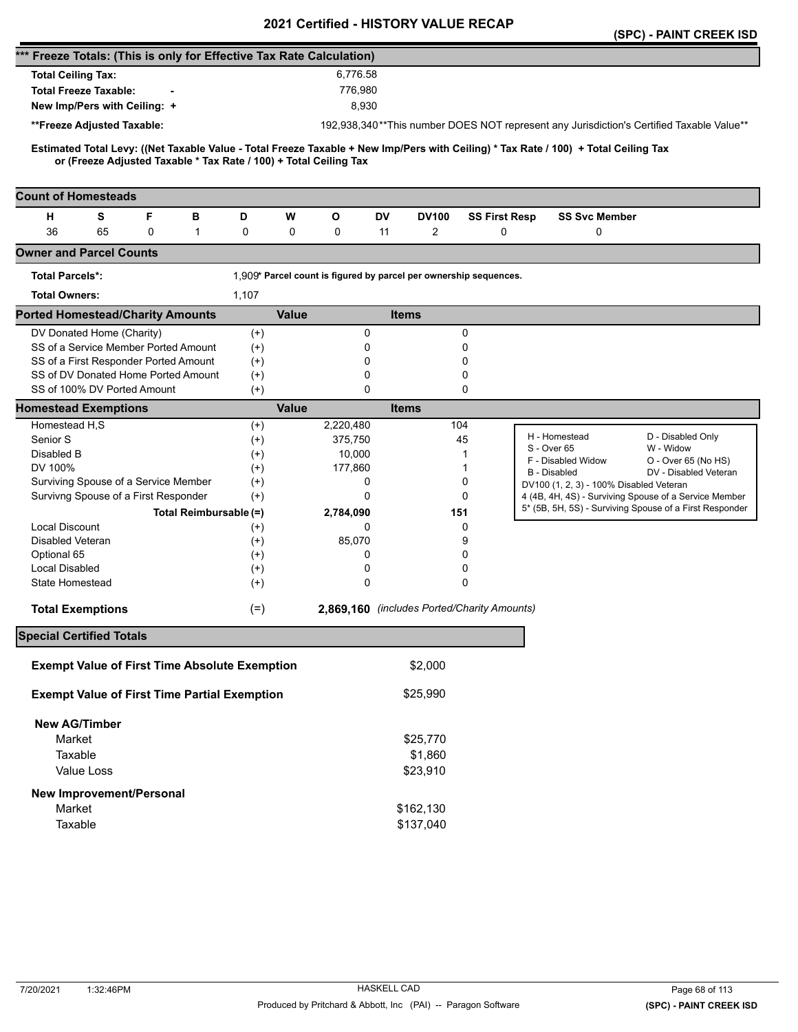# 2021 Certified - HISTORY VALUE RECAP

**(SPC) - PAINT CREEK ISD**

## *** Freeze Totals: (This is only for Effective Tax Rate Calculation)

| | |
|---|---|
| **Total Ceiling Tax:** | 6,776.58 |
| **Total Freeze Taxable:** - | 776,980 |
| **New Imp/Pers with Ceiling:** + | 8,930 |
| **Freeze Adjusted Taxable:** | 192,938,340 |

**This number DOES NOT represent any Jurisdiction's Certified Taxable Value**

**Estimated Total Levy: ((Net Taxable Value - Total Freeze Taxable + New Imp/Pers with Ceiling) * Tax Rate / 100) + Total Ceiling Tax or (Freeze Adjusted Taxable * Tax Rate / 100) + Total Ceiling Tax**

## Count of Homesteads

| H | S | F | B | D | W | O | DV | DV100 | SS First Resp | SS Svc Member |
|---|---|---|---|---|---|---|---|---|---|---|
| 36 | 65 | 0 | 1 | 0 | 0 | 0 | 11 | 2 | 0 | 0 |

## Owner and Parcel Counts

| | |
|---|---|
| **Total Parcels*:** | 1,909 |
| **Total Owners:** | 1,107 |

* Parcel count is figured by parcel per ownership sequences.

## Ported Homestead/Charity Amounts

| | | Value | Items |
|---|---|---|---|
| DV Donated Home (Charity) | (+) | 0 | 0 |
| SS of a Service Member Ported Amount | (+) | 0 | 0 |
| SS of a First Responder Ported Amount | (+) | 0 | 0 |
| SS of DV Donated Home Ported Amount | (+) | 0 | 0 |
| SS of 100% DV Ported Amount | (+) | 0 | 0 |

## Homestead Exemptions

| | | Value | Items |
|---|---|---|---|
| Homestead H,S | (+) | 2,220,480 | 104 |
| Senior S | (+) | 375,750 | 45 |
| Disabled B | (+) | 10,000 | 1 |
| DV 100% | (+) | 177,860 | 1 |
| Surviving Spouse of a Service Member | (+) | 0 | 0 |
| Survivng Spouse of a First Responder | (+) | 0 | 0 |
| **Total Reimbursable (=)** | | **2,784,090** | **151** |
| Local Discount | (+) | 0 | 0 |
| Disabled Veteran | (+) | 85,070 | 9 |
| Optional 65 | (+) | 0 | 0 |
| Local Disabled | (+) | 0 | 0 |
| State Homestead | (+) | 0 | 0 |
| **Total Exemptions** | (=) | **2,869,160** | *(includes Ported/Charity Amounts)* |

| | |
|---|---|
| H - Homestead | D - Disabled Only |
| S - Over 65 | W - Widow |
| F - Disabled Widow | O - Over 65 (No HS) |
| B - Disabled | DV - Disabled Veteran |
| DV100 (1, 2, 3) - 100% Disabled Veteran | |
| 4 (4B, 4H, 4S) - Surviving Spouse of a Service Member | |
| 5* (5B, 5H, 5S) - Surviving Spouse of a First Responder | |

## Special Certified Totals

| | |
|---|---|
| **Exempt Value of First Time Absolute Exemption** | $2,000 |
| **Exempt Value of First Time Partial Exemption** | $25,990 |
| **New AG/Timber** | |
| Market | $25,770 |
| Taxable | $1,860 |
| Value Loss | $23,910 |
| **New Improvement/Personal** | |
| Market | $162,130 |
| Taxable | $137,040 |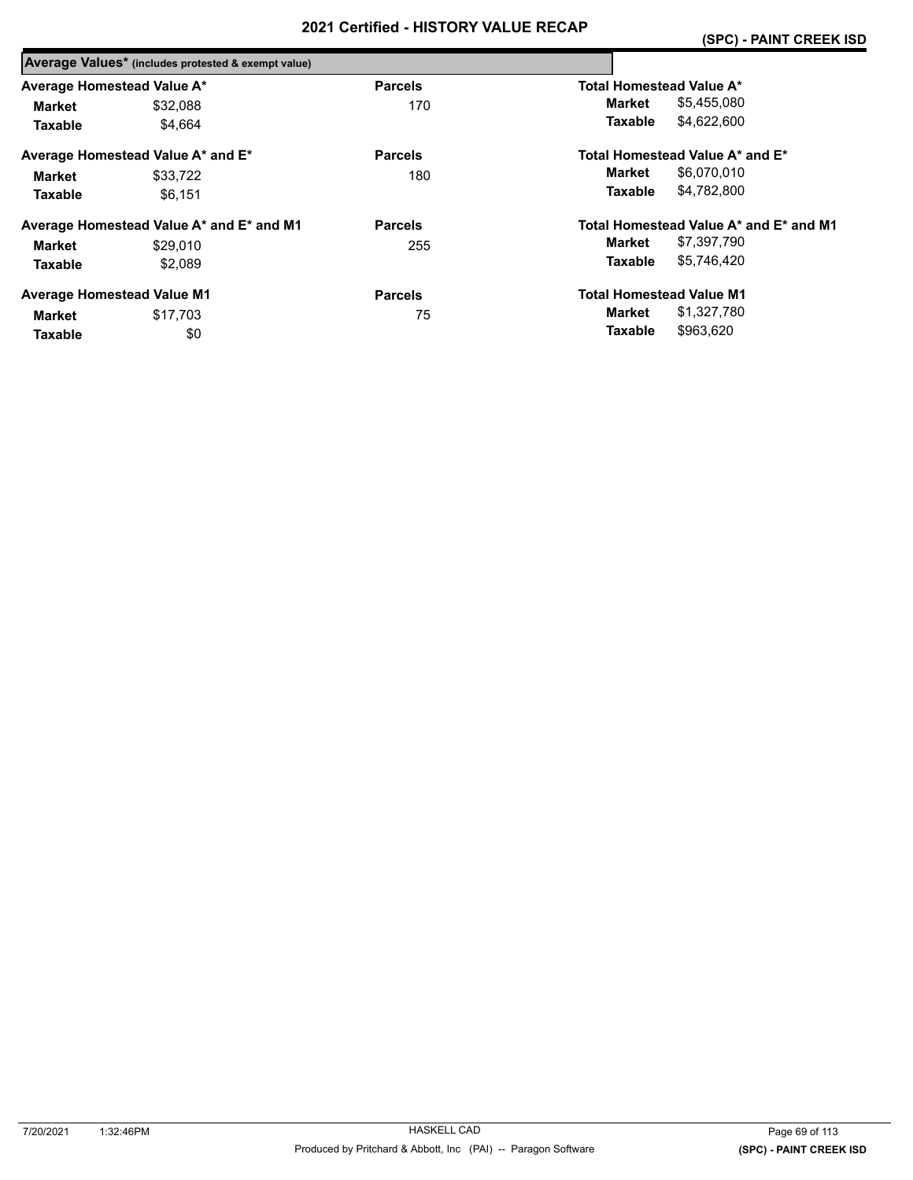# 2021 Certified - HISTORY VALUE RECAP

**(SPC) - PAINT CREEK ISD**

## Average Values* (includes protested & exempt value)

| Average Homestead Value A* | | Parcels | Total Homestead Value A* | |
|---|---|---|---|---|
| **Market** | $32,088 | 170 | **Market** | $5,455,080 |
| **Taxable** | $4,664 | | **Taxable** | $4,622,600 |

| Average Homestead Value A* and E* | | Parcels | Total Homestead Value A* and E* | |
|---|---|---|---|---|
| **Market** | $33,722 | 180 | **Market** | $6,070,010 |
| **Taxable** | $6,151 | | **Taxable** | $4,782,800 |

| Average Homestead Value A* and E* and M1 | | Parcels | Total Homestead Value A* and E* and M1 | |
|---|---|---|---|---|
| **Market** | $29,010 | 255 | **Market** | $7,397,790 |
| **Taxable** | $2,089 | | **Taxable** | $5,746,420 |

| Average Homestead Value M1 | | Parcels | Total Homestead Value M1 | |
|---|---|---|---|---|
| **Market** | $17,703 | 75 | **Market** | $1,327,780 |
| **Taxable** | $0 | | **Taxable** | $963,620 |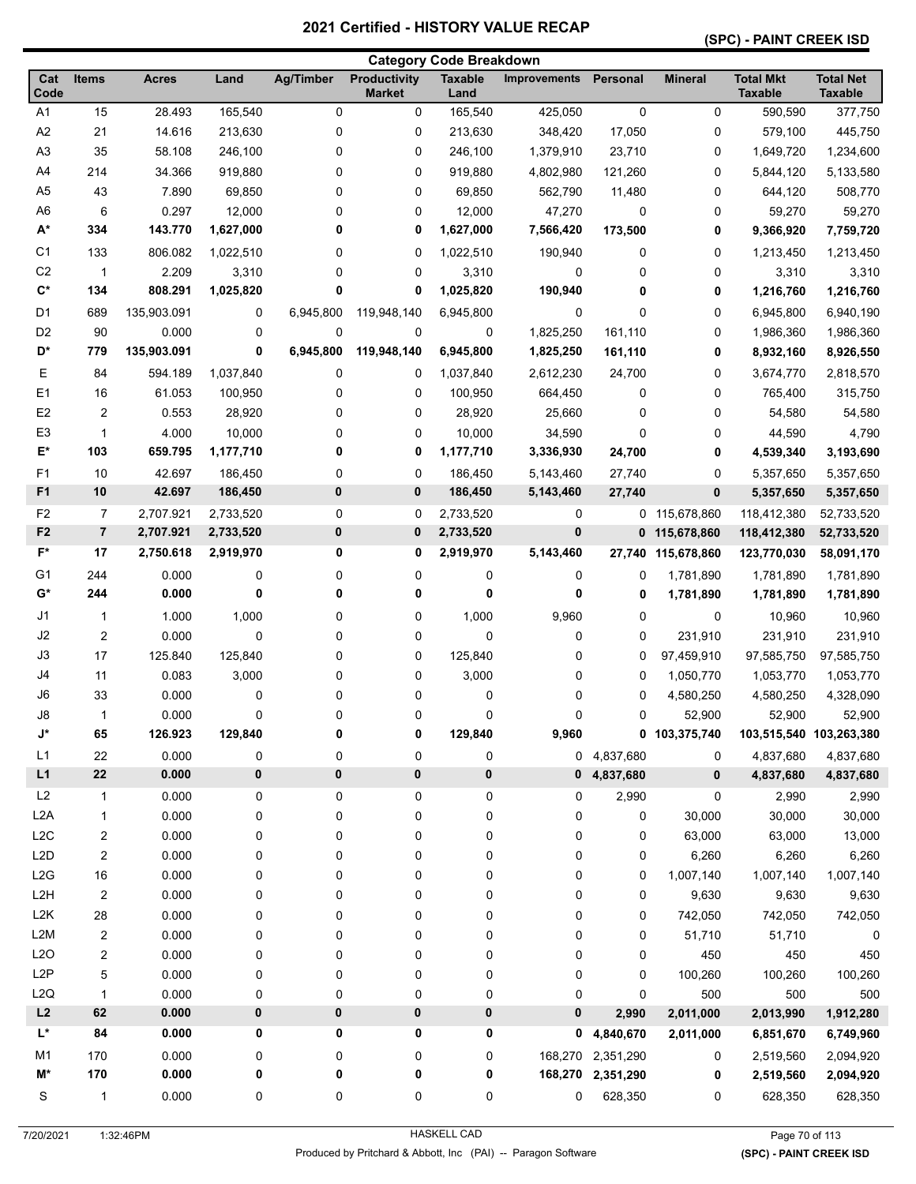# 2021 Certified - HISTORY VALUE RECAP

## (SPC) - PAINT CREEK ISD

### Category Code Breakdown

| Cat Code | Items | Acres | Land | Ag/Timber | Productivity Market | Taxable Land | Improvements | Personal | Mineral | Total Mkt Taxable | Total Net Taxable |
|---|---|---|---|---|---|---|---|---|---|---|---|
| A1 | 15 | 28.493 | 165,540 | 0 | 0 | 165,540 | 425,050 | 0 | 0 | 590,590 | 377,750 |
| A2 | 21 | 14.616 | 213,630 | 0 | 0 | 213,630 | 348,420 | 17,050 | 0 | 579,100 | 445,750 |
| A3 | 35 | 58.108 | 246,100 | 0 | 0 | 246,100 | 1,379,910 | 23,710 | 0 | 1,649,720 | 1,234,600 |
| A4 | 214 | 34.366 | 919,880 | 0 | 0 | 919,880 | 4,802,980 | 121,260 | 0 | 5,844,120 | 5,133,580 |
| A5 | 43 | 7.890 | 69,850 | 0 | 0 | 69,850 | 562,790 | 11,480 | 0 | 644,120 | 508,770 |
| A6 | 6 | 0.297 | 12,000 | 0 | 0 | 12,000 | 47,270 | 0 | 0 | 59,270 | 59,270 |
| **A*** | **334** | **143.770** | **1,627,000** | **0** | **0** | **1,627,000** | **7,566,420** | **173,500** | **0** | **9,366,920** | **7,759,720** |
| C1 | 133 | 806.082 | 1,022,510 | 0 | 0 | 1,022,510 | 190,940 | 0 | 0 | 1,213,450 | 1,213,450 |
| C2 | 1 | 2.209 | 3,310 | 0 | 0 | 3,310 | 0 | 0 | 0 | 3,310 | 3,310 |
| **C*** | **134** | **808.291** | **1,025,820** | **0** | **0** | **1,025,820** | **190,940** | **0** | **0** | **1,216,760** | **1,216,760** |
| D1 | 689 | 135,903.091 | 0 | 6,945,800 | 119,948,140 | 6,945,800 | 0 | 0 | 0 | 6,945,800 | 6,940,190 |
| D2 | 90 | 0.000 | 0 | 0 | 0 | 0 | 1,825,250 | 161,110 | 0 | 1,986,360 | 1,986,360 |
| **D*** | **779** | **135,903.091** | **0** | **6,945,800** | **119,948,140** | **6,945,800** | **1,825,250** | **161,110** | **0** | **8,932,160** | **8,926,550** |
| E | 84 | 594.189 | 1,037,840 | 0 | 0 | 1,037,840 | 2,612,230 | 24,700 | 0 | 3,674,770 | 2,818,570 |
| E1 | 16 | 61.053 | 100,950 | 0 | 0 | 100,950 | 664,450 | 0 | 0 | 765,400 | 315,750 |
| E2 | 2 | 0.553 | 28,920 | 0 | 0 | 28,920 | 25,660 | 0 | 0 | 54,580 | 54,580 |
| E3 | 1 | 4.000 | 10,000 | 0 | 0 | 10,000 | 34,590 | 0 | 0 | 44,590 | 4,790 |
| **E*** | **103** | **659.795** | **1,177,710** | **0** | **0** | **1,177,710** | **3,336,930** | **24,700** | **0** | **4,539,340** | **3,193,690** |
| F1 | 10 | 42.697 | 186,450 | 0 | 0 | 186,450 | 5,143,460 | 27,740 | 0 | 5,357,650 | 5,357,650 |
| **F1** | **10** | **42.697** | **186,450** | **0** | **0** | **186,450** | **5,143,460** | **27,740** | **0** | **5,357,650** | **5,357,650** |
| F2 | 7 | 2,707.921 | 2,733,520 | 0 | 0 | 2,733,520 | 0 | 0 | 115,678,860 | 118,412,380 | 52,733,520 |
| **F2** | **7** | **2,707.921** | **2,733,520** | **0** | **0** | **2,733,520** | **0** | **0** | **115,678,860** | **118,412,380** | **52,733,520** |
| **F*** | **17** | **2,750.618** | **2,919,970** | **0** | **0** | **2,919,970** | **5,143,460** | **27,740** | **115,678,860** | **123,770,030** | **58,091,170** |
| G1 | 244 | 0.000 | 0 | 0 | 0 | 0 | 0 | 0 | 1,781,890 | 1,781,890 | 1,781,890 |
| **G*** | **244** | **0.000** | **0** | **0** | **0** | **0** | **0** | **0** | **1,781,890** | **1,781,890** | **1,781,890** |
| J1 | 1 | 1.000 | 1,000 | 0 | 0 | 1,000 | 9,960 | 0 | 0 | 10,960 | 10,960 |
| J2 | 2 | 0.000 | 0 | 0 | 0 | 0 | 0 | 0 | 231,910 | 231,910 | 231,910 |
| J3 | 17 | 125.840 | 125,840 | 0 | 0 | 125,840 | 0 | 0 | 97,459,910 | 97,585,750 | 97,585,750 |
| J4 | 11 | 0.083 | 3,000 | 0 | 0 | 3,000 | 0 | 0 | 1,050,770 | 1,053,770 | 1,053,770 |
| J6 | 33 | 0.000 | 0 | 0 | 0 | 0 | 0 | 0 | 4,580,250 | 4,580,250 | 4,328,090 |
| J8 | 1 | 0.000 | 0 | 0 | 0 | 0 | 0 | 0 | 52,900 | 52,900 | 52,900 |
| **J*** | **65** | **126.923** | **129,840** | **0** | **0** | **129,840** | **9,960** | **0** | **103,375,740** | **103,515,540** | **103,263,380** |
| L1 | 22 | 0.000 | 0 | 0 | 0 | 0 | 0 | 4,837,680 | 0 | 4,837,680 | 4,837,680 |
| **L1** | **22** | **0.000** | **0** | **0** | **0** | **0** | **0** | **4,837,680** | **0** | **4,837,680** | **4,837,680** |
| L2 | 1 | 0.000 | 0 | 0 | 0 | 0 | 0 | 2,990 | 0 | 2,990 | 2,990 |
| L2A | 1 | 0.000 | 0 | 0 | 0 | 0 | 0 | 0 | 30,000 | 30,000 | 30,000 |
| L2C | 2 | 0.000 | 0 | 0 | 0 | 0 | 0 | 0 | 63,000 | 63,000 | 13,000 |
| L2D | 2 | 0.000 | 0 | 0 | 0 | 0 | 0 | 0 | 6,260 | 6,260 | 6,260 |
| L2G | 16 | 0.000 | 0 | 0 | 0 | 0 | 0 | 0 | 1,007,140 | 1,007,140 | 1,007,140 |
| L2H | 2 | 0.000 | 0 | 0 | 0 | 0 | 0 | 0 | 9,630 | 9,630 | 9,630 |
| L2K | 28 | 0.000 | 0 | 0 | 0 | 0 | 0 | 0 | 742,050 | 742,050 | 742,050 |
| L2M | 2 | 0.000 | 0 | 0 | 0 | 0 | 0 | 0 | 51,710 | 51,710 | 0 |
| L2O | 2 | 0.000 | 0 | 0 | 0 | 0 | 0 | 0 | 450 | 450 | 450 |
| L2P | 5 | 0.000 | 0 | 0 | 0 | 0 | 0 | 0 | 100,260 | 100,260 | 100,260 |
| L2Q | 1 | 0.000 | 0 | 0 | 0 | 0 | 0 | 0 | 500 | 500 | 500 |
| **L2** | **62** | **0.000** | **0** | **0** | **0** | **0** | **0** | **2,990** | **2,011,000** | **2,013,990** | **1,912,280** |
| **L*** | **84** | **0.000** | **0** | **0** | **0** | **0** | **0** | **4,840,670** | **2,011,000** | **6,851,670** | **6,749,960** |
| M1 | 170 | 0.000 | 0 | 0 | 0 | 0 | 168,270 | 2,351,290 | 0 | 2,519,560 | 2,094,920 |
| **M*** | **170** | **0.000** | **0** | **0** | **0** | **0** | **168,270** | **2,351,290** | **0** | **2,519,560** | **2,094,920** |
| S | 1 | 0.000 | 0 | 0 | 0 | 0 | 0 | 628,350 | 0 | 628,350 | 628,350 |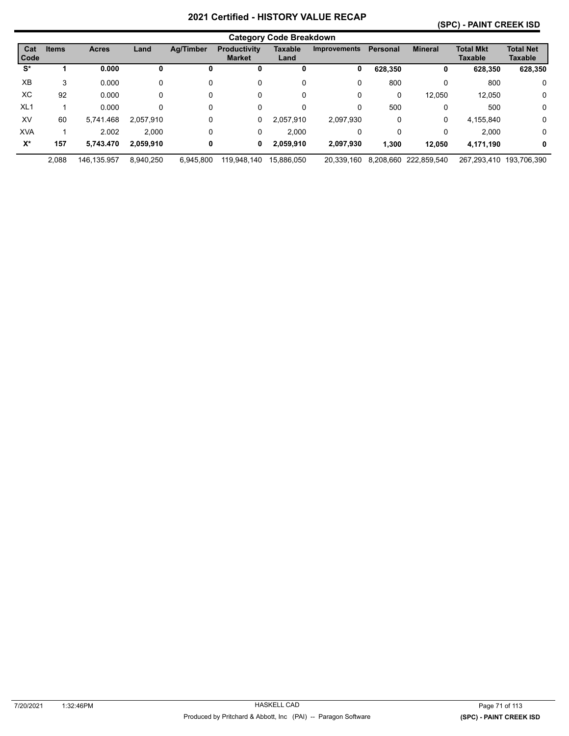# 2021 Certified - HISTORY VALUE RECAP

**(SPC) - PAINT CREEK ISD**

## Category Code Breakdown

| Cat Code | Items | Acres | Land | Ag/Timber | Productivity Market | Taxable Land | Improvements | Personal | Mineral | Total Mkt Taxable | Total Net Taxable |
|---|---|---|---|---|---|---|---|---|---|---|---|
| **S*** | **1** | **0.000** | **0** | **0** | **0** | **0** | **0** | **628,350** | **0** | **628,350** | **628,350** |
| XB | 3 | 0.000 | 0 | 0 | 0 | 0 | 0 | 800 | 0 | 800 | 0 |
| XC | 92 | 0.000 | 0 | 0 | 0 | 0 | 0 | 0 | 12,050 | 12,050 | 0 |
| XL1 | 1 | 0.000 | 0 | 0 | 0 | 0 | 0 | 500 | 0 | 500 | 0 |
| XV | 60 | 5,741.468 | 2,057,910 | 0 | 0 | 2,057,910 | 2,097,930 | 0 | 0 | 4,155,840 | 0 |
| XVA | 1 | 2.002 | 2,000 | 0 | 0 | 2,000 | 0 | 0 | 0 | 2,000 | 0 |
| **X*** | **157** | **5,743.470** | **2,059,910** | **0** | **0** | **2,059,910** | **2,097,930** | **1,300** | **12,050** | **4,171,190** | **0** |
| | 2,088 | 146,135.957 | 8,940,250 | 6,945,800 | 119,948,140 | 15,886,050 | 20,339,160 | 8,208,660 | 222,859,540 | 267,293,410 | 193,706,390 |

7/20/2021 1:32:46PM HASKELL CAD

Produced by Pritchard & Abbott, Inc (PAI) -- Paragon Software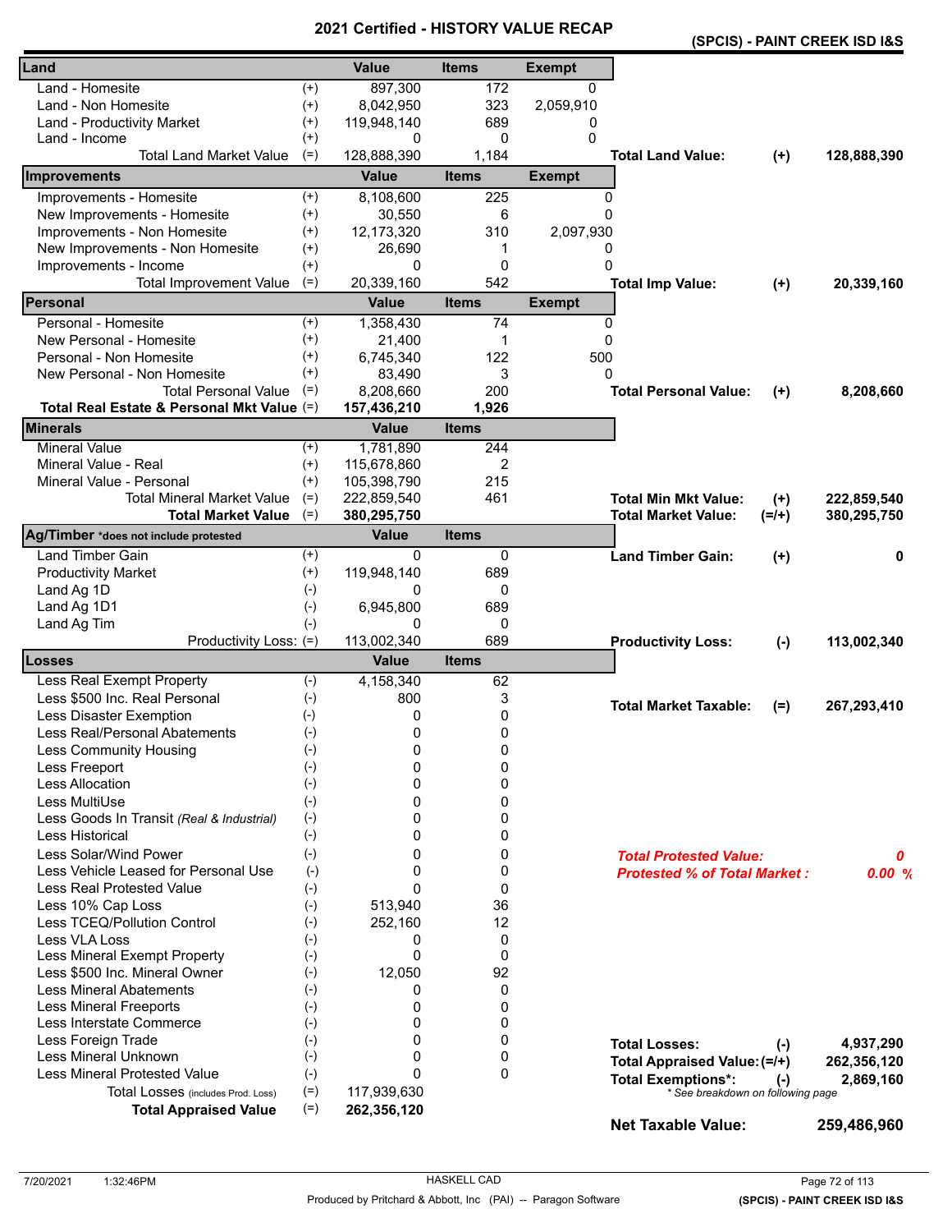# 2021 Certified - HISTORY VALUE RECAP

**(SPCIS) - PAINT CREEK ISD I&S**

| Land | | Value | Items | Exempt | | | |
|---|---|---|---|---|---|---|---|
| Land - Homesite | (+) | 897,300 | 172 | 0 | | | |
| Land - Non Homesite | (+) | 8,042,950 | 323 | 2,059,910 | | | |
| Land - Productivity Market | (+) | 119,948,140 | 689 | 0 | | | |
| Land - Income | (+) | 0 | 0 | 0 | | | |
| Total Land Market Value | (=) | 128,888,390 | 1,184 | | **Total Land Value:** | **(+)** | **128,888,390** |
| **Improvements** | | **Value** | **Items** | **Exempt** | | | |
| Improvements - Homesite | (+) | 8,108,600 | 225 | 0 | | | |
| New Improvements - Homesite | (+) | 30,550 | 6 | 0 | | | |
| Improvements - Non Homesite | (+) | 12,173,320 | 310 | 2,097,930 | | | |
| New Improvements - Non Homesite | (+) | 26,690 | 1 | 0 | | | |
| Improvements - Income | (+) | 0 | 0 | 0 | | | |
| Total Improvement Value | (=) | 20,339,160 | 542 | | **Total Imp Value:** | **(+)** | **20,339,160** |
| **Personal** | | **Value** | **Items** | **Exempt** | | | |
| Personal - Homesite | (+) | 1,358,430 | 74 | 0 | | | |
| New Personal - Homesite | (+) | 21,400 | 1 | 0 | | | |
| Personal - Non Homesite | (+) | 6,745,340 | 122 | 500 | | | |
| New Personal - Non Homesite | (+) | 83,490 | 3 | 0 | | | |
| Total Personal Value | (=) | 8,208,660 | 200 | | **Total Personal Value:** | **(+)** | **8,208,660** |
| **Total Real Estate & Personal Mkt Value** | (=) | **157,436,210** | **1,926** | | | | |
| **Minerals** | | **Value** | **Items** | | | | |
| Mineral Value | (+) | 1,781,890 | 244 | | | | |
| Mineral Value - Real | (+) | 115,678,860 | 2 | | | | |
| Mineral Value - Personal | (+) | 105,398,790 | 215 | | | | |
| Total Mineral Market Value | (=) | 222,859,540 | 461 | | **Total Min Mkt Value:** | **(+)** | **222,859,540** |
| **Total Market Value** | (=) | **380,295,750** | | | **Total Market Value:** | **(=/+)** | **380,295,750** |
| **Ag/Timber** *does not include protested | | **Value** | **Items** | | | | |
| Land Timber Gain | (+) | 0 | 0 | | **Land Timber Gain:** | **(+)** | **0** |
| Productivity Market | (+) | 119,948,140 | 689 | | | | |
| Land Ag 1D | (-) | 0 | 0 | | | | |
| Land Ag 1D1 | (-) | 6,945,800 | 689 | | | | |
| Land Ag Tim | (-) | 0 | 0 | | | | |
| Productivity Loss: | (=) | 113,002,340 | 689 | | **Productivity Loss:** | **(-)** | **113,002,340** |
| **Losses** | | **Value** | **Items** | | | | |
| Less Real Exempt Property | (-) | 4,158,340 | 62 | | | | |
| Less $500 Inc. Real Personal | (-) | 800 | 3 | | **Total Market Taxable:** | **(=)** | **267,293,410** |
| Less Disaster Exemption | (-) | 0 | 0 | | | | |
| Less Real/Personal Abatements | (-) | 0 | 0 | | | | |
| Less Community Housing | (-) | 0 | 0 | | | | |
| Less Freeport | (-) | 0 | 0 | | | | |
| Less Allocation | (-) | 0 | 0 | | | | |
| Less MultiUse | (-) | 0 | 0 | | | | |
| Less Goods In Transit *(Real & Industrial)* | (-) | 0 | 0 | | | | |
| Less Historical | (-) | 0 | 0 | | | | |
| Less Solar/Wind Power | (-) | 0 | 0 | | ***Total Protested Value:*** | | ***0*** |
| Less Vehicle Leased for Personal Use | (-) | 0 | 0 | | ***Protested % of Total Market :*** | | ***0.00 %*** |
| Less Real Protested Value | (-) | 0 | 0 | | | | |
| Less 10% Cap Loss | (-) | 513,940 | 36 | | | | |
| Less TCEQ/Pollution Control | (-) | 252,160 | 12 | | | | |
| Less VLA Loss | (-) | 0 | 0 | | | | |
| Less Mineral Exempt Property | (-) | 0 | 0 | | | | |
| Less $500 Inc. Mineral Owner | (-) | 12,050 | 92 | | | | |
| Less Mineral Abatements | (-) | 0 | 0 | | | | |
| Less Mineral Freeports | (-) | 0 | 0 | | | | |
| Less Interstate Commerce | (-) | 0 | 0 | | | | |
| Less Foreign Trade | (-) | 0 | 0 | | **Total Losses:** | **(-)** | **4,937,290** |
| Less Mineral Unknown | (-) | 0 | 0 | | **Total Appraised Value:** | **(=/+)** | **262,356,120** |
| Less Mineral Protested Value | (-) | 0 | 0 | | **Total Exemptions*:** | **(-)** | **2,869,160** |
| Total Losses (includes Prod. Loss) | (=) | 117,939,630 | | | *\* See breakdown on following page* | | |
| **Total Appraised Value** | (=) | **262,356,120** | | | | | |
| | | | | | **Net Taxable Value:** | | **259,486,960** |

7/20/2021 1:32:46PM — HASKELL CAD — Produced by Pritchard & Abbott, Inc (PAI) -- Paragon Software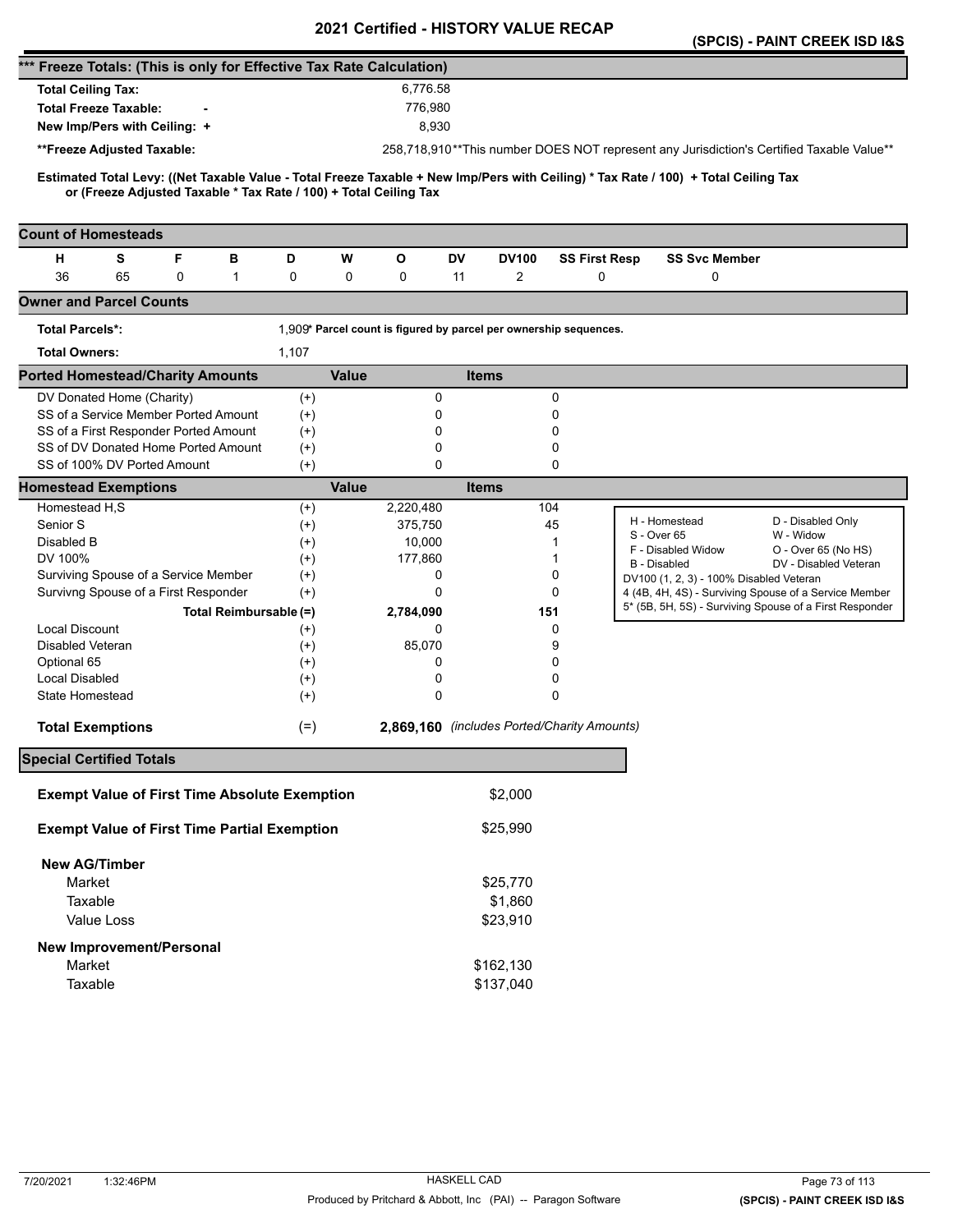# 2021 Certified - HISTORY VALUE RECAP

**(SPCIS) - PAINT CREEK ISD I&S**

## *** Freeze Totals: (This is only for Effective Tax Rate Calculation)

| | |
|---|---|
| **Total Ceiling Tax:** | 6,776.58 |
| **Total Freeze Taxable:** - | 776,980 |
| **New Imp/Pers with Ceiling:** + | 8,930 |
| **\*\*Freeze Adjusted Taxable:** | 258,718,910 |

**This number DOES NOT represent any Jurisdiction's Certified Taxable Value**

**Estimated Total Levy: ((Net Taxable Value - Total Freeze Taxable + New Imp/Pers with Ceiling) * Tax Rate / 100) + Total Ceiling Tax or (Freeze Adjusted Taxable * Tax Rate / 100) + Total Ceiling Tax**

## Count of Homesteads

| H | S | F | B | D | W | O | DV | DV100 | SS First Resp | SS Svc Member |
|---|---|---|---|---|---|---|---|---|---|---|
| 36 | 65 | 0 | 1 | 0 | 0 | 0 | 11 | 2 | 0 | 0 |

## Owner and Parcel Counts

| | |
|---|---|
| **Total Parcels*:** | 1,909 |
| **Total Owners:** | 1,107 |

\* Parcel count is figured by parcel per ownership sequences.

## Ported Homestead/Charity Amounts

| | | Value | Items |
|---|---|---|---|
| DV Donated Home (Charity) | (+) | 0 | 0 |
| SS of a Service Member Ported Amount | (+) | 0 | 0 |
| SS of a First Responder Ported Amount | (+) | 0 | 0 |
| SS of DV Donated Home Ported Amount | (+) | 0 | 0 |
| SS of 100% DV Ported Amount | (+) | 0 | 0 |

## Homestead Exemptions

| | | Value | Items |
|---|---|---|---|
| Homestead H,S | (+) | 2,220,480 | 104 |
| Senior S | (+) | 375,750 | 45 |
| Disabled B | (+) | 10,000 | 1 |
| DV 100% | (+) | 177,860 | 1 |
| Surviving Spouse of a Service Member | (+) | 0 | 0 |
| Survivng Spouse of a First Responder | (+) | 0 | 0 |
| **Total Reimbursable** | **(=)** | **2,784,090** | **151** |
| Local Discount | (+) | 0 | 0 |
| Disabled Veteran | (+) | 85,070 | 9 |
| Optional 65 | (+) | 0 | 0 |
| Local Disabled | (+) | 0 | 0 |
| State Homestead | (+) | 0 | 0 |
| **Total Exemptions** | (=) | **2,869,160** | *(includes Ported/Charity Amounts)* |

| | |
|---|---|
| H - Homestead | D - Disabled Only |
| S - Over 65 | W - Widow |
| F - Disabled Widow | O - Over 65 (No HS) |
| B - Disabled | DV - Disabled Veteran |
| DV100 (1, 2, 3) - 100% Disabled Veteran | |
| 4 (4B, 4H, 4S) - Surviving Spouse of a Service Member | |
| 5* (5B, 5H, 5S) - Surviving Spouse of a First Responder | |

## Special Certified Totals

| | |
|---|---|
| **Exempt Value of First Time Absolute Exemption** | $2,000 |
| **Exempt Value of First Time Partial Exemption** | $25,990 |
| **New AG/Timber** | |
| Market | $25,770 |
| Taxable | $1,860 |
| Value Loss | $23,910 |
| **New Improvement/Personal** | |
| Market | $162,130 |
| Taxable | $137,040 |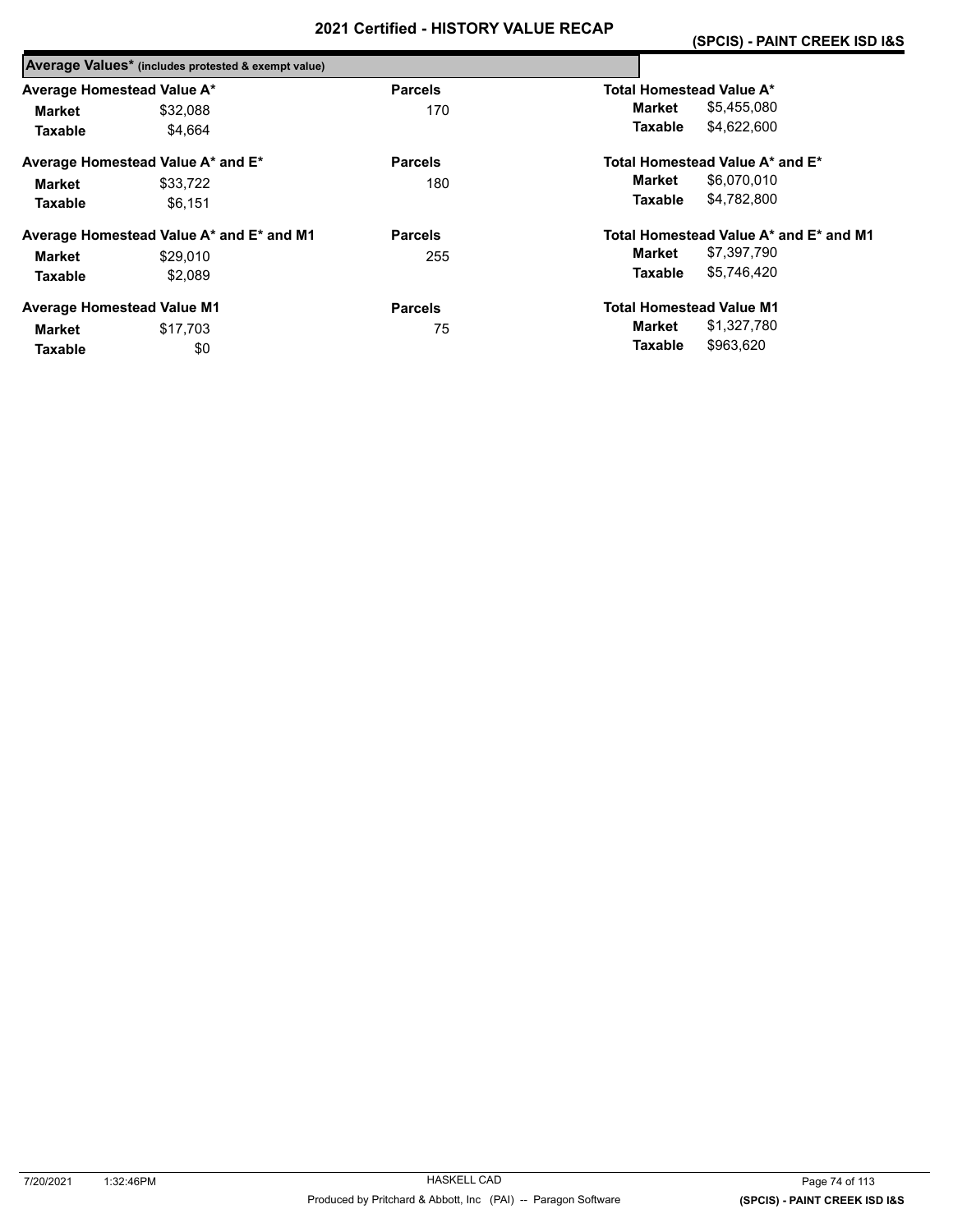# 2021 Certified - HISTORY VALUE RECAP

**(SPCIS) - PAINT CREEK ISD I&S**

## Average Values* (includes protested & exempt value)

| Average Homestead Value A* | | Parcels | Total Homestead Value A* | |
|---|---|---|---|---|
| **Market** | $32,088 | 170 | **Market** | $5,455,080 |
| **Taxable** | $4,664 | | **Taxable** | $4,622,600 |

| Average Homestead Value A* and E* | | Parcels | Total Homestead Value A* and E* | |
|---|---|---|---|---|
| **Market** | $33,722 | 180 | **Market** | $6,070,010 |
| **Taxable** | $6,151 | | **Taxable** | $4,782,800 |

| Average Homestead Value A* and E* and M1 | | Parcels | Total Homestead Value A* and E* and M1 | |
|---|---|---|---|---|
| **Market** | $29,010 | 255 | **Market** | $7,397,790 |
| **Taxable** | $2,089 | | **Taxable** | $5,746,420 |

| Average Homestead Value M1 | | Parcels | Total Homestead Value M1 | |
|---|---|---|---|---|
| **Market** | $17,703 | 75 | **Market** | $1,327,780 |
| **Taxable** | $0 | | **Taxable** | $963,620 |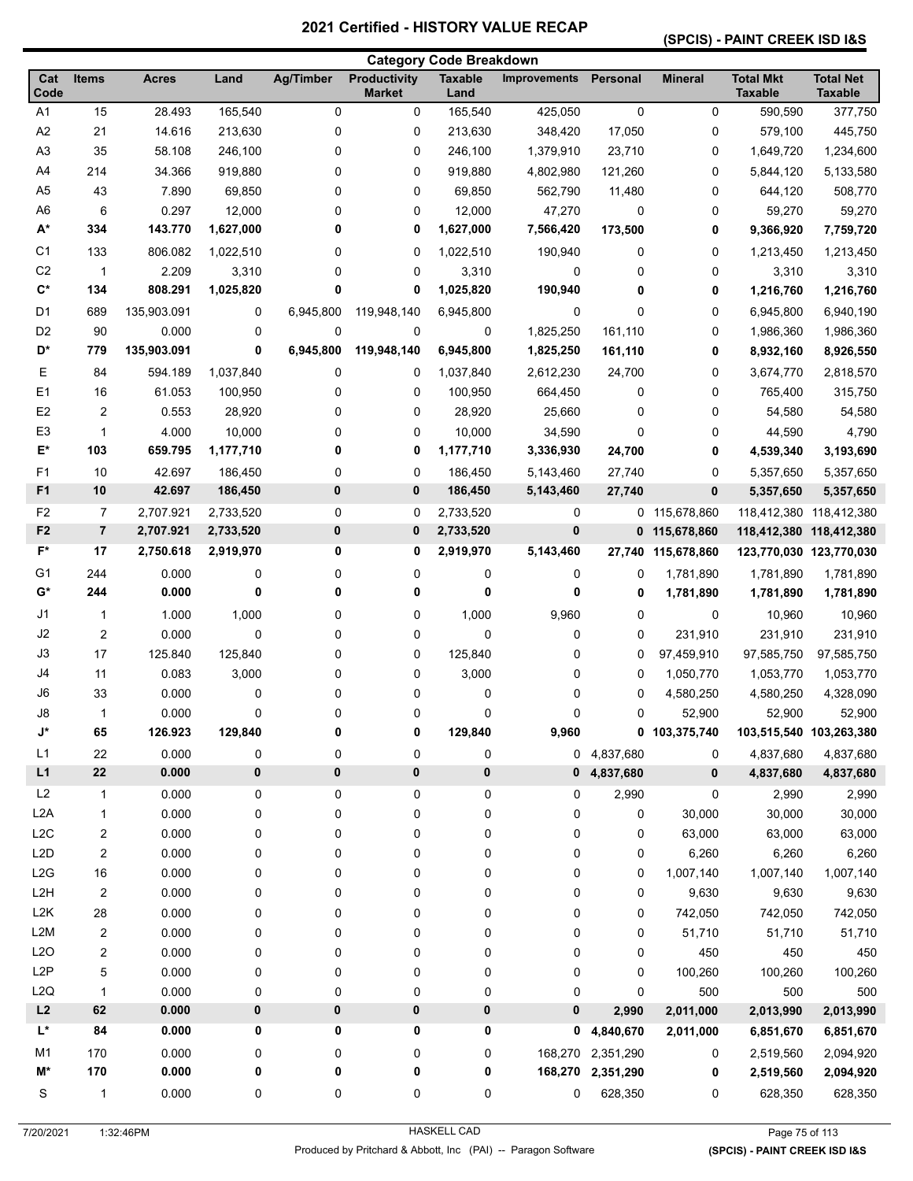# 2021 Certified - HISTORY VALUE RECAP

## (SPCIS) - PAINT CREEK ISD I&S

### Category Code Breakdown

| Cat Code | Items | Acres | Land | Ag/Timber | Productivity Market | Taxable Land | Improvements | Personal | Mineral | Total Mkt Taxable | Total Net Taxable |
|---|---|---|---|---|---|---|---|---|---|---|---|
| A1 | 15 | 28.493 | 165,540 | 0 | 0 | 165,540 | 425,050 | 0 | 0 | 590,590 | 377,750 |
| A2 | 21 | 14.616 | 213,630 | 0 | 0 | 213,630 | 348,420 | 17,050 | 0 | 579,100 | 445,750 |
| A3 | 35 | 58.108 | 246,100 | 0 | 0 | 246,100 | 1,379,910 | 23,710 | 0 | 1,649,720 | 1,234,600 |
| A4 | 214 | 34.366 | 919,880 | 0 | 0 | 919,880 | 4,802,980 | 121,260 | 0 | 5,844,120 | 5,133,580 |
| A5 | 43 | 7.890 | 69,850 | 0 | 0 | 69,850 | 562,790 | 11,480 | 0 | 644,120 | 508,770 |
| A6 | 6 | 0.297 | 12,000 | 0 | 0 | 12,000 | 47,270 | 0 | 0 | 59,270 | 59,270 |
| **A*** | **334** | **143.770** | **1,627,000** | **0** | **0** | **1,627,000** | **7,566,420** | **173,500** | **0** | **9,366,920** | **7,759,720** |
| C1 | 133 | 806.082 | 1,022,510 | 0 | 0 | 1,022,510 | 190,940 | 0 | 0 | 1,213,450 | 1,213,450 |
| C2 | 1 | 2.209 | 3,310 | 0 | 0 | 3,310 | 0 | 0 | 0 | 3,310 | 3,310 |
| **C*** | **134** | **808.291** | **1,025,820** | **0** | **0** | **1,025,820** | **190,940** | **0** | **0** | **1,216,760** | **1,216,760** |
| D1 | 689 | 135,903.091 | 0 | 6,945,800 | 119,948,140 | 6,945,800 | 0 | 0 | 0 | 6,945,800 | 6,940,190 |
| D2 | 90 | 0.000 | 0 | 0 | 0 | 0 | 1,825,250 | 161,110 | 0 | 1,986,360 | 1,986,360 |
| **D*** | **779** | **135,903.091** | **0** | **6,945,800** | **119,948,140** | **6,945,800** | **1,825,250** | **161,110** | **0** | **8,932,160** | **8,926,550** |
| E | 84 | 594.189 | 1,037,840 | 0 | 0 | 1,037,840 | 2,612,230 | 24,700 | 0 | 3,674,770 | 2,818,570 |
| E1 | 16 | 61.053 | 100,950 | 0 | 0 | 100,950 | 664,450 | 0 | 0 | 765,400 | 315,750 |
| E2 | 2 | 0.553 | 28,920 | 0 | 0 | 28,920 | 25,660 | 0 | 0 | 54,580 | 54,580 |
| E3 | 1 | 4.000 | 10,000 | 0 | 0 | 10,000 | 34,590 | 0 | 0 | 44,590 | 4,790 |
| **E*** | **103** | **659.795** | **1,177,710** | **0** | **0** | **1,177,710** | **3,336,930** | **24,700** | **0** | **4,539,340** | **3,193,690** |
| F1 | 10 | 42.697 | 186,450 | 0 | 0 | 186,450 | 5,143,460 | 27,740 | 0 | 5,357,650 | 5,357,650 |
| **F1** | **10** | **42.697** | **186,450** | **0** | **0** | **186,450** | **5,143,460** | **27,740** | **0** | **5,357,650** | **5,357,650** |
| F2 | 7 | 2,707.921 | 2,733,520 | 0 | 0 | 2,733,520 | 0 | 0 | 115,678,860 | 118,412,380 | 118,412,380 |
| **F2** | **7** | **2,707.921** | **2,733,520** | **0** | **0** | **2,733,520** | **0** | **0** | **115,678,860** | **118,412,380** | **118,412,380** |
| **F*** | **17** | **2,750.618** | **2,919,970** | **0** | **0** | **2,919,970** | **5,143,460** | **27,740** | **115,678,860** | **123,770,030** | **123,770,030** |
| G1 | 244 | 0.000 | 0 | 0 | 0 | 0 | 0 | 0 | 1,781,890 | 1,781,890 | 1,781,890 |
| **G*** | **244** | **0.000** | **0** | **0** | **0** | **0** | **0** | **0** | **1,781,890** | **1,781,890** | **1,781,890** |
| J1 | 1 | 1.000 | 1,000 | 0 | 0 | 1,000 | 9,960 | 0 | 0 | 10,960 | 10,960 |
| J2 | 2 | 0.000 | 0 | 0 | 0 | 0 | 0 | 0 | 231,910 | 231,910 | 231,910 |
| J3 | 17 | 125.840 | 125,840 | 0 | 0 | 125,840 | 0 | 0 | 97,459,910 | 97,585,750 | 97,585,750 |
| J4 | 11 | 0.083 | 3,000 | 0 | 0 | 3,000 | 0 | 0 | 1,050,770 | 1,053,770 | 1,053,770 |
| J6 | 33 | 0.000 | 0 | 0 | 0 | 0 | 0 | 0 | 4,580,250 | 4,580,250 | 4,328,090 |
| J8 | 1 | 0.000 | 0 | 0 | 0 | 0 | 0 | 0 | 52,900 | 52,900 | 52,900 |
| **J*** | **65** | **126.923** | **129,840** | **0** | **0** | **129,840** | **9,960** | **0** | **103,375,740** | **103,515,540** | **103,263,380** |
| L1 | 22 | 0.000 | 0 | 0 | 0 | 0 | 0 | 4,837,680 | 0 | 4,837,680 | 4,837,680 |
| **L1** | **22** | **0.000** | **0** | **0** | **0** | **0** | **0** | **4,837,680** | **0** | **4,837,680** | **4,837,680** |
| L2 | 1 | 0.000 | 0 | 0 | 0 | 0 | 0 | 2,990 | 0 | 2,990 | 2,990 |
| L2A | 1 | 0.000 | 0 | 0 | 0 | 0 | 0 | 0 | 30,000 | 30,000 | 30,000 |
| L2C | 2 | 0.000 | 0 | 0 | 0 | 0 | 0 | 0 | 63,000 | 63,000 | 63,000 |
| L2D | 2 | 0.000 | 0 | 0 | 0 | 0 | 0 | 0 | 6,260 | 6,260 | 6,260 |
| L2G | 16 | 0.000 | 0 | 0 | 0 | 0 | 0 | 0 | 1,007,140 | 1,007,140 | 1,007,140 |
| L2H | 2 | 0.000 | 0 | 0 | 0 | 0 | 0 | 0 | 9,630 | 9,630 | 9,630 |
| L2K | 28 | 0.000 | 0 | 0 | 0 | 0 | 0 | 0 | 742,050 | 742,050 | 742,050 |
| L2M | 2 | 0.000 | 0 | 0 | 0 | 0 | 0 | 0 | 51,710 | 51,710 | 51,710 |
| L2O | 2 | 0.000 | 0 | 0 | 0 | 0 | 0 | 0 | 450 | 450 | 450 |
| L2P | 5 | 0.000 | 0 | 0 | 0 | 0 | 0 | 0 | 100,260 | 100,260 | 100,260 |
| L2Q | 1 | 0.000 | 0 | 0 | 0 | 0 | 0 | 0 | 500 | 500 | 500 |
| **L2** | **62** | **0.000** | **0** | **0** | **0** | **0** | **0** | **2,990** | **2,011,000** | **2,013,990** | **2,013,990** |
| **L*** | **84** | **0.000** | **0** | **0** | **0** | **0** | **0** | **4,840,670** | **2,011,000** | **6,851,670** | **6,851,670** |
| M1 | 170 | 0.000 | 0 | 0 | 0 | 0 | 168,270 | 2,351,290 | 0 | 2,519,560 | 2,094,920 |
| **M*** | **170** | **0.000** | **0** | **0** | **0** | **0** | **168,270** | **2,351,290** | **0** | **2,519,560** | **2,094,920** |
| S | 1 | 0.000 | 0 | 0 | 0 | 0 | 0 | 628,350 | 0 | 628,350 | 628,350 |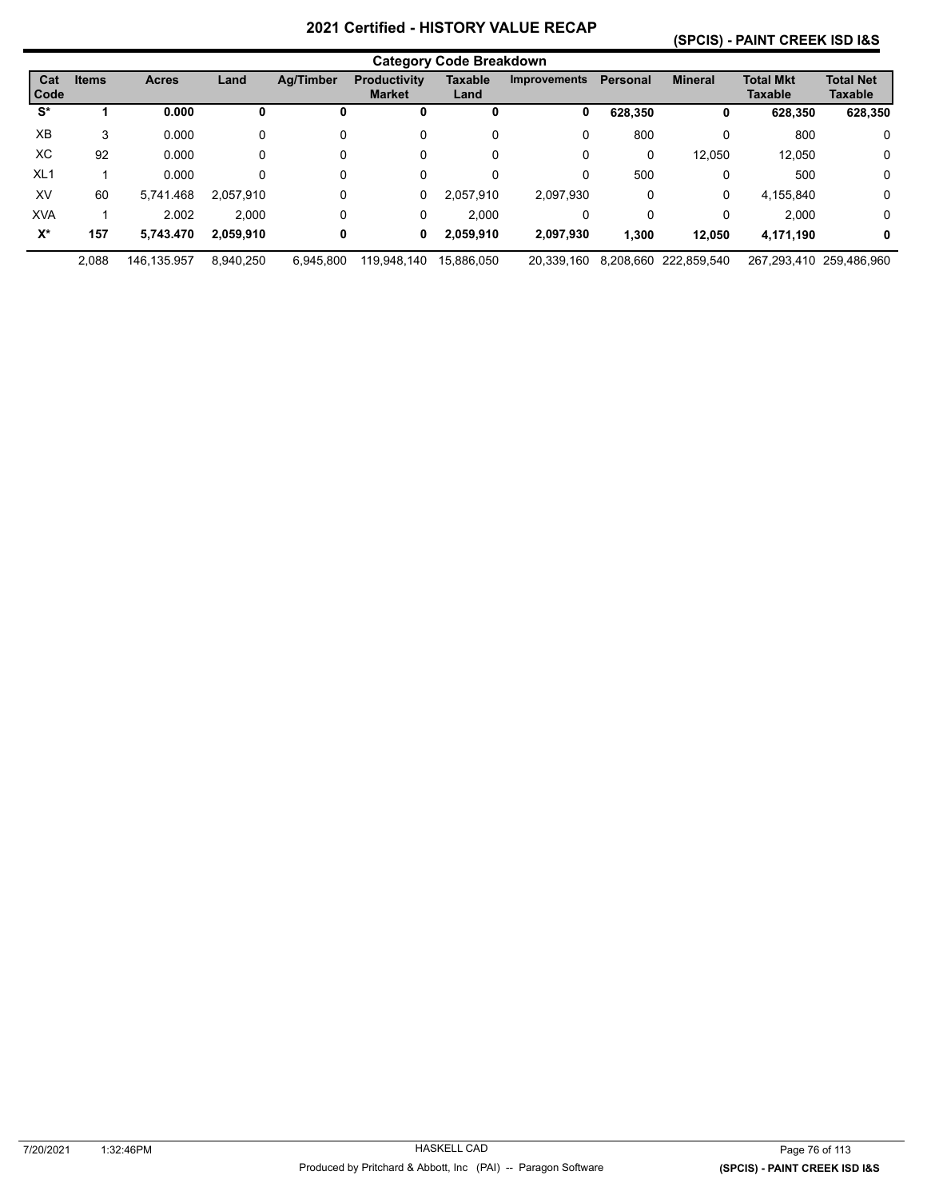# 2021 Certified - HISTORY VALUE RECAP

## (SPCIS) - PAINT CREEK ISD I&S

### Category Code Breakdown

| Cat Code | Items | Acres | Land | Ag/Timber | Productivity Market | Taxable Land | Improvements | Personal | Mineral | Total Mkt Taxable | Total Net Taxable |
|---|---|---|---|---|---|---|---|---|---|---|---|
| **S*** | **1** | **0.000** | **0** | **0** | **0** | **0** | **0** | **628,350** | **0** | **628,350** | **628,350** |
| XB | 3 | 0.000 | 0 | 0 | 0 | 0 | 0 | 800 | 0 | 800 | 0 |
| XC | 92 | 0.000 | 0 | 0 | 0 | 0 | 0 | 0 | 12,050 | 12,050 | 0 |
| XL1 | 1 | 0.000 | 0 | 0 | 0 | 0 | 0 | 500 | 0 | 500 | 0 |
| XV | 60 | 5,741.468 | 2,057,910 | 0 | 0 | 2,057,910 | 2,097,930 | 0 | 0 | 4,155,840 | 0 |
| XVA | 1 | 2.002 | 2,000 | 0 | 0 | 2,000 | 0 | 0 | 0 | 2,000 | 0 |
| **X*** | **157** | **5,743.470** | **2,059,910** | **0** | **0** | **2,059,910** | **2,097,930** | **1,300** | **12,050** | **4,171,190** | **0** |
| | 2,088 | 146,135.957 | 8,940,250 | 6,945,800 | 119,948,140 | 15,886,050 | 20,339,160 | 8,208,660 | 222,859,540 | 267,293,410 | 259,486,960 |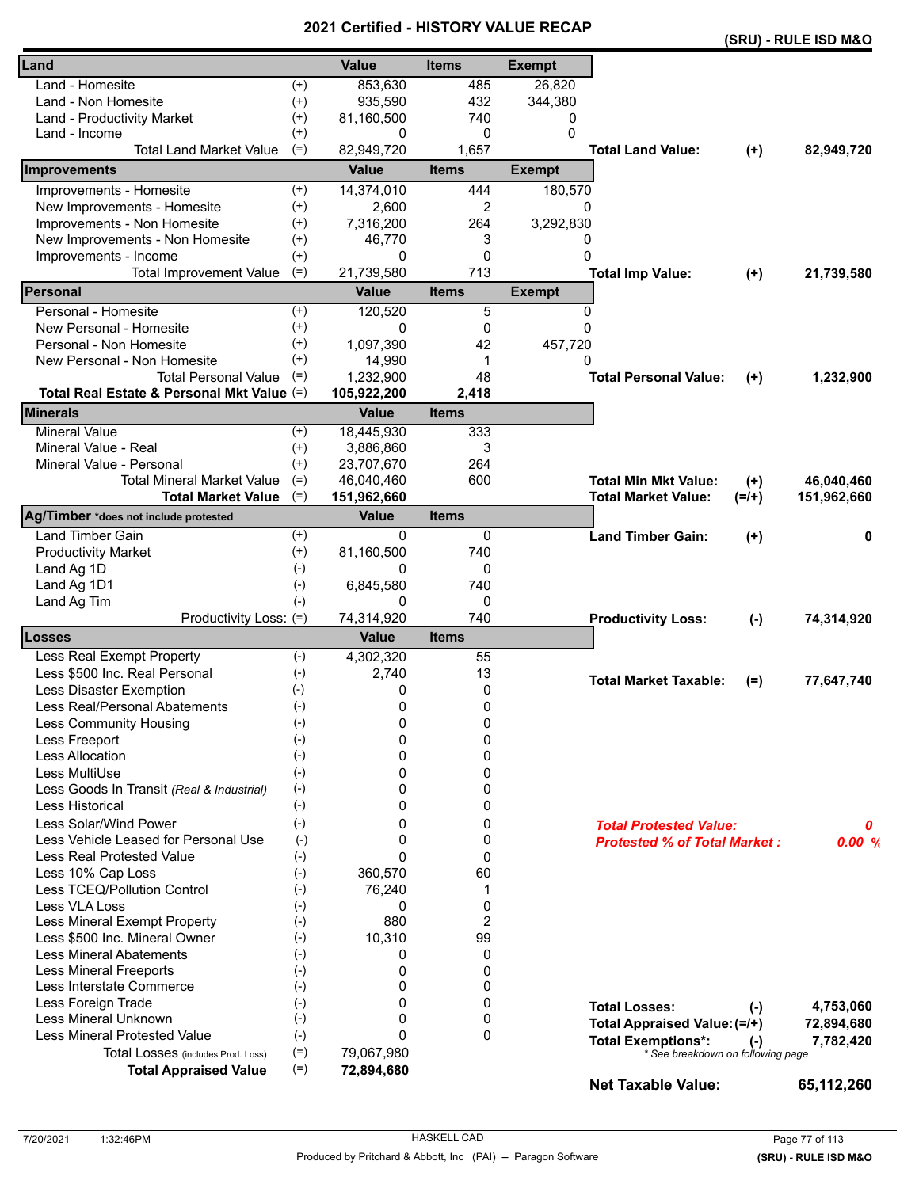# 2021 Certified - HISTORY VALUE RECAP

**(SRU) - RULE ISD M&O**

| Land | | Value | Items | Exempt | | | |
|---|---|---|---|---|---|---|---|
| Land - Homesite | (+) | 853,630 | 485 | 26,820 | | | |
| Land - Non Homesite | (+) | 935,590 | 432 | 344,380 | | | |
| Land - Productivity Market | (+) | 81,160,500 | 740 | 0 | | | |
| Land - Income | (+) | 0 | 0 | 0 | | | |
| Total Land Market Value | (=) | 82,949,720 | 1,657 | | **Total Land Value:** | **(+)** | **82,949,720** |

| Improvements | | Value | Items | Exempt | | | |
|---|---|---|---|---|---|---|---|
| Improvements - Homesite | (+) | 14,374,010 | 444 | 180,570 | | | |
| New Improvements - Homesite | (+) | 2,600 | 2 | 0 | | | |
| Improvements - Non Homesite | (+) | 7,316,200 | 264 | 3,292,830 | | | |
| New Improvements - Non Homesite | (+) | 46,770 | 3 | 0 | | | |
| Improvements - Income | (+) | 0 | 0 | 0 | | | |
| Total Improvement Value | (=) | 21,739,580 | 713 | | **Total Imp Value:** | **(+)** | **21,739,580** |

| Personal | | Value | Items | Exempt | | | |
|---|---|---|---|---|---|---|---|
| Personal - Homesite | (+) | 120,520 | 5 | 0 | | | |
| New Personal - Homesite | (+) | 0 | 0 | 0 | | | |
| Personal - Non Homesite | (+) | 1,097,390 | 42 | 457,720 | | | |
| New Personal - Non Homesite | (+) | 14,990 | 1 | 0 | | | |
| Total Personal Value | (=) | 1,232,900 | 48 | | **Total Personal Value:** | **(+)** | **1,232,900** |
| **Total Real Estate & Personal Mkt Value** | (=) | **105,922,200** | **2,418** | | | | |

| Minerals | | Value | Items | | | |
|---|---|---|---|---|---|---|
| Mineral Value | (+) | 18,445,930 | 333 | | | |
| Mineral Value - Real | (+) | 3,886,860 | 3 | | | |
| Mineral Value - Personal | (+) | 23,707,670 | 264 | | | |
| Total Mineral Market Value | (=) | 46,040,460 | 600 | **Total Min Mkt Value:** | **(+)** | **46,040,460** |
| **Total Market Value** | (=) | **151,962,660** | | **Total Market Value:** | **(=/+)** | **151,962,660** |

| Ag/Timber *does not include protested | | Value | Items | | | |
|---|---|---|---|---|---|---|
| Land Timber Gain | (+) | 0 | 0 | **Land Timber Gain:** | **(+)** | **0** |
| Productivity Market | (+) | 81,160,500 | 740 | | | |
| Land Ag 1D | (-) | 0 | 0 | | | |
| Land Ag 1D1 | (-) | 6,845,580 | 740 | | | |
| Land Ag Tim | (-) | 0 | 0 | | | |
| Productivity Loss: | (=) | 74,314,920 | 740 | **Productivity Loss:** | **(-)** | **74,314,920** |

| Losses | | Value | Items | | | |
|---|---|---|---|---|---|---|
| Less Real Exempt Property | (-) | 4,302,320 | 55 | | | |
| Less $500 Inc. Real Personal | (-) | 2,740 | 13 | **Total Market Taxable:** | **(=)** | **77,647,740** |
| Less Disaster Exemption | (-) | 0 | 0 | | | |
| Less Real/Personal Abatements | (-) | 0 | 0 | | | |
| Less Community Housing | (-) | 0 | 0 | | | |
| Less Freeport | (-) | 0 | 0 | | | |
| Less Allocation | (-) | 0 | 0 | | | |
| Less MultiUse | (-) | 0 | 0 | | | |
| Less Goods In Transit *(Real & Industrial)* | (-) | 0 | 0 | | | |
| Less Historical | (-) | 0 | 0 | | | |
| Less Solar/Wind Power | (-) | 0 | 0 | ***Total Protested Value:*** | | ***0*** |
| Less Vehicle Leased for Personal Use | (-) | 0 | 0 | ***Protested % of Total Market :*** | | ***0.00 %*** |
| Less Real Protested Value | (-) | 0 | 0 | | | |
| Less 10% Cap Loss | (-) | 360,570 | 60 | | | |
| Less TCEQ/Pollution Control | (-) | 76,240 | 1 | | | |
| Less VLA Loss | (-) | 0 | 0 | | | |
| Less Mineral Exempt Property | (-) | 880 | 2 | | | |
| Less $500 Inc. Mineral Owner | (-) | 10,310 | 99 | | | |
| Less Mineral Abatements | (-) | 0 | 0 | | | |
| Less Mineral Freeports | (-) | 0 | 0 | | | |
| Less Interstate Commerce | (-) | 0 | 0 | | | |
| Less Foreign Trade | (-) | 0 | 0 | **Total Losses:** | **(-)** | **4,753,060** |
| Less Mineral Unknown | (-) | 0 | 0 | **Total Appraised Value:** | **(=/+)** | **72,894,680** |
| Less Mineral Protested Value | (-) | 0 | 0 | **Total Exemptions*:** | **(-)** | **7,782,420** |
| Total Losses *(includes Prod. Loss)* | (=) | 79,067,980 | | *\* See breakdown on following page* | | |
| **Total Appraised Value** | (=) | **72,894,680** | | | | |

**Net Taxable Value: 65,112,260**

7/20/2021 1:32:46PM HASKELL CAD

Produced by Pritchard & Abbott, Inc (PAI) -- Paragon Software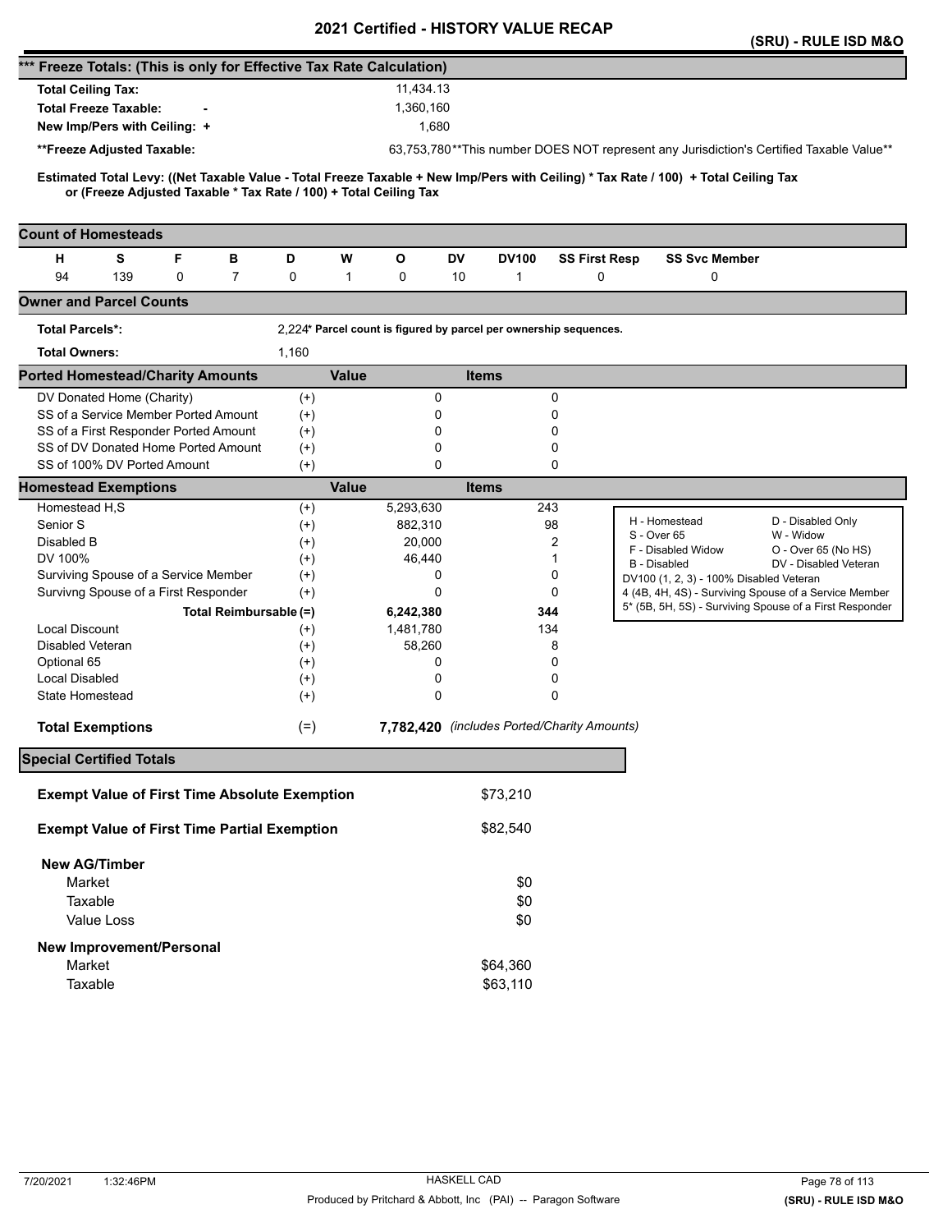# 2021 Certified - HISTORY VALUE RECAP

**(SRU) - RULE ISD M&O**

## *** Freeze Totals: (This is only for Effective Tax Rate Calculation)

| | |
|---|---|
| **Total Ceiling Tax:** | 11,434.13 |
| **Total Freeze Taxable:** - | 1,360,160 |
| **New Imp/Pers with Ceiling:** + | 1,680 |
| **\*\*Freeze Adjusted Taxable:** | 63,753,780 **This number DOES NOT represent any Jurisdiction's Certified Taxable Value** |

**Estimated Total Levy: ((Net Taxable Value - Total Freeze Taxable + New Imp/Pers with Ceiling) * Tax Rate / 100) + Total Ceiling Tax or (Freeze Adjusted Taxable * Tax Rate / 100) + Total Ceiling Tax**

## Count of Homesteads

| H | S | F | B | D | W | O | DV | DV100 | SS First Resp | SS Svc Member |
|---|---|---|---|---|---|---|---|---|---|---|
| 94 | 139 | 0 | 7 | 0 | 1 | 0 | 10 | 1 | 0 | 0 |

## Owner and Parcel Counts

| | |
|---|---|
| **Total Parcels*:** | 2,224* **Parcel count is figured by parcel per ownership sequences.** |
| **Total Owners:** | 1,160 |

## Ported Homestead/Charity Amounts

| | | Value | Items |
|---|---|---|---|
| DV Donated Home (Charity) | (+) | 0 | 0 |
| SS of a Service Member Ported Amount | (+) | 0 | 0 |
| SS of a First Responder Ported Amount | (+) | 0 | 0 |
| SS of DV Donated Home Ported Amount | (+) | 0 | 0 |
| SS of 100% DV Ported Amount | (+) | 0 | 0 |

## Homestead Exemptions

| | | Value | Items |
|---|---|---|---|
| Homestead H,S | (+) | 5,293,630 | 243 |
| Senior S | (+) | 882,310 | 98 |
| Disabled B | (+) | 20,000 | 2 |
| DV 100% | (+) | 46,440 | 1 |
| Surviving Spouse of a Service Member | (+) | 0 | 0 |
| Survivng Spouse of a First Responder | (+) | 0 | 0 |
| **Total Reimbursable** | **(=)** | **6,242,380** | **344** |
| Local Discount | (+) | 1,481,780 | 134 |
| Disabled Veteran | (+) | 58,260 | 8 |
| Optional 65 | (+) | 0 | 0 |
| Local Disabled | (+) | 0 | 0 |
| State Homestead | (+) | 0 | 0 |
| **Total Exemptions** | (=) | **7,782,420** | *(includes Ported/Charity Amounts)* |

| | |
|---|---|
| H - Homestead | D - Disabled Only |
| S - Over 65 | W - Widow |
| F - Disabled Widow | O - Over 65 (No HS) |
| B - Disabled | DV - Disabled Veteran |
| DV100 (1, 2, 3) - 100% Disabled Veteran | |
| 4 (4B, 4H, 4S) - Surviving Spouse of a Service Member | |
| 5* (5B, 5H, 5S) - Surviving Spouse of a First Responder | |

## Special Certified Totals

| | |
|---|---|
| **Exempt Value of First Time Absolute Exemption** | $73,210 |
| **Exempt Value of First Time Partial Exemption** | $82,540 |
| **New AG/Timber** | |
| Market | $0 |
| Taxable | $0 |
| Value Loss | $0 |
| **New Improvement/Personal** | |
| Market | $64,360 |
| Taxable | $63,110 |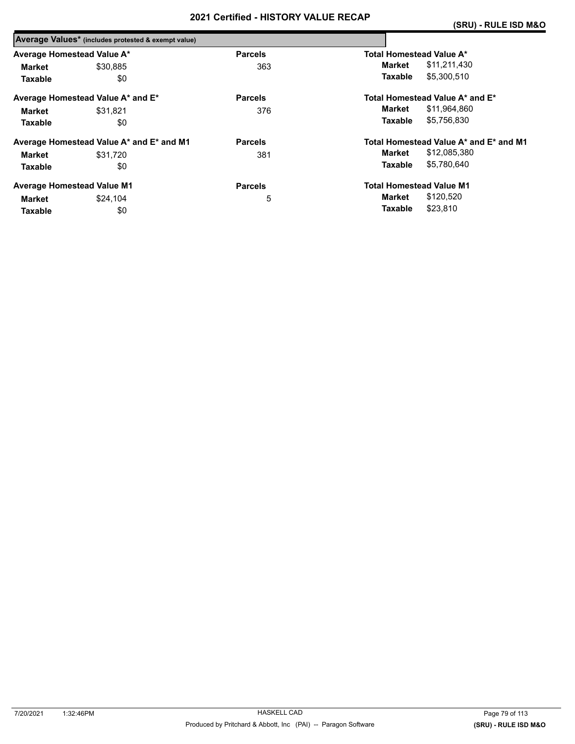# 2021 Certified - HISTORY VALUE RECAP

## (SRU) - RULE ISD M&O

### Average Values* (includes protested & exempt value)

| Average Homestead Value A* | | Parcels | Total Homestead Value A* | |
|---|---|---|---|---|
| **Market** | $30,885 | 363 | **Market** | $11,211,430 |
| **Taxable** | $0 | | **Taxable** | $5,300,510 |

| Average Homestead Value A* and E* | | Parcels | Total Homestead Value A* and E* | |
|---|---|---|---|---|
| **Market** | $31,821 | 376 | **Market** | $11,964,860 |
| **Taxable** | $0 | | **Taxable** | $5,756,830 |

| Average Homestead Value A* and E* and M1 | | Parcels | Total Homestead Value A* and E* and M1 | |
|---|---|---|---|---|
| **Market** | $31,720 | 381 | **Market** | $12,085,380 |
| **Taxable** | $0 | | **Taxable** | $5,780,640 |

| Average Homestead Value M1 | | Parcels | Total Homestead Value M1 | |
|---|---|---|---|---|
| **Market** | $24,104 | 5 | **Market** | $120,520 |
| **Taxable** | $0 | | **Taxable** | $23,810 |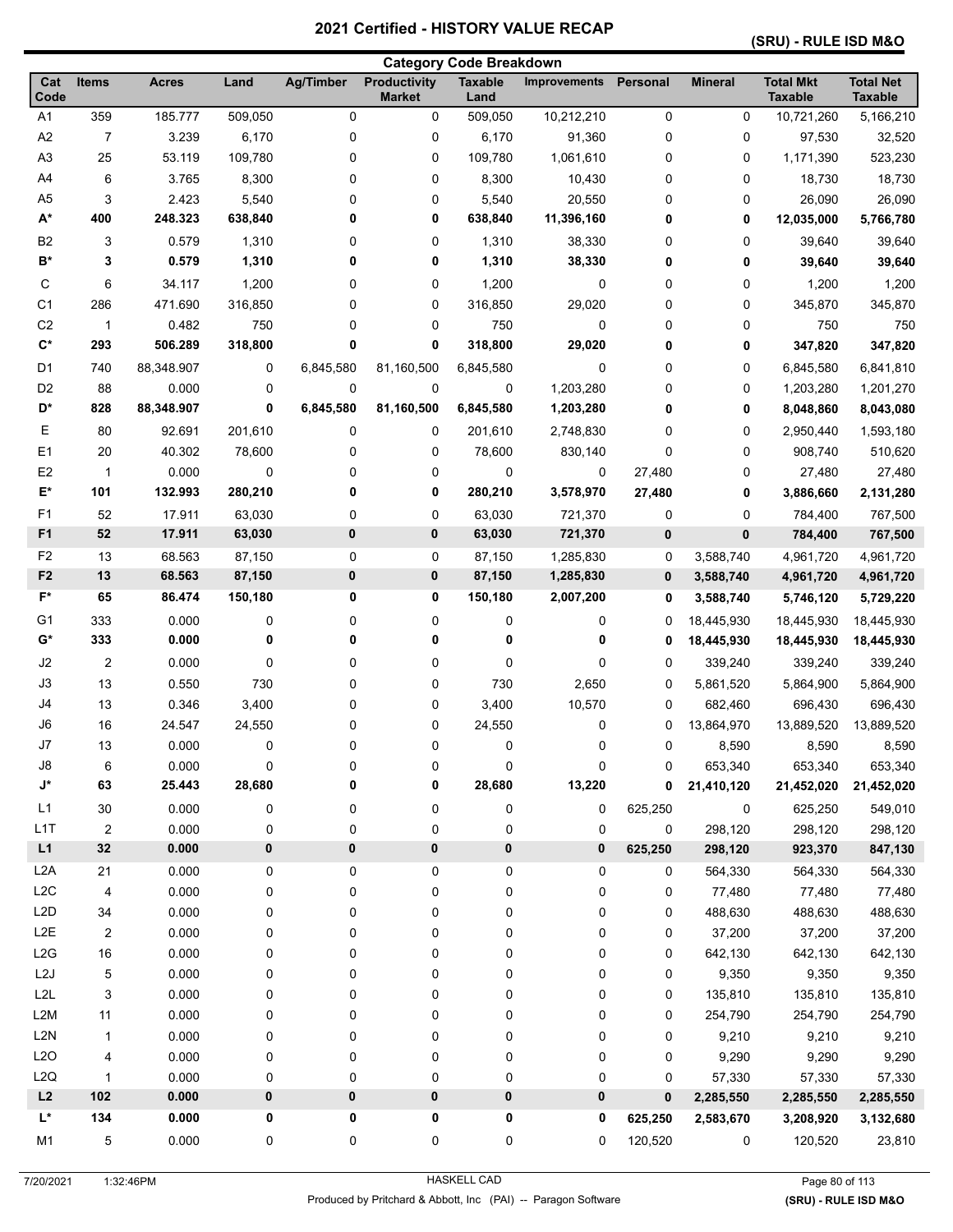# 2021 Certified - HISTORY VALUE RECAP

**(SRU) - RULE ISD M&O**

## Category Code Breakdown

| Cat Code | Items | Acres | Land | Ag/Timber | Productivity Market | Taxable Land | Improvements | Personal | Mineral | Total Mkt Taxable | Total Net Taxable |
|---|---|---|---|---|---|---|---|---|---|---|---|
| A1 | 359 | 185.777 | 509,050 | 0 | 0 | 509,050 | 10,212,210 | 0 | 0 | 10,721,260 | 5,166,210 |
| A2 | 7 | 3.239 | 6,170 | 0 | 0 | 6,170 | 91,360 | 0 | 0 | 97,530 | 32,520 |
| A3 | 25 | 53.119 | 109,780 | 0 | 0 | 109,780 | 1,061,610 | 0 | 0 | 1,171,390 | 523,230 |
| A4 | 6 | 3.765 | 8,300 | 0 | 0 | 8,300 | 10,430 | 0 | 0 | 18,730 | 18,730 |
| A5 | 3 | 2.423 | 5,540 | 0 | 0 | 5,540 | 20,550 | 0 | 0 | 26,090 | 26,090 |
| **A*** | **400** | **248.323** | **638,840** | **0** | **0** | **638,840** | **11,396,160** | **0** | **0** | **12,035,000** | **5,766,780** |
| B2 | 3 | 0.579 | 1,310 | 0 | 0 | 1,310 | 38,330 | 0 | 0 | 39,640 | 39,640 |
| **B*** | **3** | **0.579** | **1,310** | **0** | **0** | **1,310** | **38,330** | **0** | **0** | **39,640** | **39,640** |
| C | 6 | 34.117 | 1,200 | 0 | 0 | 1,200 | 0 | 0 | 0 | 1,200 | 1,200 |
| C1 | 286 | 471.690 | 316,850 | 0 | 0 | 316,850 | 29,020 | 0 | 0 | 345,870 | 345,870 |
| C2 | 1 | 0.482 | 750 | 0 | 0 | 750 | 0 | 0 | 0 | 750 | 750 |
| **C*** | **293** | **506.289** | **318,800** | **0** | **0** | **318,800** | **29,020** | **0** | **0** | **347,820** | **347,820** |
| D1 | 740 | 88,348.907 | 0 | 6,845,580 | 81,160,500 | 6,845,580 | 0 | 0 | 0 | 6,845,580 | 6,841,810 |
| D2 | 88 | 0.000 | 0 | 0 | 0 | 0 | 1,203,280 | 0 | 0 | 1,203,280 | 1,201,270 |
| **D*** | **828** | **88,348.907** | **0** | **6,845,580** | **81,160,500** | **6,845,580** | **1,203,280** | **0** | **0** | **8,048,860** | **8,043,080** |
| E | 80 | 92.691 | 201,610 | 0 | 0 | 201,610 | 2,748,830 | 0 | 0 | 2,950,440 | 1,593,180 |
| E1 | 20 | 40.302 | 78,600 | 0 | 0 | 78,600 | 830,140 | 0 | 0 | 908,740 | 510,620 |
| E2 | 1 | 0.000 | 0 | 0 | 0 | 0 | 0 | 27,480 | 0 | 27,480 | 27,480 |
| **E*** | **101** | **132.993** | **280,210** | **0** | **0** | **280,210** | **3,578,970** | **27,480** | **0** | **3,886,660** | **2,131,280** |
| F1 | 52 | 17.911 | 63,030 | 0 | 0 | 63,030 | 721,370 | 0 | 0 | 784,400 | 767,500 |
| **F1** | **52** | **17.911** | **63,030** | **0** | **0** | **63,030** | **721,370** | **0** | **0** | **784,400** | **767,500** |
| F2 | 13 | 68.563 | 87,150 | 0 | 0 | 87,150 | 1,285,830 | 0 | 3,588,740 | 4,961,720 | 4,961,720 |
| **F2** | **13** | **68.563** | **87,150** | **0** | **0** | **87,150** | **1,285,830** | **0** | **3,588,740** | **4,961,720** | **4,961,720** |
| **F*** | **65** | **86.474** | **150,180** | **0** | **0** | **150,180** | **2,007,200** | **0** | **3,588,740** | **5,746,120** | **5,729,220** |
| G1 | 333 | 0.000 | 0 | 0 | 0 | 0 | 0 | 0 | 18,445,930 | 18,445,930 | 18,445,930 |
| **G*** | **333** | **0.000** | **0** | **0** | **0** | **0** | **0** | **0** | **18,445,930** | **18,445,930** | **18,445,930** |
| J2 | 2 | 0.000 | 0 | 0 | 0 | 0 | 0 | 0 | 339,240 | 339,240 | 339,240 |
| J3 | 13 | 0.550 | 730 | 0 | 0 | 730 | 2,650 | 0 | 5,861,520 | 5,864,900 | 5,864,900 |
| J4 | 13 | 0.346 | 3,400 | 0 | 0 | 3,400 | 10,570 | 0 | 682,460 | 696,430 | 696,430 |
| J6 | 16 | 24.547 | 24,550 | 0 | 0 | 24,550 | 0 | 0 | 13,864,970 | 13,889,520 | 13,889,520 |
| J7 | 13 | 0.000 | 0 | 0 | 0 | 0 | 0 | 0 | 8,590 | 8,590 | 8,590 |
| J8 | 6 | 0.000 | 0 | 0 | 0 | 0 | 0 | 0 | 653,340 | 653,340 | 653,340 |
| **J*** | **63** | **25.443** | **28,680** | **0** | **0** | **28,680** | **13,220** | **0** | **21,410,120** | **21,452,020** | **21,452,020** |
| L1 | 30 | 0.000 | 0 | 0 | 0 | 0 | 0 | 625,250 | 0 | 625,250 | 549,010 |
| L1T | 2 | 0.000 | 0 | 0 | 0 | 0 | 0 | 0 | 298,120 | 298,120 | 298,120 |
| **L1** | **32** | **0.000** | **0** | **0** | **0** | **0** | **0** | **625,250** | **298,120** | **923,370** | **847,130** |
| L2A | 21 | 0.000 | 0 | 0 | 0 | 0 | 0 | 0 | 564,330 | 564,330 | 564,330 |
| L2C | 4 | 0.000 | 0 | 0 | 0 | 0 | 0 | 0 | 77,480 | 77,480 | 77,480 |
| L2D | 34 | 0.000 | 0 | 0 | 0 | 0 | 0 | 0 | 488,630 | 488,630 | 488,630 |
| L2E | 2 | 0.000 | 0 | 0 | 0 | 0 | 0 | 0 | 37,200 | 37,200 | 37,200 |
| L2G | 16 | 0.000 | 0 | 0 | 0 | 0 | 0 | 0 | 642,130 | 642,130 | 642,130 |
| L2J | 5 | 0.000 | 0 | 0 | 0 | 0 | 0 | 0 | 9,350 | 9,350 | 9,350 |
| L2L | 3 | 0.000 | 0 | 0 | 0 | 0 | 0 | 0 | 135,810 | 135,810 | 135,810 |
| L2M | 11 | 0.000 | 0 | 0 | 0 | 0 | 0 | 0 | 254,790 | 254,790 | 254,790 |
| L2N | 1 | 0.000 | 0 | 0 | 0 | 0 | 0 | 0 | 9,210 | 9,210 | 9,210 |
| L2O | 4 | 0.000 | 0 | 0 | 0 | 0 | 0 | 0 | 9,290 | 9,290 | 9,290 |
| L2Q | 1 | 0.000 | 0 | 0 | 0 | 0 | 0 | 0 | 57,330 | 57,330 | 57,330 |
| **L2** | **102** | **0.000** | **0** | **0** | **0** | **0** | **0** | **0** | **2,285,550** | **2,285,550** | **2,285,550** |
| **L*** | **134** | **0.000** | **0** | **0** | **0** | **0** | **0** | **625,250** | **2,583,670** | **3,208,920** | **3,132,680** |
| M1 | 5 | 0.000 | 0 | 0 | 0 | 0 | 0 | 120,520 | 0 | 120,520 | 23,810 |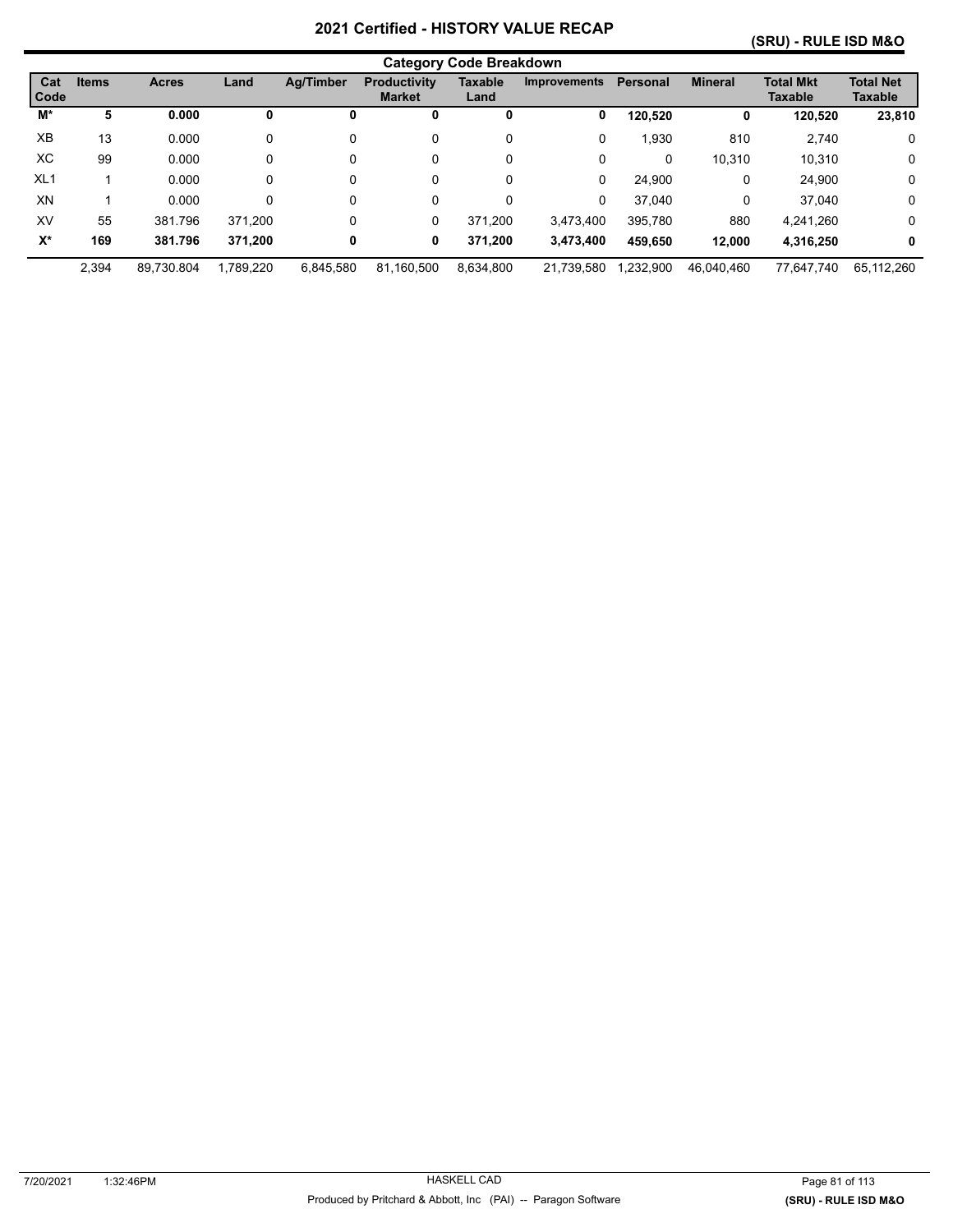# 2021 Certified - HISTORY VALUE RECAP

**(SRU) - RULE ISD M&O**

## Category Code Breakdown

| Cat Code | Items | Acres | Land | Ag/Timber | Productivity Market | Taxable Land | Improvements | Personal | Mineral | Total Mkt Taxable | Total Net Taxable |
|---|---|---|---|---|---|---|---|---|---|---|---|
| **M*** | **5** | **0.000** | **0** | **0** | **0** | **0** | **0** | **120,520** | **0** | **120,520** | **23,810** |
| XB | 13 | 0.000 | 0 | 0 | 0 | 0 | 0 | 1,930 | 810 | 2,740 | 0 |
| XC | 99 | 0.000 | 0 | 0 | 0 | 0 | 0 | 0 | 10,310 | 10,310 | 0 |
| XL1 | 1 | 0.000 | 0 | 0 | 0 | 0 | 0 | 24,900 | 0 | 24,900 | 0 |
| XN | 1 | 0.000 | 0 | 0 | 0 | 0 | 0 | 37,040 | 0 | 37,040 | 0 |
| XV | 55 | 381.796 | 371,200 | 0 | 0 | 371,200 | 3,473,400 | 395,780 | 880 | 4,241,260 | 0 |
| **X*** | **169** | **381.796** | **371,200** | **0** | **0** | **371,200** | **3,473,400** | **459,650** | **12,000** | **4,316,250** | **0** |
| | 2,394 | 89,730.804 | 1,789,220 | 6,845,580 | 81,160,500 | 8,634,800 | 21,739,580 | 1,232,900 | 46,040,460 | 77,647,740 | 65,112,260 |

7/20/2021 1:32:46PM HASKELL CAD

Produced by Pritchard & Abbott, Inc (PAI) -- Paragon Software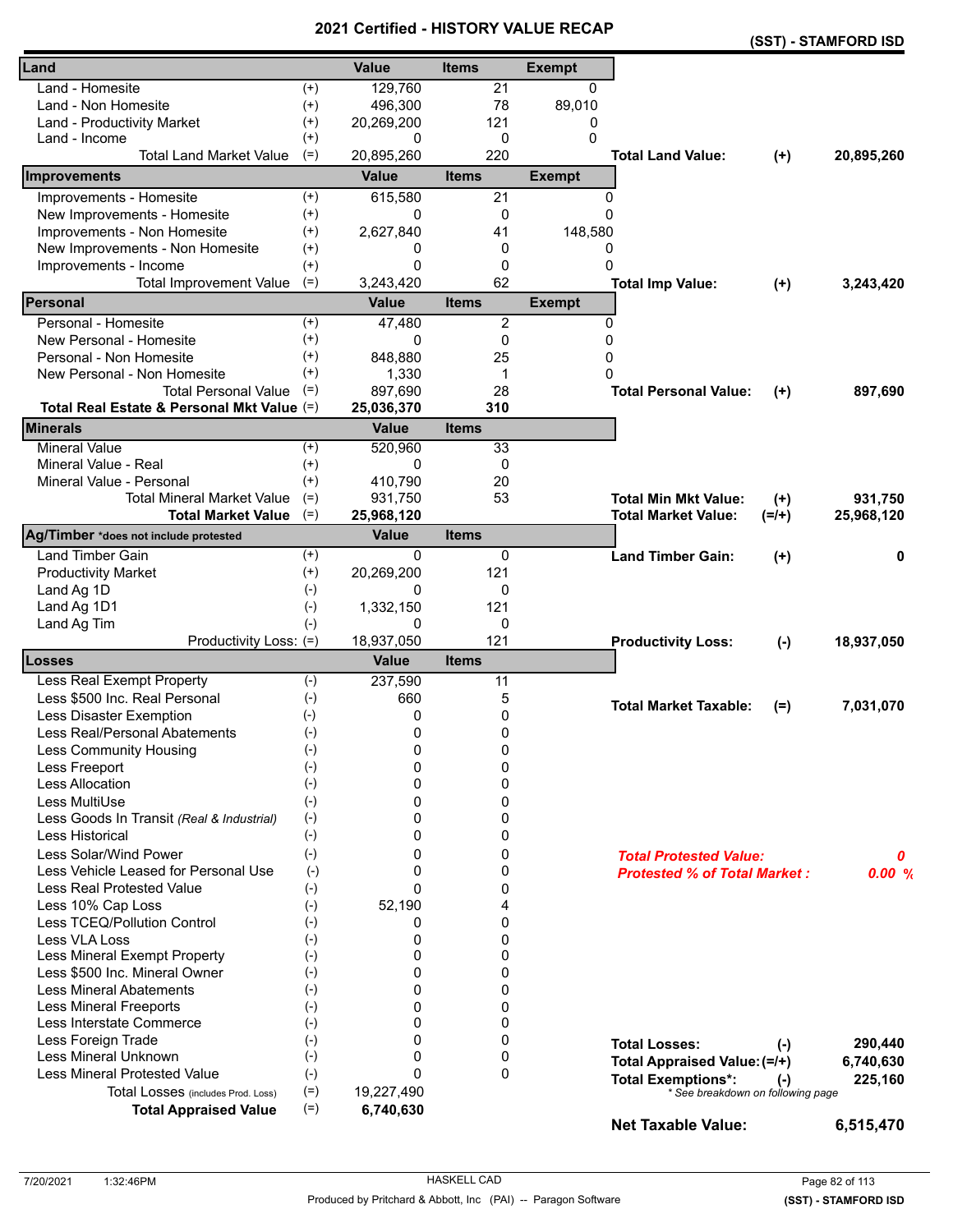# 2021 Certified - HISTORY VALUE RECAP

## (SST) - STAMFORD ISD

| Land | | Value | Items | Exempt | | | |
|---|---|---|---|---|---|---|---|
| Land - Homesite | (+) | 129,760 | 21 | 0 | | | |
| Land - Non Homesite | (+) | 496,300 | 78 | 89,010 | | | |
| Land - Productivity Market | (+) | 20,269,200 | 121 | 0 | | | |
| Land - Income | (+) | 0 | 0 | 0 | | | |
| Total Land Market Value | (=) | 20,895,260 | 220 | | **Total Land Value:** | **(+)** | **20,895,260** |

| Improvements | | Value | Items | Exempt | | | |
|---|---|---|---|---|---|---|---|
| Improvements - Homesite | (+) | 615,580 | 21 | 0 | | | |
| New Improvements - Homesite | (+) | 0 | 0 | 0 | | | |
| Improvements - Non Homesite | (+) | 2,627,840 | 41 | 148,580 | | | |
| New Improvements - Non Homesite | (+) | 0 | 0 | 0 | | | |
| Improvements - Income | (+) | 0 | 0 | 0 | | | |
| Total Improvement Value | (=) | 3,243,420 | 62 | | **Total Imp Value:** | **(+)** | **3,243,420** |

| Personal | | Value | Items | Exempt | | | |
|---|---|---|---|---|---|---|---|
| Personal - Homesite | (+) | 47,480 | 2 | 0 | | | |
| New Personal - Homesite | (+) | 0 | 0 | 0 | | | |
| Personal - Non Homesite | (+) | 848,880 | 25 | 0 | | | |
| New Personal - Non Homesite | (+) | 1,330 | 1 | 0 | | | |
| Total Personal Value | (=) | 897,690 | 28 | | **Total Personal Value:** | **(+)** | **897,690** |
| **Total Real Estate & Personal Mkt Value** | (=) | **25,036,370** | **310** | | | | |

| Minerals | | Value | Items | | | |
|---|---|---|---|---|---|---|
| Mineral Value | (+) | 520,960 | 33 | | | |
| Mineral Value - Real | (+) | 0 | 0 | | | |
| Mineral Value - Personal | (+) | 410,790 | 20 | | | |
| Total Mineral Market Value | (=) | 931,750 | 53 | **Total Min Mkt Value:** | **(+)** | **931,750** |
| **Total Market Value** | (=) | **25,968,120** | | **Total Market Value:** | **(=/+)** | **25,968,120** |

| Ag/Timber *does not include protested | | Value | Items | | | |
|---|---|---|---|---|---|---|
| Land Timber Gain | (+) | 0 | 0 | **Land Timber Gain:** | **(+)** | **0** |
| Productivity Market | (+) | 20,269,200 | 121 | | | |
| Land Ag 1D | (-) | 0 | 0 | | | |
| Land Ag 1D1 | (-) | 1,332,150 | 121 | | | |
| Land Ag Tim | (-) | 0 | 0 | | | |
| Productivity Loss: | (=) | 18,937,050 | 121 | **Productivity Loss:** | **(-)** | **18,937,050** |

| Losses | | Value | Items | | | |
|---|---|---|---|---|---|---|
| Less Real Exempt Property | (-) | 237,590 | 11 | | | |
| Less $500 Inc. Real Personal | (-) | 660 | 5 | **Total Market Taxable:** | **(=)** | **7,031,070** |
| Less Disaster Exemption | (-) | 0 | 0 | | | |
| Less Real/Personal Abatements | (-) | 0 | 0 | | | |
| Less Community Housing | (-) | 0 | 0 | | | |
| Less Freeport | (-) | 0 | 0 | | | |
| Less Allocation | (-) | 0 | 0 | | | |
| Less MultiUse | (-) | 0 | 0 | | | |
| Less Goods In Transit *(Real & Industrial)* | (-) | 0 | 0 | | | |
| Less Historical | (-) | 0 | 0 | | | |
| Less Solar/Wind Power | (-) | 0 | 0 | ***Total Protested Value:*** | | ***0*** |
| Less Vehicle Leased for Personal Use | (-) | 0 | 0 | ***Protested % of Total Market :*** | | ***0.00 %*** |
| Less Real Protested Value | (-) | 0 | 0 | | | |
| Less 10% Cap Loss | (-) | 52,190 | 4 | | | |
| Less TCEQ/Pollution Control | (-) | 0 | 0 | | | |
| Less VLA Loss | (-) | 0 | 0 | | | |
| Less Mineral Exempt Property | (-) | 0 | 0 | | | |
| Less $500 Inc. Mineral Owner | (-) | 0 | 0 | | | |
| Less Mineral Abatements | (-) | 0 | 0 | | | |
| Less Mineral Freeports | (-) | 0 | 0 | | | |
| Less Interstate Commerce | (-) | 0 | 0 | | | |
| Less Foreign Trade | (-) | 0 | 0 | **Total Losses:** | **(-)** | **290,440** |
| Less Mineral Unknown | (-) | 0 | 0 | **Total Appraised Value:** | **(=/+)** | **6,740,630** |
| Less Mineral Protested Value | (-) | 0 | 0 | **Total Exemptions*:** | **(-)** | **225,160** |
| Total Losses (includes Prod. Loss) | (=) | 19,227,490 | | *\* See breakdown on following page* | | |
| **Total Appraised Value** | (=) | **6,740,630** | | | | |
| | | | | **Net Taxable Value:** | | **6,515,470** |

7/20/2021 1:32:46PM — HASKELL CAD

Produced by Pritchard & Abbott, Inc (PAI) -- Paragon Software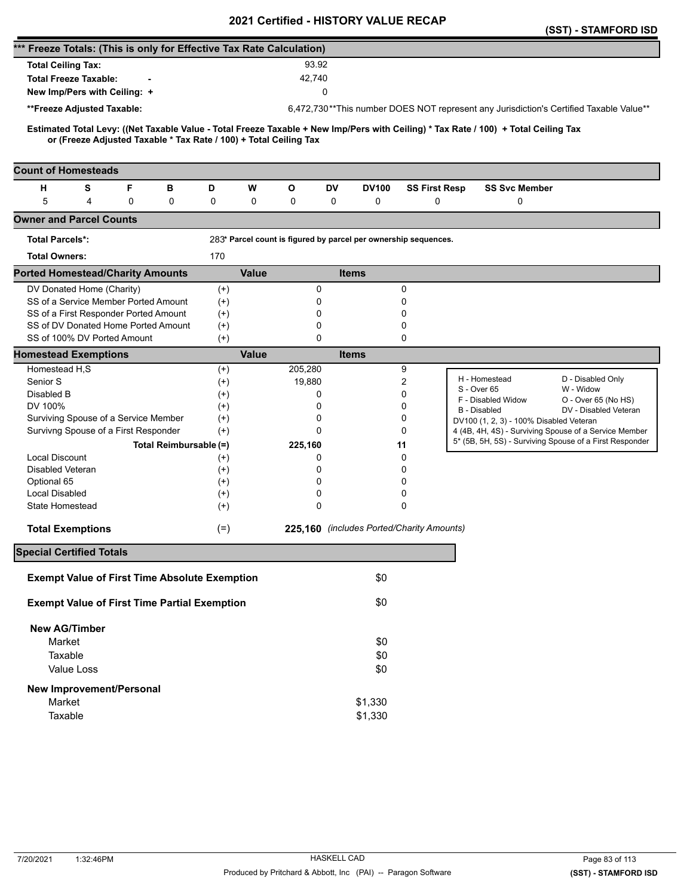# 2021 Certified - HISTORY VALUE RECAP

**(SST) - STAMFORD ISD**

## *** Freeze Totals: (This is only for Effective Tax Rate Calculation)

| | | |
|---|---|---|
| **Total Ceiling Tax:** | | 93.92 |
| **Total Freeze Taxable:** | - | 42,740 |
| **New Imp/Pers with Ceiling:** | + | 0 |
| **Freeze Adjusted Taxable:** | | 6,472,730 |

**This number DOES NOT represent any Jurisdiction's Certified Taxable Value**

**Estimated Total Levy: ((Net Taxable Value - Total Freeze Taxable + New Imp/Pers with Ceiling) * Tax Rate / 100) + Total Ceiling Tax or (Freeze Adjusted Taxable * Tax Rate / 100) + Total Ceiling Tax**

## Count of Homesteads

| H | S | F | B | D | W | O | DV | DV100 | SS First Resp | SS Svc Member |
|---|---|---|---|---|---|---|---|---|---|---|
| 5 | 4 | 0 | 0 | 0 | 0 | 0 | 0 | 0 | 0 | 0 |

## Owner and Parcel Counts

| | |
|---|---|
| **Total Parcels*:** | 283 |
| **Total Owners:** | 170 |

* Parcel count is figured by parcel per ownership sequences.

## Ported Homestead/Charity Amounts

| | | Value | Items |
|---|---|---|---|
| DV Donated Home (Charity) | (+) | 0 | 0 |
| SS of a Service Member Ported Amount | (+) | 0 | 0 |
| SS of a First Responder Ported Amount | (+) | 0 | 0 |
| SS of DV Donated Home Ported Amount | (+) | 0 | 0 |
| SS of 100% DV Ported Amount | (+) | 0 | 0 |

## Homestead Exemptions

| | | Value | Items |
|---|---|---|---|
| Homestead H,S | (+) | 205,280 | 9 |
| Senior S | (+) | 19,880 | 2 |
| Disabled B | (+) | 0 | 0 |
| DV 100% | (+) | 0 | 0 |
| Surviving Spouse of a Service Member | (+) | 0 | 0 |
| Survivng Spouse of a First Responder | (+) | 0 | 0 |
| **Total Reimbursable** | **(=)** | **225,160** | **11** |
| Local Discount | (+) | 0 | 0 |
| Disabled Veteran | (+) | 0 | 0 |
| Optional 65 | (+) | 0 | 0 |
| Local Disabled | (+) | 0 | 0 |
| State Homestead | (+) | 0 | 0 |
| **Total Exemptions** | (=) | **225,160** | *(includes Ported/Charity Amounts)* |

| | |
|---|---|
| H - Homestead | D - Disabled Only |
| S - Over 65 | W - Widow |
| F - Disabled Widow | O - Over 65 (No HS) |
| B - Disabled | DV - Disabled Veteran |
| DV100 (1, 2, 3) - 100% Disabled Veteran | |
| 4 (4B, 4H, 4S) - Surviving Spouse of a Service Member | |
| 5* (5B, 5H, 5S) - Surviving Spouse of a First Responder | |

## Special Certified Totals

| | |
|---|---|
| **Exempt Value of First Time Absolute Exemption** | $0 |
| **Exempt Value of First Time Partial Exemption** | $0 |
| **New AG/Timber** | |
| Market | $0 |
| Taxable | $0 |
| Value Loss | $0 |
| **New Improvement/Personal** | |
| Market | $1,330 |
| Taxable | $1,330 |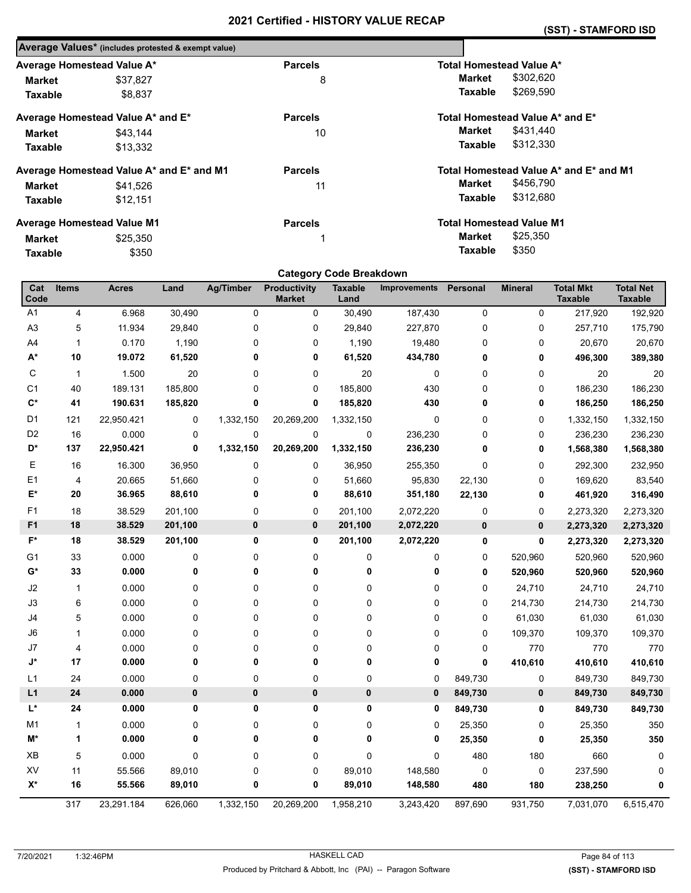# 2021 Certified - HISTORY VALUE RECAP

**(SST) - STAMFORD ISD**

## Average Values* (includes protested & exempt value)

**Average Homestead Value A***

| | | Parcels | Total Homestead Value A* | |
|---|---|---|---|---|
| **Market** | $37,827 | 8 | **Market** | $302,620 |
| **Taxable** | $8,837 | | **Taxable** | $269,590 |

**Average Homestead Value A* and E***

| | | Parcels | Total Homestead Value A* and E* | |
|---|---|---|---|---|
| **Market** | $43,144 | 10 | **Market** | $431,440 |
| **Taxable** | $13,332 | | **Taxable** | $312,330 |

**Average Homestead Value A* and E* and M1**

| | | Parcels | Total Homestead Value A* and E* and M1 | |
|---|---|---|---|---|
| **Market** | $41,526 | 11 | **Market** | $456,790 |
| **Taxable** | $12,151 | | **Taxable** | $312,680 |

**Average Homestead Value M1**

| | | Parcels | Total Homestead Value M1 | |
|---|---|---|---|---|
| **Market** | $25,350 | 1 | **Market** | $25,350 |
| **Taxable** | $350 | | **Taxable** | $350 |

## Category Code Breakdown

| Cat Code | Items | Acres | Land | Ag/Timber | Productivity Market | Taxable Land | Improvements | Personal | Mineral | Total Mkt Taxable | Total Net Taxable |
|---|---|---|---|---|---|---|---|---|---|---|---|
| A1 | 4 | 6.968 | 30,490 | 0 | 0 | 30,490 | 187,430 | 0 | 0 | 217,920 | 192,920 |
| A3 | 5 | 11.934 | 29,840 | 0 | 0 | 29,840 | 227,870 | 0 | 0 | 257,710 | 175,790 |
| A4 | 1 | 0.170 | 1,190 | 0 | 0 | 1,190 | 19,480 | 0 | 0 | 20,670 | 20,670 |
| **A*** | **10** | **19.072** | **61,520** | **0** | **0** | **61,520** | **434,780** | **0** | **0** | **496,300** | **389,380** |
| C | 1 | 1.500 | 20 | 0 | 0 | 20 | 0 | 0 | 0 | 20 | 20 |
| C1 | 40 | 189.131 | 185,800 | 0 | 0 | 185,800 | 430 | 0 | 0 | 186,230 | 186,230 |
| **C*** | **41** | **190.631** | **185,820** | **0** | **0** | **185,820** | **430** | **0** | **0** | **186,250** | **186,250** |
| D1 | 121 | 22,950.421 | 0 | 1,332,150 | 20,269,200 | 1,332,150 | 0 | 0 | 0 | 1,332,150 | 1,332,150 |
| D2 | 16 | 0.000 | 0 | 0 | 0 | 0 | 236,230 | 0 | 0 | 236,230 | 236,230 |
| **D*** | **137** | **22,950.421** | **0** | **1,332,150** | **20,269,200** | **1,332,150** | **236,230** | **0** | **0** | **1,568,380** | **1,568,380** |
| E | 16 | 16.300 | 36,950 | 0 | 0 | 36,950 | 255,350 | 0 | 0 | 292,300 | 232,950 |
| E1 | 4 | 20.665 | 51,660 | 0 | 0 | 51,660 | 95,830 | 22,130 | 0 | 169,620 | 83,540 |
| **E*** | **20** | **36.965** | **88,610** | **0** | **0** | **88,610** | **351,180** | **22,130** | **0** | **461,920** | **316,490** |
| F1 | 18 | 38.529 | 201,100 | 0 | 0 | 201,100 | 2,072,220 | 0 | 0 | 2,273,320 | 2,273,320 |
| **F1** | **18** | **38.529** | **201,100** | **0** | **0** | **201,100** | **2,072,220** | **0** | **0** | **2,273,320** | **2,273,320** |
| **F*** | **18** | **38.529** | **201,100** | **0** | **0** | **201,100** | **2,072,220** | **0** | **0** | **2,273,320** | **2,273,320** |
| G1 | 33 | 0.000 | 0 | 0 | 0 | 0 | 0 | 0 | 520,960 | 520,960 | 520,960 |
| **G*** | **33** | **0.000** | **0** | **0** | **0** | **0** | **0** | **0** | **520,960** | **520,960** | **520,960** |
| J2 | 1 | 0.000 | 0 | 0 | 0 | 0 | 0 | 0 | 24,710 | 24,710 | 24,710 |
| J3 | 6 | 0.000 | 0 | 0 | 0 | 0 | 0 | 0 | 214,730 | 214,730 | 214,730 |
| J4 | 5 | 0.000 | 0 | 0 | 0 | 0 | 0 | 0 | 61,030 | 61,030 | 61,030 |
| J6 | 1 | 0.000 | 0 | 0 | 0 | 0 | 0 | 0 | 109,370 | 109,370 | 109,370 |
| J7 | 4 | 0.000 | 0 | 0 | 0 | 0 | 0 | 0 | 770 | 770 | 770 |
| **J*** | **17** | **0.000** | **0** | **0** | **0** | **0** | **0** | **0** | **410,610** | **410,610** | **410,610** |
| L1 | 24 | 0.000 | 0 | 0 | 0 | 0 | 0 | 849,730 | 0 | 849,730 | 849,730 |
| **L1** | **24** | **0.000** | **0** | **0** | **0** | **0** | **0** | **849,730** | **0** | **849,730** | **849,730** |
| **L*** | **24** | **0.000** | **0** | **0** | **0** | **0** | **0** | **849,730** | **0** | **849,730** | **849,730** |
| M1 | 1 | 0.000 | 0 | 0 | 0 | 0 | 0 | 25,350 | 0 | 25,350 | 350 |
| **M*** | **1** | **0.000** | **0** | **0** | **0** | **0** | **0** | **25,350** | **0** | **25,350** | **350** |
| XB | 5 | 0.000 | 0 | 0 | 0 | 0 | 0 | 480 | 180 | 660 | 0 |
| XV | 11 | 55.566 | 89,010 | 0 | 0 | 89,010 | 148,580 | 0 | 0 | 237,590 | 0 |
| **X*** | **16** | **55.566** | **89,010** | **0** | **0** | **89,010** | **148,580** | **480** | **180** | **238,250** | **0** |
| | 317 | 23,291.184 | 626,060 | 1,332,150 | 20,269,200 | 1,958,210 | 3,243,420 | 897,690 | 931,750 | 7,031,070 | 6,515,470 |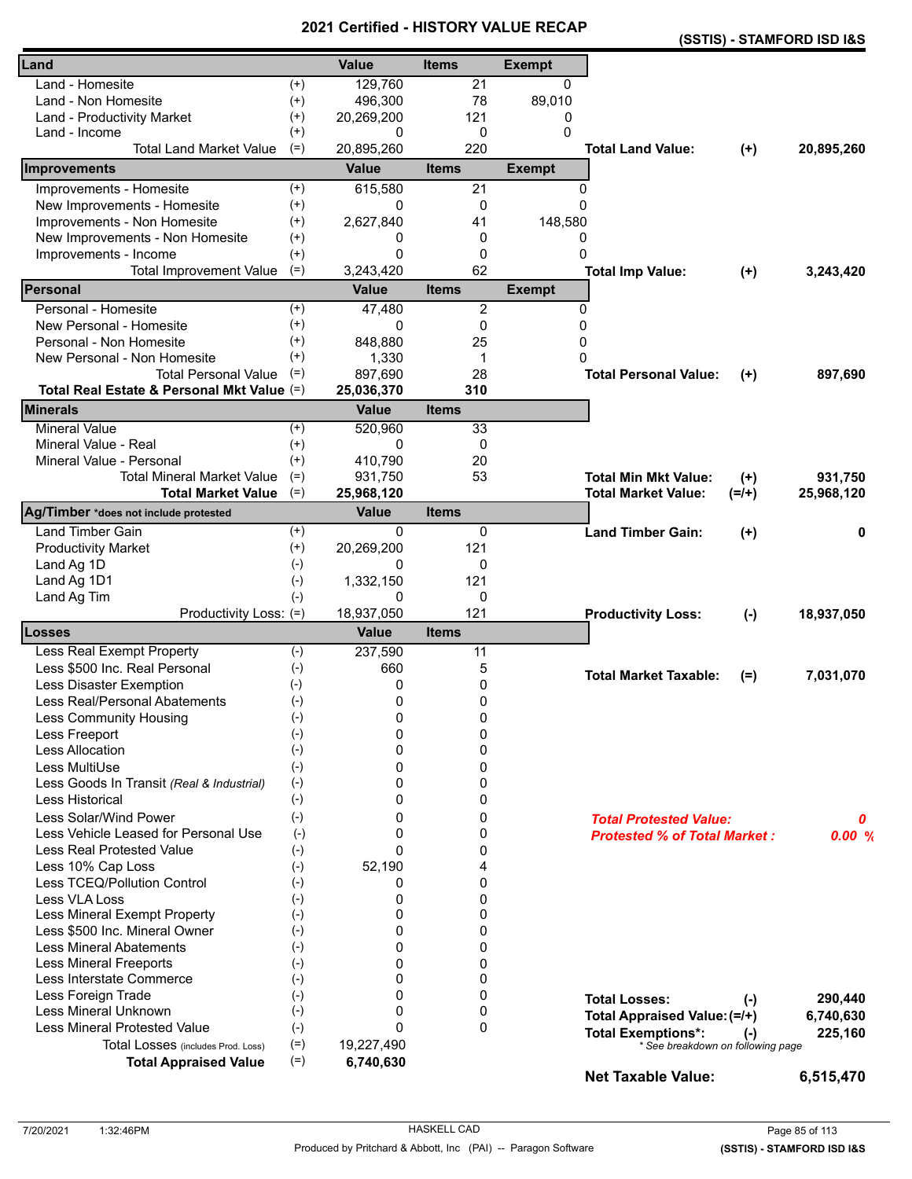# 2021 Certified - HISTORY VALUE RECAP

**(SSTIS) - STAMFORD ISD I&S**

| Land | | Value | Items | Exempt |
|---|---|---|---|---|
| Land - Homesite | (+) | 129,760 | 21 | 0 |
| Land - Non Homesite | (+) | 496,300 | 78 | 89,010 |
| Land - Productivity Market | (+) | 20,269,200 | 121 | 0 |
| Land - Income | (+) | 0 | 0 | 0 |
| Total Land Market Value | (=) | 20,895,260 | 220 | |

**Total Land Value:** (+) 20,895,260

| Improvements | | Value | Items | Exempt |
|---|---|---|---|---|
| Improvements - Homesite | (+) | 615,580 | 21 | 0 |
| New Improvements - Homesite | (+) | 0 | 0 | 0 |
| Improvements - Non Homesite | (+) | 2,627,840 | 41 | 148,580 |
| New Improvements - Non Homesite | (+) | 0 | 0 | 0 |
| Improvements - Income | (+) | 0 | 0 | 0 |
| Total Improvement Value | (=) | 3,243,420 | 62 | |

**Total Imp Value:** (+) 3,243,420

| Personal | | Value | Items | Exempt |
|---|---|---|---|---|
| Personal - Homesite | (+) | 47,480 | 2 | 0 |
| New Personal - Homesite | (+) | 0 | 0 | 0 |
| Personal - Non Homesite | (+) | 848,880 | 25 | 0 |
| New Personal - Non Homesite | (+) | 1,330 | 1 | 0 |
| Total Personal Value | (=) | 897,690 | 28 | |
| **Total Real Estate & Personal Mkt Value** | (=) | **25,036,370** | **310** | |

**Total Personal Value:** (+) 897,690

| Minerals | | Value | Items |
|---|---|---|---|
| Mineral Value | (+) | 520,960 | 33 |
| Mineral Value - Real | (+) | 0 | 0 |
| Mineral Value - Personal | (+) | 410,790 | 20 |
| Total Mineral Market Value | (=) | 931,750 | 53 |
| **Total Market Value** | (=) | **25,968,120** | |

**Total Min Mkt Value:** (+) 931,750

**Total Market Value:** (=/+) 25,968,120

| Ag/Timber *does not include protested | | Value | Items |
|---|---|---|---|
| Land Timber Gain | (+) | 0 | 0 |
| Productivity Market | (+) | 20,269,200 | 121 |
| Land Ag 1D | (-) | 0 | 0 |
| Land Ag 1D1 | (-) | 1,332,150 | 121 |
| Land Ag Tim | (-) | 0 | 0 |
| Productivity Loss: | (=) | 18,937,050 | 121 |

**Land Timber Gain:** (+) 0

**Productivity Loss:** (-) 18,937,050

| Losses | | Value | Items |
|---|---|---|---|
| Less Real Exempt Property | (-) | 237,590 | 11 |
| Less $500 Inc. Real Personal | (-) | 660 | 5 |
| Less Disaster Exemption | (-) | 0 | 0 |
| Less Real/Personal Abatements | (-) | 0 | 0 |
| Less Community Housing | (-) | 0 | 0 |
| Less Freeport | (-) | 0 | 0 |
| Less Allocation | (-) | 0 | 0 |
| Less MultiUse | (-) | 0 | 0 |
| Less Goods In Transit *(Real & Industrial)* | (-) | 0 | 0 |
| Less Historical | (-) | 0 | 0 |
| Less Solar/Wind Power | (-) | 0 | 0 |
| Less Vehicle Leased for Personal Use | (-) | 0 | 0 |
| Less Real Protested Value | (-) | 0 | 0 |
| Less 10% Cap Loss | (-) | 52,190 | 4 |
| Less TCEQ/Pollution Control | (-) | 0 | 0 |
| Less VLA Loss | (-) | 0 | 0 |
| Less Mineral Exempt Property | (-) | 0 | 0 |
| Less $500 Inc. Mineral Owner | (-) | 0 | 0 |
| Less Mineral Abatements | (-) | 0 | 0 |
| Less Mineral Freeports | (-) | 0 | 0 |
| Less Interstate Commerce | (-) | 0 | 0 |
| Less Foreign Trade | (-) | 0 | 0 |
| Less Mineral Unknown | (-) | 0 | 0 |
| Less Mineral Protested Value | (-) | 0 | 0 |
| Total Losses (includes Prod. Loss) | (=) | 19,227,490 | |
| **Total Appraised Value** | (=) | **6,740,630** | |

**Total Market Taxable:** (=) 7,031,070

***Total Protested Value:*** 0

***Protested % of Total Market :*** 0.00 %

**Total Losses:** (-) 290,440

**Total Appraised Value:** (=/+) 6,740,630

**Total Exemptions*:** (-) 225,160

*\* See breakdown on following page*

**Net Taxable Value:** 6,515,470

7/20/2021 1:32:46PM HASKELL CAD

Produced by Pritchard & Abbott, Inc (PAI) -- Paragon Software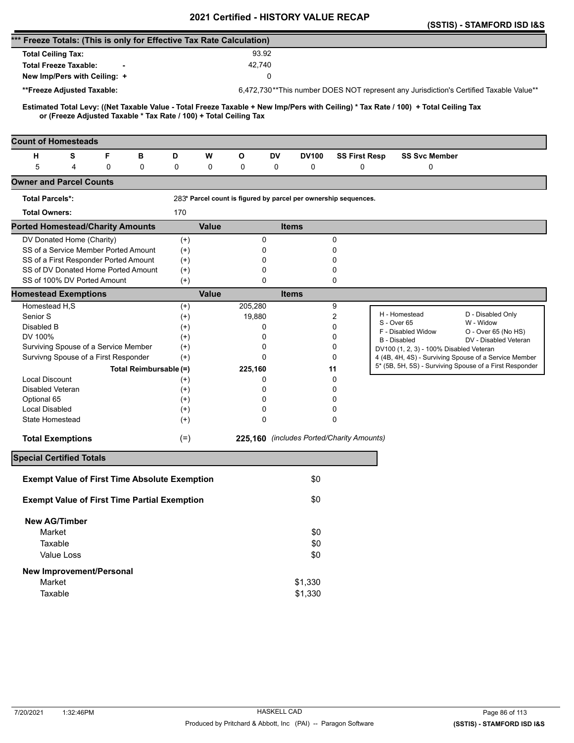# 2021 Certified - HISTORY VALUE RECAP

**(SSTIS) - STAMFORD ISD I&S**

## *** Freeze Totals: (This is only for Effective Tax Rate Calculation)

| | | |
|---|---|---|
| **Total Ceiling Tax:** | | 93.92 |
| **Total Freeze Taxable:** | - | 42,740 |
| **New Imp/Pers with Ceiling:** | + | 0 |
| **\*\*Freeze Adjusted Taxable:** | | 6,472,730 |

**This number DOES NOT represent any Jurisdiction's Certified Taxable Value**

**Estimated Total Levy: ((Net Taxable Value - Total Freeze Taxable + New Imp/Pers with Ceiling) * Tax Rate / 100) + Total Ceiling Tax or (Freeze Adjusted Taxable * Tax Rate / 100) + Total Ceiling Tax**

## Count of Homesteads

| H | S | F | B | D | W | O | DV | DV100 | SS First Resp | SS Svc Member |
|---|---|---|---|---|---|---|---|---|---|---|
| 5 | 4 | 0 | 0 | 0 | 0 | 0 | 0 | 0 | 0 | 0 |

## Owner and Parcel Counts

| | |
|---|---|
| **Total Parcels*:** | 283 |
| **Total Owners:** | 170 |

**\* Parcel count is figured by parcel per ownership sequences.**

## Ported Homestead/Charity Amounts

| | | Value | Items |
|---|---|---|---|
| DV Donated Home (Charity) | (+) | 0 | 0 |
| SS of a Service Member Ported Amount | (+) | 0 | 0 |
| SS of a First Responder Ported Amount | (+) | 0 | 0 |
| SS of DV Donated Home Ported Amount | (+) | 0 | 0 |
| SS of 100% DV Ported Amount | (+) | 0 | 0 |

## Homestead Exemptions

| | | Value | Items |
|---|---|---|---|
| Homestead H,S | (+) | 205,280 | 9 |
| Senior S | (+) | 19,880 | 2 |
| Disabled B | (+) | 0 | 0 |
| DV 100% | (+) | 0 | 0 |
| Surviving Spouse of a Service Member | (+) | 0 | 0 |
| Survivng Spouse of a First Responder | (+) | 0 | 0 |
| **Total Reimbursable** | **(=)** | **225,160** | **11** |
| Local Discount | (+) | 0 | 0 |
| Disabled Veteran | (+) | 0 | 0 |
| Optional 65 | (+) | 0 | 0 |
| Local Disabled | (+) | 0 | 0 |
| State Homestead | (+) | 0 | 0 |
| **Total Exemptions** | (=) | **225,160** | *(includes Ported/Charity Amounts)* |

| | |
|---|---|
| H - Homestead | D - Disabled Only |
| S - Over 65 | W - Widow |
| F - Disabled Widow | O - Over 65 (No HS) |
| B - Disabled | DV - Disabled Veteran |

DV100 (1, 2, 3) - 100% Disabled Veteran
4 (4B, 4H, 4S) - Surviving Spouse of a Service Member
5* (5B, 5H, 5S) - Surviving Spouse of a First Responder

## Special Certified Totals

| | |
|---|---|
| **Exempt Value of First Time Absolute Exemption** | $0 |
| **Exempt Value of First Time Partial Exemption** | $0 |
| **New AG/Timber** | |
| Market | $0 |
| Taxable | $0 |
| Value Loss | $0 |
| **New Improvement/Personal** | |
| Market | $1,330 |
| Taxable | $1,330 |

7/20/2021 1:32:46PM HASKELL CAD

Produced by Pritchard & Abbott, Inc (PAI) -- Paragon Software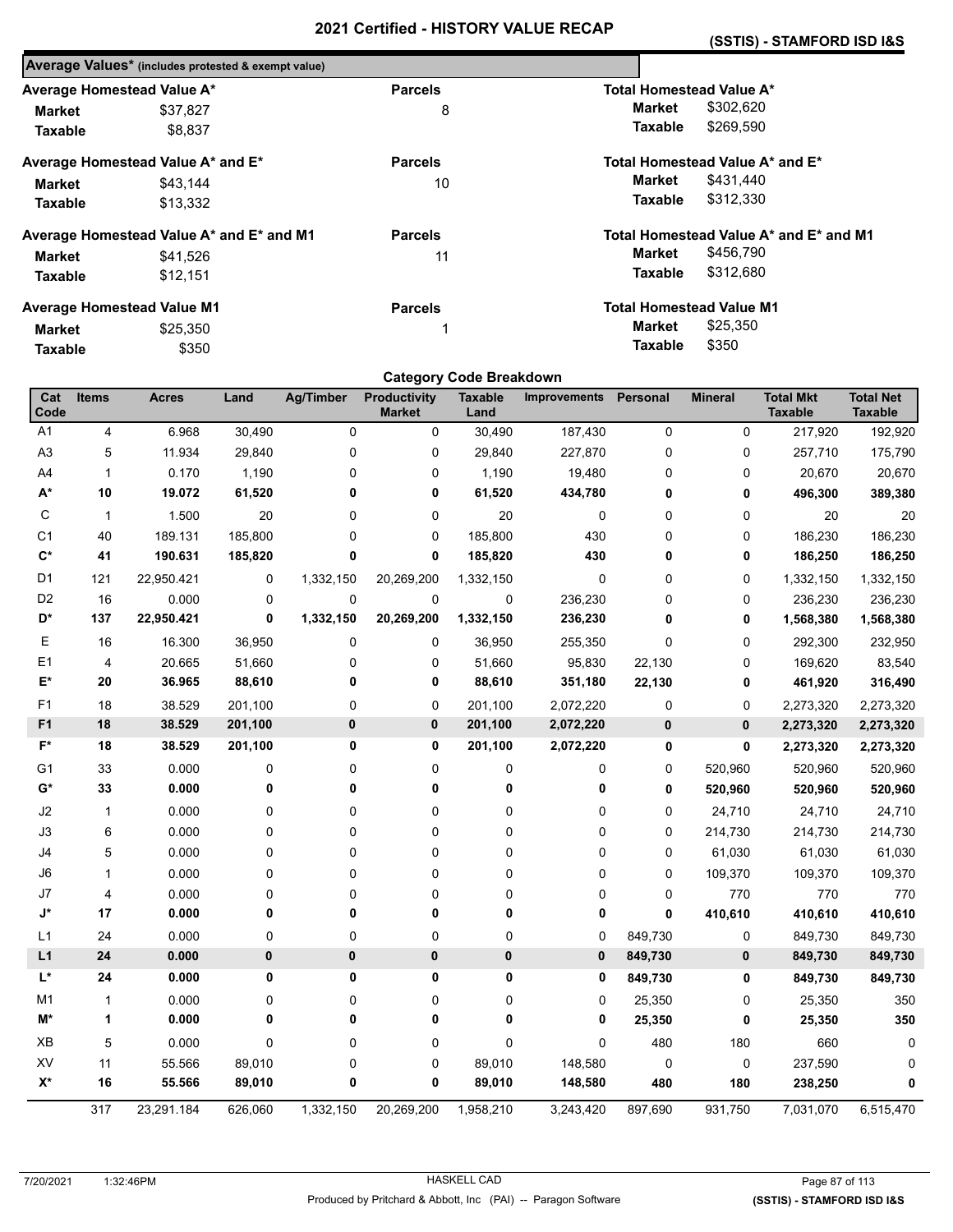# 2021 Certified - HISTORY VALUE RECAP

**(SSTIS) - STAMFORD ISD I&S**

## Average Values* (includes protested & exempt value)

| Average Homestead Value A* | | Parcels | Total Homestead Value A* | |
|---|---|---|---|---|
| Market | $37,827 | 8 | Market | $302,620 |
| Taxable | $8,837 | | Taxable | $269,590 |

| Average Homestead Value A* and E* | | Parcels | Total Homestead Value A* and E* | |
|---|---|---|---|---|
| Market | $43,144 | 10 | Market | $431,440 |
| Taxable | $13,332 | | Taxable | $312,330 |

| Average Homestead Value A* and E* and M1 | | Parcels | Total Homestead Value A* and E* and M1 | |
|---|---|---|---|---|
| Market | $41,526 | 11 | Market | $456,790 |
| Taxable | $12,151 | | Taxable | $312,680 |

| Average Homestead Value M1 | | Parcels | Total Homestead Value M1 | |
|---|---|---|---|---|
| Market | $25,350 | 1 | Market | $25,350 |
| Taxable | $350 | | Taxable | $350 |

## Category Code Breakdown

| Cat Code | Items | Acres | Land | Ag/Timber | Productivity Market | Taxable Land | Improvements | Personal | Mineral | Total Mkt Taxable | Total Net Taxable |
|---|---|---|---|---|---|---|---|---|---|---|---|
| A1 | 4 | 6.968 | 30,490 | 0 | 0 | 30,490 | 187,430 | 0 | 0 | 217,920 | 192,920 |
| A3 | 5 | 11.934 | 29,840 | 0 | 0 | 29,840 | 227,870 | 0 | 0 | 257,710 | 175,790 |
| A4 | 1 | 0.170 | 1,190 | 0 | 0 | 1,190 | 19,480 | 0 | 0 | 20,670 | 20,670 |
| **A*** | **10** | **19.072** | **61,520** | **0** | **0** | **61,520** | **434,780** | **0** | **0** | **496,300** | **389,380** |
| C | 1 | 1.500 | 20 | 0 | 0 | 20 | 0 | 0 | 0 | 20 | 20 |
| C1 | 40 | 189.131 | 185,800 | 0 | 0 | 185,800 | 430 | 0 | 0 | 186,230 | 186,230 |
| **C*** | **41** | **190.631** | **185,820** | **0** | **0** | **185,820** | **430** | **0** | **0** | **186,250** | **186,250** |
| D1 | 121 | 22,950.421 | 0 | 1,332,150 | 20,269,200 | 1,332,150 | 0 | 0 | 0 | 1,332,150 | 1,332,150 |
| D2 | 16 | 0.000 | 0 | 0 | 0 | 0 | 236,230 | 0 | 0 | 236,230 | 236,230 |
| **D*** | **137** | **22,950.421** | **0** | **1,332,150** | **20,269,200** | **1,332,150** | **236,230** | **0** | **0** | **1,568,380** | **1,568,380** |
| E | 16 | 16.300 | 36,950 | 0 | 0 | 36,950 | 255,350 | 0 | 0 | 292,300 | 232,950 |
| E1 | 4 | 20.665 | 51,660 | 0 | 0 | 51,660 | 95,830 | 22,130 | 0 | 169,620 | 83,540 |
| **E*** | **20** | **36.965** | **88,610** | **0** | **0** | **88,610** | **351,180** | **22,130** | **0** | **461,920** | **316,490** |
| F1 | 18 | 38.529 | 201,100 | 0 | 0 | 201,100 | 2,072,220 | 0 | 0 | 2,273,320 | 2,273,320 |
| **F1** | **18** | **38.529** | **201,100** | **0** | **0** | **201,100** | **2,072,220** | **0** | **0** | **2,273,320** | **2,273,320** |
| **F*** | **18** | **38.529** | **201,100** | **0** | **0** | **201,100** | **2,072,220** | **0** | **0** | **2,273,320** | **2,273,320** |
| G1 | 33 | 0.000 | 0 | 0 | 0 | 0 | 0 | 0 | 520,960 | 520,960 | 520,960 |
| **G*** | **33** | **0.000** | **0** | **0** | **0** | **0** | **0** | **0** | **520,960** | **520,960** | **520,960** |
| J2 | 1 | 0.000 | 0 | 0 | 0 | 0 | 0 | 0 | 24,710 | 24,710 | 24,710 |
| J3 | 6 | 0.000 | 0 | 0 | 0 | 0 | 0 | 0 | 214,730 | 214,730 | 214,730 |
| J4 | 5 | 0.000 | 0 | 0 | 0 | 0 | 0 | 0 | 61,030 | 61,030 | 61,030 |
| J6 | 1 | 0.000 | 0 | 0 | 0 | 0 | 0 | 0 | 109,370 | 109,370 | 109,370 |
| J7 | 4 | 0.000 | 0 | 0 | 0 | 0 | 0 | 0 | 770 | 770 | 770 |
| **J*** | **17** | **0.000** | **0** | **0** | **0** | **0** | **0** | **0** | **410,610** | **410,610** | **410,610** |
| L1 | 24 | 0.000 | 0 | 0 | 0 | 0 | 0 | 849,730 | 0 | 849,730 | 849,730 |
| **L1** | **24** | **0.000** | **0** | **0** | **0** | **0** | **0** | **849,730** | **0** | **849,730** | **849,730** |
| **L*** | **24** | **0.000** | **0** | **0** | **0** | **0** | **0** | **849,730** | **0** | **849,730** | **849,730** |
| M1 | 1 | 0.000 | 0 | 0 | 0 | 0 | 0 | 25,350 | 0 | 25,350 | 350 |
| **M*** | **1** | **0.000** | **0** | **0** | **0** | **0** | **0** | **25,350** | **0** | **25,350** | **350** |
| XB | 5 | 0.000 | 0 | 0 | 0 | 0 | 0 | 480 | 180 | 660 | 0 |
| XV | 11 | 55.566 | 89,010 | 0 | 0 | 89,010 | 148,580 | 0 | 0 | 237,590 | 0 |
| **X*** | **16** | **55.566** | **89,010** | **0** | **0** | **89,010** | **148,580** | **480** | **180** | **238,250** | **0** |
| | 317 | 23,291.184 | 626,060 | 1,332,150 | 20,269,200 | 1,958,210 | 3,243,420 | 897,690 | 931,750 | 7,031,070 | 6,515,470 |

7/20/2021 1:32:46PM HASKELL CAD

Produced by Pritchard & Abbott, Inc (PAI) -- Paragon Software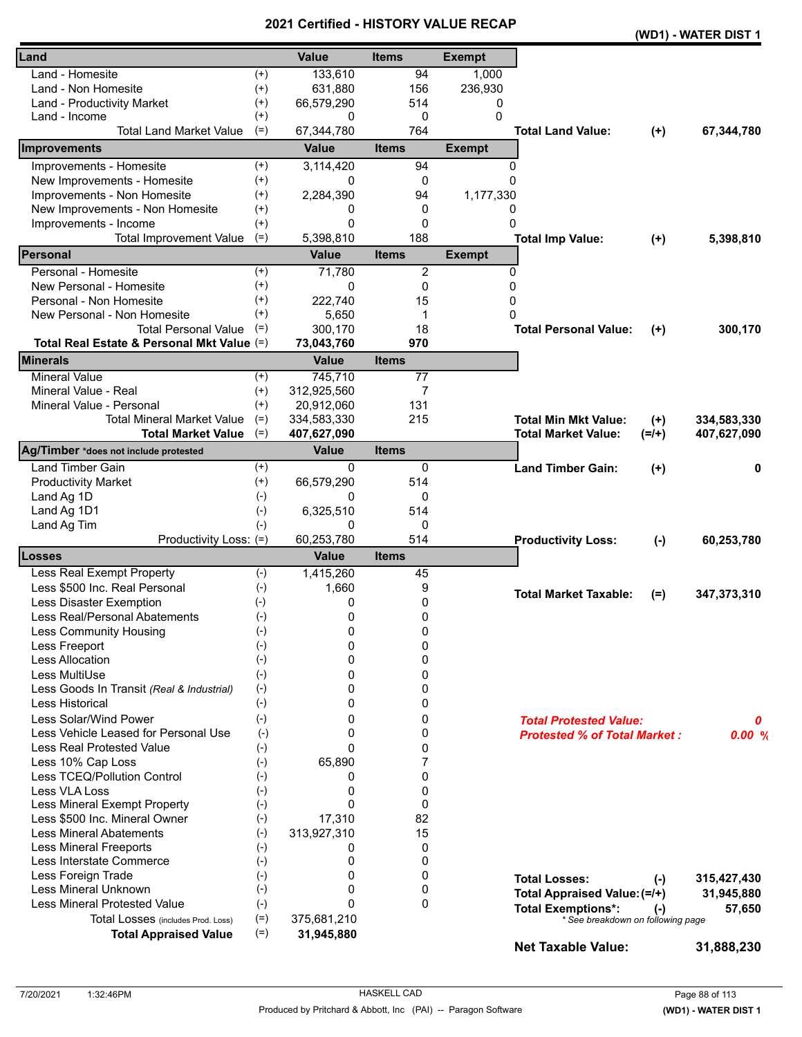# 2021 Certified - HISTORY VALUE RECAP

**(WD1) - WATER DIST 1**

| Land | | Value | Items | Exempt | | | |
|---|---|---|---|---|---|---|---|
| Land - Homesite | (+) | 133,610 | 94 | 1,000 | | | |
| Land - Non Homesite | (+) | 631,880 | 156 | 236,930 | | | |
| Land - Productivity Market | (+) | 66,579,290 | 514 | 0 | | | |
| Land - Income | (+) | 0 | 0 | 0 | | | |
| Total Land Market Value | (=) | 67,344,780 | 764 | | **Total Land Value:** | (+) | **67,344,780** |
| **Improvements** | | **Value** | **Items** | **Exempt** | | | |
| Improvements - Homesite | (+) | 3,114,420 | 94 | 0 | | | |
| New Improvements - Homesite | (+) | 0 | 0 | 0 | | | |
| Improvements - Non Homesite | (+) | 2,284,390 | 94 | 1,177,330 | | | |
| New Improvements - Non Homesite | (+) | 0 | 0 | 0 | | | |
| Improvements - Income | (+) | 0 | 0 | 0 | | | |
| Total Improvement Value | (=) | 5,398,810 | 188 | | **Total Imp Value:** | (+) | **5,398,810** |
| **Personal** | | **Value** | **Items** | **Exempt** | | | |
| Personal - Homesite | (+) | 71,780 | 2 | 0 | | | |
| New Personal - Homesite | (+) | 0 | 0 | 0 | | | |
| Personal - Non Homesite | (+) | 222,740 | 15 | 0 | | | |
| New Personal - Non Homesite | (+) | 5,650 | 1 | 0 | | | |
| Total Personal Value | (=) | 300,170 | 18 | | **Total Personal Value:** | (+) | **300,170** |
| **Total Real Estate & Personal Mkt Value** | (=) | **73,043,760** | **970** | | | | |
| **Minerals** | | **Value** | **Items** | | | | |
| Mineral Value | (+) | 745,710 | 77 | | | | |
| Mineral Value - Real | (+) | 312,925,560 | 7 | | | | |
| Mineral Value - Personal | (+) | 20,912,060 | 131 | | | | |
| Total Mineral Market Value | (=) | 334,583,330 | 215 | | **Total Min Mkt Value:** | (+) | **334,583,330** |
| **Total Market Value** | (=) | **407,627,090** | | | **Total Market Value:** | (=/+) | **407,627,090** |
| **Ag/Timber** *does not include protested | | **Value** | **Items** | | | | |
| Land Timber Gain | (+) | 0 | 0 | | **Land Timber Gain:** | (+) | **0** |
| Productivity Market | (+) | 66,579,290 | 514 | | | | |
| Land Ag 1D | (-) | 0 | 0 | | | | |
| Land Ag 1D1 | (-) | 6,325,510 | 514 | | | | |
| Land Ag Tim | (-) | 0 | 0 | | | | |
| Productivity Loss: | (=) | 60,253,780 | 514 | | **Productivity Loss:** | (-) | **60,253,780** |
| **Losses** | | **Value** | **Items** | | | | |
| Less Real Exempt Property | (-) | 1,415,260 | 45 | | | | |
| Less $500 Inc. Real Personal | (-) | 1,660 | 9 | | **Total Market Taxable:** | (=) | **347,373,310** |
| Less Disaster Exemption | (-) | 0 | 0 | | | | |
| Less Real/Personal Abatements | (-) | 0 | 0 | | | | |
| Less Community Housing | (-) | 0 | 0 | | | | |
| Less Freeport | (-) | 0 | 0 | | | | |
| Less Allocation | (-) | 0 | 0 | | | | |
| Less MultiUse | (-) | 0 | 0 | | | | |
| Less Goods In Transit *(Real & Industrial)* | (-) | 0 | 0 | | | | |
| Less Historical | (-) | 0 | 0 | | | | |
| Less Solar/Wind Power | (-) | 0 | 0 | | ***Total Protested Value:*** | | ***0*** |
| Less Vehicle Leased for Personal Use | (-) | 0 | 0 | | ***Protested % of Total Market :*** | | ***0.00 %*** |
| Less Real Protested Value | (-) | 0 | 0 | | | | |
| Less 10% Cap Loss | (-) | 65,890 | 7 | | | | |
| Less TCEQ/Pollution Control | (-) | 0 | 0 | | | | |
| Less VLA Loss | (-) | 0 | 0 | | | | |
| Less Mineral Exempt Property | (-) | 0 | 0 | | | | |
| Less $500 Inc. Mineral Owner | (-) | 17,310 | 82 | | | | |
| Less Mineral Abatements | (-) | 313,927,310 | 15 | | | | |
| Less Mineral Freeports | (-) | 0 | 0 | | | | |
| Less Interstate Commerce | (-) | 0 | 0 | | | | |
| Less Foreign Trade | (-) | 0 | 0 | | **Total Losses:** | (-) | **315,427,430** |
| Less Mineral Unknown | (-) | 0 | 0 | | **Total Appraised Value:** | (=/+) | **31,945,880** |
| Less Mineral Protested Value | (-) | 0 | 0 | | **Total Exemptions*:** | (-) | **57,650** |
| Total Losses (includes Prod. Loss) | (=) | 375,681,210 | | | *\* See breakdown on following page* | | |
| **Total Appraised Value** | (=) | **31,945,880** | | | | | |
| | | | | | **Net Taxable Value:** | | **31,888,230** |

7/20/2021 1:32:46PM HASKELL CAD

Produced by Pritchard & Abbott, Inc (PAI) -- Paragon Software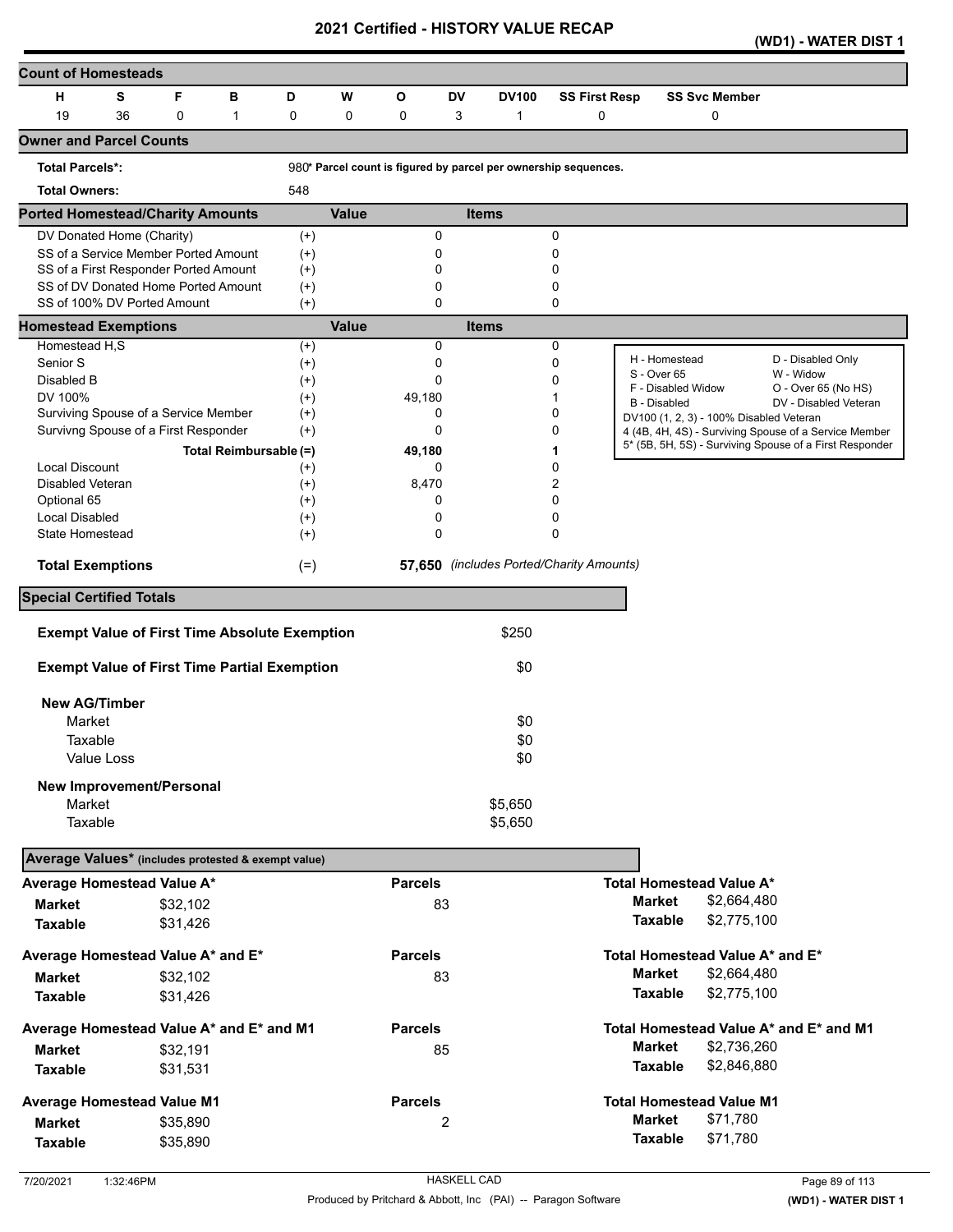# 2021 Certified - HISTORY VALUE RECAP

(WD1) - WATER DIST 1

## Count of Homesteads

| H | S | F | B | D | W | O | DV | DV100 | SS First Resp | SS Svc Member |
|---|---|---|---|---|---|---|---|---|---|---|
| 19 | 36 | 0 | 1 | 0 | 0 | 0 | 3 | 1 | 0 | 0 |

## Owner and Parcel Counts

**Total Parcels*:** 980* Parcel count is figured by parcel per ownership sequences.

**Total Owners:** 548

## Ported Homestead/Charity Amounts

| | | Value | Items |
|---|---|---|---|
| DV Donated Home (Charity) | (+) | 0 | 0 |
| SS of a Service Member Ported Amount | (+) | 0 | 0 |
| SS of a First Responder Ported Amount | (+) | 0 | 0 |
| SS of DV Donated Home Ported Amount | (+) | 0 | 0 |
| SS of 100% DV Ported Amount | (+) | 0 | 0 |

## Homestead Exemptions

| | | Value | Items |
|---|---|---|---|
| Homestead H,S | (+) | 0 | 0 |
| Senior S | (+) | 0 | 0 |
| Disabled B | (+) | 0 | 0 |
| DV 100% | (+) | 49,180 | 1 |
| Surviving Spouse of a Service Member | (+) | 0 | 0 |
| Survivng Spouse of a First Responder | (+) | 0 | 0 |
| **Total Reimbursable** | (=) | **49,180** | **1** |
| Local Discount | (+) | 0 | 0 |
| Disabled Veteran | (+) | 8,470 | 2 |
| Optional 65 | (+) | 0 | 0 |
| Local Disabled | (+) | 0 | 0 |
| State Homestead | (+) | 0 | 0 |
| **Total Exemptions** | (=) | **57,650** | *(includes Ported/Charity Amounts)* |

H - Homestead | D - Disabled Only
S - Over 65 | W - Widow
F - Disabled Widow | O - Over 65 (No HS)
B - Disabled | DV - Disabled Veteran
DV100 (1, 2, 3) - 100% Disabled Veteran
4 (4B, 4H, 4S) - Surviving Spouse of a Service Member
5* (5B, 5H, 5S) - Surviving Spouse of a First Responder

## Special Certified Totals

**Exempt Value of First Time Absolute Exemption** $250

**Exempt Value of First Time Partial Exemption** $0

**New AG/Timber**

| | |
|---|---|
| Market | $0 |
| Taxable | $0 |
| Value Loss | $0 |

**New Improvement/Personal**

| | |
|---|---|
| Market | $5,650 |
| Taxable | $5,650 |

## Average Values* (includes protested & exempt value)

| Average Homestead Value A* | | Parcels | Total Homestead Value A* | |
|---|---|---|---|---|
| **Market** | $32,102 | 83 | **Market** | $2,664,480 |
| **Taxable** | $31,426 | | **Taxable** | $2,775,100 |

| Average Homestead Value A* and E* | | Parcels | Total Homestead Value A* and E* | |
|---|---|---|---|---|
| **Market** | $32,102 | 83 | **Market** | $2,664,480 |
| **Taxable** | $31,426 | | **Taxable** | $2,775,100 |

| Average Homestead Value A* and E* and M1 | | Parcels | Total Homestead Value A* and E* and M1 | |
|---|---|---|---|---|
| **Market** | $32,191 | 85 | **Market** | $2,736,260 |
| **Taxable** | $31,531 | | **Taxable** | $2,846,880 |

| Average Homestead Value M1 | | Parcels | Total Homestead Value M1 | |
|---|---|---|---|---|
| **Market** | $35,890 | 2 | **Market** | $71,780 |
| **Taxable** | $35,890 | | **Taxable** | $71,780 |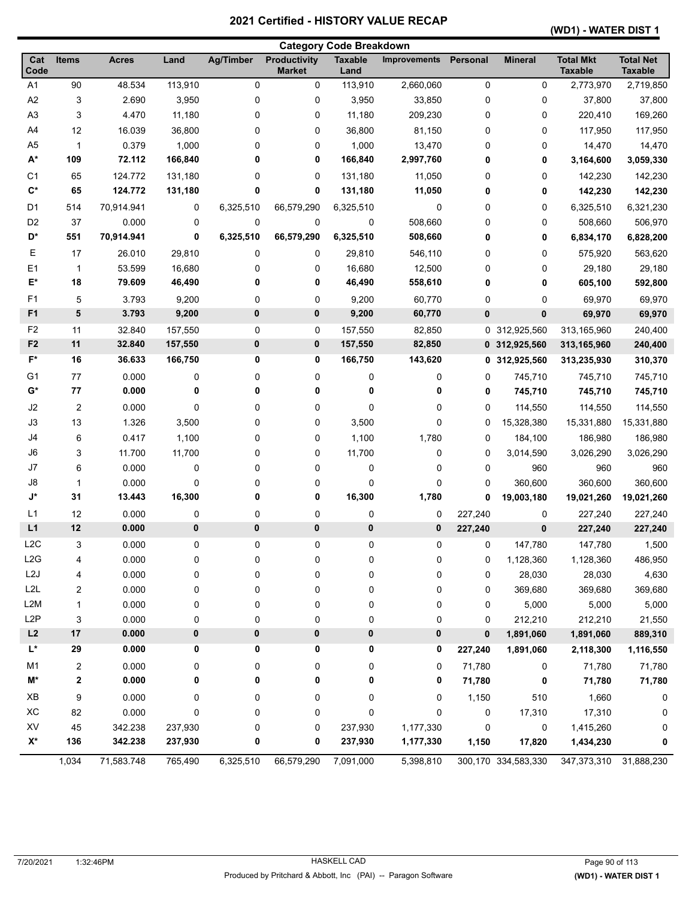# 2021 Certified - HISTORY VALUE RECAP

**(WD1) - WATER DIST 1**

## Category Code Breakdown

| Cat Code | Items | Acres | Land | Ag/Timber | Productivity Market | Taxable Land | Improvements | Personal | Mineral | Total Mkt Taxable | Total Net Taxable |
|---|---|---|---|---|---|---|---|---|---|---|---|
| A1 | 90 | 48.534 | 113,910 | 0 | 0 | 113,910 | 2,660,060 | 0 | 0 | 2,773,970 | 2,719,850 |
| A2 | 3 | 2.690 | 3,950 | 0 | 0 | 3,950 | 33,850 | 0 | 0 | 37,800 | 37,800 |
| A3 | 3 | 4.470 | 11,180 | 0 | 0 | 11,180 | 209,230 | 0 | 0 | 220,410 | 169,260 |
| A4 | 12 | 16.039 | 36,800 | 0 | 0 | 36,800 | 81,150 | 0 | 0 | 117,950 | 117,950 |
| A5 | 1 | 0.379 | 1,000 | 0 | 0 | 1,000 | 13,470 | 0 | 0 | 14,470 | 14,470 |
| **A*** | **109** | **72.112** | **166,840** | **0** | **0** | **166,840** | **2,997,760** | **0** | **0** | **3,164,600** | **3,059,330** |
| C1 | 65 | 124.772 | 131,180 | 0 | 0 | 131,180 | 11,050 | 0 | 0 | 142,230 | 142,230 |
| **C*** | **65** | **124.772** | **131,180** | **0** | **0** | **131,180** | **11,050** | **0** | **0** | **142,230** | **142,230** |
| D1 | 514 | 70,914.941 | 0 | 6,325,510 | 66,579,290 | 6,325,510 | 0 | 0 | 0 | 6,325,510 | 6,321,230 |
| D2 | 37 | 0.000 | 0 | 0 | 0 | 0 | 508,660 | 0 | 0 | 508,660 | 506,970 |
| **D*** | **551** | **70,914.941** | **0** | **6,325,510** | **66,579,290** | **6,325,510** | **508,660** | **0** | **0** | **6,834,170** | **6,828,200** |
| E | 17 | 26.010 | 29,810 | 0 | 0 | 29,810 | 546,110 | 0 | 0 | 575,920 | 563,620 |
| E1 | 1 | 53.599 | 16,680 | 0 | 0 | 16,680 | 12,500 | 0 | 0 | 29,180 | 29,180 |
| **E*** | **18** | **79.609** | **46,490** | **0** | **0** | **46,490** | **558,610** | **0** | **0** | **605,100** | **592,800** |
| F1 | 5 | 3.793 | 9,200 | 0 | 0 | 9,200 | 60,770 | 0 | 0 | 69,970 | 69,970 |
| **F1** | **5** | **3.793** | **9,200** | **0** | **0** | **9,200** | **60,770** | **0** | **0** | **69,970** | **69,970** |
| F2 | 11 | 32.840 | 157,550 | 0 | 0 | 157,550 | 82,850 | 0 | 312,925,560 | 313,165,960 | 240,400 |
| **F2** | **11** | **32.840** | **157,550** | **0** | **0** | **157,550** | **82,850** | **0** | **312,925,560** | **313,165,960** | **240,400** |
| **F*** | **16** | **36.633** | **166,750** | **0** | **0** | **166,750** | **143,620** | **0** | **312,925,560** | **313,235,930** | **310,370** |
| G1 | 77 | 0.000 | 0 | 0 | 0 | 0 | 0 | 0 | 745,710 | 745,710 | 745,710 |
| **G*** | **77** | **0.000** | **0** | **0** | **0** | **0** | **0** | **0** | **745,710** | **745,710** | **745,710** |
| J2 | 2 | 0.000 | 0 | 0 | 0 | 0 | 0 | 0 | 114,550 | 114,550 | 114,550 |
| J3 | 13 | 1.326 | 3,500 | 0 | 0 | 3,500 | 0 | 0 | 15,328,380 | 15,331,880 | 15,331,880 |
| J4 | 6 | 0.417 | 1,100 | 0 | 0 | 1,100 | 1,780 | 0 | 184,100 | 186,980 | 186,980 |
| J6 | 3 | 11.700 | 11,700 | 0 | 0 | 11,700 | 0 | 0 | 3,014,590 | 3,026,290 | 3,026,290 |
| J7 | 6 | 0.000 | 0 | 0 | 0 | 0 | 0 | 0 | 960 | 960 | 960 |
| J8 | 1 | 0.000 | 0 | 0 | 0 | 0 | 0 | 0 | 360,600 | 360,600 | 360,600 |
| **J*** | **31** | **13.443** | **16,300** | **0** | **0** | **16,300** | **1,780** | **0** | **19,003,180** | **19,021,260** | **19,021,260** |
| L1 | 12 | 0.000 | 0 | 0 | 0 | 0 | 0 | 227,240 | 0 | 227,240 | 227,240 |
| **L1** | **12** | **0.000** | **0** | **0** | **0** | **0** | **0** | **227,240** | **0** | **227,240** | **227,240** |
| L2C | 3 | 0.000 | 0 | 0 | 0 | 0 | 0 | 0 | 147,780 | 147,780 | 1,500 |
| L2G | 4 | 0.000 | 0 | 0 | 0 | 0 | 0 | 0 | 1,128,360 | 1,128,360 | 486,950 |
| L2J | 4 | 0.000 | 0 | 0 | 0 | 0 | 0 | 0 | 28,030 | 28,030 | 4,630 |
| L2L | 2 | 0.000 | 0 | 0 | 0 | 0 | 0 | 0 | 369,680 | 369,680 | 369,680 |
| L2M | 1 | 0.000 | 0 | 0 | 0 | 0 | 0 | 0 | 5,000 | 5,000 | 5,000 |
| L2P | 3 | 0.000 | 0 | 0 | 0 | 0 | 0 | 0 | 212,210 | 212,210 | 21,550 |
| **L2** | **17** | **0.000** | **0** | **0** | **0** | **0** | **0** | **0** | **1,891,060** | **1,891,060** | **889,310** |
| **L*** | **29** | **0.000** | **0** | **0** | **0** | **0** | **0** | **227,240** | **1,891,060** | **2,118,300** | **1,116,550** |
| M1 | 2 | 0.000 | 0 | 0 | 0 | 0 | 0 | 71,780 | 0 | 71,780 | 71,780 |
| **M*** | **2** | **0.000** | **0** | **0** | **0** | **0** | **0** | **71,780** | **0** | **71,780** | **71,780** |
| XB | 9 | 0.000 | 0 | 0 | 0 | 0 | 0 | 1,150 | 510 | 1,660 | 0 |
| XC | 82 | 0.000 | 0 | 0 | 0 | 0 | 0 | 0 | 17,310 | 17,310 | 0 |
| XV | 45 | 342.238 | 237,930 | 0 | 0 | 237,930 | 1,177,330 | 0 | 0 | 1,415,260 | 0 |
| **X*** | **136** | **342.238** | **237,930** | **0** | **0** | **237,930** | **1,177,330** | **1,150** | **17,820** | **1,434,230** | **0** |
| | 1,034 | 71,583.748 | 765,490 | 6,325,510 | 66,579,290 | 7,091,000 | 5,398,810 | 300,170 | 334,583,330 | 347,373,310 | 31,888,230 |

7/20/2021 1:32:46PM HASKELL CAD

Produced by Pritchard & Abbott, Inc (PAI) -- Paragon Software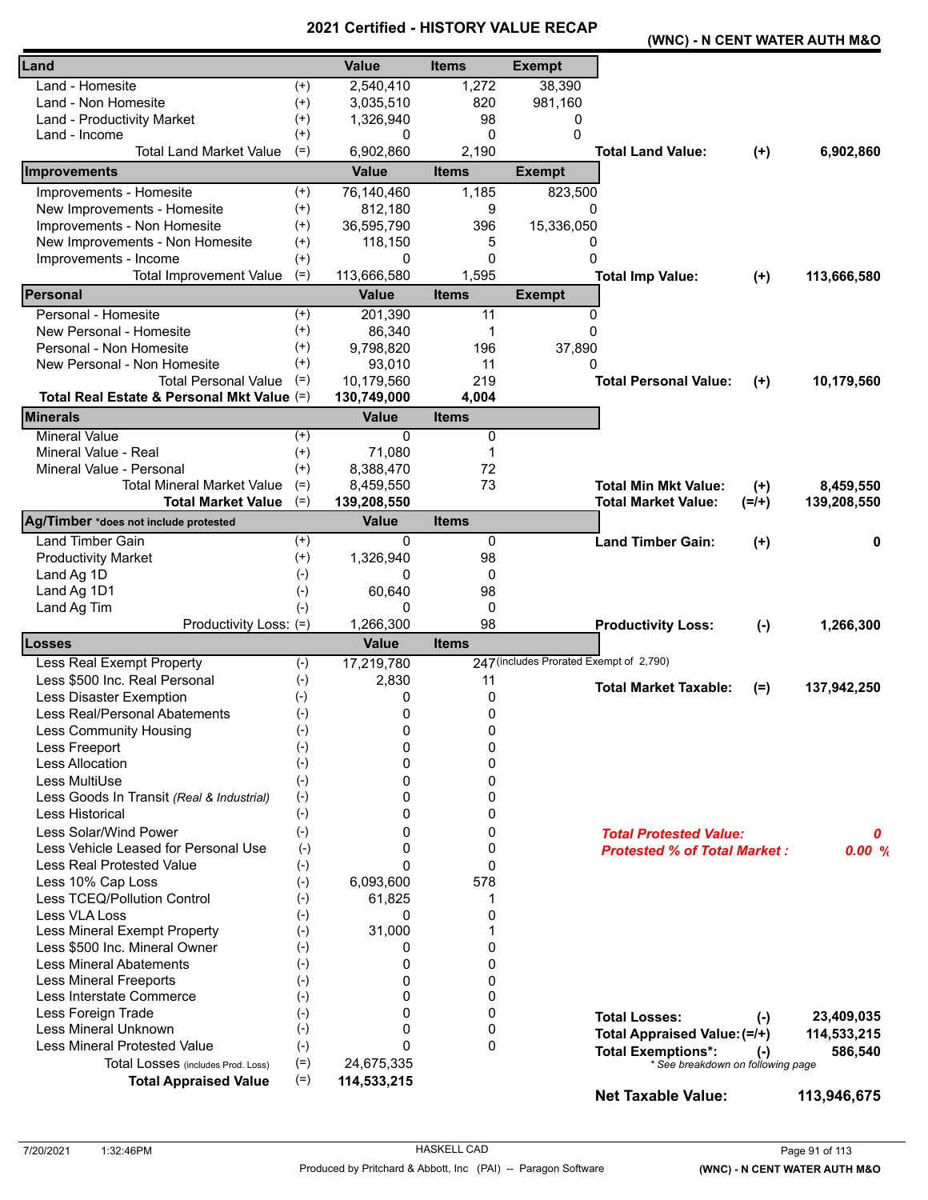# 2021 Certified - HISTORY VALUE RECAP

**(WNC) - N CENT WATER AUTH M&O**

| Land | | Value | Items | Exempt | | | |
|---|---|---|---|---|---|---|---|
| Land - Homesite | (+) | 2,540,410 | 1,272 | 38,390 | | | |
| Land - Non Homesite | (+) | 3,035,510 | 820 | 981,160 | | | |
| Land - Productivity Market | (+) | 1,326,940 | 98 | 0 | | | |
| Land - Income | (+) | 0 | 0 | 0 | | | |
| Total Land Market Value | (=) | 6,902,860 | 2,190 | | **Total Land Value:** | (+) | **6,902,860** |
| **Improvements** | | **Value** | **Items** | **Exempt** | | | |
| Improvements - Homesite | (+) | 76,140,460 | 1,185 | 823,500 | | | |
| New Improvements - Homesite | (+) | 812,180 | 9 | 0 | | | |
| Improvements - Non Homesite | (+) | 36,595,790 | 396 | 15,336,050 | | | |
| New Improvements - Non Homesite | (+) | 118,150 | 5 | 0 | | | |
| Improvements - Income | (+) | 0 | 0 | 0 | | | |
| Total Improvement Value | (=) | 113,666,580 | 1,595 | | **Total Imp Value:** | (+) | **113,666,580** |
| **Personal** | | **Value** | **Items** | **Exempt** | | | |
| Personal - Homesite | (+) | 201,390 | 11 | 0 | | | |
| New Personal - Homesite | (+) | 86,340 | 1 | 0 | | | |
| Personal - Non Homesite | (+) | 9,798,820 | 196 | 37,890 | | | |
| New Personal - Non Homesite | (+) | 93,010 | 11 | 0 | | | |
| Total Personal Value | (=) | 10,179,560 | 219 | | **Total Personal Value:** | (+) | **10,179,560** |
| **Total Real Estate & Personal Mkt Value** | (=) | **130,749,000** | **4,004** | | | | |
| **Minerals** | | **Value** | **Items** | | | | |
| Mineral Value | (+) | 0 | 0 | | | | |
| Mineral Value - Real | (+) | 71,080 | 1 | | | | |
| Mineral Value - Personal | (+) | 8,388,470 | 72 | | | | |
| Total Mineral Market Value | (=) | 8,459,550 | 73 | | **Total Min Mkt Value:** | (+) | **8,459,550** |
| **Total Market Value** | (=) | **139,208,550** | | | **Total Market Value:** | (=/+) | **139,208,550** |
| **Ag/Timber** *does not include protested | | **Value** | **Items** | | | | |
| Land Timber Gain | (+) | 0 | 0 | | **Land Timber Gain:** | (+) | **0** |
| Productivity Market | (+) | 1,326,940 | 98 | | | | |
| Land Ag 1D | (-) | 0 | 0 | | | | |
| Land Ag 1D1 | (-) | 60,640 | 98 | | | | |
| Land Ag Tim | (-) | 0 | 0 | | | | |
| Productivity Loss: | (=) | 1,266,300 | 98 | | **Productivity Loss:** | (-) | **1,266,300** |
| **Losses** | | **Value** | **Items** | | | | |
| Less Real Exempt Property | (-) | 17,219,780 | 247 | (includes Prorated Exempt of 2,790) | | | |
| Less $500 Inc. Real Personal | (-) | 2,830 | 11 | | **Total Market Taxable:** | (=) | **137,942,250** |
| Less Disaster Exemption | (-) | 0 | 0 | | | | |
| Less Real/Personal Abatements | (-) | 0 | 0 | | | | |
| Less Community Housing | (-) | 0 | 0 | | | | |
| Less Freeport | (-) | 0 | 0 | | | | |
| Less Allocation | (-) | 0 | 0 | | | | |
| Less MultiUse | (-) | 0 | 0 | | | | |
| Less Goods In Transit *(Real & Industrial)* | (-) | 0 | 0 | | | | |
| Less Historical | (-) | 0 | 0 | | | | |
| Less Solar/Wind Power | (-) | 0 | 0 | | ***Total Protested Value:*** | | ***0*** |
| Less Vehicle Leased for Personal Use | (-) | 0 | 0 | | ***Protested % of Total Market :*** | | ***0.00 %*** |
| Less Real Protested Value | (-) | 0 | 0 | | | | |
| Less 10% Cap Loss | (-) | 6,093,600 | 578 | | | | |
| Less TCEQ/Pollution Control | (-) | 61,825 | 1 | | | | |
| Less VLA Loss | (-) | 0 | 0 | | | | |
| Less Mineral Exempt Property | (-) | 31,000 | 1 | | | | |
| Less $500 Inc. Mineral Owner | (-) | 0 | 0 | | | | |
| Less Mineral Abatements | (-) | 0 | 0 | | | | |
| Less Mineral Freeports | (-) | 0 | 0 | | | | |
| Less Interstate Commerce | (-) | 0 | 0 | | | | |
| Less Foreign Trade | (-) | 0 | 0 | | **Total Losses:** | (-) | **23,409,035** |
| Less Mineral Unknown | (-) | 0 | 0 | | **Total Appraised Value:** | (=/+) | **114,533,215** |
| Less Mineral Protested Value | (-) | 0 | 0 | | **Total Exemptions*:** | (-) | **586,540** |
| Total Losses *(includes Prod. Loss)* | (=) | 24,675,335 | | | * See breakdown on following page | | |
| **Total Appraised Value** | (=) | **114,533,215** | | | | | |
| | | | | | **Net Taxable Value:** | | **113,946,675** |

7/20/2021 1:32:46PM HASKELL CAD

Produced by Pritchard & Abbott, Inc (PAI) -- Paragon Software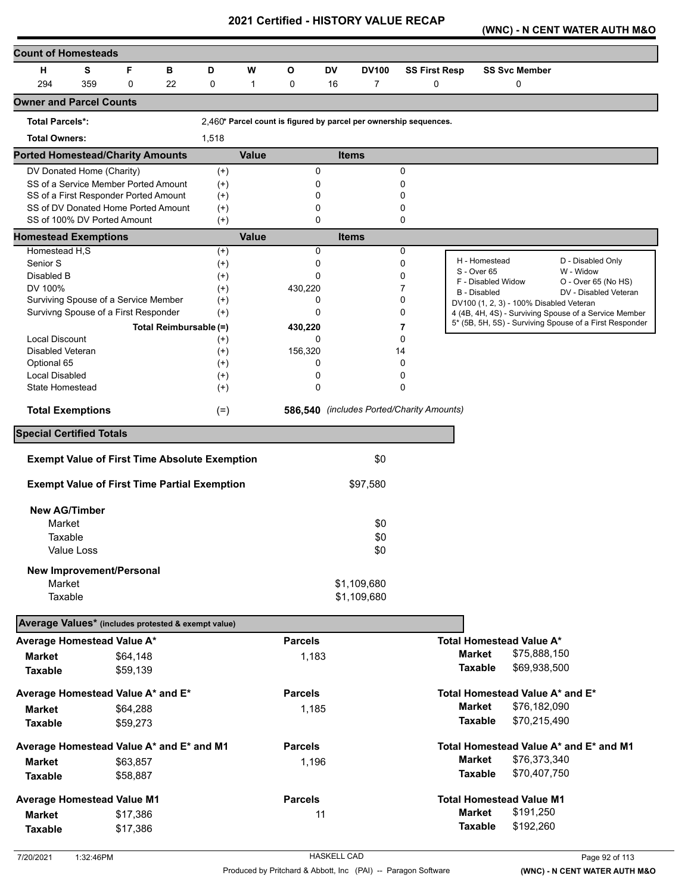# 2021 Certified - HISTORY VALUE RECAP

**(WNC) - N CENT WATER AUTH M&O**

## Count of Homesteads

| H | S | F | B | D | W | O | DV | DV100 | SS First Resp | SS Svc Member |
|---|---|---|---|---|---|---|---|---|---|---|
| 294 | 359 | 0 | 22 | 0 | 1 | 0 | 16 | 7 | 0 | 0 |

## Owner and Parcel Counts

**Total Parcels*:** 2,460* **Parcel count is figured by parcel per ownership sequences.**

**Total Owners:** 1,518

## Ported Homestead/Charity Amounts

| | | Value | Items |
|---|---|---|---|
| DV Donated Home (Charity) | (+) | 0 | 0 |
| SS of a Service Member Ported Amount | (+) | 0 | 0 |
| SS of a First Responder Ported Amount | (+) | 0 | 0 |
| SS of DV Donated Home Ported Amount | (+) | 0 | 0 |
| SS of 100% DV Ported Amount | (+) | 0 | 0 |

## Homestead Exemptions

| | | Value | Items |
|---|---|---|---|
| Homestead H,S | (+) | 0 | 0 |
| Senior S | (+) | 0 | 0 |
| Disabled B | (+) | 0 | 0 |
| DV 100% | (+) | 430,220 | 7 |
| Surviving Spouse of a Service Member | (+) | 0 | 0 |
| Survivng Spouse of a First Responder | (+) | 0 | 0 |
| Total Reimbursable | (=) | 430,220 | 7 |
| Local Discount | (+) | 0 | 0 |
| Disabled Veteran | (+) | 156,320 | 14 |
| Optional 65 | (+) | 0 | 0 |
| Local Disabled | (+) | 0 | 0 |
| State Homestead | (+) | 0 | 0 |
| **Total Exemptions** | (=) | **586,540** | *(includes Ported/Charity Amounts)* |

| | |
|---|---|
| H - Homestead | D - Disabled Only |
| S - Over 65 | W - Widow |
| F - Disabled Widow | O - Over 65 (No HS) |
| B - Disabled | DV - Disabled Veteran |

DV100 (1, 2, 3) - 100% Disabled Veteran
4 (4B, 4H, 4S) - Surviving Spouse of a Service Member
5* (5B, 5H, 5S) - Surviving Spouse of a First Responder

## Special Certified Totals

**Exempt Value of First Time Absolute Exemption** $0

**Exempt Value of First Time Partial Exemption** $97,580

**New AG/Timber**

| | |
|---|---|
| Market | $0 |
| Taxable | $0 |
| Value Loss | $0 |

**New Improvement/Personal**

| | |
|---|---|
| Market | $1,109,680 |
| Taxable | $1,109,680 |

## Average Values* (includes protested & exempt value)

| Average Homestead Value A* | | Parcels | Total Homestead Value A* | |
|---|---|---|---|---|
| **Market** | $64,148 | 1,183 | **Market** | $75,888,150 |
| **Taxable** | $59,139 | | **Taxable** | $69,938,500 |

| Average Homestead Value A* and E* | | Parcels | Total Homestead Value A* and E* | |
|---|---|---|---|---|
| **Market** | $64,288 | 1,185 | **Market** | $76,182,090 |
| **Taxable** | $59,273 | | **Taxable** | $70,215,490 |

| Average Homestead Value A* and E* and M1 | | Parcels | Total Homestead Value A* and E* and M1 | |
|---|---|---|---|---|
| **Market** | $63,857 | 1,196 | **Market** | $76,373,340 |
| **Taxable** | $58,887 | | **Taxable** | $70,407,750 |

| Average Homestead Value M1 | | Parcels | Total Homestead Value M1 | |
|---|---|---|---|---|
| **Market** | $17,386 | 11 | **Market** | $191,250 |
| **Taxable** | $17,386 | | **Taxable** | $192,260 |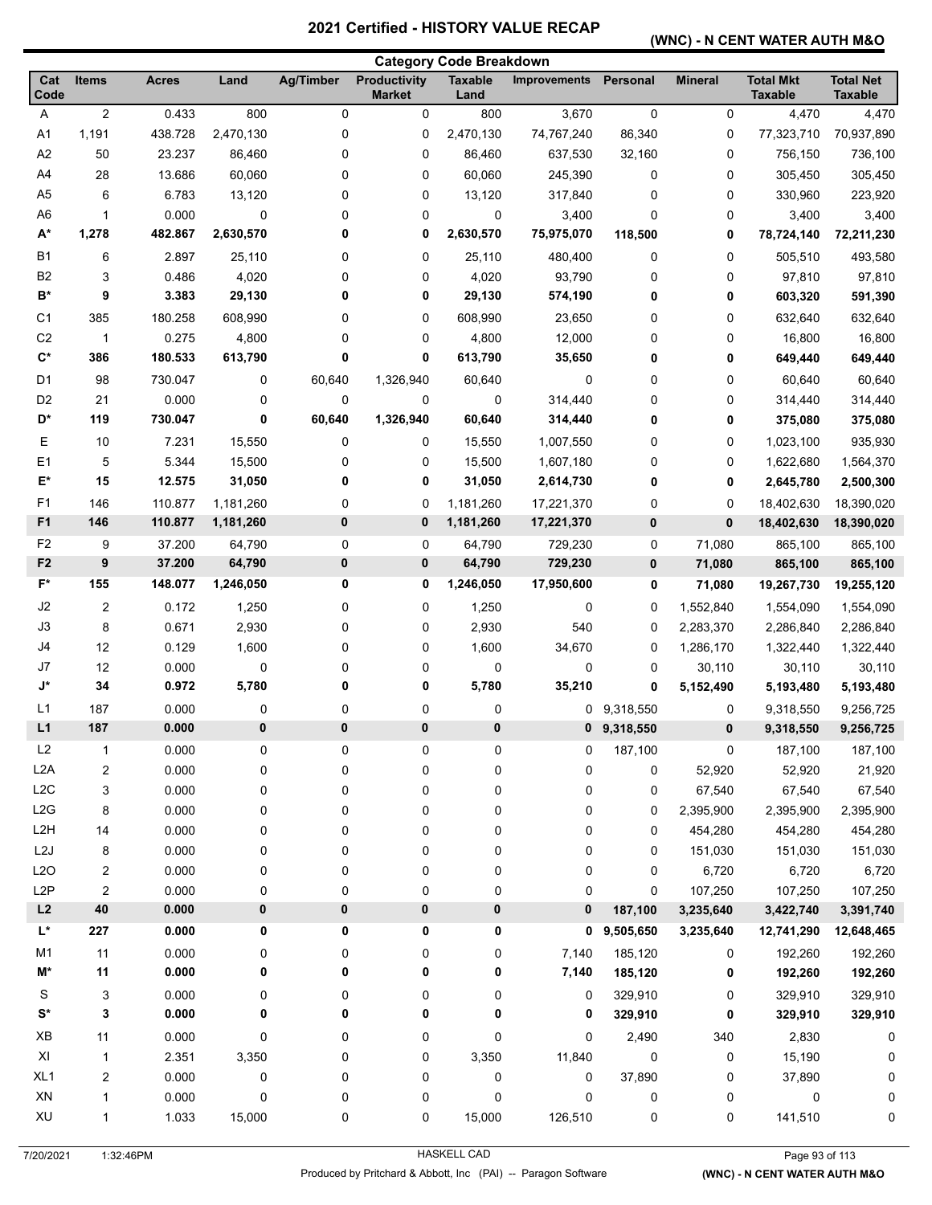# 2021 Certified - HISTORY VALUE RECAP

**(WNC) - N CENT WATER AUTH M&O**

**Category Code Breakdown**

| Cat Code | Items | Acres | Land | Ag/Timber | Productivity Market | Taxable Land | Improvements | Personal | Mineral | Total Mkt Taxable | Total Net Taxable |
|---|---|---|---|---|---|---|---|---|---|---|---|
| A | 2 | 0.433 | 800 | 0 | 0 | 800 | 3,670 | 0 | 0 | 4,470 | 4,470 |
| A1 | 1,191 | 438.728 | 2,470,130 | 0 | 0 | 2,470,130 | 74,767,240 | 86,340 | 0 | 77,323,710 | 70,937,890 |
| A2 | 50 | 23.237 | 86,460 | 0 | 0 | 86,460 | 637,530 | 32,160 | 0 | 756,150 | 736,100 |
| A4 | 28 | 13.686 | 60,060 | 0 | 0 | 60,060 | 245,390 | 0 | 0 | 305,450 | 305,450 |
| A5 | 6 | 6.783 | 13,120 | 0 | 0 | 13,120 | 317,840 | 0 | 0 | 330,960 | 223,920 |
| A6 | 1 | 0.000 | 0 | 0 | 0 | 0 | 3,400 | 0 | 0 | 3,400 | 3,400 |
| **A*** | **1,278** | **482.867** | **2,630,570** | **0** | **0** | **2,630,570** | **75,975,070** | **118,500** | **0** | **78,724,140** | **72,211,230** |
| B1 | 6 | 2.897 | 25,110 | 0 | 0 | 25,110 | 480,400 | 0 | 0 | 505,510 | 493,580 |
| B2 | 3 | 0.486 | 4,020 | 0 | 0 | 4,020 | 93,790 | 0 | 0 | 97,810 | 97,810 |
| **B*** | **9** | **3.383** | **29,130** | **0** | **0** | **29,130** | **574,190** | **0** | **0** | **603,320** | **591,390** |
| C1 | 385 | 180.258 | 608,990 | 0 | 0 | 608,990 | 23,650 | 0 | 0 | 632,640 | 632,640 |
| C2 | 1 | 0.275 | 4,800 | 0 | 0 | 4,800 | 12,000 | 0 | 0 | 16,800 | 16,800 |
| **C*** | **386** | **180.533** | **613,790** | **0** | **0** | **613,790** | **35,650** | **0** | **0** | **649,440** | **649,440** |
| D1 | 98 | 730.047 | 0 | 60,640 | 1,326,940 | 60,640 | 0 | 0 | 0 | 60,640 | 60,640 |
| D2 | 21 | 0.000 | 0 | 0 | 0 | 0 | 314,440 | 0 | 0 | 314,440 | 314,440 |
| **D*** | **119** | **730.047** | **0** | **60,640** | **1,326,940** | **60,640** | **314,440** | **0** | **0** | **375,080** | **375,080** |
| E | 10 | 7.231 | 15,550 | 0 | 0 | 15,550 | 1,007,550 | 0 | 0 | 1,023,100 | 935,930 |
| E1 | 5 | 5.344 | 15,500 | 0 | 0 | 15,500 | 1,607,180 | 0 | 0 | 1,622,680 | 1,564,370 |
| **E*** | **15** | **12.575** | **31,050** | **0** | **0** | **31,050** | **2,614,730** | **0** | **0** | **2,645,780** | **2,500,300** |
| F1 | 146 | 110.877 | 1,181,260 | 0 | 0 | 1,181,260 | 17,221,370 | 0 | 0 | 18,402,630 | 18,390,020 |
| **F1** | **146** | **110.877** | **1,181,260** | **0** | **0** | **1,181,260** | **17,221,370** | **0** | **0** | **18,402,630** | **18,390,020** |
| F2 | 9 | 37.200 | 64,790 | 0 | 0 | 64,790 | 729,230 | 0 | 71,080 | 865,100 | 865,100 |
| **F2** | **9** | **37.200** | **64,790** | **0** | **0** | **64,790** | **729,230** | **0** | **71,080** | **865,100** | **865,100** |
| **F*** | **155** | **148.077** | **1,246,050** | **0** | **0** | **1,246,050** | **17,950,600** | **0** | **71,080** | **19,267,730** | **19,255,120** |
| J2 | 2 | 0.172 | 1,250 | 0 | 0 | 1,250 | 0 | 0 | 1,552,840 | 1,554,090 | 1,554,090 |
| J3 | 8 | 0.671 | 2,930 | 0 | 0 | 2,930 | 540 | 0 | 2,283,370 | 2,286,840 | 2,286,840 |
| J4 | 12 | 0.129 | 1,600 | 0 | 0 | 1,600 | 34,670 | 0 | 1,286,170 | 1,322,440 | 1,322,440 |
| J7 | 12 | 0.000 | 0 | 0 | 0 | 0 | 0 | 0 | 30,110 | 30,110 | 30,110 |
| **J*** | **34** | **0.972** | **5,780** | **0** | **0** | **5,780** | **35,210** | **0** | **5,152,490** | **5,193,480** | **5,193,480** |
| L1 | 187 | 0.000 | 0 | 0 | 0 | 0 | 0 | 9,318,550 | 0 | 9,318,550 | 9,256,725 |
| **L1** | **187** | **0.000** | **0** | **0** | **0** | **0** | **0** | **9,318,550** | **0** | **9,318,550** | **9,256,725** |
| L2 | 1 | 0.000 | 0 | 0 | 0 | 0 | 0 | 187,100 | 0 | 187,100 | 187,100 |
| L2A | 2 | 0.000 | 0 | 0 | 0 | 0 | 0 | 0 | 52,920 | 52,920 | 21,920 |
| L2C | 3 | 0.000 | 0 | 0 | 0 | 0 | 0 | 0 | 67,540 | 67,540 | 67,540 |
| L2G | 8 | 0.000 | 0 | 0 | 0 | 0 | 0 | 0 | 2,395,900 | 2,395,900 | 2,395,900 |
| L2H | 14 | 0.000 | 0 | 0 | 0 | 0 | 0 | 0 | 454,280 | 454,280 | 454,280 |
| L2J | 8 | 0.000 | 0 | 0 | 0 | 0 | 0 | 0 | 151,030 | 151,030 | 151,030 |
| L2O | 2 | 0.000 | 0 | 0 | 0 | 0 | 0 | 0 | 6,720 | 6,720 | 6,720 |
| L2P | 2 | 0.000 | 0 | 0 | 0 | 0 | 0 | 0 | 107,250 | 107,250 | 107,250 |
| **L2** | **40** | **0.000** | **0** | **0** | **0** | **0** | **0** | **187,100** | **3,235,640** | **3,422,740** | **3,391,740** |
| **L*** | **227** | **0.000** | **0** | **0** | **0** | **0** | **0** | **9,505,650** | **3,235,640** | **12,741,290** | **12,648,465** |
| M1 | 11 | 0.000 | 0 | 0 | 0 | 0 | 7,140 | 185,120 | 0 | 192,260 | 192,260 |
| **M*** | **11** | **0.000** | **0** | **0** | **0** | **0** | **7,140** | **185,120** | **0** | **192,260** | **192,260** |
| S | 3 | 0.000 | 0 | 0 | 0 | 0 | 0 | 329,910 | 0 | 329,910 | 329,910 |
| **S*** | **3** | **0.000** | **0** | **0** | **0** | **0** | **0** | **329,910** | **0** | **329,910** | **329,910** |
| XB | 11 | 0.000 | 0 | 0 | 0 | 0 | 0 | 2,490 | 340 | 2,830 | 0 |
| XI | 1 | 2.351 | 3,350 | 0 | 0 | 3,350 | 11,840 | 0 | 0 | 15,190 | 0 |
| XL1 | 2 | 0.000 | 0 | 0 | 0 | 0 | 0 | 37,890 | 0 | 37,890 | 0 |
| XN | 1 | 0.000 | 0 | 0 | 0 | 0 | 0 | 0 | 0 | 0 | 0 |
| XU | 1 | 1.033 | 15,000 | 0 | 0 | 15,000 | 126,510 | 0 | 0 | 141,510 | 0 |

7/20/2021 1:32:46PM HASKELL CAD

Produced by Pritchard & Abbott, Inc (PAI) -- Paragon Software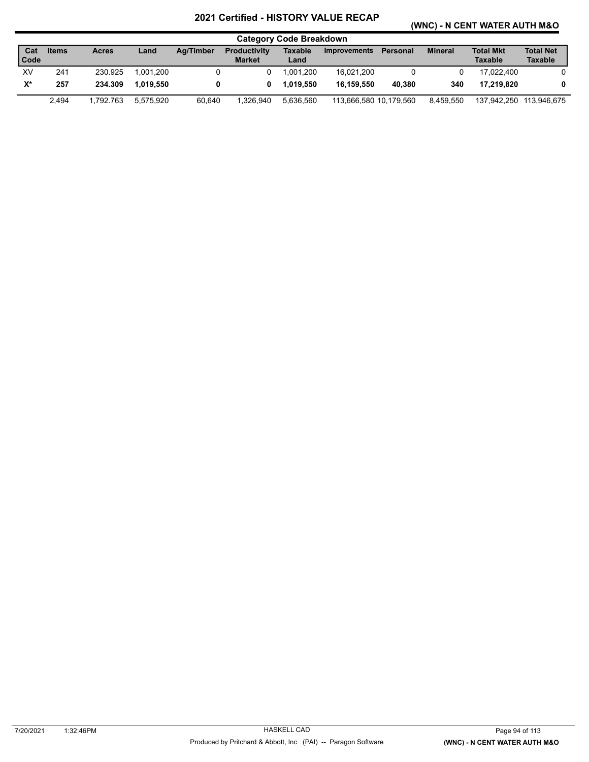# 2021 Certified - HISTORY VALUE RECAP

## (WNC) - N CENT WATER AUTH M&O

### Category Code Breakdown

| Cat Code | Items | Acres | Land | Ag/Timber | Productivity Market | Taxable Land | Improvements | Personal | Mineral | Total Mkt Taxable | Total Net Taxable |
|---|---|---|---|---|---|---|---|---|---|---|---|
| XV | 241 | 230.925 | 1,001,200 | 0 | 0 | 1,001,200 | 16,021,200 | 0 | 0 | 17,022,400 | 0 |
| **X*** | **257** | **234.309** | **1,019,550** | **0** | **0** | **1,019,550** | **16,159,550** | **40,380** | **340** | **17,219,820** | **0** |
| | 2,494 | 1,792.763 | 5,575,920 | 60,640 | 1,326,940 | 5,636,560 | 113,666,580 | 10,179,560 | 8,459,550 | 137,942,250 | 113,946,675 |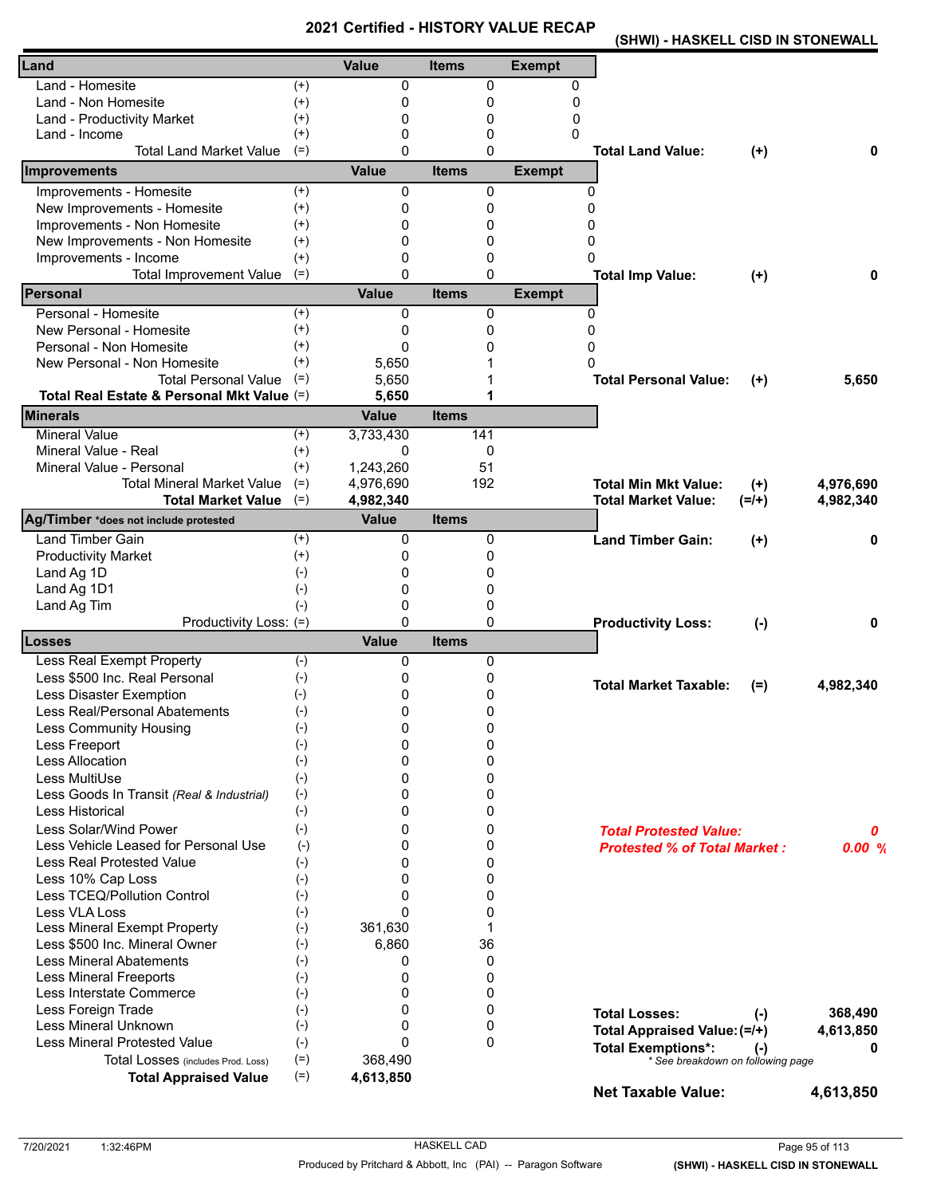# 2021 Certified - HISTORY VALUE RECAP

**(SHWI) - HASKELL CISD IN STONEWALL**

| Land | | Value | Items | Exempt | | | |
|---|---|---|---|---|---|---|---|
| Land - Homesite | (+) | 0 | 0 | 0 | | | |
| Land - Non Homesite | (+) | 0 | 0 | 0 | | | |
| Land - Productivity Market | (+) | 0 | 0 | 0 | | | |
| Land - Income | (+) | 0 | 0 | 0 | | | |
| Total Land Market Value | (=) | 0 | 0 | | **Total Land Value:** | **(+)** | **0** |
| **Improvements** | | **Value** | **Items** | **Exempt** | | | |
| Improvements - Homesite | (+) | 0 | 0 | 0 | | | |
| New Improvements - Homesite | (+) | 0 | 0 | 0 | | | |
| Improvements - Non Homesite | (+) | 0 | 0 | 0 | | | |
| New Improvements - Non Homesite | (+) | 0 | 0 | 0 | | | |
| Improvements - Income | (+) | 0 | 0 | 0 | | | |
| Total Improvement Value | (=) | 0 | 0 | | **Total Imp Value:** | **(+)** | **0** |
| **Personal** | | **Value** | **Items** | **Exempt** | | | |
| Personal - Homesite | (+) | 0 | 0 | 0 | | | |
| New Personal - Homesite | (+) | 0 | 0 | 0 | | | |
| Personal - Non Homesite | (+) | 0 | 0 | 0 | | | |
| New Personal - Non Homesite | (+) | 5,650 | 1 | 0 | | | |
| Total Personal Value | (=) | 5,650 | 1 | | **Total Personal Value:** | **(+)** | **5,650** |
| **Total Real Estate & Personal Mkt Value** | (=) | **5,650** | **1** | | | | |
| **Minerals** | | **Value** | **Items** | | | | |
| Mineral Value | (+) | 3,733,430 | 141 | | | | |
| Mineral Value - Real | (+) | 0 | 0 | | | | |
| Mineral Value - Personal | (+) | 1,243,260 | 51 | | | | |
| Total Mineral Market Value | (=) | 4,976,690 | 192 | | **Total Min Mkt Value:** | **(+)** | **4,976,690** |
| **Total Market Value** | (=) | **4,982,340** | | | **Total Market Value:** | **(=/+)** | **4,982,340** |
| **Ag/Timber** *does not include protested | | **Value** | **Items** | | | | |
| Land Timber Gain | (+) | 0 | 0 | | **Land Timber Gain:** | **(+)** | **0** |
| Productivity Market | (+) | 0 | 0 | | | | |
| Land Ag 1D | (-) | 0 | 0 | | | | |
| Land Ag 1D1 | (-) | 0 | 0 | | | | |
| Land Ag Tim | (-) | 0 | 0 | | | | |
| Productivity Loss: | (=) | 0 | 0 | | **Productivity Loss:** | **(-)** | **0** |
| **Losses** | | **Value** | **Items** | | | | |
| Less Real Exempt Property | (-) | 0 | 0 | | | | |
| Less $500 Inc. Real Personal | (-) | 0 | 0 | | **Total Market Taxable:** | **(=)** | **4,982,340** |
| Less Disaster Exemption | (-) | 0 | 0 | | | | |
| Less Real/Personal Abatements | (-) | 0 | 0 | | | | |
| Less Community Housing | (-) | 0 | 0 | | | | |
| Less Freeport | (-) | 0 | 0 | | | | |
| Less Allocation | (-) | 0 | 0 | | | | |
| Less MultiUse | (-) | 0 | 0 | | | | |
| Less Goods In Transit *(Real & Industrial)* | (-) | 0 | 0 | | | | |
| Less Historical | (-) | 0 | 0 | | | | |
| Less Solar/Wind Power | (-) | 0 | 0 | | ***Total Protested Value:*** | | ***0*** |
| Less Vehicle Leased for Personal Use | (-) | 0 | 0 | | ***Protested % of Total Market :*** | | ***0.00 %*** |
| Less Real Protested Value | (-) | 0 | 0 | | | | |
| Less 10% Cap Loss | (-) | 0 | 0 | | | | |
| Less TCEQ/Pollution Control | (-) | 0 | 0 | | | | |
| Less VLA Loss | (-) | 0 | 0 | | | | |
| Less Mineral Exempt Property | (-) | 361,630 | 1 | | | | |
| Less $500 Inc. Mineral Owner | (-) | 6,860 | 36 | | | | |
| Less Mineral Abatements | (-) | 0 | 0 | | | | |
| Less Mineral Freeports | (-) | 0 | 0 | | | | |
| Less Interstate Commerce | (-) | 0 | 0 | | | | |
| Less Foreign Trade | (-) | 0 | 0 | | **Total Losses:** | **(-)** | **368,490** |
| Less Mineral Unknown | (-) | 0 | 0 | | **Total Appraised Value:** | **(=/+)** | **4,613,850** |
| Less Mineral Protested Value | (-) | 0 | 0 | | **Total Exemptions*:** | **(-)** | **0** |
| Total Losses (includes Prod. Loss) | (=) | 368,490 | | | *\* See breakdown on following page* | | |
| **Total Appraised Value** | (=) | **4,613,850** | | | | | |

**Net Taxable Value: 4,613,850**

7/20/2021 1:32:46PM — HASKELL CAD — Produced by Pritchard & Abbott, Inc (PAI) -- Paragon Software — (SHWI) - HASKELL CISD IN STONEWALL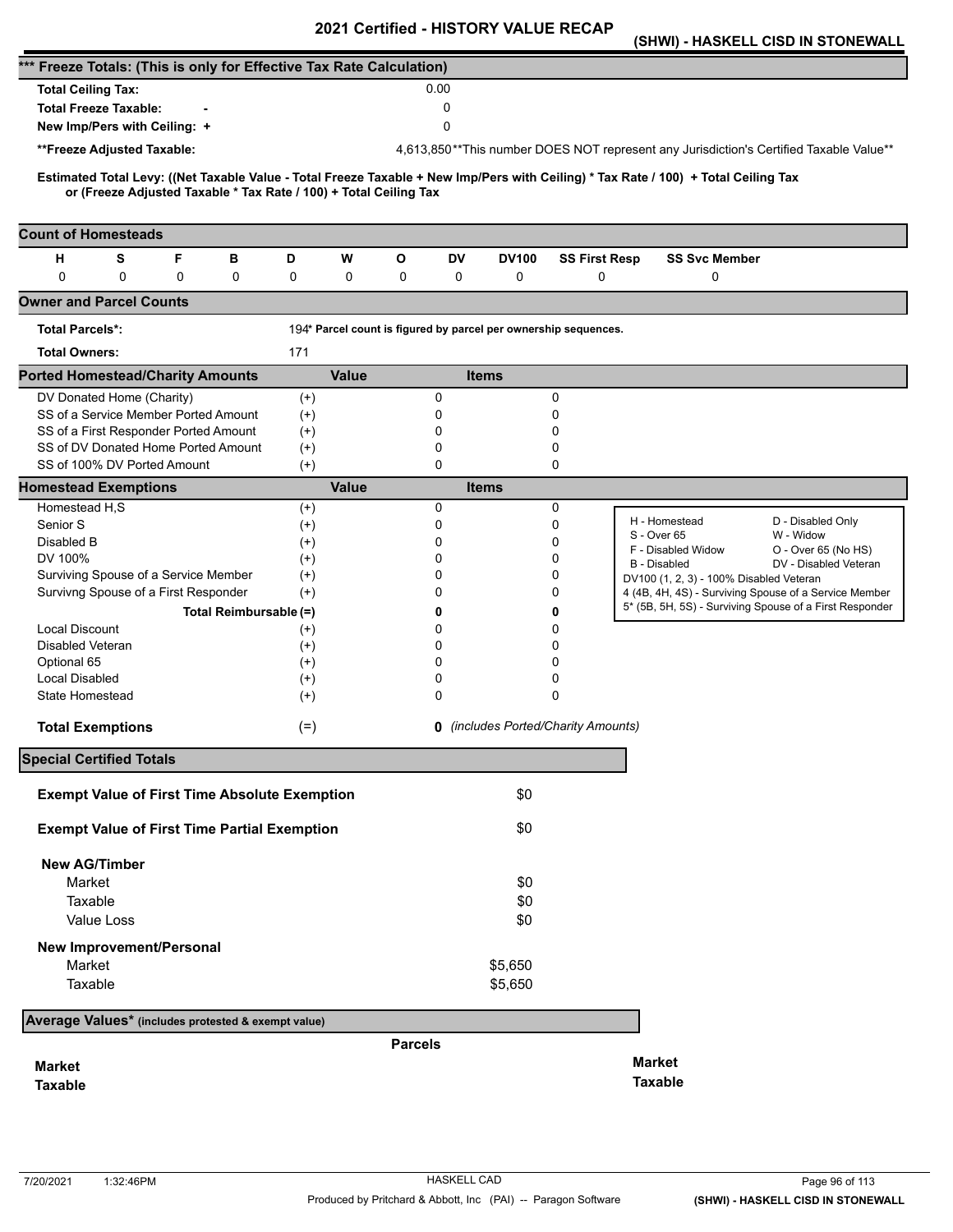# 2021 Certified - HISTORY VALUE RECAP

**(SHWI) - HASKELL CISD IN STONEWALL**

## *** Freeze Totals: (This is only for Effective Tax Rate Calculation)

| | | |
|---|---|---|
| **Total Ceiling Tax:** | | 0.00 |
| **Total Freeze Taxable:** | - | 0 |
| **New Imp/Pers with Ceiling:** | + | 0 |
| **\*\*Freeze Adjusted Taxable:** | | 4,613,850 **This number DOES NOT represent any Jurisdiction's Certified Taxable Value** |

**Estimated Total Levy: ((Net Taxable Value - Total Freeze Taxable + New Imp/Pers with Ceiling) * Tax Rate / 100) + Total Ceiling Tax or (Freeze Adjusted Taxable * Tax Rate / 100) + Total Ceiling Tax**

## Count of Homesteads

| H | S | F | B | D | W | O | DV | DV100 | SS First Resp | SS Svc Member |
|---|---|---|---|---|---|---|---|---|---|---|
| 0 | 0 | 0 | 0 | 0 | 0 | 0 | 0 | 0 | 0 | 0 |

## Owner and Parcel Counts

| | | |
|---|---|---|
| **Total Parcels*:** | 194 | * Parcel count is figured by parcel per ownership sequences. |
| **Total Owners:** | 171 | |

## Ported Homestead/Charity Amounts

| | | Value | Items |
|---|---|---|---|
| DV Donated Home (Charity) | (+) | 0 | 0 |
| SS of a Service Member Ported Amount | (+) | 0 | 0 |
| SS of a First Responder Ported Amount | (+) | 0 | 0 |
| SS of DV Donated Home Ported Amount | (+) | 0 | 0 |
| SS of 100% DV Ported Amount | (+) | 0 | 0 |

## Homestead Exemptions

| | | Value | Items |
|---|---|---|---|
| Homestead H,S | (+) | 0 | 0 |
| Senior S | (+) | 0 | 0 |
| Disabled B | (+) | 0 | 0 |
| DV 100% | (+) | 0 | 0 |
| Surviving Spouse of a Service Member | (+) | 0 | 0 |
| Survivng Spouse of a First Responder | (+) | 0 | 0 |
| **Total Reimbursable** | **(=)** | **0** | **0** |
| Local Discount | (+) | 0 | 0 |
| Disabled Veteran | (+) | 0 | 0 |
| Optional 65 | (+) | 0 | 0 |
| Local Disabled | (+) | 0 | 0 |
| State Homestead | (+) | 0 | 0 |
| **Total Exemptions** | (=) | **0** | *(includes Ported/Charity Amounts)* |

| | |
|---|---|
| H - Homestead | D - Disabled Only |
| S - Over 65 | W - Widow |
| F - Disabled Widow | O - Over 65 (No HS) |
| B - Disabled | DV - Disabled Veteran |
| DV100 (1, 2, 3) - 100% Disabled Veteran | |
| 4 (4B, 4H, 4S) - Surviving Spouse of a Service Member | |
| 5* (5B, 5H, 5S) - Surviving Spouse of a First Responder | |

## Special Certified Totals

| | |
|---|---|
| **Exempt Value of First Time Absolute Exemption** | $0 |
| **Exempt Value of First Time Partial Exemption** | $0 |
| **New AG/Timber** | |
| Market | $0 |
| Taxable | $0 |
| Value Loss | $0 |
| **New Improvement/Personal** | |
| Market | $5,650 |
| Taxable | $5,650 |

## Average Values* (includes protested & exempt value)

| | Parcels | |
|---|---|---|
| **Market** | | **Market** |
| **Taxable** | | **Taxable** |

7/20/2021 1:32:46PM — HASKELL CAD — Produced by Pritchard & Abbott, Inc (PAI) -- Paragon Software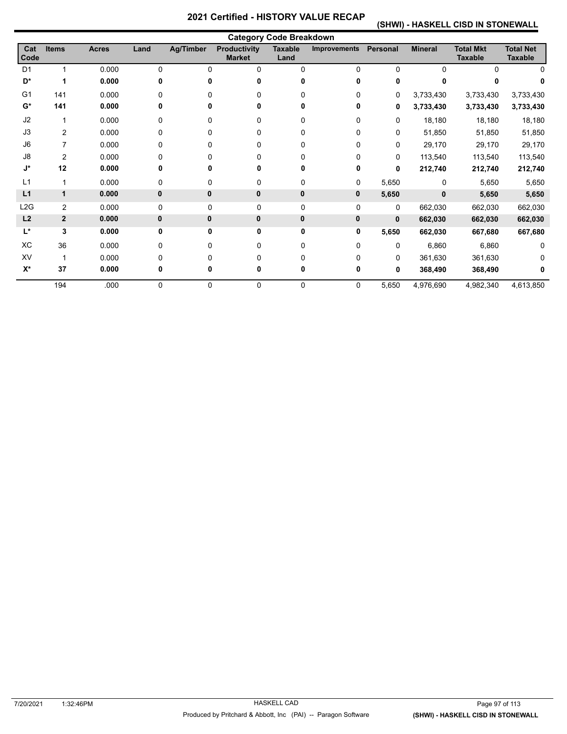# 2021 Certified - HISTORY VALUE RECAP

## (SHWI) - HASKELL CISD IN STONEWALL

### Category Code Breakdown

| Cat Code | Items | Acres | Land | Ag/Timber | Productivity Market | Taxable Land | Improvements | Personal | Mineral | Total Mkt Taxable | Total Net Taxable |
|---|---|---|---|---|---|---|---|---|---|---|---|
| D1 | 1 | 0.000 | 0 | 0 | 0 | 0 | 0 | 0 | 0 | 0 | 0 |
| **D*** | **1** | **0.000** | **0** | **0** | **0** | **0** | **0** | **0** | **0** | **0** | **0** |
| G1 | 141 | 0.000 | 0 | 0 | 0 | 0 | 0 | 0 | 3,733,430 | 3,733,430 | 3,733,430 |
| **G*** | **141** | **0.000** | **0** | **0** | **0** | **0** | **0** | **0** | **3,733,430** | **3,733,430** | **3,733,430** |
| J2 | 1 | 0.000 | 0 | 0 | 0 | 0 | 0 | 0 | 18,180 | 18,180 | 18,180 |
| J3 | 2 | 0.000 | 0 | 0 | 0 | 0 | 0 | 0 | 51,850 | 51,850 | 51,850 |
| J6 | 7 | 0.000 | 0 | 0 | 0 | 0 | 0 | 0 | 29,170 | 29,170 | 29,170 |
| J8 | 2 | 0.000 | 0 | 0 | 0 | 0 | 0 | 0 | 113,540 | 113,540 | 113,540 |
| **J*** | **12** | **0.000** | **0** | **0** | **0** | **0** | **0** | **0** | **212,740** | **212,740** | **212,740** |
| L1 | 1 | 0.000 | 0 | 0 | 0 | 0 | 0 | 5,650 | 0 | 5,650 | 5,650 |
| **L1** | **1** | **0.000** | **0** | **0** | **0** | **0** | **0** | **5,650** | **0** | **5,650** | **5,650** |
| L2G | 2 | 0.000 | 0 | 0 | 0 | 0 | 0 | 0 | 662,030 | 662,030 | 662,030 |
| **L2** | **2** | **0.000** | **0** | **0** | **0** | **0** | **0** | **0** | **662,030** | **662,030** | **662,030** |
| **L*** | **3** | **0.000** | **0** | **0** | **0** | **0** | **0** | **5,650** | **662,030** | **667,680** | **667,680** |
| XC | 36 | 0.000 | 0 | 0 | 0 | 0 | 0 | 0 | 6,860 | 6,860 | 0 |
| XV | 1 | 0.000 | 0 | 0 | 0 | 0 | 0 | 0 | 361,630 | 361,630 | 0 |
| **X*** | **37** | **0.000** | **0** | **0** | **0** | **0** | **0** | **0** | **368,490** | **368,490** | **0** |
| | 194 | .000 | 0 | 0 | 0 | 0 | 0 | 5,650 | 4,976,690 | 4,982,340 | 4,613,850 |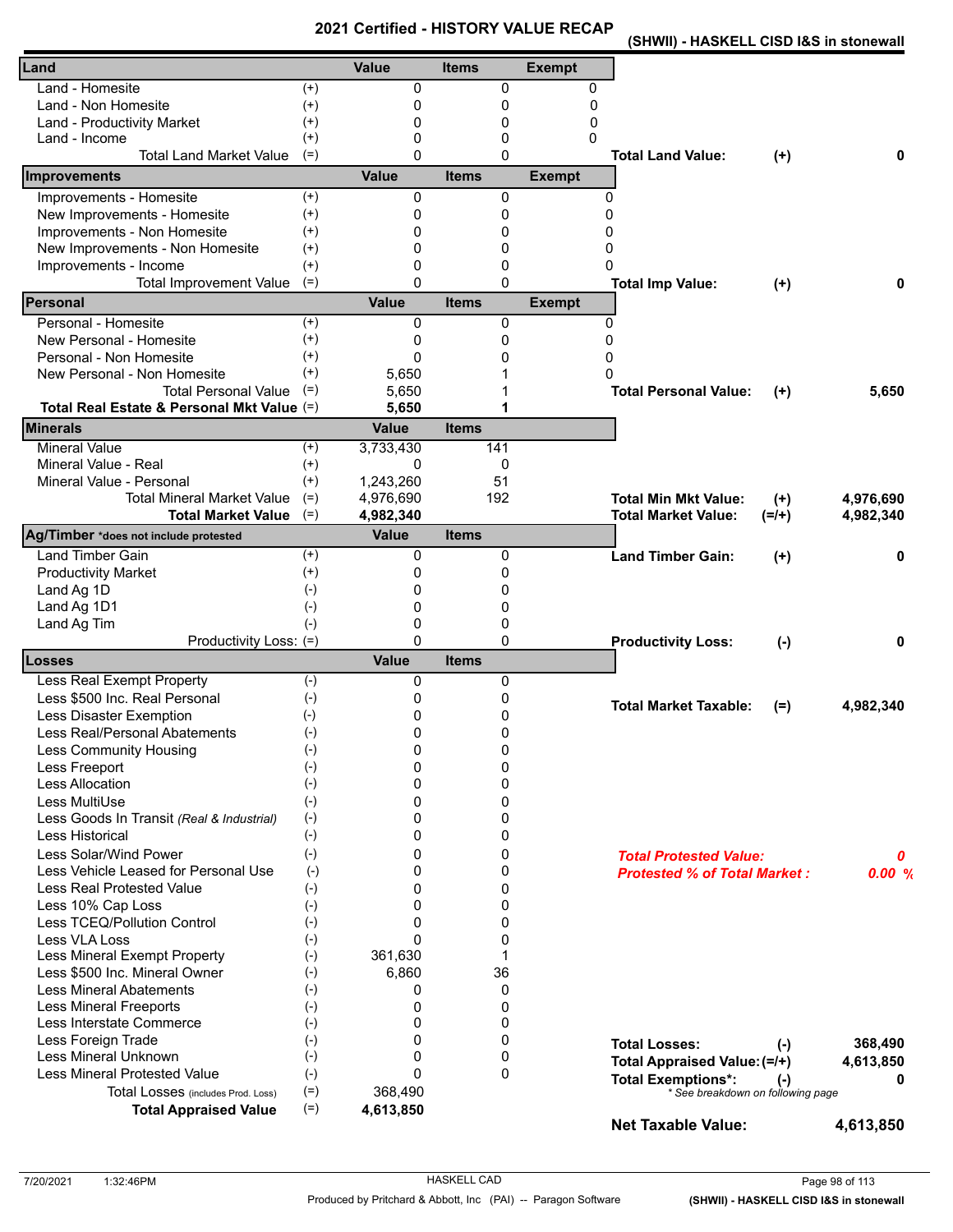# 2021 Certified - HISTORY VALUE RECAP

**(SHWII) - HASKELL CISD I&S in stonewall**

| Land | | Value | Items | Exempt | | | |
|---|---|---|---|---|---|---|---|
| Land - Homesite | (+) | 0 | 0 | 0 | | | |
| Land - Non Homesite | (+) | 0 | 0 | 0 | | | |
| Land - Productivity Market | (+) | 0 | 0 | 0 | | | |
| Land - Income | (+) | 0 | 0 | 0 | | | |
| Total Land Market Value | (=) | 0 | 0 | | **Total Land Value:** | (+) | **0** |

| Improvements | | Value | Items | Exempt | | | |
|---|---|---|---|---|---|---|---|
| Improvements - Homesite | (+) | 0 | 0 | 0 | | | |
| New Improvements - Homesite | (+) | 0 | 0 | 0 | | | |
| Improvements - Non Homesite | (+) | 0 | 0 | 0 | | | |
| New Improvements - Non Homesite | (+) | 0 | 0 | 0 | | | |
| Improvements - Income | (+) | 0 | 0 | 0 | | | |
| Total Improvement Value | (=) | 0 | 0 | | **Total Imp Value:** | (+) | **0** |

| Personal | | Value | Items | Exempt | | | |
|---|---|---|---|---|---|---|---|
| Personal - Homesite | (+) | 0 | 0 | 0 | | | |
| New Personal - Homesite | (+) | 0 | 0 | 0 | | | |
| Personal - Non Homesite | (+) | 0 | 0 | 0 | | | |
| New Personal - Non Homesite | (+) | 5,650 | 1 | 0 | | | |
| Total Personal Value | (=) | 5,650 | 1 | | **Total Personal Value:** | (+) | **5,650** |
| **Total Real Estate & Personal Mkt Value** | (=) | **5,650** | **1** | | | | |

| Minerals | | Value | Items | | | |
|---|---|---|---|---|---|---|
| Mineral Value | (+) | 3,733,430 | 141 | | | |
| Mineral Value - Real | (+) | 0 | 0 | | | |
| Mineral Value - Personal | (+) | 1,243,260 | 51 | | | |
| Total Mineral Market Value | (=) | 4,976,690 | 192 | **Total Min Mkt Value:** | (+) | **4,976,690** |
| **Total Market Value** | (=) | **4,982,340** | | **Total Market Value:** | (=/+) | **4,982,340** |

| Ag/Timber *does not include protested | | Value | Items | | | |
|---|---|---|---|---|---|---|
| Land Timber Gain | (+) | 0 | 0 | **Land Timber Gain:** | (+) | **0** |
| Productivity Market | (+) | 0 | 0 | | | |
| Land Ag 1D | (-) | 0 | 0 | | | |
| Land Ag 1D1 | (-) | 0 | 0 | | | |
| Land Ag Tim | (-) | 0 | 0 | | | |
| Productivity Loss: | (=) | 0 | 0 | **Productivity Loss:** | (-) | **0** |

| Losses | | Value | Items | | | |
|---|---|---|---|---|---|---|
| Less Real Exempt Property | (-) | 0 | 0 | | | |
| Less $500 Inc. Real Personal | (-) | 0 | 0 | **Total Market Taxable:** | (=) | **4,982,340** |
| Less Disaster Exemption | (-) | 0 | 0 | | | |
| Less Real/Personal Abatements | (-) | 0 | 0 | | | |
| Less Community Housing | (-) | 0 | 0 | | | |
| Less Freeport | (-) | 0 | 0 | | | |
| Less Allocation | (-) | 0 | 0 | | | |
| Less MultiUse | (-) | 0 | 0 | | | |
| Less Goods In Transit *(Real & Industrial)* | (-) | 0 | 0 | | | |
| Less Historical | (-) | 0 | 0 | | | |
| Less Solar/Wind Power | (-) | 0 | 0 | ***Total Protested Value:*** | | ***0*** |
| Less Vehicle Leased for Personal Use | (-) | 0 | 0 | ***Protested % of Total Market :*** | | ***0.00 %*** |
| Less Real Protested Value | (-) | 0 | 0 | | | |
| Less 10% Cap Loss | (-) | 0 | 0 | | | |
| Less TCEQ/Pollution Control | (-) | 0 | 0 | | | |
| Less VLA Loss | (-) | 0 | 0 | | | |
| Less Mineral Exempt Property | (-) | 361,630 | 1 | | | |
| Less $500 Inc. Mineral Owner | (-) | 6,860 | 36 | | | |
| Less Mineral Abatements | (-) | 0 | 0 | | | |
| Less Mineral Freeports | (-) | 0 | 0 | | | |
| Less Interstate Commerce | (-) | 0 | 0 | | | |
| Less Foreign Trade | (-) | 0 | 0 | **Total Losses:** | (-) | **368,490** |
| Less Mineral Unknown | (-) | 0 | 0 | **Total Appraised Value:** | (=/+) | **4,613,850** |
| Less Mineral Protested Value | (-) | 0 | 0 | **Total Exemptions*:** | (-) | **0** |
| Total Losses (includes Prod. Loss) | (=) | 368,490 | | *\* See breakdown on following page* | | |
| **Total Appraised Value** | (=) | **4,613,850** | | | | |

**Net Taxable Value: 4,613,850**

7/20/2021 1:32:46PM HASKELL CAD

Produced by Pritchard & Abbott, Inc (PAI) -- Paragon Software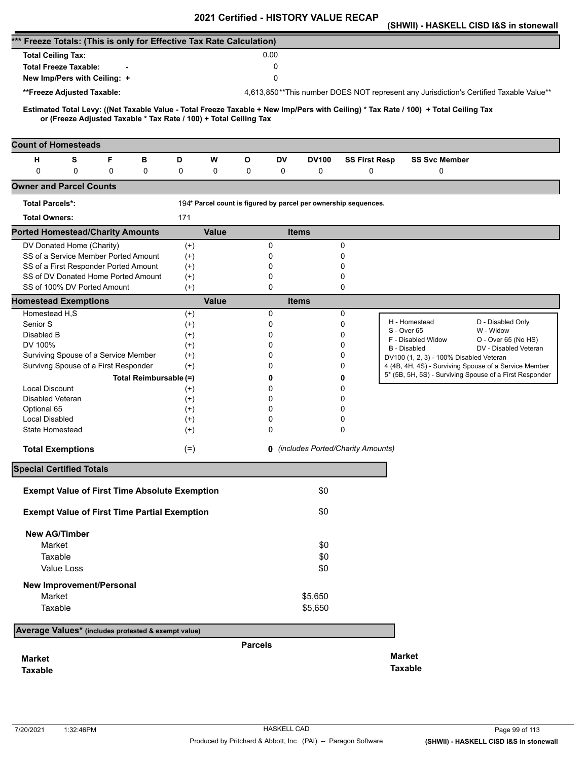# 2021 Certified - HISTORY VALUE RECAP

**(SHWII) - HASKELL CISD I&S in stonewall**

## *** Freeze Totals: (This is only for Effective Tax Rate Calculation)

| | |
|---|---|
| **Total Ceiling Tax:** | 0.00 |
| **Total Freeze Taxable:** - | 0 |
| **New Imp/Pers with Ceiling:** + | 0 |
| **\*\*Freeze Adjusted Taxable:** | 4,613,850 **This number DOES NOT represent any Jurisdiction's Certified Taxable Value** |

**Estimated Total Levy: ((Net Taxable Value - Total Freeze Taxable + New Imp/Pers with Ceiling) * Tax Rate / 100) + Total Ceiling Tax or (Freeze Adjusted Taxable * Tax Rate / 100) + Total Ceiling Tax**

## Count of Homesteads

| H | S | F | B | D | W | O | DV | DV100 | SS First Resp | SS Svc Member |
|---|---|---|---|---|---|---|---|---|---|---|
| 0 | 0 | 0 | 0 | 0 | 0 | 0 | 0 | 0 | 0 | 0 |

## Owner and Parcel Counts

| | | |
|---|---|---|
| **Total Parcels*:** | 194 | * Parcel count is figured by parcel per ownership sequences. |
| **Total Owners:** | 171 | |

## Ported Homestead/Charity Amounts

| | | Value | Items |
|---|---|---|---|
| DV Donated Home (Charity) | (+) | 0 | 0 |
| SS of a Service Member Ported Amount | (+) | 0 | 0 |
| SS of a First Responder Ported Amount | (+) | 0 | 0 |
| SS of DV Donated Home Ported Amount | (+) | 0 | 0 |
| SS of 100% DV Ported Amount | (+) | 0 | 0 |

## Homestead Exemptions

| | | Value | Items |
|---|---|---|---|
| Homestead H,S | (+) | 0 | 0 |
| Senior S | (+) | 0 | 0 |
| Disabled B | (+) | 0 | 0 |
| DV 100% | (+) | 0 | 0 |
| Surviving Spouse of a Service Member | (+) | 0 | 0 |
| Survivng Spouse of a First Responder | (+) | 0 | 0 |
| **Total Reimbursable** | **(=)** | **0** | **0** |
| Local Discount | (+) | 0 | 0 |
| Disabled Veteran | (+) | 0 | 0 |
| Optional 65 | (+) | 0 | 0 |
| Local Disabled | (+) | 0 | 0 |
| State Homestead | (+) | 0 | 0 |
| **Total Exemptions** | (=) | **0** | *(includes Ported/Charity Amounts)* |

| | |
|---|---|
| H - Homestead | D - Disabled Only |
| S - Over 65 | W - Widow |
| F - Disabled Widow | O - Over 65 (No HS) |
| B - Disabled | DV - Disabled Veteran |
| DV100 (1, 2, 3) - 100% Disabled Veteran | |
| 4 (4B, 4H, 4S) - Surviving Spouse of a Service Member | |
| 5* (5B, 5H, 5S) - Surviving Spouse of a First Responder | |

## Special Certified Totals

| | |
|---|---|
| **Exempt Value of First Time Absolute Exemption** | $0 |
| **Exempt Value of First Time Partial Exemption** | $0 |
| **New AG/Timber** | |
| Market | $0 |
| Taxable | $0 |
| Value Loss | $0 |
| **New Improvement/Personal** | |
| Market | $5,650 |
| Taxable | $5,650 |

## Average Values* (includes protested & exempt value)

**Parcels**

**Market**
**Taxable**

**Market**
**Taxable**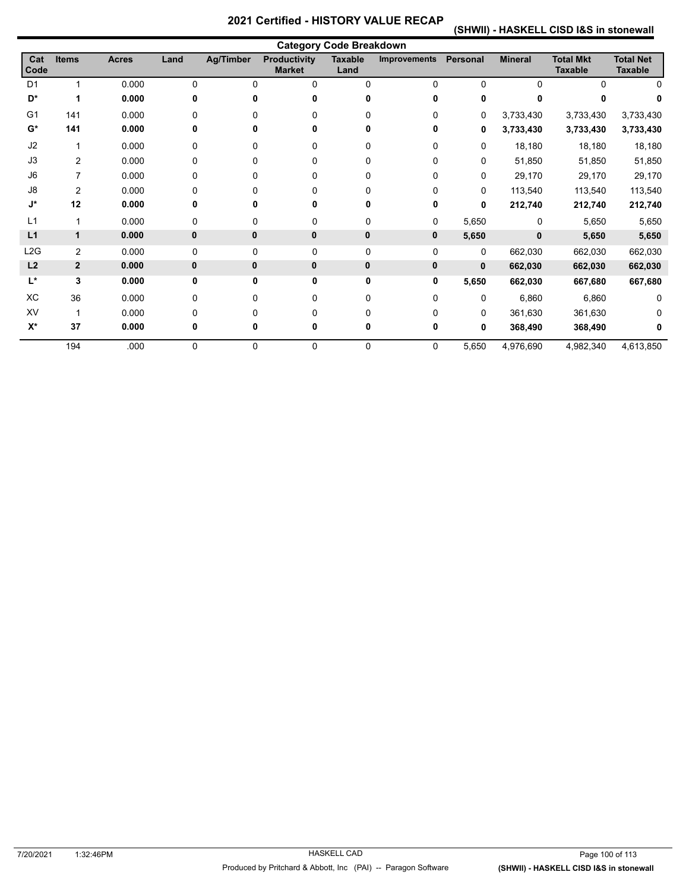# 2021 Certified - HISTORY VALUE RECAP

## (SHWII) - HASKELL CISD I&S in stonewall

### Category Code Breakdown

| Cat Code | Items | Acres | Land | Ag/Timber | Productivity Market | Taxable Land | Improvements | Personal | Mineral | Total Mkt Taxable | Total Net Taxable |
|---|---|---|---|---|---|---|---|---|---|---|---|
| D1 | 1 | 0.000 | 0 | 0 | 0 | 0 | 0 | 0 | 0 | 0 | 0 |
| **D*** | **1** | **0.000** | **0** | **0** | **0** | **0** | **0** | **0** | **0** | **0** | **0** |
| G1 | 141 | 0.000 | 0 | 0 | 0 | 0 | 0 | 0 | 3,733,430 | 3,733,430 | 3,733,430 |
| **G*** | **141** | **0.000** | **0** | **0** | **0** | **0** | **0** | **0** | **3,733,430** | **3,733,430** | **3,733,430** |
| J2 | 1 | 0.000 | 0 | 0 | 0 | 0 | 0 | 0 | 18,180 | 18,180 | 18,180 |
| J3 | 2 | 0.000 | 0 | 0 | 0 | 0 | 0 | 0 | 51,850 | 51,850 | 51,850 |
| J6 | 7 | 0.000 | 0 | 0 | 0 | 0 | 0 | 0 | 29,170 | 29,170 | 29,170 |
| J8 | 2 | 0.000 | 0 | 0 | 0 | 0 | 0 | 0 | 113,540 | 113,540 | 113,540 |
| **J*** | **12** | **0.000** | **0** | **0** | **0** | **0** | **0** | **0** | **212,740** | **212,740** | **212,740** |
| L1 | 1 | 0.000 | 0 | 0 | 0 | 0 | 0 | 5,650 | 0 | 5,650 | 5,650 |
| **L1** | **1** | **0.000** | **0** | **0** | **0** | **0** | **0** | **5,650** | **0** | **5,650** | **5,650** |
| L2G | 2 | 0.000 | 0 | 0 | 0 | 0 | 0 | 0 | 662,030 | 662,030 | 662,030 |
| **L2** | **2** | **0.000** | **0** | **0** | **0** | **0** | **0** | **0** | **662,030** | **662,030** | **662,030** |
| **L*** | **3** | **0.000** | **0** | **0** | **0** | **0** | **0** | **5,650** | **662,030** | **667,680** | **667,680** |
| XC | 36 | 0.000 | 0 | 0 | 0 | 0 | 0 | 0 | 6,860 | 6,860 | 0 |
| XV | 1 | 0.000 | 0 | 0 | 0 | 0 | 0 | 0 | 361,630 | 361,630 | 0 |
| **X*** | **37** | **0.000** | **0** | **0** | **0** | **0** | **0** | **0** | **368,490** | **368,490** | **0** |
| | 194 | .000 | 0 | 0 | 0 | 0 | 0 | 5,650 | 4,976,690 | 4,982,340 | 4,613,850 |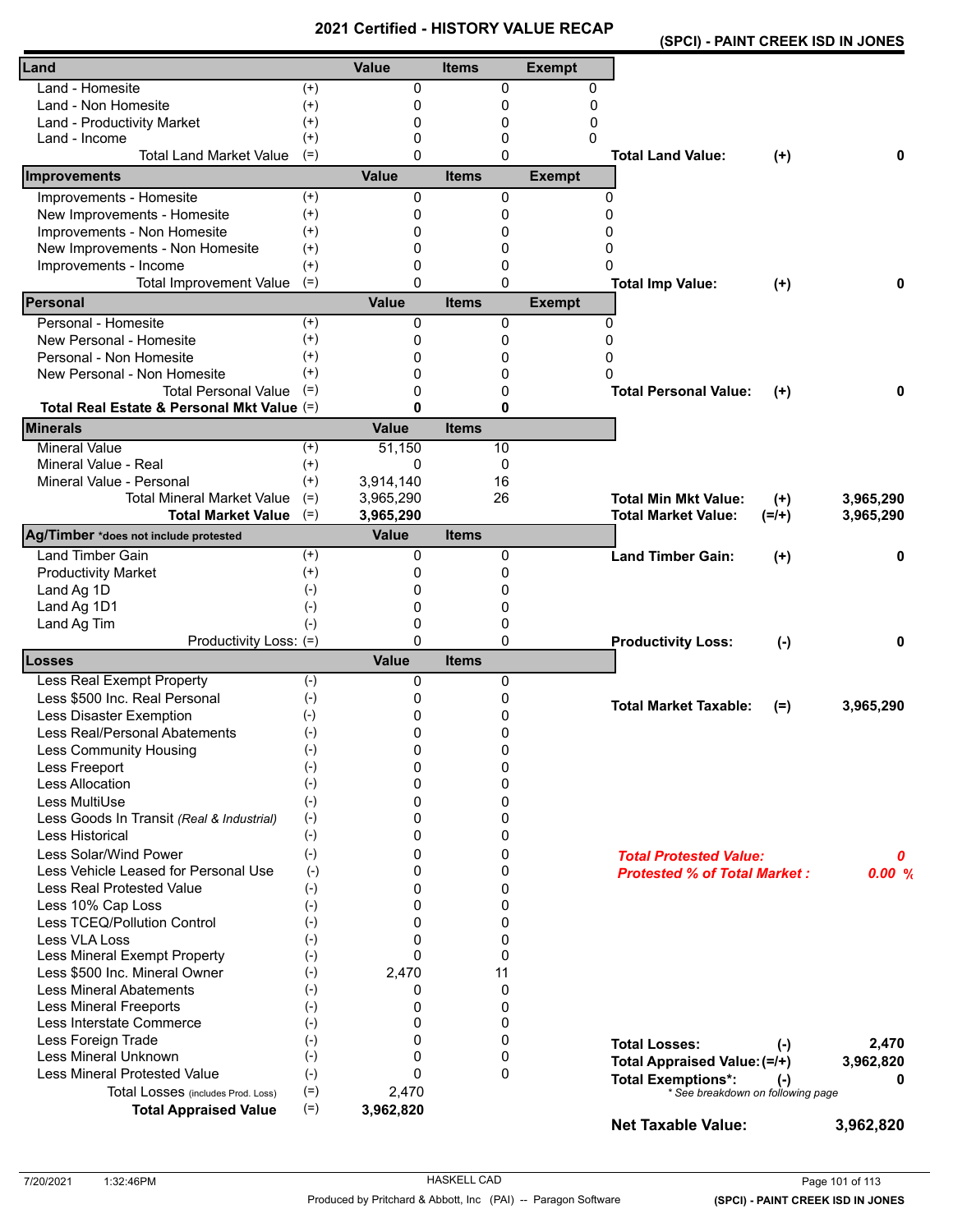# 2021 Certified - HISTORY VALUE RECAP

**(SPCI) - PAINT CREEK ISD IN JONES**

| Land | | Value | Items | Exempt |
|---|---|---|---|---|
| Land - Homesite | (+) | 0 | 0 | 0 |
| Land - Non Homesite | (+) | 0 | 0 | 0 |
| Land - Productivity Market | (+) | 0 | 0 | 0 |
| Land - Income | (+) | 0 | 0 | 0 |
| Total Land Market Value | (=) | 0 | 0 | |

**Total Land Value:** (+) 0

| Improvements | | Value | Items | Exempt |
|---|---|---|---|---|
| Improvements - Homesite | (+) | 0 | 0 | 0 |
| New Improvements - Homesite | (+) | 0 | 0 | 0 |
| Improvements - Non Homesite | (+) | 0 | 0 | 0 |
| New Improvements - Non Homesite | (+) | 0 | 0 | 0 |
| Improvements - Income | (+) | 0 | 0 | 0 |
| Total Improvement Value | (=) | 0 | 0 | |

**Total Imp Value:** (+) 0

| Personal | | Value | Items | Exempt |
|---|---|---|---|---|
| Personal - Homesite | (+) | 0 | 0 | 0 |
| New Personal - Homesite | (+) | 0 | 0 | 0 |
| Personal - Non Homesite | (+) | 0 | 0 | 0 |
| New Personal - Non Homesite | (+) | 0 | 0 | 0 |
| Total Personal Value | (=) | 0 | 0 | |
| **Total Real Estate & Personal Mkt Value** | (=) | **0** | **0** | |

**Total Personal Value:** (+) 0

| Minerals | | Value | Items |
|---|---|---|---|
| Mineral Value | (+) | 51,150 | 10 |
| Mineral Value - Real | (+) | 0 | 0 |
| Mineral Value - Personal | (+) | 3,914,140 | 16 |
| Total Mineral Market Value | (=) | 3,965,290 | 26 |
| **Total Market Value** | (=) | **3,965,290** | |

**Total Min Mkt Value:** (+) 3,965,290

**Total Market Value:** (=/+) 3,965,290

| Ag/Timber *does not include protested | | Value | Items |
|---|---|---|---|
| Land Timber Gain | (+) | 0 | 0 |
| Productivity Market | (+) | 0 | 0 |
| Land Ag 1D | (-) | 0 | 0 |
| Land Ag 1D1 | (-) | 0 | 0 |
| Land Ag Tim | (-) | 0 | 0 |
| Productivity Loss: | (=) | 0 | 0 |

**Land Timber Gain:** (+) 0

**Productivity Loss:** (-) 0

| Losses | | Value | Items |
|---|---|---|---|
| Less Real Exempt Property | (-) | 0 | 0 |
| Less $500 Inc. Real Personal | (-) | 0 | 0 |
| Less Disaster Exemption | (-) | 0 | 0 |
| Less Real/Personal Abatements | (-) | 0 | 0 |
| Less Community Housing | (-) | 0 | 0 |
| Less Freeport | (-) | 0 | 0 |
| Less Allocation | (-) | 0 | 0 |
| Less MultiUse | (-) | 0 | 0 |
| Less Goods In Transit *(Real & Industrial)* | (-) | 0 | 0 |
| Less Historical | (-) | 0 | 0 |
| Less Solar/Wind Power | (-) | 0 | 0 |
| Less Vehicle Leased for Personal Use | (-) | 0 | 0 |
| Less Real Protested Value | (-) | 0 | 0 |
| Less 10% Cap Loss | (-) | 0 | 0 |
| Less TCEQ/Pollution Control | (-) | 0 | 0 |
| Less VLA Loss | (-) | 0 | 0 |
| Less Mineral Exempt Property | (-) | 0 | 0 |
| Less $500 Inc. Mineral Owner | (-) | 2,470 | 11 |
| Less Mineral Abatements | (-) | 0 | 0 |
| Less Mineral Freeports | (-) | 0 | 0 |
| Less Interstate Commerce | (-) | 0 | 0 |
| Less Foreign Trade | (-) | 0 | 0 |
| Less Mineral Unknown | (-) | 0 | 0 |
| Less Mineral Protested Value | (-) | 0 | 0 |
| Total Losses (includes Prod. Loss) | (=) | 2,470 | |
| **Total Appraised Value** | (=) | **3,962,820** | |

**Total Market Taxable:** (=) 3,965,290

***Total Protested Value:*** 0

***Protested % of Total Market :*** 0.00 %

**Total Losses:** (-) 2,470

**Total Appraised Value:** (=/+) 3,962,820

**Total Exemptions*:** (-) 0

*\* See breakdown on following page*

**Net Taxable Value:** 3,962,820

7/20/2021 1:32:46PM HASKELL CAD

Produced by Pritchard & Abbott, Inc (PAI) -- Paragon Software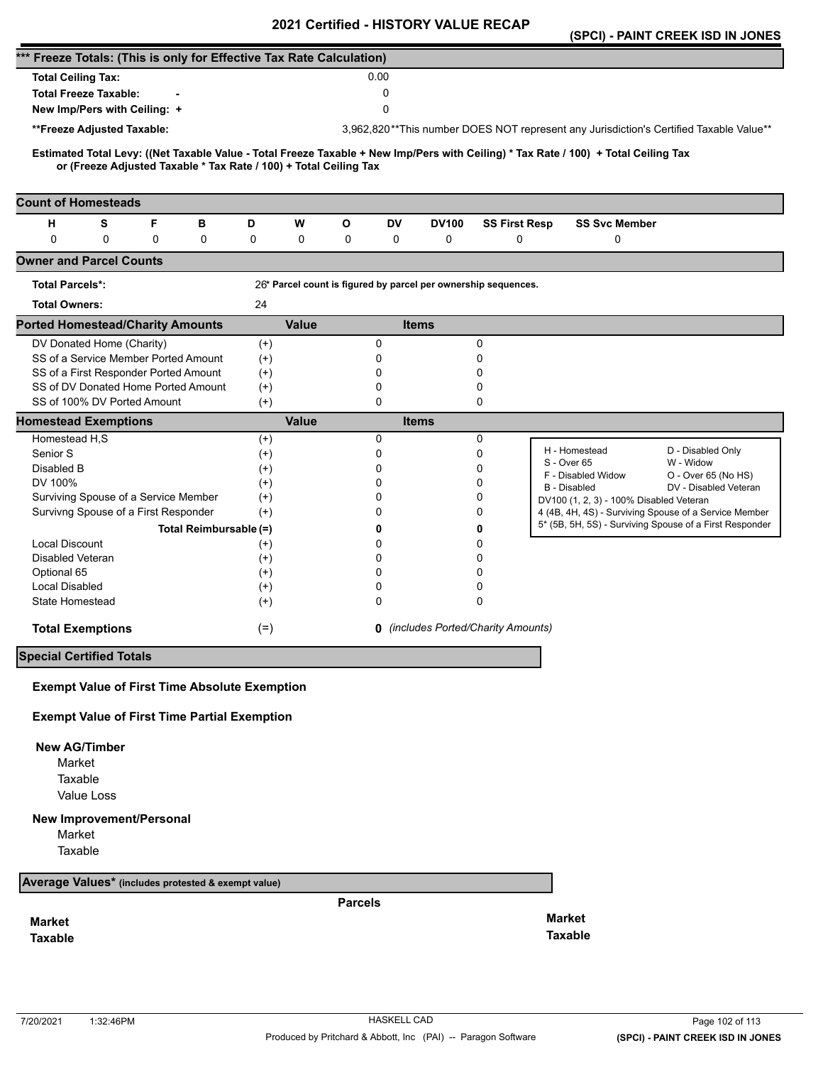# 2021 Certified - HISTORY VALUE RECAP

**(SPCI) - PAINT CREEK ISD IN JONES**

## *** Freeze Totals: (This is only for Effective Tax Rate Calculation)

| | |
|---|---|
| **Total Ceiling Tax:** | 0.00 |
| **Total Freeze Taxable:** - | 0 |
| **New Imp/Pers with Ceiling:** + | 0 |
| **\*\*Freeze Adjusted Taxable:** | 3,962,820 |

**This number DOES NOT represent any Jurisdiction's Certified Taxable Value**

**Estimated Total Levy: ((Net Taxable Value - Total Freeze Taxable + New Imp/Pers with Ceiling) * Tax Rate / 100) + Total Ceiling Tax or (Freeze Adjusted Taxable * Tax Rate / 100) + Total Ceiling Tax**

## Count of Homesteads

| H | S | F | B | D | W | O | DV | DV100 | SS First Resp | SS Svc Member |
|---|---|---|---|---|---|---|---|---|---|---|
| 0 | 0 | 0 | 0 | 0 | 0 | 0 | 0 | 0 | 0 | 0 |

## Owner and Parcel Counts

| | |
|---|---|
| **Total Parcels*:** | 26 |
| **Total Owners:** | 24 |

\* **Parcel count is figured by parcel per ownership sequences.**

## Ported Homestead/Charity Amounts

| | | Value | Items |
|---|---|---|---|
| DV Donated Home (Charity) | (+) | 0 | 0 |
| SS of a Service Member Ported Amount | (+) | 0 | 0 |
| SS of a First Responder Ported Amount | (+) | 0 | 0 |
| SS of DV Donated Home Ported Amount | (+) | 0 | 0 |
| SS of 100% DV Ported Amount | (+) | 0 | 0 |

## Homestead Exemptions

| | | Value | Items |
|---|---|---|---|
| Homestead H,S | (+) | 0 | 0 |
| Senior S | (+) | 0 | 0 |
| Disabled B | (+) | 0 | 0 |
| DV 100% | (+) | 0 | 0 |
| Surviving Spouse of a Service Member | (+) | 0 | 0 |
| Survivng Spouse of a First Responder | (+) | 0 | 0 |
| **Total Reimbursable** | **(=)** | **0** | **0** |
| Local Discount | (+) | 0 | 0 |
| Disabled Veteran | (+) | 0 | 0 |
| Optional 65 | (+) | 0 | 0 |
| Local Disabled | (+) | 0 | 0 |
| State Homestead | (+) | 0 | 0 |
| **Total Exemptions** | (=) | **0** | *(includes Ported/Charity Amounts)* |

| | |
|---|---|
| H - Homestead | D - Disabled Only |
| S - Over 65 | W - Widow |
| F - Disabled Widow | O - Over 65 (No HS) |
| B - Disabled | DV - Disabled Veteran |
| DV100 (1, 2, 3) - 100% Disabled Veteran | |
| 4 (4B, 4H, 4S) - Surviving Spouse of a Service Member | |
| 5* (5B, 5H, 5S) - Surviving Spouse of a First Responder | |

## Special Certified Totals

**Exempt Value of First Time Absolute Exemption**

**Exempt Value of First Time Partial Exemption**

**New AG/Timber**

- Market
- Taxable
- Value Loss

**New Improvement/Personal**

- Market
- Taxable

## Average Values* (includes protested & exempt value)

| | Parcels | |
|---|---|---|
| **Market** | | **Market** |
| **Taxable** | | **Taxable** |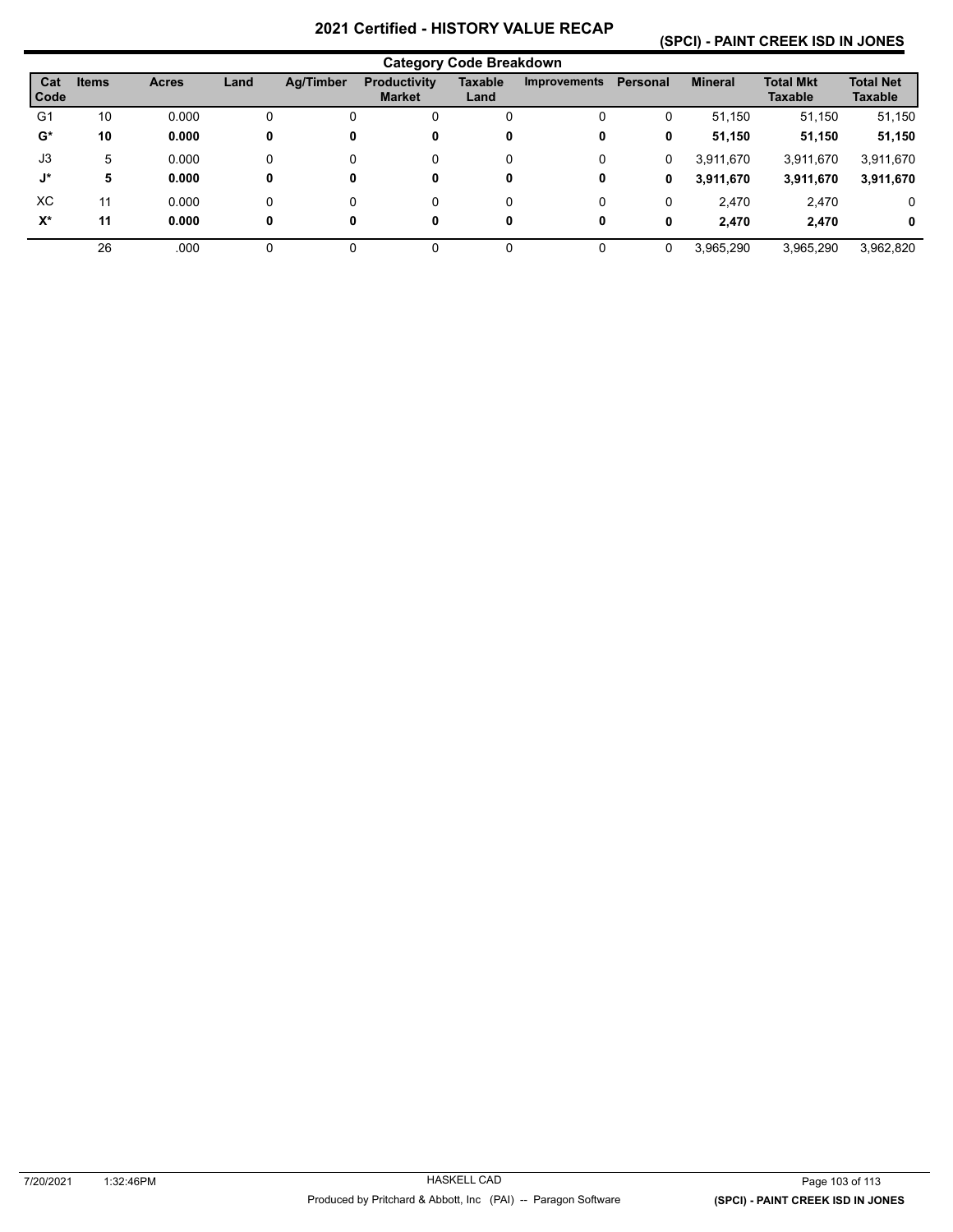# 2021 Certified - HISTORY VALUE RECAP

## (SPCI) - PAINT CREEK ISD IN JONES

### Category Code Breakdown

| Cat Code | Items | Acres | Land | Ag/Timber | Productivity Market | Taxable Land | Improvements | Personal | Mineral | Total Mkt Taxable | Total Net Taxable |
|---|---|---|---|---|---|---|---|---|---|---|---|
| G1 | 10 | 0.000 | 0 | 0 | 0 | 0 | 0 | 0 | 51,150 | 51,150 | 51,150 |
| **G*** | **10** | **0.000** | **0** | **0** | **0** | **0** | **0** | **0** | **51,150** | **51,150** | **51,150** |
| J3 | 5 | 0.000 | 0 | 0 | 0 | 0 | 0 | 0 | 3,911,670 | 3,911,670 | 3,911,670 |
| **J*** | **5** | **0.000** | **0** | **0** | **0** | **0** | **0** | **0** | **3,911,670** | **3,911,670** | **3,911,670** |
| XC | 11 | 0.000 | 0 | 0 | 0 | 0 | 0 | 0 | 2,470 | 2,470 | 0 |
| **X*** | **11** | **0.000** | **0** | **0** | **0** | **0** | **0** | **0** | **2,470** | **2,470** | **0** |
| | 26 | .000 | 0 | 0 | 0 | 0 | 0 | 0 | 3,965,290 | 3,965,290 | 3,962,820 |

7/20/2021 1:32:46PM HASKELL CAD

Produced by Pritchard & Abbott, Inc (PAI) -- Paragon Software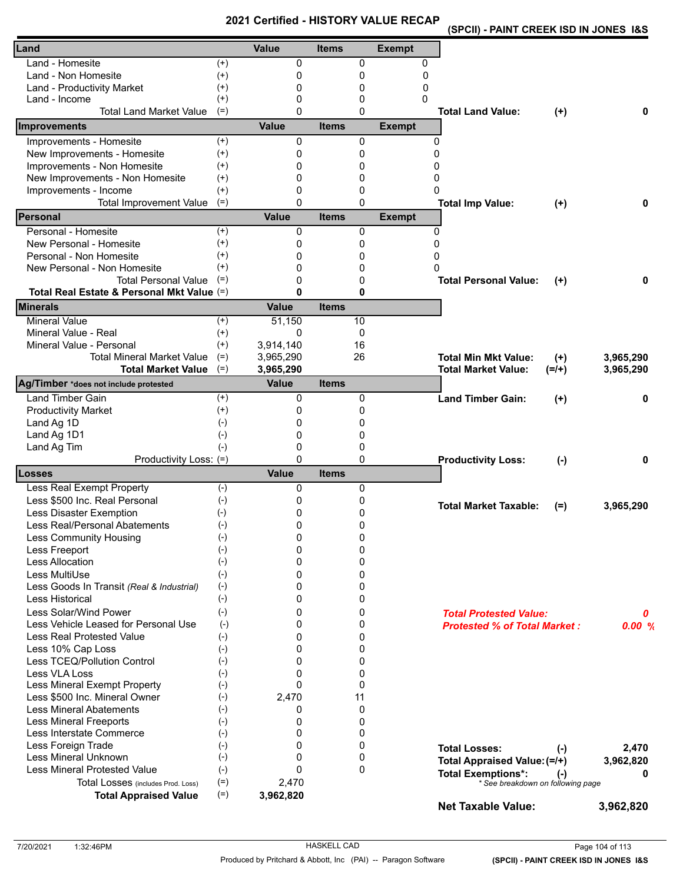# 2021 Certified - HISTORY VALUE RECAP

## (SPCII) - PAINT CREEK ISD IN JONES I&S

| Land | | Value | Items | Exempt |
|---|---|---|---|---|
| Land - Homesite | (+) | 0 | 0 | 0 |
| Land - Non Homesite | (+) | 0 | 0 | 0 |
| Land - Productivity Market | (+) | 0 | 0 | 0 |
| Land - Income | (+) | 0 | 0 | 0 |
| Total Land Market Value | (=) | 0 | 0 | |

**Total Land Value:** (+) **0**

| Improvements | | Value | Items | Exempt |
|---|---|---|---|---|
| Improvements - Homesite | (+) | 0 | 0 | 0 |
| New Improvements - Homesite | (+) | 0 | 0 | 0 |
| Improvements - Non Homesite | (+) | 0 | 0 | 0 |
| New Improvements - Non Homesite | (+) | 0 | 0 | 0 |
| Improvements - Income | (+) | 0 | 0 | 0 |
| Total Improvement Value | (=) | 0 | 0 | |

**Total Imp Value:** (+) **0**

| Personal | | Value | Items | Exempt |
|---|---|---|---|---|
| Personal - Homesite | (+) | 0 | 0 | 0 |
| New Personal - Homesite | (+) | 0 | 0 | 0 |
| Personal - Non Homesite | (+) | 0 | 0 | 0 |
| New Personal - Non Homesite | (+) | 0 | 0 | 0 |
| Total Personal Value | (=) | 0 | 0 | |
| **Total Real Estate & Personal Mkt Value** | (=) | **0** | **0** | |

**Total Personal Value:** (+) **0**

| Minerals | | Value | Items |
|---|---|---|---|
| Mineral Value | (+) | 51,150 | 10 |
| Mineral Value - Real | (+) | 0 | 0 |
| Mineral Value - Personal | (+) | 3,914,140 | 16 |
| Total Mineral Market Value | (=) | 3,965,290 | 26 |
| **Total Market Value** | (=) | **3,965,290** | |

**Total Min Mkt Value:** (+) **3,965,290**
**Total Market Value:** (=/+) **3,965,290**

| Ag/Timber *does not include protested | | Value | Items |
|---|---|---|---|
| Land Timber Gain | (+) | 0 | 0 |
| Productivity Market | (+) | 0 | 0 |
| Land Ag 1D | (-) | 0 | 0 |
| Land Ag 1D1 | (-) | 0 | 0 |
| Land Ag Tim | (-) | 0 | 0 |
| Productivity Loss: | (=) | 0 | 0 |

**Land Timber Gain:** (+) **0**
**Productivity Loss:** (-) **0**

| Losses | | Value | Items |
|---|---|---|---|
| Less Real Exempt Property | (-) | 0 | 0 |
| Less $500 Inc. Real Personal | (-) | 0 | 0 |
| Less Disaster Exemption | (-) | 0 | 0 |
| Less Real/Personal Abatements | (-) | 0 | 0 |
| Less Community Housing | (-) | 0 | 0 |
| Less Freeport | (-) | 0 | 0 |
| Less Allocation | (-) | 0 | 0 |
| Less MultiUse | (-) | 0 | 0 |
| Less Goods In Transit *(Real & Industrial)* | (-) | 0 | 0 |
| Less Historical | (-) | 0 | 0 |
| Less Solar/Wind Power | (-) | 0 | 0 |
| Less Vehicle Leased for Personal Use | (-) | 0 | 0 |
| Less Real Protested Value | (-) | 0 | 0 |
| Less 10% Cap Loss | (-) | 0 | 0 |
| Less TCEQ/Pollution Control | (-) | 0 | 0 |
| Less VLA Loss | (-) | 0 | 0 |
| Less Mineral Exempt Property | (-) | 0 | 0 |
| Less $500 Inc. Mineral Owner | (-) | 2,470 | 11 |
| Less Mineral Abatements | (-) | 0 | 0 |
| Less Mineral Freeports | (-) | 0 | 0 |
| Less Interstate Commerce | (-) | 0 | 0 |
| Less Foreign Trade | (-) | 0 | 0 |
| Less Mineral Unknown | (-) | 0 | 0 |
| Less Mineral Protested Value | (-) | 0 | 0 |
| Total Losses (includes Prod. Loss) | (=) | 2,470 | |
| **Total Appraised Value** | (=) | **3,962,820** | |

**Total Market Taxable:** (=) **3,965,290**

***Total Protested Value:*** ***0***
***Protested % of Total Market :*** ***0.00 %***

**Total Losses:** (-) **2,470**
**Total Appraised Value:** (=/+) **3,962,820**
**Total Exemptions*:** (-) **0**
*\* See breakdown on following page*

**Net Taxable Value:** **3,962,820**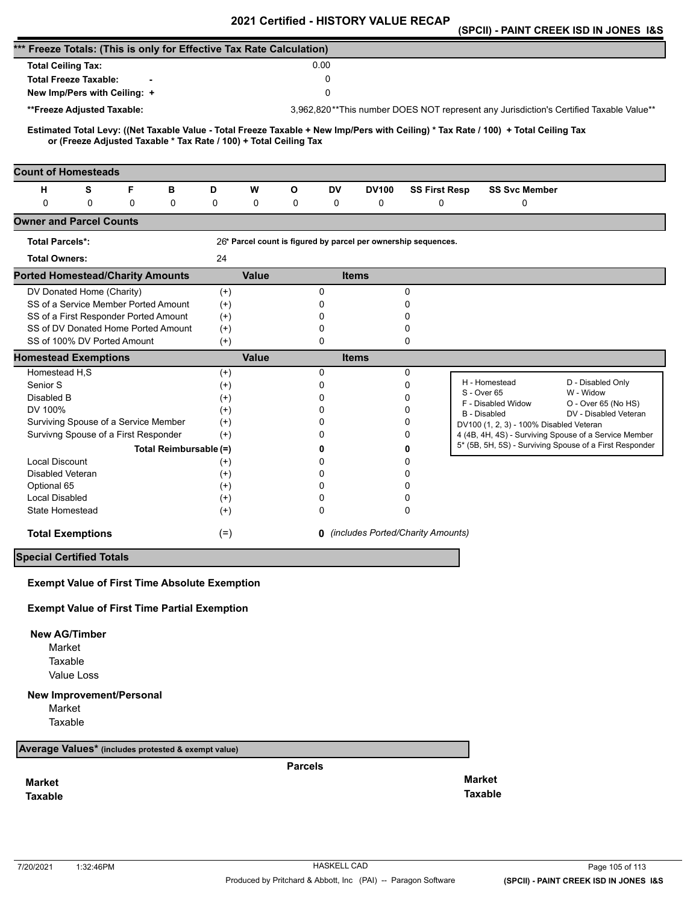# 2021 Certified - HISTORY VALUE RECAP

**(SPCII) - PAINT CREEK ISD IN JONES I&S**

## *** Freeze Totals: (This is only for Effective Tax Rate Calculation)

| | | |
|---|---|---|
| **Total Ceiling Tax:** | | 0.00 |
| **Total Freeze Taxable:** | - | 0 |
| **New Imp/Pers with Ceiling:** | + | 0 |
| **\*\*Freeze Adjusted Taxable:** | | 3,962,820 |

**This number DOES NOT represent any Jurisdiction's Certified Taxable Value**

**Estimated Total Levy: ((Net Taxable Value - Total Freeze Taxable + New Imp/Pers with Ceiling) * Tax Rate / 100) + Total Ceiling Tax or (Freeze Adjusted Taxable * Tax Rate / 100) + Total Ceiling Tax**

## Count of Homesteads

| H | S | F | B | D | W | O | DV | DV100 | SS First Resp | SS Svc Member |
|---|---|---|---|---|---|---|---|---|---|---|
| 0 | 0 | 0 | 0 | 0 | 0 | 0 | 0 | 0 | 0 | 0 |

## Owner and Parcel Counts

**Total Parcels*:** 26 * Parcel count is figured by parcel per ownership sequences.

**Total Owners:** 24

## Ported Homestead/Charity Amounts

| | | Value | Items |
|---|---|---|---|
| DV Donated Home (Charity) | (+) | 0 | 0 |
| SS of a Service Member Ported Amount | (+) | 0 | 0 |
| SS of a First Responder Ported Amount | (+) | 0 | 0 |
| SS of DV Donated Home Ported Amount | (+) | 0 | 0 |
| SS of 100% DV Ported Amount | (+) | 0 | 0 |

## Homestead Exemptions

| | | Value | Items |
|---|---|---|---|
| Homestead H,S | (+) | 0 | 0 |
| Senior S | (+) | 0 | 0 |
| Disabled B | (+) | 0 | 0 |
| DV 100% | (+) | 0 | 0 |
| Surviving Spouse of a Service Member | (+) | 0 | 0 |
| Survivng Spouse of a First Responder | (+) | 0 | 0 |
| **Total Reimbursable** | **(=)** | **0** | **0** |
| Local Discount | (+) | 0 | 0 |
| Disabled Veteran | (+) | 0 | 0 |
| Optional 65 | (+) | 0 | 0 |
| Local Disabled | (+) | 0 | 0 |
| State Homestead | (+) | 0 | 0 |
| **Total Exemptions** | (=) | **0** | *(includes Ported/Charity Amounts)* |

| | |
|---|---|
| H - Homestead | D - Disabled Only |
| S - Over 65 | W - Widow |
| F - Disabled Widow | O - Over 65 (No HS) |
| B - Disabled | DV - Disabled Veteran |

DV100 (1, 2, 3) - 100% Disabled Veteran
4 (4B, 4H, 4S) - Surviving Spouse of a Service Member
5* (5B, 5H, 5S) - Surviving Spouse of a First Responder

## Special Certified Totals

**Exempt Value of First Time Absolute Exemption**

**Exempt Value of First Time Partial Exemption**

**New AG/Timber**
- Market
- Taxable
- Value Loss

**New Improvement/Personal**
- Market
- Taxable

## Average Values* (includes protested & exempt value)

**Parcels**

**Market**
**Taxable**

**Market**
**Taxable**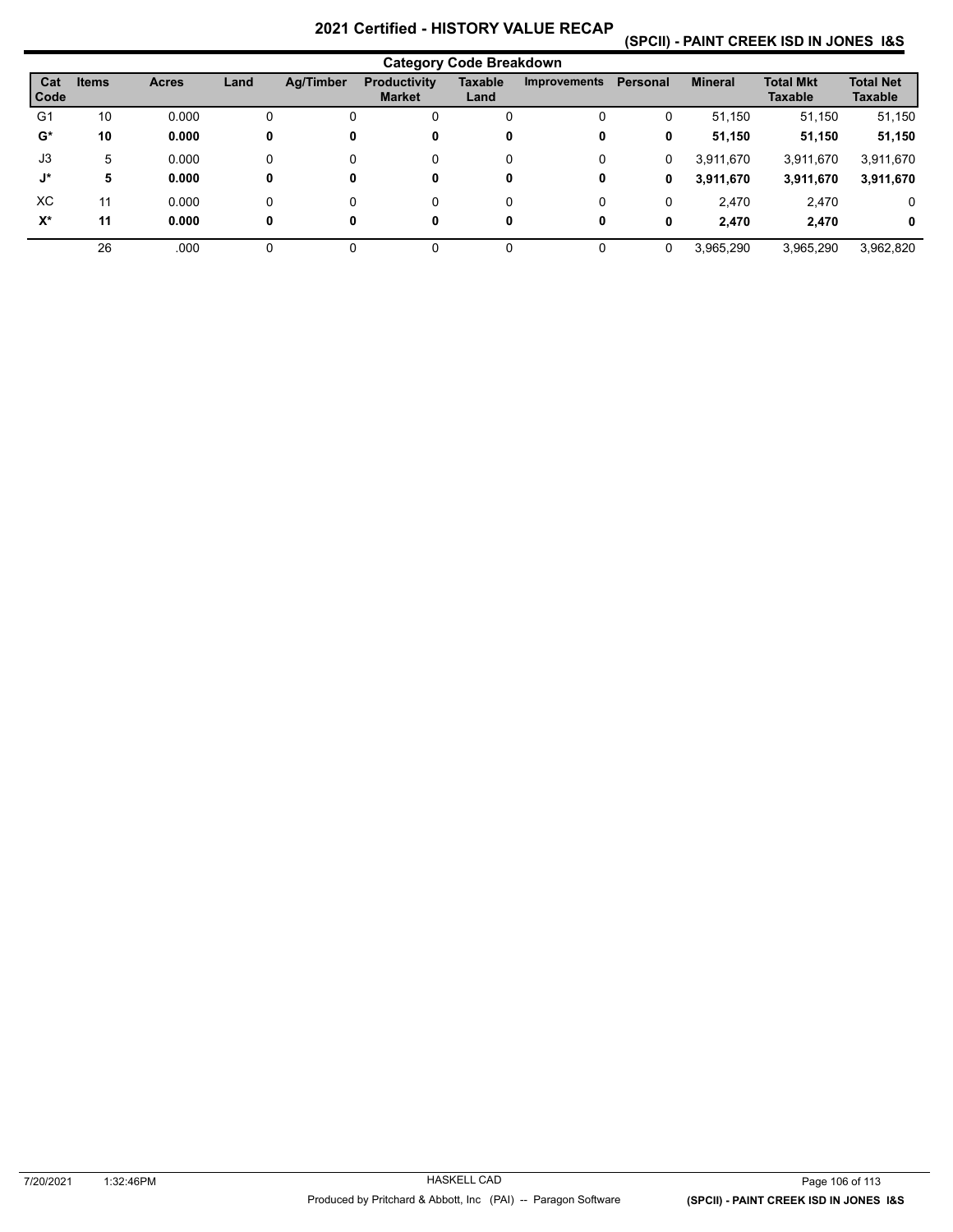# 2021 Certified - HISTORY VALUE RECAP

## (SPCII) - PAINT CREEK ISD IN JONES I&S

### Category Code Breakdown

| Cat Code | Items | Acres | Land | Ag/Timber | Productivity Market | Taxable Land | Improvements | Personal | Mineral | Total Mkt Taxable | Total Net Taxable |
|---|---|---|---|---|---|---|---|---|---|---|---|
| G1 | 10 | 0.000 | 0 | 0 | 0 | 0 | 0 | 0 | 51,150 | 51,150 | 51,150 |
| **G*** | **10** | **0.000** | **0** | **0** | **0** | **0** | **0** | **0** | **51,150** | **51,150** | **51,150** |
| J3 | 5 | 0.000 | 0 | 0 | 0 | 0 | 0 | 0 | 3,911,670 | 3,911,670 | 3,911,670 |
| **J*** | **5** | **0.000** | **0** | **0** | **0** | **0** | **0** | **0** | **3,911,670** | **3,911,670** | **3,911,670** |
| XC | 11 | 0.000 | 0 | 0 | 0 | 0 | 0 | 0 | 2,470 | 2,470 | 0 |
| **X*** | **11** | **0.000** | **0** | **0** | **0** | **0** | **0** | **0** | **2,470** | **2,470** | **0** |
| | 26 | .000 | 0 | 0 | 0 | 0 | 0 | 0 | 3,965,290 | 3,965,290 | 3,962,820 |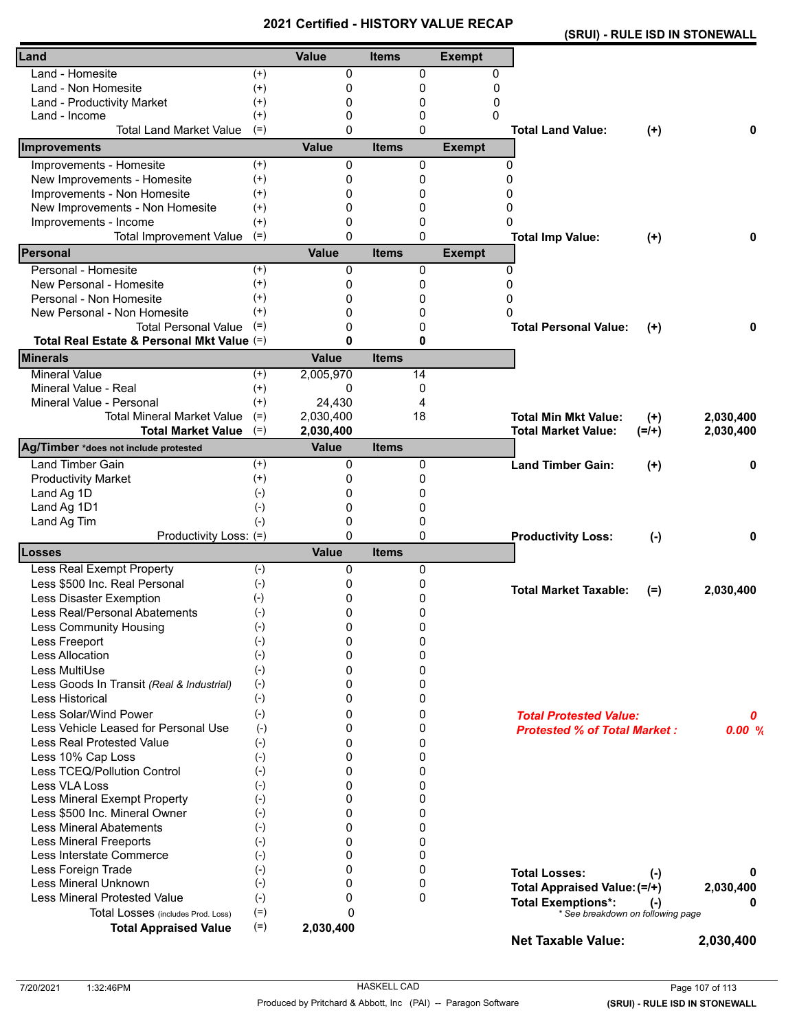# 2021 Certified - HISTORY VALUE RECAP

## (SRUI) - RULE ISD IN STONEWALL

| Land | | Value | Items | Exempt | | | |
|---|---|---|---|---|---|---|---|
| Land - Homesite | (+) | 0 | 0 | 0 | | | |
| Land - Non Homesite | (+) | 0 | 0 | 0 | | | |
| Land - Productivity Market | (+) | 0 | 0 | 0 | | | |
| Land - Income | (+) | 0 | 0 | 0 | | | |
| Total Land Market Value | (=) | 0 | 0 | | **Total Land Value:** | **(+)** | **0** |

| Improvements | | Value | Items | Exempt | | | |
|---|---|---|---|---|---|---|---|
| Improvements - Homesite | (+) | 0 | 0 | 0 | | | |
| New Improvements - Homesite | (+) | 0 | 0 | 0 | | | |
| Improvements - Non Homesite | (+) | 0 | 0 | 0 | | | |
| New Improvements - Non Homesite | (+) | 0 | 0 | 0 | | | |
| Improvements - Income | (+) | 0 | 0 | 0 | | | |
| Total Improvement Value | (=) | 0 | 0 | | **Total Imp Value:** | **(+)** | **0** |

| Personal | | Value | Items | Exempt | | | |
|---|---|---|---|---|---|---|---|
| Personal - Homesite | (+) | 0 | 0 | 0 | | | |
| New Personal - Homesite | (+) | 0 | 0 | 0 | | | |
| Personal - Non Homesite | (+) | 0 | 0 | 0 | | | |
| New Personal - Non Homesite | (+) | 0 | 0 | 0 | | | |
| Total Personal Value | (=) | 0 | 0 | | **Total Personal Value:** | **(+)** | **0** |
| **Total Real Estate & Personal Mkt Value** | (=) | **0** | **0** | | | | |

| Minerals | | Value | Items | | | |
|---|---|---|---|---|---|---|
| Mineral Value | (+) | 2,005,970 | 14 | | | |
| Mineral Value - Real | (+) | 0 | 0 | | | |
| Mineral Value - Personal | (+) | 24,430 | 4 | | | |
| Total Mineral Market Value | (=) | 2,030,400 | 18 | **Total Min Mkt Value:** | **(+)** | **2,030,400** |
| **Total Market Value** | (=) | **2,030,400** | | **Total Market Value:** | **(=/+)** | **2,030,400** |

| Ag/Timber *does not include protested | | Value | Items | | | |
|---|---|---|---|---|---|---|
| Land Timber Gain | (+) | 0 | 0 | **Land Timber Gain:** | **(+)** | **0** |
| Productivity Market | (+) | 0 | 0 | | | |
| Land Ag 1D | (-) | 0 | 0 | | | |
| Land Ag 1D1 | (-) | 0 | 0 | | | |
| Land Ag Tim | (-) | 0 | 0 | | | |
| Productivity Loss: | (=) | 0 | 0 | **Productivity Loss:** | **(-)** | **0** |

| Losses | | Value | Items | | | |
|---|---|---|---|---|---|---|
| Less Real Exempt Property | (-) | 0 | 0 | | | |
| Less $500 Inc. Real Personal | (-) | 0 | 0 | **Total Market Taxable:** | **(=)** | **2,030,400** |
| Less Disaster Exemption | (-) | 0 | 0 | | | |
| Less Real/Personal Abatements | (-) | 0 | 0 | | | |
| Less Community Housing | (-) | 0 | 0 | | | |
| Less Freeport | (-) | 0 | 0 | | | |
| Less Allocation | (-) | 0 | 0 | | | |
| Less MultiUse | (-) | 0 | 0 | | | |
| Less Goods In Transit *(Real & Industrial)* | (-) | 0 | 0 | | | |
| Less Historical | (-) | 0 | 0 | | | |
| Less Solar/Wind Power | (-) | 0 | 0 | ***Total Protested Value:*** | | ***0*** |
| Less Vehicle Leased for Personal Use | (-) | 0 | 0 | ***Protested % of Total Market :*** | | ***0.00 %*** |
| Less Real Protested Value | (-) | 0 | 0 | | | |
| Less 10% Cap Loss | (-) | 0 | 0 | | | |
| Less TCEQ/Pollution Control | (-) | 0 | 0 | | | |
| Less VLA Loss | (-) | 0 | 0 | | | |
| Less Mineral Exempt Property | (-) | 0 | 0 | | | |
| Less $500 Inc. Mineral Owner | (-) | 0 | 0 | | | |
| Less Mineral Abatements | (-) | 0 | 0 | | | |
| Less Mineral Freeports | (-) | 0 | 0 | | | |
| Less Interstate Commerce | (-) | 0 | 0 | | | |
| Less Foreign Trade | (-) | 0 | 0 | **Total Losses:** | **(-)** | **0** |
| Less Mineral Unknown | (-) | 0 | 0 | **Total Appraised Value:** | **(=/+)** | **2,030,400** |
| Less Mineral Protested Value | (-) | 0 | 0 | **Total Exemptions*:** | **(-)** | **0** |
| Total Losses (includes Prod. Loss) | (=) | 0 | | *\* See breakdown on following page* | | |
| **Total Appraised Value** | (=) | **2,030,400** | | | | |

**Net Taxable Value: 2,030,400**

7/20/2021 1:32:46PM — HASKELL CAD — Produced by Pritchard & Abbott, Inc (PAI) -- Paragon Software — (SRUI) - RULE ISD IN STONEWALL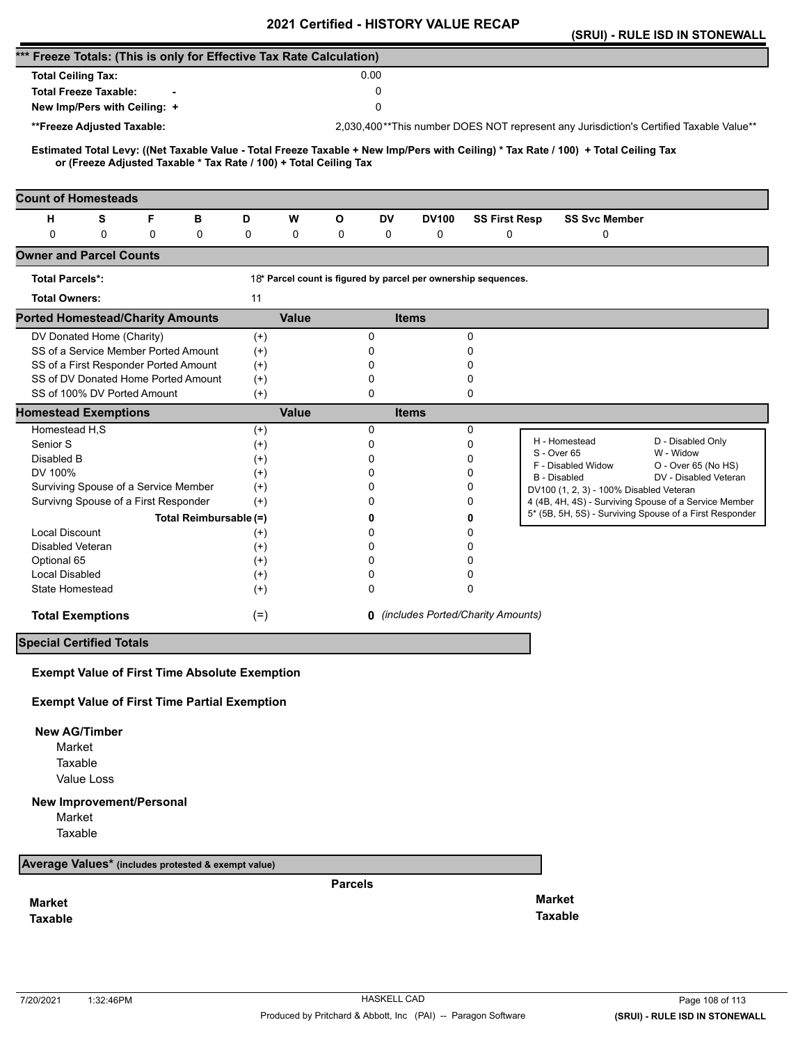# 2021 Certified - HISTORY VALUE RECAP

## (SRUI) - RULE ISD IN STONEWALL

### *** Freeze Totals: (This is only for Effective Tax Rate Calculation)

| | |
|---|---|
| **Total Ceiling Tax:** | 0.00 |
| **Total Freeze Taxable:** - | 0 |
| **New Imp/Pers with Ceiling:** + | 0 |
| **\*\*Freeze Adjusted Taxable:** | 2,030,400 |

**This number DOES NOT represent any Jurisdiction's Certified Taxable Value**

**Estimated Total Levy: ((Net Taxable Value - Total Freeze Taxable + New Imp/Pers with Ceiling) * Tax Rate / 100) + Total Ceiling Tax or (Freeze Adjusted Taxable * Tax Rate / 100) + Total Ceiling Tax**

### Count of Homesteads

| H | S | F | B | D | W | O | DV | DV100 | SS First Resp | SS Svc Member |
|---|---|---|---|---|---|---|---|---|---|---|
| 0 | 0 | 0 | 0 | 0 | 0 | 0 | 0 | 0 | 0 | 0 |

### Owner and Parcel Counts

| | | |
|---|---|---|
| **Total Parcels*:** | 18 | * Parcel count is figured by parcel per ownership sequences. |
| **Total Owners:** | 11 | |

### Ported Homestead/Charity Amounts

| | | Value | Items |
|---|---|---|---|
| DV Donated Home (Charity) | (+) | 0 | 0 |
| SS of a Service Member Ported Amount | (+) | 0 | 0 |
| SS of a First Responder Ported Amount | (+) | 0 | 0 |
| SS of DV Donated Home Ported Amount | (+) | 0 | 0 |
| SS of 100% DV Ported Amount | (+) | 0 | 0 |

### Homestead Exemptions

| | | Value | Items |
|---|---|---|---|
| Homestead H,S | (+) | 0 | 0 |
| Senior S | (+) | 0 | 0 |
| Disabled B | (+) | 0 | 0 |
| DV 100% | (+) | 0 | 0 |
| Surviving Spouse of a Service Member | (+) | 0 | 0 |
| Survivng Spouse of a First Responder | (+) | 0 | 0 |
| **Total Reimbursable** | (=) | **0** | **0** |
| Local Discount | (+) | 0 | 0 |
| Disabled Veteran | (+) | 0 | 0 |
| Optional 65 | (+) | 0 | 0 |
| Local Disabled | (+) | 0 | 0 |
| State Homestead | (+) | 0 | 0 |
| **Total Exemptions** | (=) | **0** | *(includes Ported/Charity Amounts)* |

| | |
|---|---|
| H - Homestead | D - Disabled Only |
| S - Over 65 | W - Widow |
| F - Disabled Widow | O - Over 65 (No HS) |
| B - Disabled | DV - Disabled Veteran |
| DV100 (1, 2, 3) - 100% Disabled Veteran | |
| 4 (4B, 4H, 4S) - Surviving Spouse of a Service Member | |
| 5* (5B, 5H, 5S) - Surviving Spouse of a First Responder | |

### Special Certified Totals

**Exempt Value of First Time Absolute Exemption**

**Exempt Value of First Time Partial Exemption**

**New AG/Timber**

- Market
- Taxable
- Value Loss

**New Improvement/Personal**

- Market
- Taxable

### Average Values* (includes protested & exempt value)

**Parcels**

| | |
|---|---|
| **Market** | **Market** |
| **Taxable** | **Taxable** |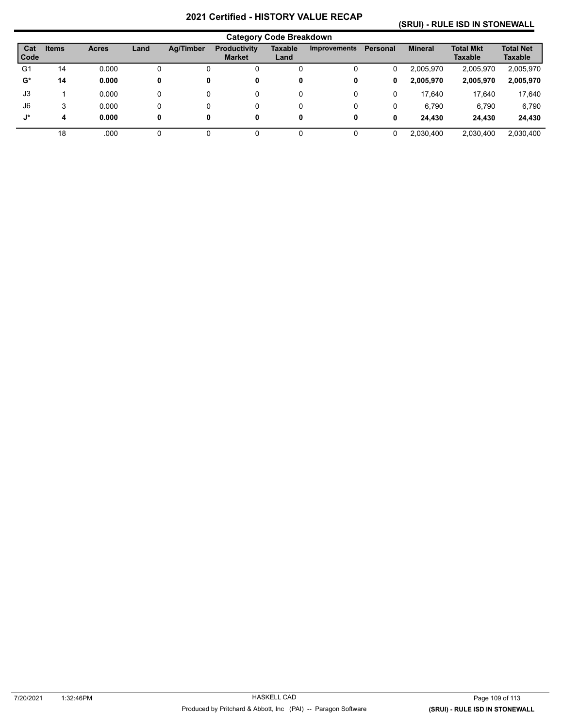# 2021 Certified - HISTORY VALUE RECAP

## (SRUI) - RULE ISD IN STONEWALL

### Category Code Breakdown

| Cat Code | Items | Acres | Land | Ag/Timber | Productivity Market | Taxable Land | Improvements | Personal | Mineral | Total Mkt Taxable | Total Net Taxable |
|---|---|---|---|---|---|---|---|---|---|---|---|
| G1 | 14 | 0.000 | 0 | 0 | 0 | 0 | 0 | 0 | 2,005,970 | 2,005,970 | 2,005,970 |
| **G*** | **14** | **0.000** | **0** | **0** | **0** | **0** | **0** | **0** | **2,005,970** | **2,005,970** | **2,005,970** |
| J3 | 1 | 0.000 | 0 | 0 | 0 | 0 | 0 | 0 | 17,640 | 17,640 | 17,640 |
| J6 | 3 | 0.000 | 0 | 0 | 0 | 0 | 0 | 0 | 6,790 | 6,790 | 6,790 |
| **J*** | **4** | **0.000** | **0** | **0** | **0** | **0** | **0** | **0** | **24,430** | **24,430** | **24,430** |
| | 18 | .000 | 0 | 0 | 0 | 0 | 0 | 0 | 2,030,400 | 2,030,400 | 2,030,400 |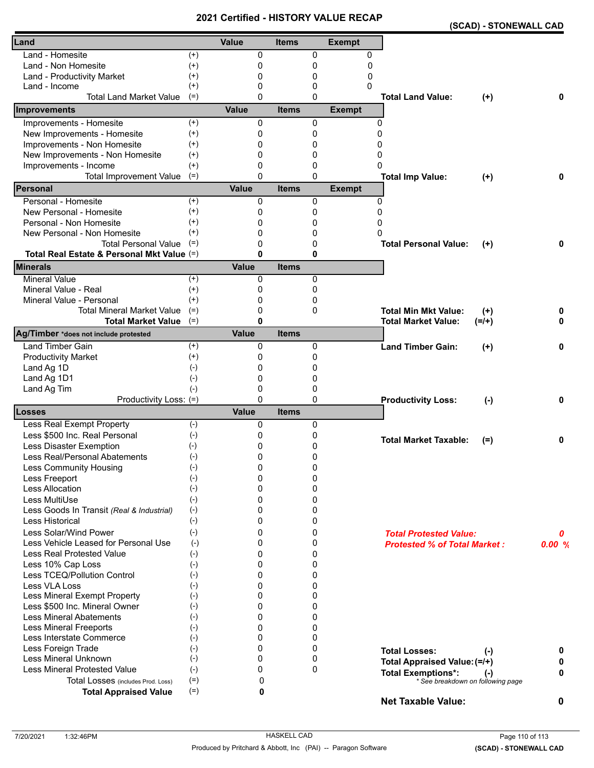# 2021 Certified - HISTORY VALUE RECAP

**(SCAD) - STONEWALL CAD**

| Land | | Value | Items | Exempt |
|---|---|---|---|---|
| Land - Homesite | (+) | 0 | 0 | 0 |
| Land - Non Homesite | (+) | 0 | 0 | 0 |
| Land - Productivity Market | (+) | 0 | 0 | 0 |
| Land - Income | (+) | 0 | 0 | 0 |
| Total Land Market Value | (=) | 0 | 0 | |

**Total Land Value:** (+) 0

| Improvements | | Value | Items | Exempt |
|---|---|---|---|---|
| Improvements - Homesite | (+) | 0 | 0 | 0 |
| New Improvements - Homesite | (+) | 0 | 0 | 0 |
| Improvements - Non Homesite | (+) | 0 | 0 | 0 |
| New Improvements - Non Homesite | (+) | 0 | 0 | 0 |
| Improvements - Income | (+) | 0 | 0 | 0 |
| Total Improvement Value | (=) | 0 | 0 | |

**Total Imp Value:** (+) 0

| Personal | | Value | Items | Exempt |
|---|---|---|---|---|
| Personal - Homesite | (+) | 0 | 0 | 0 |
| New Personal - Homesite | (+) | 0 | 0 | 0 |
| Personal - Non Homesite | (+) | 0 | 0 | 0 |
| New Personal - Non Homesite | (+) | 0 | 0 | 0 |
| Total Personal Value | (=) | 0 | 0 | |
| **Total Real Estate & Personal Mkt Value** | (=) | **0** | **0** | |

**Total Personal Value:** (+) 0

| Minerals | | Value | Items |
|---|---|---|---|
| Mineral Value | (+) | 0 | 0 |
| Mineral Value - Real | (+) | 0 | 0 |
| Mineral Value - Personal | (+) | 0 | 0 |
| Total Mineral Market Value | (=) | 0 | 0 |
| **Total Market Value** | (=) | **0** | |

**Total Min Mkt Value:** (+) 0

**Total Market Value:** (=/+) 0

| Ag/Timber *does not include protested | | Value | Items |
|---|---|---|---|
| Land Timber Gain | (+) | 0 | 0 |
| Productivity Market | (+) | 0 | 0 |
| Land Ag 1D | (-) | 0 | 0 |
| Land Ag 1D1 | (-) | 0 | 0 |
| Land Ag Tim | (-) | 0 | 0 |
| Productivity Loss: | (=) | 0 | 0 |

**Land Timber Gain:** (+) 0

**Productivity Loss:** (-) 0

**Total Market Taxable:** (=) 0

| Losses | | Value | Items |
|---|---|---|---|
| Less Real Exempt Property | (-) | 0 | 0 |
| Less $500 Inc. Real Personal | (-) | 0 | 0 |
| Less Disaster Exemption | (-) | 0 | 0 |
| Less Real/Personal Abatements | (-) | 0 | 0 |
| Less Community Housing | (-) | 0 | 0 |
| Less Freeport | (-) | 0 | 0 |
| Less Allocation | (-) | 0 | 0 |
| Less MultiUse | (-) | 0 | 0 |
| Less Goods In Transit *(Real & Industrial)* | (-) | 0 | 0 |
| Less Historical | (-) | 0 | 0 |
| Less Solar/Wind Power | (-) | 0 | 0 |
| Less Vehicle Leased for Personal Use | (-) | 0 | 0 |
| Less Real Protested Value | (-) | 0 | 0 |
| Less 10% Cap Loss | (-) | 0 | 0 |
| Less TCEQ/Pollution Control | (-) | 0 | 0 |
| Less VLA Loss | (-) | 0 | 0 |
| Less Mineral Exempt Property | (-) | 0 | 0 |
| Less $500 Inc. Mineral Owner | (-) | 0 | 0 |
| Less Mineral Abatements | (-) | 0 | 0 |
| Less Mineral Freeports | (-) | 0 | 0 |
| Less Interstate Commerce | (-) | 0 | 0 |
| Less Foreign Trade | (-) | 0 | 0 |
| Less Mineral Unknown | (-) | 0 | 0 |
| Less Mineral Protested Value | (-) | 0 | 0 |
| Total Losses (includes Prod. Loss) | (=) | 0 | |
| **Total Appraised Value** | (=) | **0** | |

***Total Protested Value:*** 0

***Protested % of Total Market :*** 0.00 %

**Total Losses:** (-) 0

**Total Appraised Value:** (=/+) 0

**Total Exemptions*:** (-) 0

*\* See breakdown on following page*

**Net Taxable Value:** 0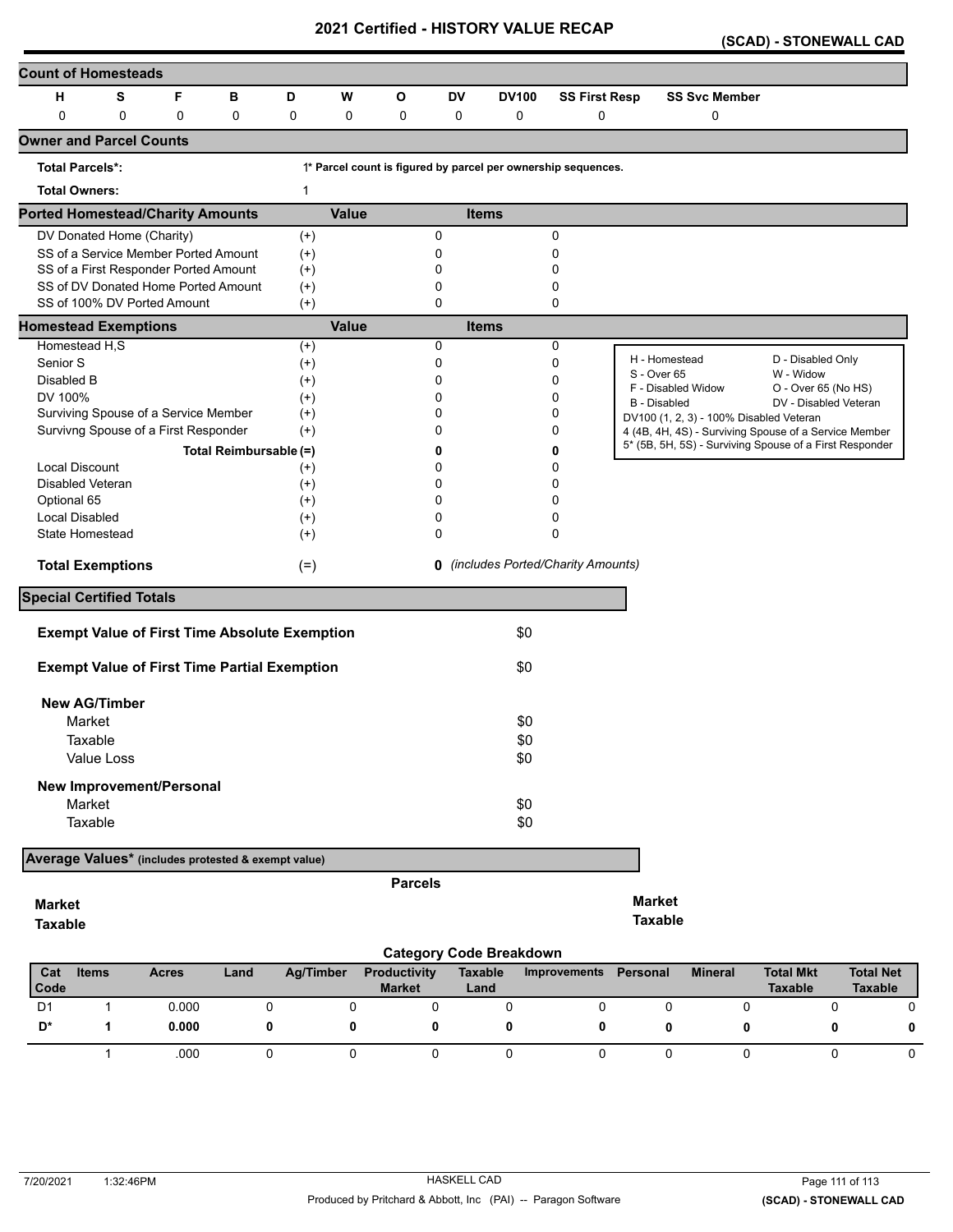# 2021 Certified - HISTORY VALUE RECAP

**(SCAD) - STONEWALL CAD**

## Count of Homesteads

| H | S | F | B | D | W | O | DV | DV100 | SS First Resp | SS Svc Member |
|---|---|---|---|---|---|---|---|---|---|---|
| 0 | 0 | 0 | 0 | 0 | 0 | 0 | 0 | 0 | 0 | 0 |

## Owner and Parcel Counts

**Total Parcels*:** 1* Parcel count is figured by parcel per ownership sequences.

**Total Owners:** 1

## Ported Homestead/Charity Amounts

| | | Value | Items |
|---|---|---|---|
| DV Donated Home (Charity) | (+) | 0 | 0 |
| SS of a Service Member Ported Amount | (+) | 0 | 0 |
| SS of a First Responder Ported Amount | (+) | 0 | 0 |
| SS of DV Donated Home Ported Amount | (+) | 0 | 0 |
| SS of 100% DV Ported Amount | (+) | 0 | 0 |

## Homestead Exemptions

| | | Value | Items |
|---|---|---|---|
| Homestead H,S | (+) | 0 | 0 |
| Senior S | (+) | 0 | 0 |
| Disabled B | (+) | 0 | 0 |
| DV 100% | (+) | 0 | 0 |
| Surviving Spouse of a Service Member | (+) | 0 | 0 |
| Survivng Spouse of a First Responder | (+) | 0 | 0 |
| **Total Reimbursable (=)** | | **0** | **0** |
| Local Discount | (+) | 0 | 0 |
| Disabled Veteran | (+) | 0 | 0 |
| Optional 65 | (+) | 0 | 0 |
| Local Disabled | (+) | 0 | 0 |
| State Homestead | (+) | 0 | 0 |
| **Total Exemptions** | (=) | **0** | *(includes Ported/Charity Amounts)* |

H - Homestead; D - Disabled Only; S - Over 65; W - Widow; F - Disabled Widow; O - Over 65 (No HS); B - Disabled; DV - Disabled Veteran; DV100 (1, 2, 3) - 100% Disabled Veteran; 4 (4B, 4H, 4S) - Surviving Spouse of a Service Member; 5* (5B, 5H, 5S) - Surviving Spouse of a First Responder

## Special Certified Totals

| | |
|---|---|
| **Exempt Value of First Time Absolute Exemption** | $0 |
| **Exempt Value of First Time Partial Exemption** | $0 |
| **New AG/Timber** | |
| Market | $0 |
| Taxable | $0 |
| Value Loss | $0 |
| **New Improvement/Personal** | |
| Market | $0 |
| Taxable | $0 |

## Average Values* (includes protested & exempt value)

| | Parcels | | |
|---|---|---|---|
| **Market** | | **Market** | |
| **Taxable** | | **Taxable** | |

## Category Code Breakdown

| Cat Code | Items | Acres | Land | Ag/Timber | Productivity Market | Taxable Land | Improvements | Personal | Mineral | Total Mkt Taxable | Total Net Taxable |
|---|---|---|---|---|---|---|---|---|---|---|---|
| D1 | 1 | 0.000 | 0 | 0 | 0 | 0 | 0 | 0 | 0 | 0 | 0 |
| **D*** | **1** | **0.000** | **0** | **0** | **0** | **0** | **0** | **0** | **0** | **0** | **0** |
| | 1 | .000 | 0 | 0 | 0 | 0 | 0 | 0 | 0 | 0 | 0 |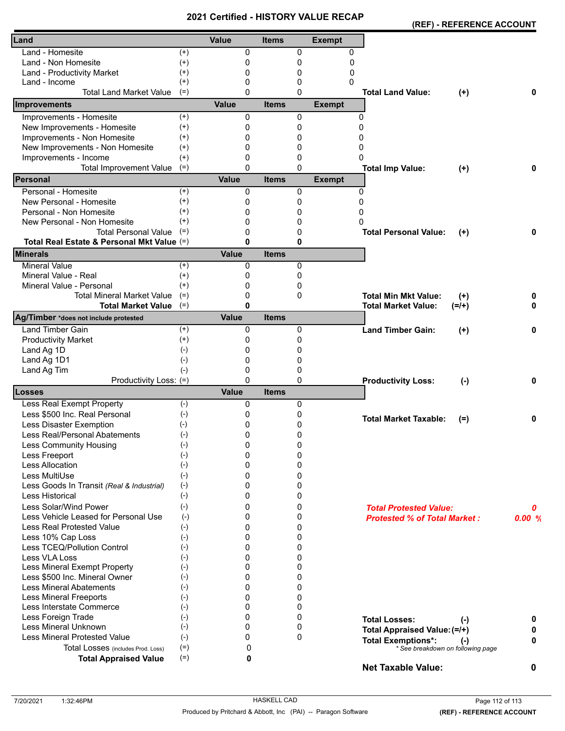# 2021 Certified - HISTORY VALUE RECAP

**(REF) - REFERENCE ACCOUNT**

| Land | | Value | Items | Exempt |
|---|---|---|---|---|
| Land - Homesite | (+) | 0 | 0 | 0 |
| Land - Non Homesite | (+) | 0 | 0 | 0 |
| Land - Productivity Market | (+) | 0 | 0 | 0 |
| Land - Income | (+) | 0 | 0 | 0 |
| Total Land Market Value | (=) | 0 | 0 | |

**Total Land Value: (+) 0**

| Improvements | | Value | Items | Exempt |
|---|---|---|---|---|
| Improvements - Homesite | (+) | 0 | 0 | 0 |
| New Improvements - Homesite | (+) | 0 | 0 | 0 |
| Improvements - Non Homesite | (+) | 0 | 0 | 0 |
| New Improvements - Non Homesite | (+) | 0 | 0 | 0 |
| Improvements - Income | (+) | 0 | 0 | 0 |
| Total Improvement Value | (=) | 0 | 0 | |

**Total Imp Value: (+) 0**

| Personal | | Value | Items | Exempt |
|---|---|---|---|---|
| Personal - Homesite | (+) | 0 | 0 | 0 |
| New Personal - Homesite | (+) | 0 | 0 | 0 |
| Personal - Non Homesite | (+) | 0 | 0 | 0 |
| New Personal - Non Homesite | (+) | 0 | 0 | 0 |
| Total Personal Value | (=) | 0 | 0 | |
| **Total Real Estate & Personal Mkt Value** | (=) | **0** | **0** | |

**Total Personal Value: (+) 0**

| Minerals | | Value | Items |
|---|---|---|---|
| Mineral Value | (+) | 0 | 0 |
| Mineral Value - Real | (+) | 0 | 0 |
| Mineral Value - Personal | (+) | 0 | 0 |
| Total Mineral Market Value | (=) | 0 | 0 |
| **Total Market Value** | (=) | **0** | |

**Total Min Mkt Value: (+) 0**
**Total Market Value: (=/+) 0**

| Ag/Timber *does not include protested | | Value | Items |
|---|---|---|---|
| Land Timber Gain | (+) | 0 | 0 |
| Productivity Market | (+) | 0 | 0 |
| Land Ag 1D | (-) | 0 | 0 |
| Land Ag 1D1 | (-) | 0 | 0 |
| Land Ag Tim | (-) | 0 | 0 |
| Productivity Loss: | (=) | 0 | 0 |

**Land Timber Gain: (+) 0**
**Productivity Loss: (-) 0**

| Losses | | Value | Items |
|---|---|---|---|
| Less Real Exempt Property | (-) | 0 | 0 |
| Less $500 Inc. Real Personal | (-) | 0 | 0 |
| Less Disaster Exemption | (-) | 0 | 0 |
| Less Real/Personal Abatements | (-) | 0 | 0 |
| Less Community Housing | (-) | 0 | 0 |
| Less Freeport | (-) | 0 | 0 |
| Less Allocation | (-) | 0 | 0 |
| Less MultiUse | (-) | 0 | 0 |
| Less Goods In Transit *(Real & Industrial)* | (-) | 0 | 0 |
| Less Historical | (-) | 0 | 0 |
| Less Solar/Wind Power | (-) | 0 | 0 |
| Less Vehicle Leased for Personal Use | (-) | 0 | 0 |
| Less Real Protested Value | (-) | 0 | 0 |
| Less 10% Cap Loss | (-) | 0 | 0 |
| Less TCEQ/Pollution Control | (-) | 0 | 0 |
| Less VLA Loss | (-) | 0 | 0 |
| Less Mineral Exempt Property | (-) | 0 | 0 |
| Less $500 Inc. Mineral Owner | (-) | 0 | 0 |
| Less Mineral Abatements | (-) | 0 | 0 |
| Less Mineral Freeports | (-) | 0 | 0 |
| Less Interstate Commerce | (-) | 0 | 0 |
| Less Foreign Trade | (-) | 0 | 0 |
| Less Mineral Unknown | (-) | 0 | 0 |
| Less Mineral Protested Value | (-) | 0 | 0 |
| Total Losses (includes Prod. Loss) | (=) | 0 | |
| **Total Appraised Value** | (=) | **0** | |

**Total Market Taxable: (=) 0**

***Total Protested Value: 0***
***Protested % of Total Market : 0.00 %***

**Total Losses: (-) 0**
**Total Appraised Value: (=/+) 0**
**Total Exemptions*: (-) 0**
*\* See breakdown on following page*

**Net Taxable Value: 0**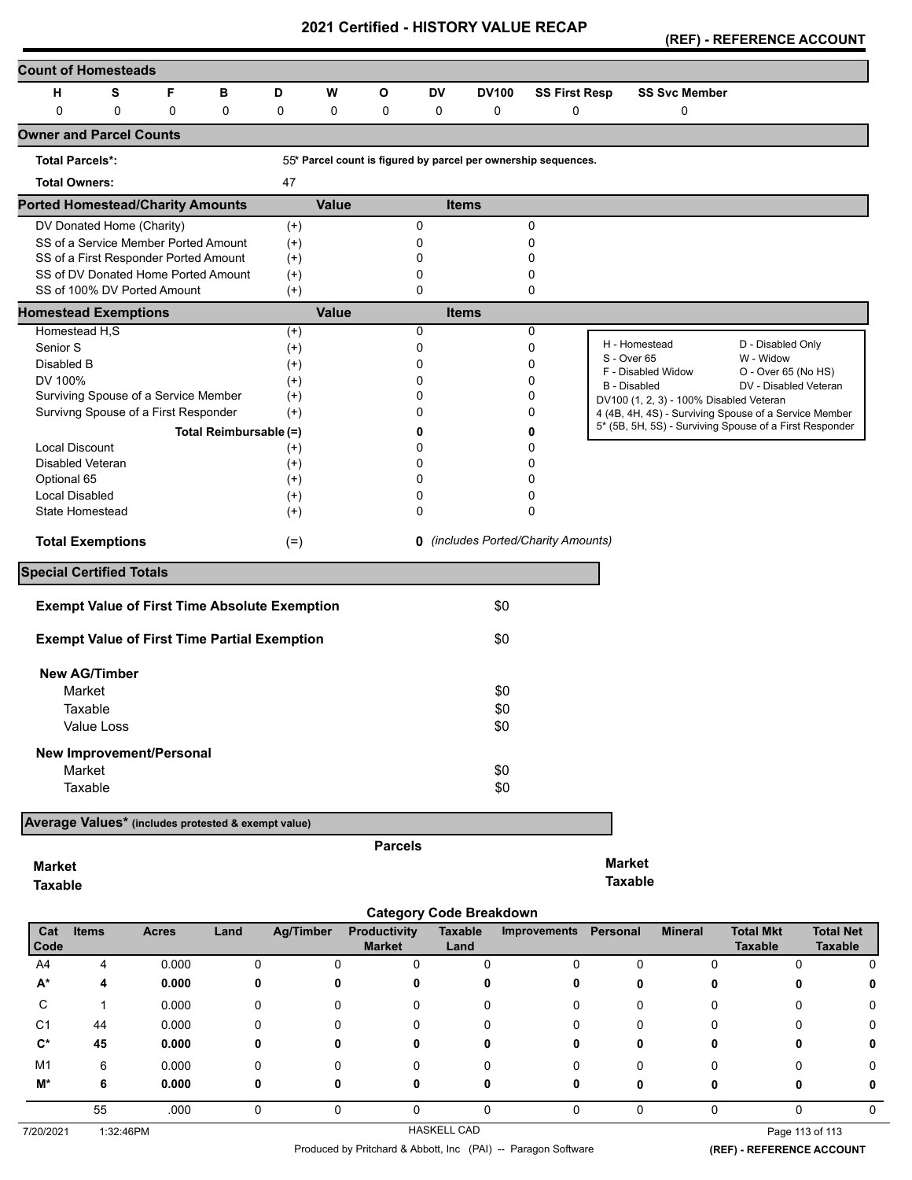# 2021 Certified - HISTORY VALUE RECAP

**(REF) - REFERENCE ACCOUNT**

## Count of Homesteads

| H | S | F | B | D | W | O | DV | DV100 | SS First Resp | SS Svc Member |
|---|---|---|---|---|---|---|---|---|---|---|
| 0 | 0 | 0 | 0 | 0 | 0 | 0 | 0 | 0 | 0 | 0 |

## Owner and Parcel Counts

**Total Parcels*:** 55 * Parcel count is figured by parcel per ownership sequences.

**Total Owners:** 47

## Ported Homestead/Charity Amounts

| | | Value | Items |
|---|---|---|---|
| DV Donated Home (Charity) | (+) | 0 | 0 |
| SS of a Service Member Ported Amount | (+) | 0 | 0 |
| SS of a First Responder Ported Amount | (+) | 0 | 0 |
| SS of DV Donated Home Ported Amount | (+) | 0 | 0 |
| SS of 100% DV Ported Amount | (+) | 0 | 0 |

## Homestead Exemptions

| | | Value | Items |
|---|---|---|---|
| Homestead H,S | (+) | 0 | 0 |
| Senior S | (+) | 0 | 0 |
| Disabled B | (+) | 0 | 0 |
| DV 100% | (+) | 0 | 0 |
| Surviving Spouse of a Service Member | (+) | 0 | 0 |
| Survivng Spouse of a First Responder | (+) | 0 | 0 |
| **Total Reimbursable** | (=) | **0** | **0** |
| Local Discount | (+) | 0 | 0 |
| Disabled Veteran | (+) | 0 | 0 |
| Optional 65 | (+) | 0 | 0 |
| Local Disabled | (+) | 0 | 0 |
| State Homestead | (+) | 0 | 0 |
| **Total Exemptions** | (=) | **0** | *(includes Ported/Charity Amounts)* |

H - Homestead; D - Disabled Only; S - Over 65; W - Widow; F - Disabled Widow; O - Over 65 (No HS); B - Disabled; DV - Disabled Veteran; DV100 (1, 2, 3) - 100% Disabled Veteran; 4 (4B, 4H, 4S) - Surviving Spouse of a Service Member; 5* (5B, 5H, 5S) - Surviving Spouse of a First Responder

## Special Certified Totals

**Exempt Value of First Time Absolute Exemption** $0

**Exempt Value of First Time Partial Exemption** $0

**New AG/Timber**

- Market $0
- Taxable $0
- Value Loss $0

**New Improvement/Personal**

- Market $0
- Taxable $0

## Average Values* (includes protested & exempt value)

**Parcels**

**Market**

**Taxable**

**Market**

**Taxable**

## Category Code Breakdown

| Cat Code | Items | Acres | Land | Ag/Timber | Productivity Market | Taxable Land | Improvements | Personal | Mineral | Total Mkt Taxable | Total Net Taxable |
|---|---|---|---|---|---|---|---|---|---|---|---|
| A4 | 4 | 0.000 | 0 | 0 | 0 | 0 | 0 | 0 | 0 | 0 | 0 |
| **A*** | **4** | **0.000** | **0** | **0** | **0** | **0** | **0** | **0** | **0** | **0** | **0** |
| C | 1 | 0.000 | 0 | 0 | 0 | 0 | 0 | 0 | 0 | 0 | 0 |
| C1 | 44 | 0.000 | 0 | 0 | 0 | 0 | 0 | 0 | 0 | 0 | 0 |
| **C*** | **45** | **0.000** | **0** | **0** | **0** | **0** | **0** | **0** | **0** | **0** | **0** |
| M1 | 6 | 0.000 | 0 | 0 | 0 | 0 | 0 | 0 | 0 | 0 | 0 |
| **M*** | **6** | **0.000** | **0** | **0** | **0** | **0** | **0** | **0** | **0** | **0** | **0** |
| | 55 | .000 | 0 | 0 | 0 | 0 | 0 | 0 | 0 | 0 | 0 |